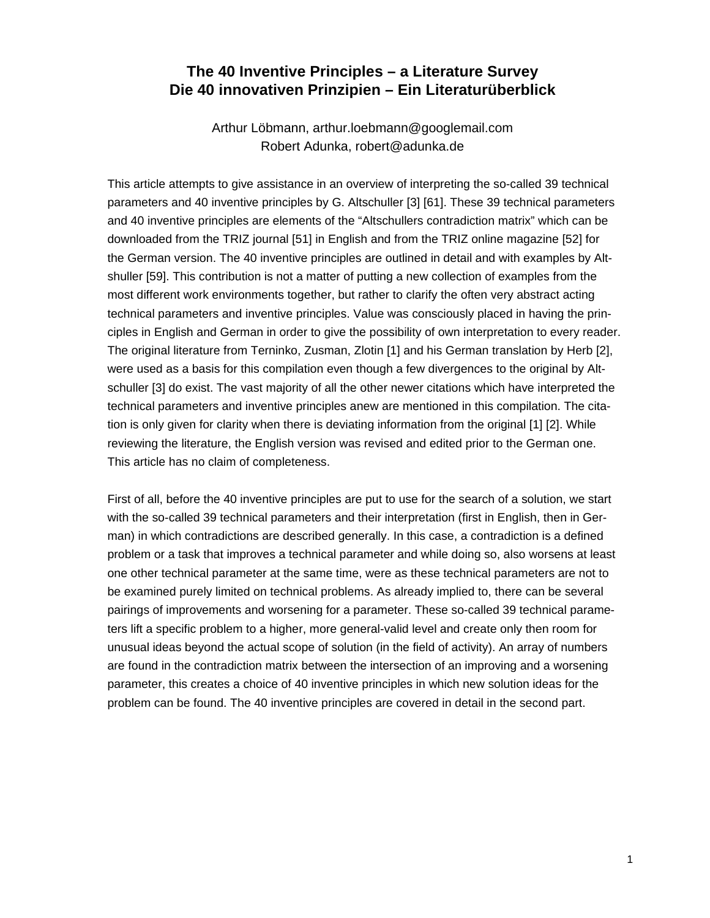# The 40 Inventive Principles – a Literature Survey
# Die 40 innovativen Prinzipien – Ein Literaturüberblick

Arthur Löbmann, arthur.loebmann@googlemail.com
Robert Adunka, robert@adunka.de

This article attempts to give assistance in an overview of interpreting the so-called 39 technical parameters and 40 inventive principles by G. Altschuller [3] [61]. These 39 technical parameters and 40 inventive principles are elements of the "Altschullers contradiction matrix" which can be downloaded from the TRIZ journal [51] in English and from the TRIZ online magazine [52] for the German version. The 40 inventive principles are outlined in detail and with examples by Altshuller [59]. This contribution is not a matter of putting a new collection of examples from the most different work environments together, but rather to clarify the often very abstract acting technical parameters and inventive principles. Value was consciously placed in having the principles in English and German in order to give the possibility of own interpretation to every reader. The original literature from Terninko, Zusman, Zlotin [1] and his German translation by Herb [2], were used as a basis for this compilation even though a few divergences to the original by Altschuller [3] do exist. The vast majority of all the other newer citations which have interpreted the technical parameters and inventive principles anew are mentioned in this compilation. The citation is only given for clarity when there is deviating information from the original [1] [2]. While reviewing the literature, the English version was revised and edited prior to the German one. This article has no claim of completeness.

First of all, before the 40 inventive principles are put to use for the search of a solution, we start with the so-called 39 technical parameters and their interpretation (first in English, then in German) in which contradictions are described generally. In this case, a contradiction is a defined problem or a task that improves a technical parameter and while doing so, also worsens at least one other technical parameter at the same time, were as these technical parameters are not to be examined purely limited on technical problems. As already implied to, there can be several pairings of improvements and worsening for a parameter. These so-called 39 technical parameters lift a specific problem to a higher, more general-valid level and create only then room for unusual ideas beyond the actual scope of solution (in the field of activity). An array of numbers are found in the contradiction matrix between the intersection of an improving and a worsening parameter, this creates a choice of 40 inventive principles in which new solution ideas for the problem can be found. The 40 inventive principles are covered in detail in the second part.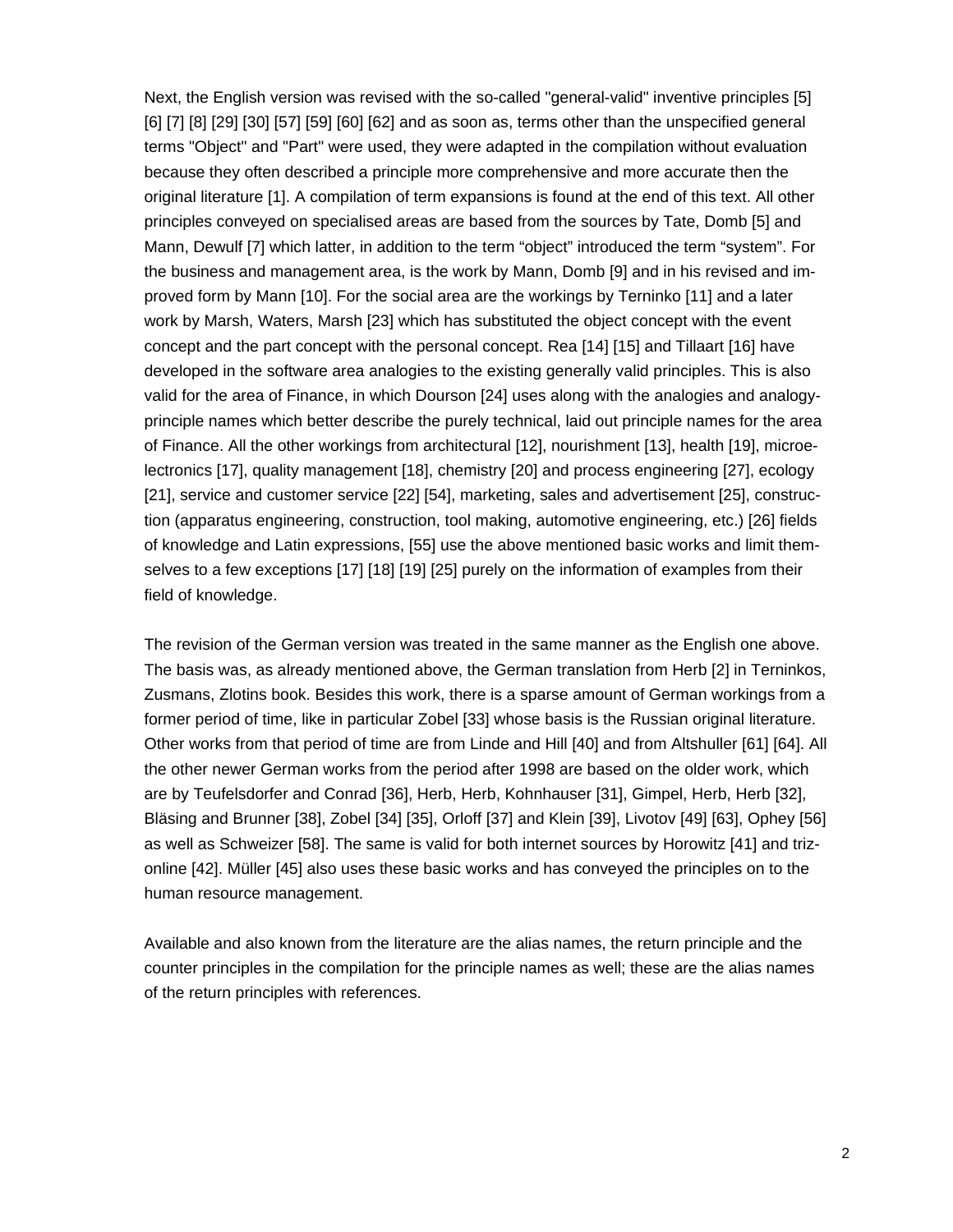Next, the English version was revised with the so-called "general-valid" inventive principles [5] [6] [7] [8] [29] [30] [57] [59] [60] [62] and as soon as, terms other than the unspecified general terms "Object" and "Part" were used, they were adapted in the compilation without evaluation because they often described a principle more comprehensive and more accurate then the original literature [1]. A compilation of term expansions is found at the end of this text. All other principles conveyed on specialised areas are based from the sources by Tate, Domb [5] and Mann, Dewulf [7] which latter, in addition to the term “object” introduced the term “system”. For the business and management area, is the work by Mann, Domb [9] and in his revised and improved form by Mann [10]. For the social area are the workings by Terninko [11] and a later work by Marsh, Waters, Marsh [23] which has substituted the object concept with the event concept and the part concept with the personal concept. Rea [14] [15] and Tillaart [16] have developed in the software area analogies to the existing generally valid principles. This is also valid for the area of Finance, in which Dourson [24] uses along with the analogies and analogy-principle names which better describe the purely technical, laid out principle names for the area of Finance. All the other workings from architectural [12], nourishment [13], health [19], microelectronics [17], quality management [18], chemistry [20] and process engineering [27], ecology [21], service and customer service [22] [54], marketing, sales and advertisement [25], construction (apparatus engineering, construction, tool making, automotive engineering, etc.) [26] fields of knowledge and Latin expressions, [55] use the above mentioned basic works and limit themselves to a few exceptions [17] [18] [19] [25] purely on the information of examples from their field of knowledge.

The revision of the German version was treated in the same manner as the English one above. The basis was, as already mentioned above, the German translation from Herb [2] in Terninkos, Zusmans, Zlotins book. Besides this work, there is a sparse amount of German workings from a former period of time, like in particular Zobel [33] whose basis is the Russian original literature. Other works from that period of time are from Linde and Hill [40] and from Altshuller [61] [64]. All the other newer German works from the period after 1998 are based on the older work, which are by Teufelsdorfer and Conrad [36], Herb, Herb, Kohnhauser [31], Gimpel, Herb, Herb [32], Bläsing and Brunner [38], Zobel [34] [35], Orloff [37] and Klein [39], Livotov [49] [63], Ophey [56] as well as Schweizer [58]. The same is valid for both internet sources by Horowitz [41] and triz-online [42]. Müller [45] also uses these basic works and has conveyed the principles on to the human resource management.

Available and also known from the literature are the alias names, the return principle and the counter principles in the compilation for the principle names as well; these are the alias names of the return principles with references.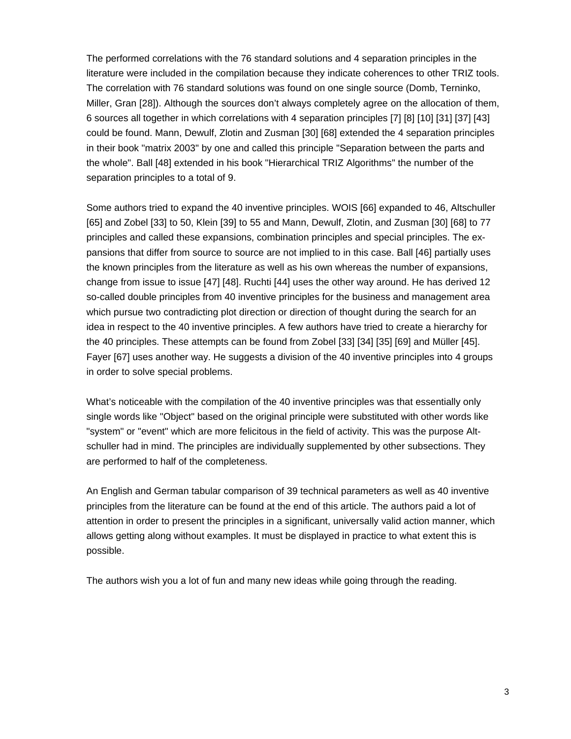The performed correlations with the 76 standard solutions and 4 separation principles in the literature were included in the compilation because they indicate coherences to other TRIZ tools. The correlation with 76 standard solutions was found on one single source (Domb, Terninko, Miller, Gran [28]). Although the sources don't always completely agree on the allocation of them, 6 sources all together in which correlations with 4 separation principles [7] [8] [10] [31] [37] [43] could be found. Mann, Dewulf, Zlotin and Zusman [30] [68] extended the 4 separation principles in their book "matrix 2003" by one and called this principle "Separation between the parts and the whole". Ball [48] extended in his book "Hierarchical TRIZ Algorithms" the number of the separation principles to a total of 9.

Some authors tried to expand the 40 inventive principles. WOIS [66] expanded to 46, Altschuller [65] and Zobel [33] to 50, Klein [39] to 55 and Mann, Dewulf, Zlotin, and Zusman [30] [68] to 77 principles and called these expansions, combination principles and special principles. The expansions that differ from source to source are not implied to in this case. Ball [46] partially uses the known principles from the literature as well as his own whereas the number of expansions, change from issue to issue [47] [48]. Ruchti [44] uses the other way around. He has derived 12 so-called double principles from 40 inventive principles for the business and management area which pursue two contradicting plot direction or direction of thought during the search for an idea in respect to the 40 inventive principles. A few authors have tried to create a hierarchy for the 40 principles. These attempts can be found from Zobel [33] [34] [35] [69] and Müller [45]. Fayer [67] uses another way. He suggests a division of the 40 inventive principles into 4 groups in order to solve special problems.

What's noticeable with the compilation of the 40 inventive principles was that essentially only single words like "Object" based on the original principle were substituted with other words like "system" or "event" which are more felicitous in the field of activity. This was the purpose Altschuller had in mind. The principles are individually supplemented by other subsections. They are performed to half of the completeness.

An English and German tabular comparison of 39 technical parameters as well as 40 inventive principles from the literature can be found at the end of this article. The authors paid a lot of attention in order to present the principles in a significant, universally valid action manner, which allows getting along without examples. It must be displayed in practice to what extent this is possible.

The authors wish you a lot of fun and many new ideas while going through the reading.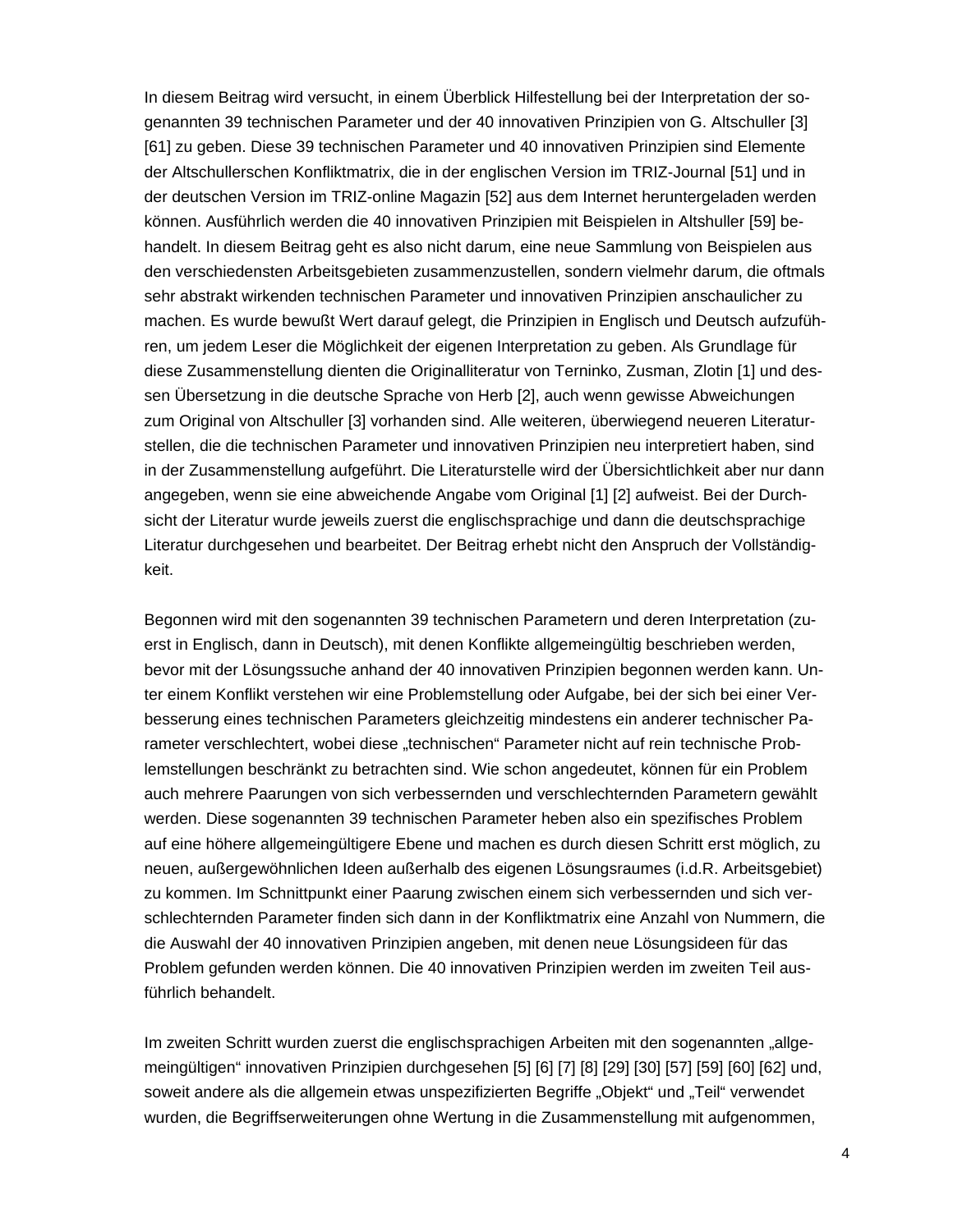In diesem Beitrag wird versucht, in einem Überblick Hilfestellung bei der Interpretation der sogenannten 39 technischen Parameter und der 40 innovativen Prinzipien von G. Altschuller [3] [61] zu geben. Diese 39 technischen Parameter und 40 innovativen Prinzipien sind Elemente der Altschullerschen Konfliktmatrix, die in der englischen Version im TRIZ-Journal [51] und in der deutschen Version im TRIZ-online Magazin [52] aus dem Internet heruntergeladen werden können. Ausführlich werden die 40 innovativen Prinzipien mit Beispielen in Altshuller [59] behandelt. In diesem Beitrag geht es also nicht darum, eine neue Sammlung von Beispielen aus den verschiedensten Arbeitsgebieten zusammenzustellen, sondern vielmehr darum, die oftmals sehr abstrakt wirkenden technischen Parameter und innovativen Prinzipien anschaulicher zu machen. Es wurde bewußt Wert darauf gelegt, die Prinzipien in Englisch und Deutsch aufzuführen, um jedem Leser die Möglichkeit der eigenen Interpretation zu geben. Als Grundlage für diese Zusammenstellung dienten die Originalliteratur von Terninko, Zusman, Zlotin [1] und dessen Übersetzung in die deutsche Sprache von Herb [2], auch wenn gewisse Abweichungen zum Original von Altschuller [3] vorhanden sind. Alle weiteren, überwiegend neueren Literaturstellen, die die technischen Parameter und innovativen Prinzipien neu interpretiert haben, sind in der Zusammenstellung aufgeführt. Die Literaturstelle wird der Übersichtlichkeit aber nur dann angegeben, wenn sie eine abweichende Angabe vom Original [1] [2] aufweist. Bei der Durchsicht der Literatur wurde jeweils zuerst die englischsprachige und dann die deutschsprachige Literatur durchgesehen und bearbeitet. Der Beitrag erhebt nicht den Anspruch der Vollständigkeit.

Begonnen wird mit den sogenannten 39 technischen Parametern und deren Interpretation (zuerst in Englisch, dann in Deutsch), mit denen Konflikte allgemeingültig beschrieben werden, bevor mit der Lösungssuche anhand der 40 innovativen Prinzipien begonnen werden kann. Unter einem Konflikt verstehen wir eine Problemstellung oder Aufgabe, bei der sich bei einer Verbesserung eines technischen Parameters gleichzeitig mindestens ein anderer technischer Parameter verschlechtert, wobei diese „technischen" Parameter nicht auf rein technische Problemstellungen beschränkt zu betrachten sind. Wie schon angedeutet, können für ein Problem auch mehrere Paarungen von sich verbessernden und verschlechternden Parametern gewählt werden. Diese sogenannten 39 technischen Parameter heben also ein spezifisches Problem auf eine höhere allgemeingültigere Ebene und machen es durch diesen Schritt erst möglich, zu neuen, außergewöhnlichen Ideen außerhalb des eigenen Lösungsraumes (i.d.R. Arbeitsgebiet) zu kommen. Im Schnittpunkt einer Paarung zwischen einem sich verbessernden und sich verschlechternden Parameter finden sich dann in der Konfliktmatrix eine Anzahl von Nummern, die die Auswahl der 40 innovativen Prinzipien angeben, mit denen neue Lösungsideen für das Problem gefunden werden können. Die 40 innovativen Prinzipien werden im zweiten Teil ausführlich behandelt.

Im zweiten Schritt wurden zuerst die englischsprachigen Arbeiten mit den sogenannten „allgemeingültigen" innovativen Prinzipien durchgesehen [5] [6] [7] [8] [29] [30] [57] [59] [60] [62] und, soweit andere als die allgemein etwas unspezifizierten Begriffe „Objekt" und „Teil" verwendet wurden, die Begriffserweiterungen ohne Wertung in die Zusammenstellung mit aufgenommen,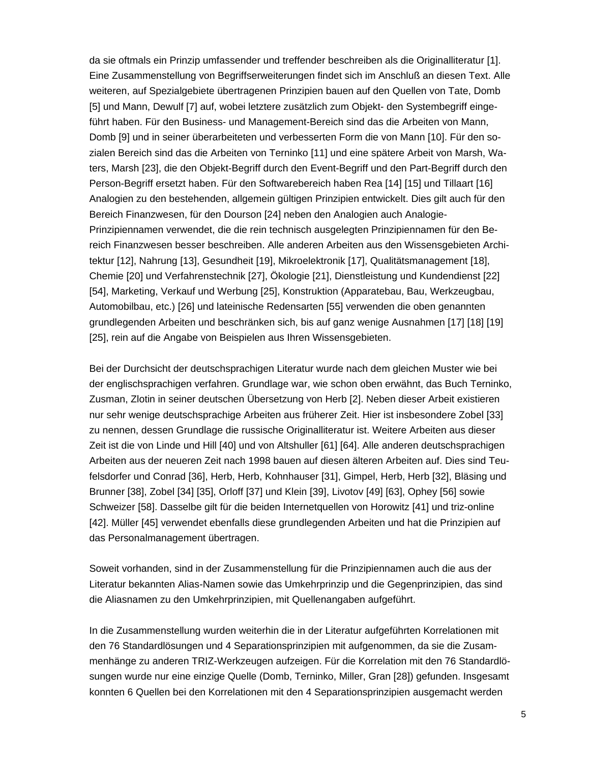da sie oftmals ein Prinzip umfassender und treffender beschreiben als die Originalliteratur [1]. Eine Zusammenstellung von Begriffserweiterungen findet sich im Anschluß an diesen Text. Alle weiteren, auf Spezialgebiete übertragenen Prinzipien bauen auf den Quellen von Tate, Domb [5] und Mann, Dewulf [7] auf, wobei letztere zusätzlich zum Objekt- den Systembegriff eingeführt haben. Für den Business- und Management-Bereich sind das die Arbeiten von Mann, Domb [9] und in seiner überarbeiteten und verbesserten Form die von Mann [10]. Für den sozialen Bereich sind das die Arbeiten von Terninko [11] und eine spätere Arbeit von Marsh, Waters, Marsh [23], die den Objekt-Begriff durch den Event-Begriff und den Part-Begriff durch den Person-Begriff ersetzt haben. Für den Softwarebereich haben Rea [14] [15] und Tillaart [16] Analogien zu den bestehenden, allgemein gültigen Prinzipien entwickelt. Dies gilt auch für den Bereich Finanzwesen, für den Dourson [24] neben den Analogien auch Analogie-Prinzipiennamen verwendet, die die rein technisch ausgelegten Prinzipiennamen für den Bereich Finanzwesen besser beschreiben. Alle anderen Arbeiten aus den Wissensgebieten Architektur [12], Nahrung [13], Gesundheit [19], Mikroelektronik [17], Qualitätsmanagement [18], Chemie [20] und Verfahrenstechnik [27], Ökologie [21], Dienstleistung und Kundendienst [22] [54], Marketing, Verkauf und Werbung [25], Konstruktion (Apparatebau, Bau, Werkzeugbau, Automobilbau, etc.) [26] und lateinische Redensarten [55] verwenden die oben genannten grundlegenden Arbeiten und beschränken sich, bis auf ganz wenige Ausnahmen [17] [18] [19] [25], rein auf die Angabe von Beispielen aus Ihren Wissensgebieten.

Bei der Durchsicht der deutschsprachigen Literatur wurde nach dem gleichen Muster wie bei der englischsprachigen verfahren. Grundlage war, wie schon oben erwähnt, das Buch Terninko, Zusman, Zlotin in seiner deutschen Übersetzung von Herb [2]. Neben dieser Arbeit existieren nur sehr wenige deutschsprachige Arbeiten aus früherer Zeit. Hier ist insbesondere Zobel [33] zu nennen, dessen Grundlage die russische Originalliteratur ist. Weitere Arbeiten aus dieser Zeit ist die von Linde und Hill [40] und von Altshuller [61] [64]. Alle anderen deutschsprachigen Arbeiten aus der neueren Zeit nach 1998 bauen auf diesen älteren Arbeiten auf. Dies sind Teufelsdorfer und Conrad [36], Herb, Herb, Kohnhauser [31], Gimpel, Herb, Herb [32], Bläsing und Brunner [38], Zobel [34] [35], Orloff [37] und Klein [39], Livotov [49] [63], Ophey [56] sowie Schweizer [58]. Dasselbe gilt für die beiden Internetquellen von Horowitz [41] und triz-online [42]. Müller [45] verwendet ebenfalls diese grundlegenden Arbeiten und hat die Prinzipien auf das Personalmanagement übertragen.

Soweit vorhanden, sind in der Zusammenstellung für die Prinzipiennamen auch die aus der Literatur bekannten Alias-Namen sowie das Umkehrprinzip und die Gegenprinzipien, das sind die Aliasnamen zu den Umkehrprinzipien, mit Quellenangaben aufgeführt.

In die Zusammenstellung wurden weiterhin die in der Literatur aufgeführten Korrelationen mit den 76 Standardlösungen und 4 Separationsprinzipien mit aufgenommen, da sie die Zusammenhänge zu anderen TRIZ-Werkzeugen aufzeigen. Für die Korrelation mit den 76 Standardlösungen wurde nur eine einzige Quelle (Domb, Terninko, Miller, Gran [28]) gefunden. Insgesamt konnten 6 Quellen bei den Korrelationen mit den 4 Separationsprinzipien ausgemacht werden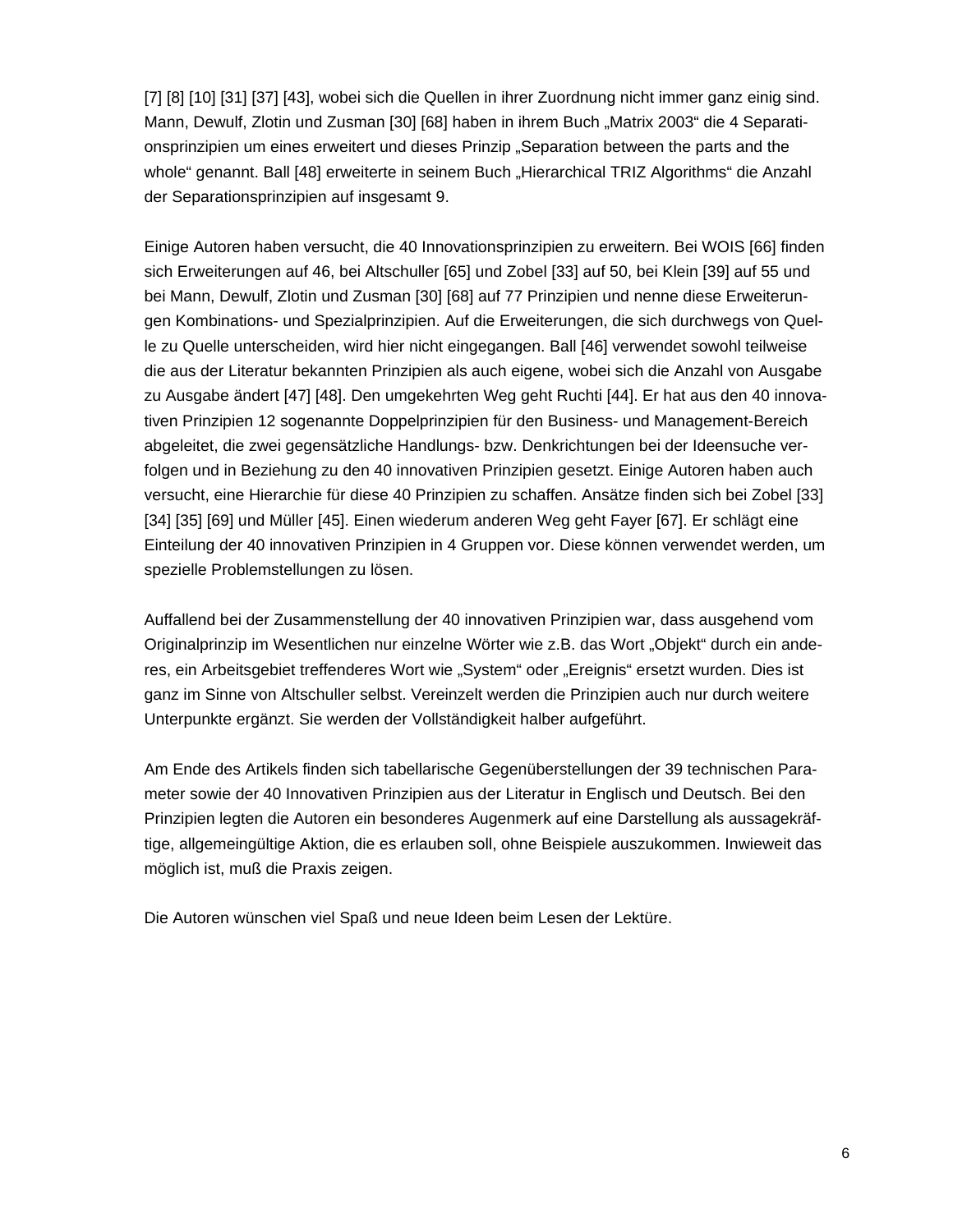[7] [8] [10] [31] [37] [43], wobei sich die Quellen in ihrer Zuordnung nicht immer ganz einig sind. Mann, Dewulf, Zlotin und Zusman [30] [68] haben in ihrem Buch „Matrix 2003“ die 4 Separationsprinzipien um eines erweitert und dieses Prinzip „Separation between the parts and the whole“ genannt. Ball [48] erweiterte in seinem Buch „Hierarchical TRIZ Algorithms“ die Anzahl der Separationsprinzipien auf insgesamt 9.

Einige Autoren haben versucht, die 40 Innovationsprinzipien zu erweitern. Bei WOIS [66] finden sich Erweiterungen auf 46, bei Altschuller [65] und Zobel [33] auf 50, bei Klein [39] auf 55 und bei Mann, Dewulf, Zlotin und Zusman [30] [68] auf 77 Prinzipien und nenne diese Erweiterungen Kombinations- und Spezialprinzipien. Auf die Erweiterungen, die sich durchwegs von Quelle zu Quelle unterscheiden, wird hier nicht eingegangen. Ball [46] verwendet sowohl teilweise die aus der Literatur bekannten Prinzipien als auch eigene, wobei sich die Anzahl von Ausgabe zu Ausgabe ändert [47] [48]. Den umgekehrten Weg geht Ruchti [44]. Er hat aus den 40 innovativen Prinzipien 12 sogenannte Doppelprinzipien für den Business- und Management-Bereich abgeleitet, die zwei gegensätzliche Handlungs- bzw. Denkrichtungen bei der Ideensuche verfolgen und in Beziehung zu den 40 innovativen Prinzipien gesetzt. Einige Autoren haben auch versucht, eine Hierarchie für diese 40 Prinzipien zu schaffen. Ansätze finden sich bei Zobel [33] [34] [35] [69] und Müller [45]. Einen wiederum anderen Weg geht Fayer [67]. Er schlägt eine Einteilung der 40 innovativen Prinzipien in 4 Gruppen vor. Diese können verwendet werden, um spezielle Problemstellungen zu lösen.

Auffallend bei der Zusammenstellung der 40 innovativen Prinzipien war, dass ausgehend vom Originalprinzip im Wesentlichen nur einzelne Wörter wie z.B. das Wort „Objekt“ durch ein anderes, ein Arbeitsgebiet treffenderes Wort wie „System“ oder „Ereignis“ ersetzt wurden. Dies ist ganz im Sinne von Altschuller selbst. Vereinzelt werden die Prinzipien auch nur durch weitere Unterpunkte ergänzt. Sie werden der Vollständigkeit halber aufgeführt.

Am Ende des Artikels finden sich tabellarische Gegenüberstellungen der 39 technischen Parameter sowie der 40 Innovativen Prinzipien aus der Literatur in Englisch und Deutsch. Bei den Prinzipien legten die Autoren ein besonderes Augenmerk auf eine Darstellung als aussagekräftige, allgemeingültige Aktion, die es erlauben soll, ohne Beispiele auszukommen. Inwieweit das möglich ist, muß die Praxis zeigen.

Die Autoren wünschen viel Spaß und neue Ideen beim Lesen der Lektüre.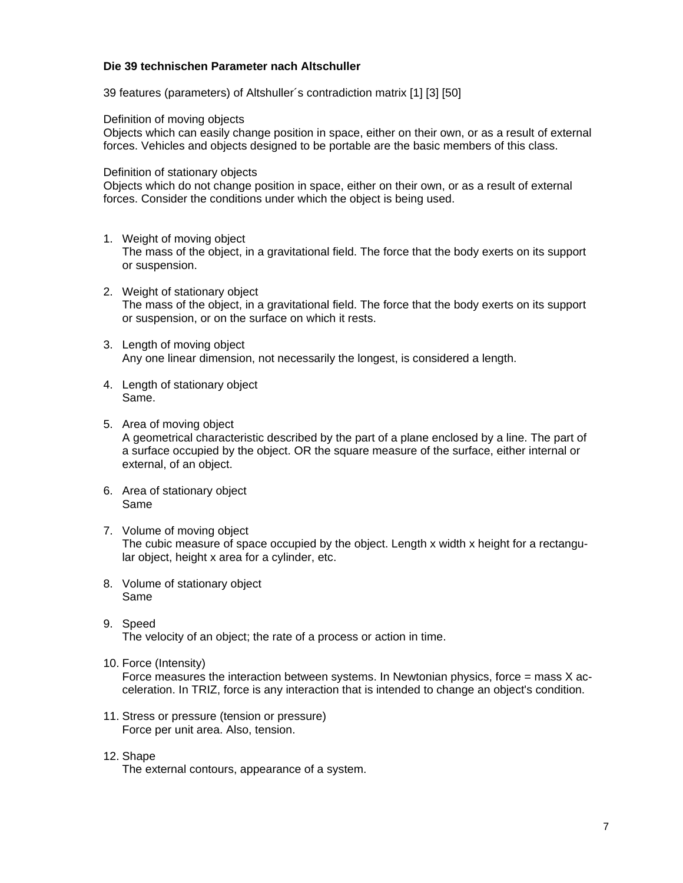**Die 39 technischen Parameter nach Altschuller**

39 features (parameters) of Altshuller´s contradiction matrix [1] [3] [50]

Definition of moving objects
Objects which can easily change position in space, either on their own, or as a result of external forces. Vehicles and objects designed to be portable are the basic members of this class.

Definition of stationary objects
Objects which do not change position in space, either on their own, or as a result of external forces. Consider the conditions under which the object is being used.

1. Weight of moving object
   The mass of the object, in a gravitational field. The force that the body exerts on its support or suspension.

2. Weight of stationary object
   The mass of the object, in a gravitational field. The force that the body exerts on its support or suspension, or on the surface on which it rests.

3. Length of moving object
   Any one linear dimension, not necessarily the longest, is considered a length.

4. Length of stationary object
   Same.

5. Area of moving object
   A geometrical characteristic described by the part of a plane enclosed by a line. The part of a surface occupied by the object. OR the square measure of the surface, either internal or external, of an object.

6. Area of stationary object
   Same

7. Volume of moving object
   The cubic measure of space occupied by the object. Length x width x height for a rectangular object, height x area for a cylinder, etc.

8. Volume of stationary object
   Same

9. Speed
   The velocity of an object; the rate of a process or action in time.

10. Force (Intensity)
    Force measures the interaction between systems. In Newtonian physics, force = mass X acceleration. In TRIZ, force is any interaction that is intended to change an object's condition.

11. Stress or pressure (tension or pressure)
    Force per unit area. Also, tension.

12. Shape
    The external contours, appearance of a system.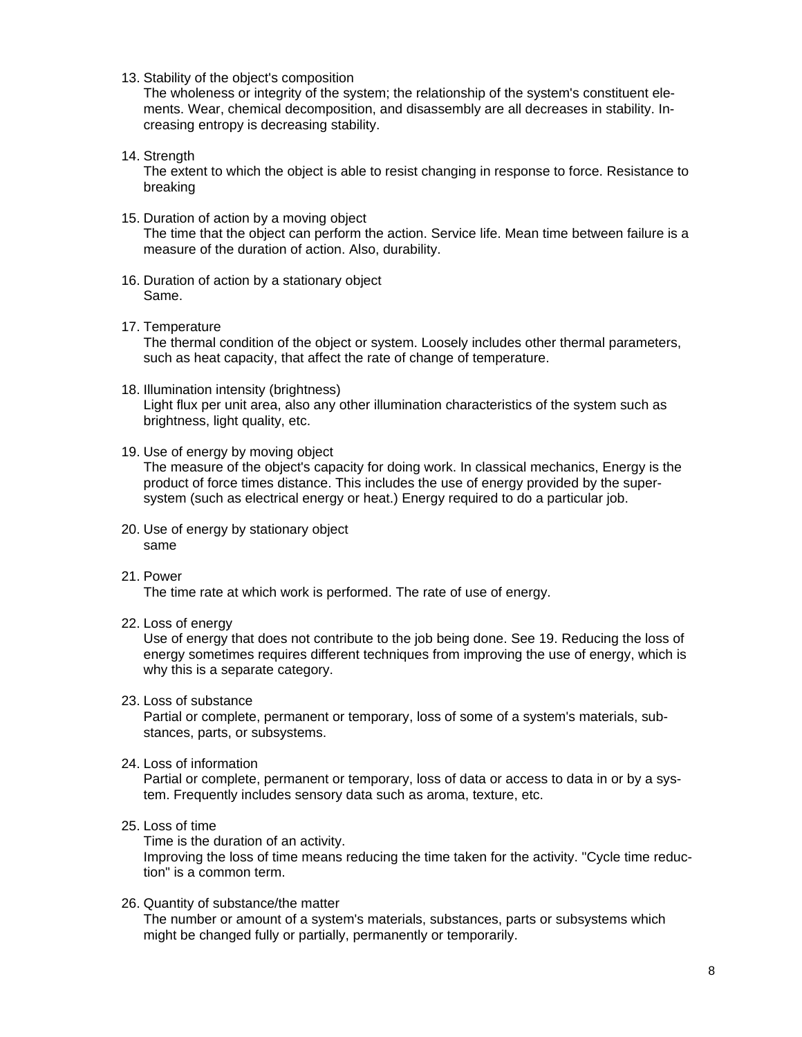13. Stability of the object's composition
    The wholeness or integrity of the system; the relationship of the system's constituent elements. Wear, chemical decomposition, and disassembly are all decreases in stability. Increasing entropy is decreasing stability.

14. Strength
    The extent to which the object is able to resist changing in response to force. Resistance to breaking

15. Duration of action by a moving object
    The time that the object can perform the action. Service life. Mean time between failure is a measure of the duration of action. Also, durability.

16. Duration of action by a stationary object
    Same.

17. Temperature
    The thermal condition of the object or system. Loosely includes other thermal parameters, such as heat capacity, that affect the rate of change of temperature.

18. Illumination intensity (brightness)
    Light flux per unit area, also any other illumination characteristics of the system such as brightness, light quality, etc.

19. Use of energy by moving object
    The measure of the object's capacity for doing work. In classical mechanics, Energy is the product of force times distance. This includes the use of energy provided by the super-system (such as electrical energy or heat.) Energy required to do a particular job.

20. Use of energy by stationary object
    same

21. Power
    The time rate at which work is performed. The rate of use of energy.

22. Loss of energy
    Use of energy that does not contribute to the job being done. See 19. Reducing the loss of energy sometimes requires different techniques from improving the use of energy, which is why this is a separate category.

23. Loss of substance
    Partial or complete, permanent or temporary, loss of some of a system's materials, substances, parts, or subsystems.

24. Loss of information
    Partial or complete, permanent or temporary, loss of data or access to data in or by a system. Frequently includes sensory data such as aroma, texture, etc.

25. Loss of time
    Time is the duration of an activity.
    Improving the loss of time means reducing the time taken for the activity. "Cycle time reduction" is a common term.

26. Quantity of substance/the matter
    The number or amount of a system's materials, substances, parts or subsystems which might be changed fully or partially, permanently or temporarily.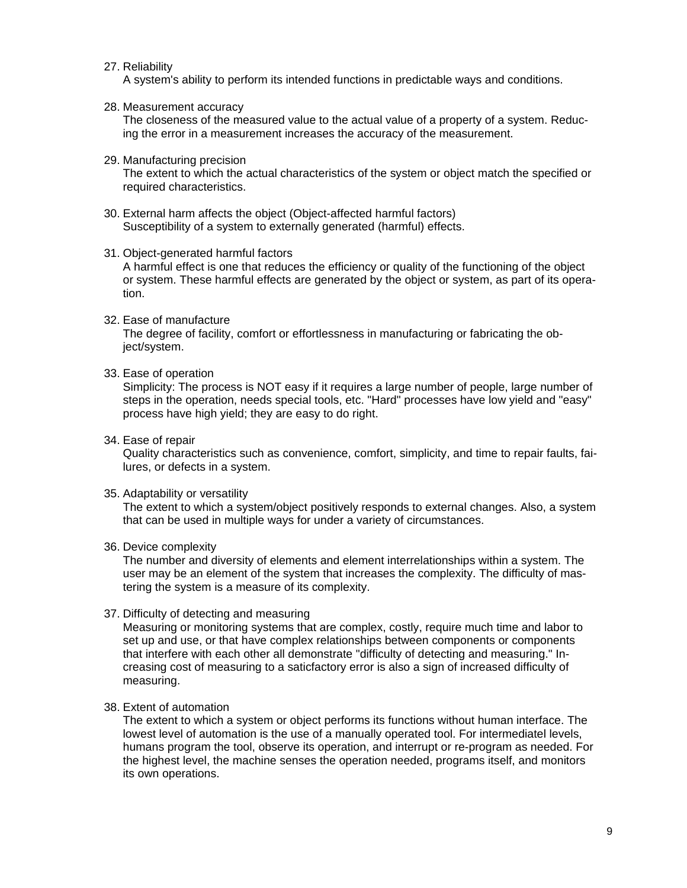27. Reliability
    A system's ability to perform its intended functions in predictable ways and conditions.

28. Measurement accuracy
    The closeness of the measured value to the actual value of a property of a system. Reducing the error in a measurement increases the accuracy of the measurement.

29. Manufacturing precision
    The extent to which the actual characteristics of the system or object match the specified or required characteristics.

30. External harm affects the object (Object-affected harmful factors)
    Susceptibility of a system to externally generated (harmful) effects.

31. Object-generated harmful factors
    A harmful effect is one that reduces the efficiency or quality of the functioning of the object or system. These harmful effects are generated by the object or system, as part of its operation.

32. Ease of manufacture
    The degree of facility, comfort or effortlessness in manufacturing or fabricating the object/system.

33. Ease of operation
    Simplicity: The process is NOT easy if it requires a large number of people, large number of steps in the operation, needs special tools, etc. "Hard" processes have low yield and "easy" process have high yield; they are easy to do right.

34. Ease of repair
    Quality characteristics such as convenience, comfort, simplicity, and time to repair faults, failures, or defects in a system.

35. Adaptability or versatility
    The extent to which a system/object positively responds to external changes. Also, a system that can be used in multiple ways for under a variety of circumstances.

36. Device complexity
    The number and diversity of elements and element interrelationships within a system. The user may be an element of the system that increases the complexity. The difficulty of mastering the system is a measure of its complexity.

37. Difficulty of detecting and measuring
    Measuring or monitoring systems that are complex, costly, require much time and labor to set up and use, or that have complex relationships between components or components that interfere with each other all demonstrate "difficulty of detecting and measuring." Increasing cost of measuring to a saticfactory error is also a sign of increased difficulty of measuring.

38. Extent of automation
    The extent to which a system or object performs its functions without human interface. The lowest level of automation is the use of a manually operated tool. For intermediatel levels, humans program the tool, observe its operation, and interrupt or re-program as needed. For the highest level, the machine senses the operation needed, programs itself, and monitors its own operations.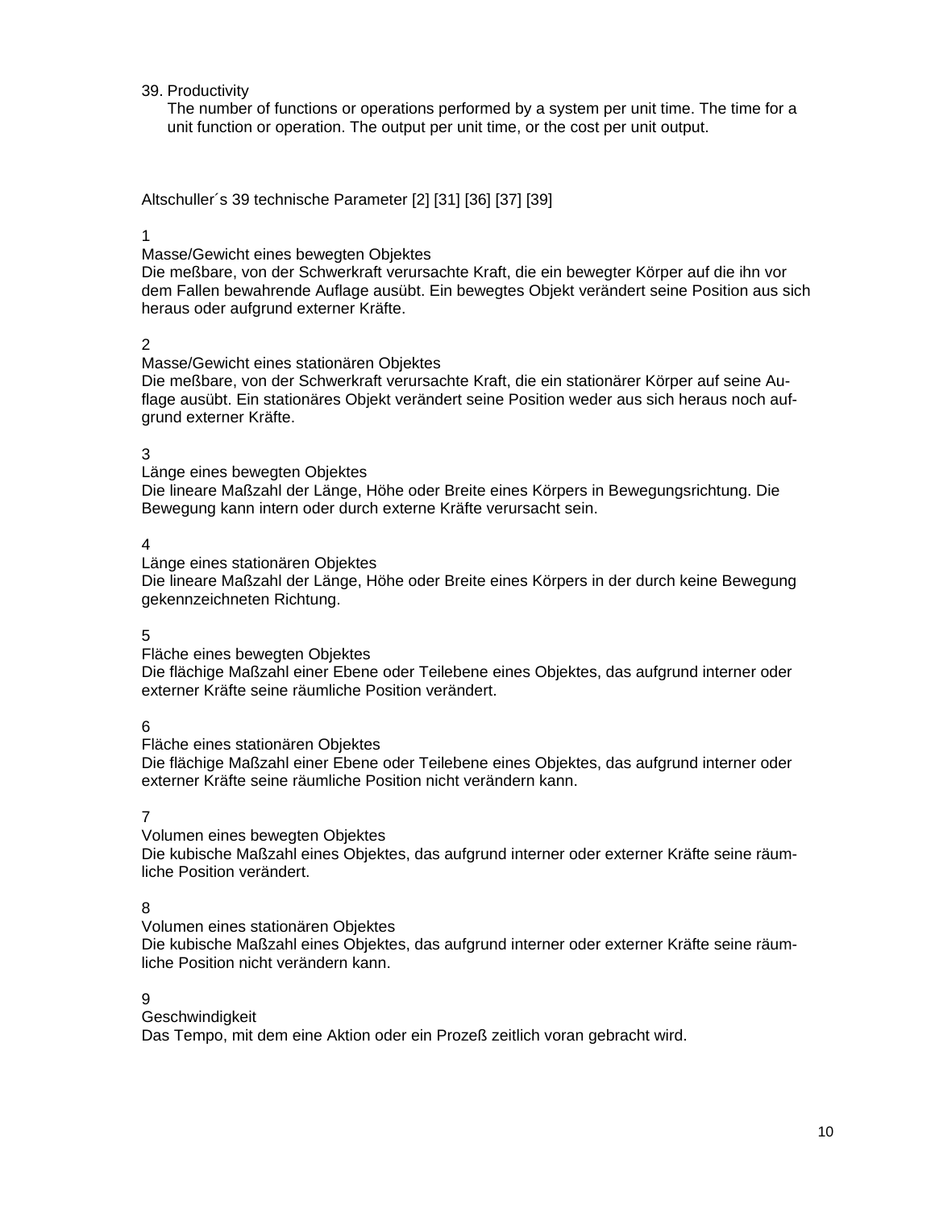39. Productivity
    The number of functions or operations performed by a system per unit time. The time for a unit function or operation. The output per unit time, or the cost per unit output.

Altschuller´s 39 technische Parameter [2] [31] [36] [37] [39]

1
Masse/Gewicht eines bewegten Objektes
Die meßbare, von der Schwerkraft verursachte Kraft, die ein bewegter Körper auf die ihn vor dem Fallen bewahrende Auflage ausübt. Ein bewegtes Objekt verändert seine Position aus sich heraus oder aufgrund externer Kräfte.

2
Masse/Gewicht eines stationären Objektes
Die meßbare, von der Schwerkraft verursachte Kraft, die ein stationärer Körper auf seine Auflage ausübt. Ein stationäres Objekt verändert seine Position weder aus sich heraus noch aufgrund externer Kräfte.

3
Länge eines bewegten Objektes
Die lineare Maßzahl der Länge, Höhe oder Breite eines Körpers in Bewegungsrichtung. Die Bewegung kann intern oder durch externe Kräfte verursacht sein.

4
Länge eines stationären Objektes
Die lineare Maßzahl der Länge, Höhe oder Breite eines Körpers in der durch keine Bewegung gekennzeichneten Richtung.

5
Fläche eines bewegten Objektes
Die flächige Maßzahl einer Ebene oder Teilebene eines Objektes, das aufgrund interner oder externer Kräfte seine räumliche Position verändert.

6
Fläche eines stationären Objektes
Die flächige Maßzahl einer Ebene oder Teilebene eines Objektes, das aufgrund interner oder externer Kräfte seine räumliche Position nicht verändern kann.

7
Volumen eines bewegten Objektes
Die kubische Maßzahl eines Objektes, das aufgrund interner oder externer Kräfte seine räumliche Position verändert.

8
Volumen eines stationären Objektes
Die kubische Maßzahl eines Objektes, das aufgrund interner oder externer Kräfte seine räumliche Position nicht verändern kann.

9
Geschwindigkeit
Das Tempo, mit dem eine Aktion oder ein Prozeß zeitlich voran gebracht wird.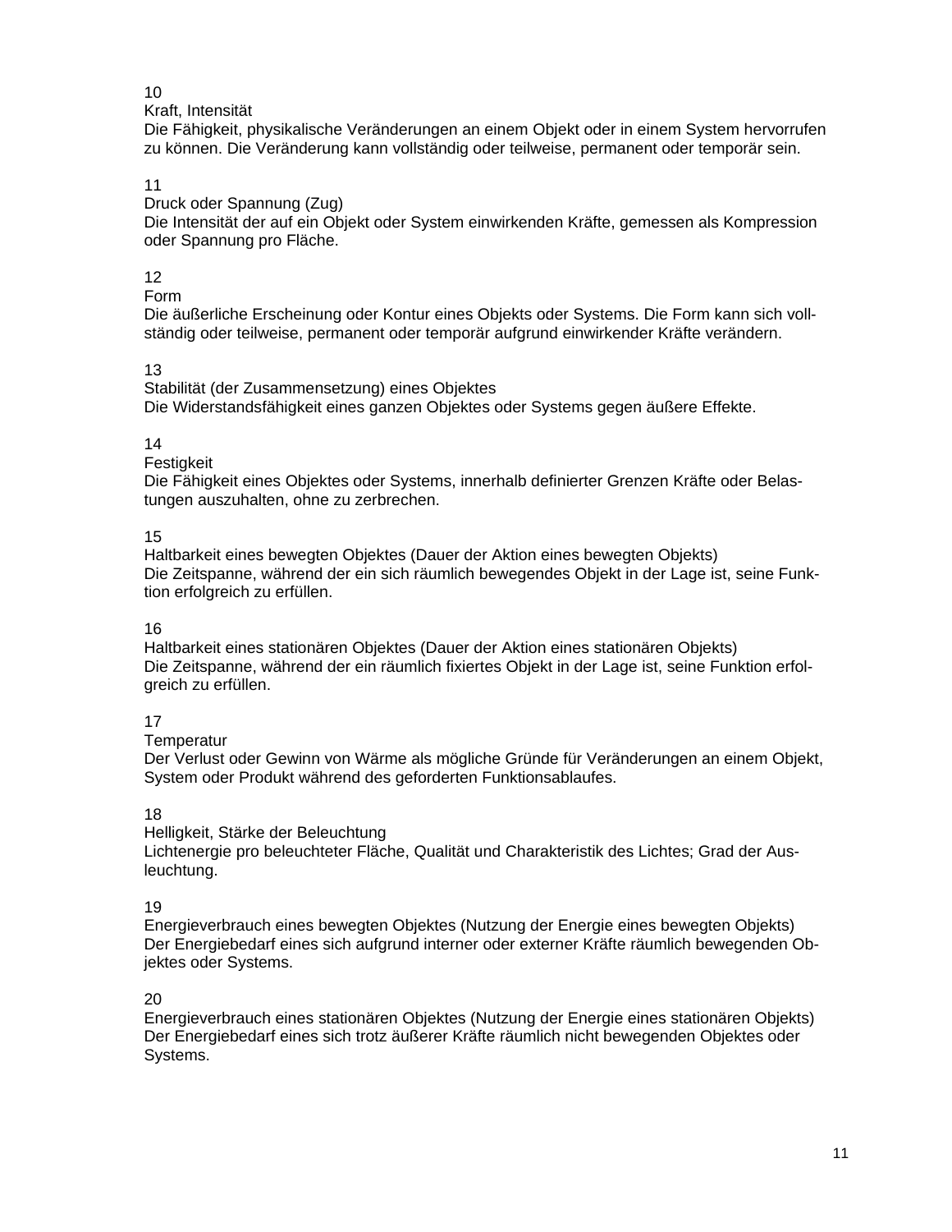10
Kraft, Intensität
Die Fähigkeit, physikalische Veränderungen an einem Objekt oder in einem System hervorrufen zu können. Die Veränderung kann vollständig oder teilweise, permanent oder temporär sein.

11
Druck oder Spannung (Zug)
Die Intensität der auf ein Objekt oder System einwirkenden Kräfte, gemessen als Kompression oder Spannung pro Fläche.

12
Form
Die äußerliche Erscheinung oder Kontur eines Objekts oder Systems. Die Form kann sich vollständig oder teilweise, permanent oder temporär aufgrund einwirkender Kräfte verändern.

13
Stabilität (der Zusammensetzung) eines Objektes
Die Widerstandsfähigkeit eines ganzen Objektes oder Systems gegen äußere Effekte.

14
Festigkeit
Die Fähigkeit eines Objektes oder Systems, innerhalb definierter Grenzen Kräfte oder Belastungen auszuhalten, ohne zu zerbrechen.

15
Haltbarkeit eines bewegten Objektes (Dauer der Aktion eines bewegten Objekts)
Die Zeitspanne, während der ein sich räumlich bewegendes Objekt in der Lage ist, seine Funktion erfolgreich zu erfüllen.

16
Haltbarkeit eines stationären Objektes (Dauer der Aktion eines stationären Objekts)
Die Zeitspanne, während der ein räumlich fixiertes Objekt in der Lage ist, seine Funktion erfolgreich zu erfüllen.

17
Temperatur
Der Verlust oder Gewinn von Wärme als mögliche Gründe für Veränderungen an einem Objekt, System oder Produkt während des geforderten Funktionsablaufes.

18
Helligkeit, Stärke der Beleuchtung
Lichtenergie pro beleuchteter Fläche, Qualität und Charakteristik des Lichtes; Grad der Ausleuchtung.

19
Energieverbrauch eines bewegten Objektes (Nutzung der Energie eines bewegten Objekts)
Der Energiebedarf eines sich aufgrund interner oder externer Kräfte räumlich bewegenden Objektes oder Systems.

20
Energieverbrauch eines stationären Objektes (Nutzung der Energie eines stationären Objekts)
Der Energiebedarf eines sich trotz äußerer Kräfte räumlich nicht bewegenden Objektes oder Systems.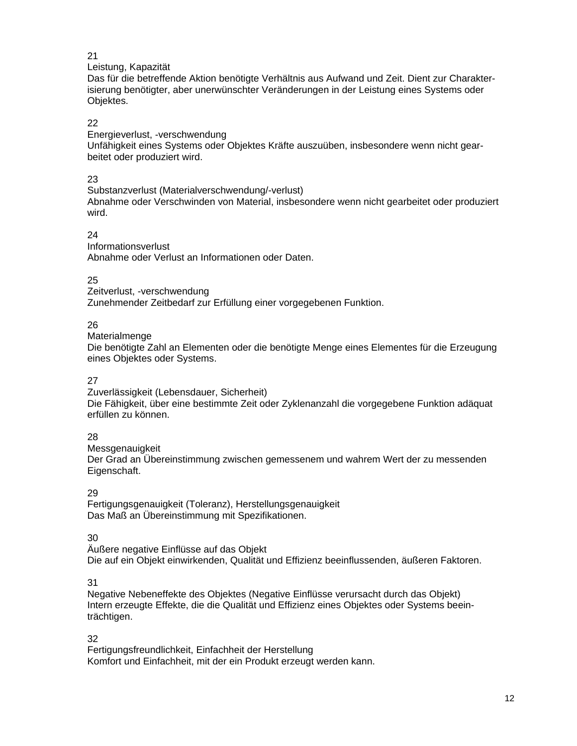21

Leistung, Kapazität

Das für die betreffende Aktion benötigte Verhältnis aus Aufwand und Zeit. Dient zur Charakterisierung benötigter, aber unerwünschter Veränderungen in der Leistung eines Systems oder Objektes.

22

Energieverlust, -verschwendung

Unfähigkeit eines Systems oder Objektes Kräfte auszuüben, insbesondere wenn nicht gearbeitet oder produziert wird.

23

Substanzverlust (Materialverschwendung/-verlust)

Abnahme oder Verschwinden von Material, insbesondere wenn nicht gearbeitet oder produziert wird.

24

Informationsverlust

Abnahme oder Verlust an Informationen oder Daten.

25

Zeitverlust, -verschwendung

Zunehmender Zeitbedarf zur Erfüllung einer vorgegebenen Funktion.

26

Materialmenge

Die benötigte Zahl an Elementen oder die benötigte Menge eines Elementes für die Erzeugung eines Objektes oder Systems.

27

Zuverlässigkeit (Lebensdauer, Sicherheit)

Die Fähigkeit, über eine bestimmte Zeit oder Zyklenanzahl die vorgegebene Funktion adäquat erfüllen zu können.

28

Messgenauigkeit

Der Grad an Übereinstimmung zwischen gemessenem und wahrem Wert der zu messenden Eigenschaft.

29

Fertigungsgenauigkeit (Toleranz), Herstellungsgenauigkeit

Das Maß an Übereinstimmung mit Spezifikationen.

30

Äußere negative Einflüsse auf das Objekt

Die auf ein Objekt einwirkenden, Qualität und Effizienz beeinflussenden, äußeren Faktoren.

31

Negative Nebeneffekte des Objektes (Negative Einflüsse verursacht durch das Objekt)

Intern erzeugte Effekte, die die Qualität und Effizienz eines Objektes oder Systems beeinträchtigen.

32

Fertigungsfreundlichkeit, Einfachheit der Herstellung

Komfort und Einfachheit, mit der ein Produkt erzeugt werden kann.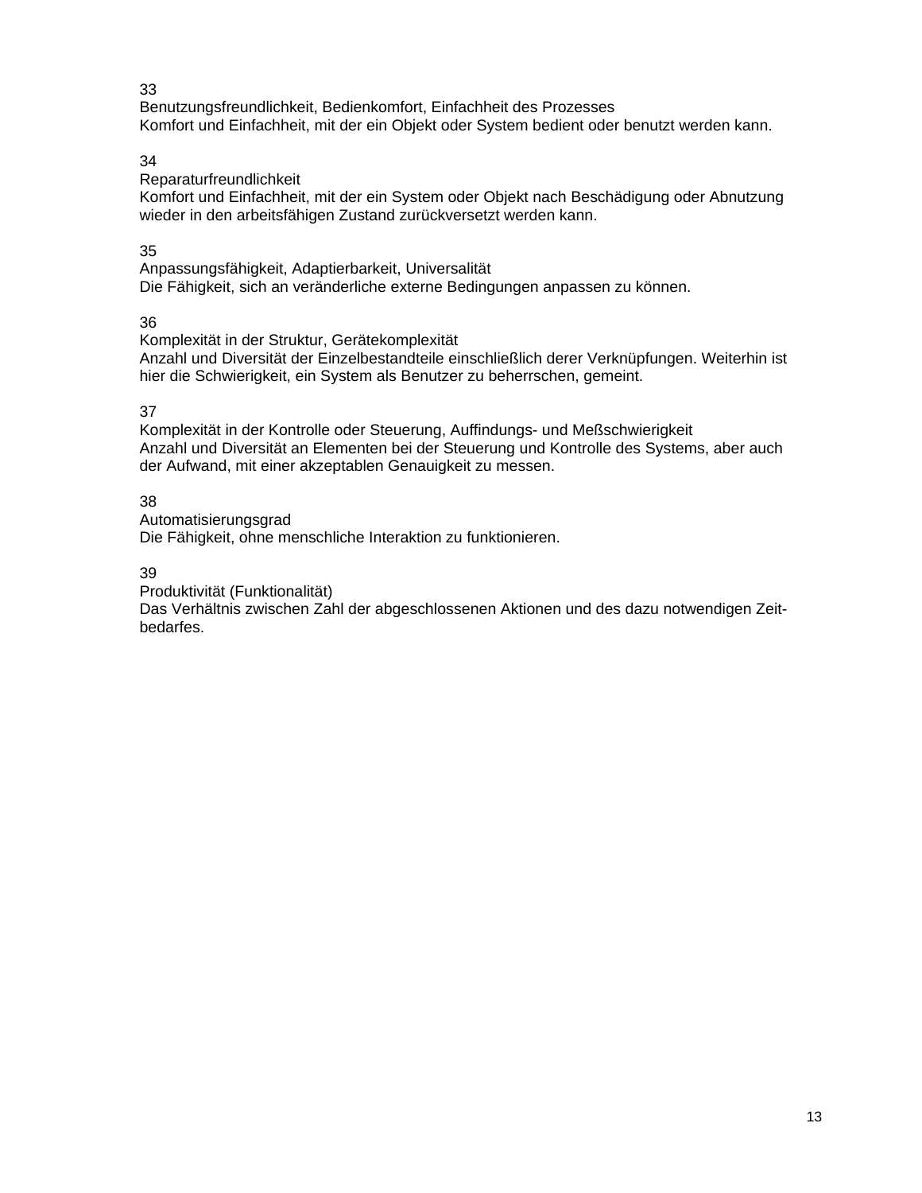33
Benutzungsfreundlichkeit, Bedienkomfort, Einfachheit des Prozesses
Komfort und Einfachheit, mit der ein Objekt oder System bedient oder benutzt werden kann.

34
Reparaturfreundlichkeit
Komfort und Einfachheit, mit der ein System oder Objekt nach Beschädigung oder Abnutzung wieder in den arbeitsfähigen Zustand zurückversetzt werden kann.

35
Anpassungsfähigkeit, Adaptierbarkeit, Universalität
Die Fähigkeit, sich an veränderliche externe Bedingungen anpassen zu können.

36
Komplexität in der Struktur, Gerätekomplexität
Anzahl und Diversität der Einzelbestandteile einschließlich derer Verknüpfungen. Weiterhin ist hier die Schwierigkeit, ein System als Benutzer zu beherrschen, gemeint.

37
Komplexität in der Kontrolle oder Steuerung, Auffindungs- und Meßschwierigkeit
Anzahl und Diversität an Elementen bei der Steuerung und Kontrolle des Systems, aber auch der Aufwand, mit einer akzeptablen Genauigkeit zu messen.

38
Automatisierungsgrad
Die Fähigkeit, ohne menschliche Interaktion zu funktionieren.

39
Produktivität (Funktionalität)
Das Verhältnis zwischen Zahl der abgeschlossenen Aktionen und des dazu notwendigen Zeitbedarfes.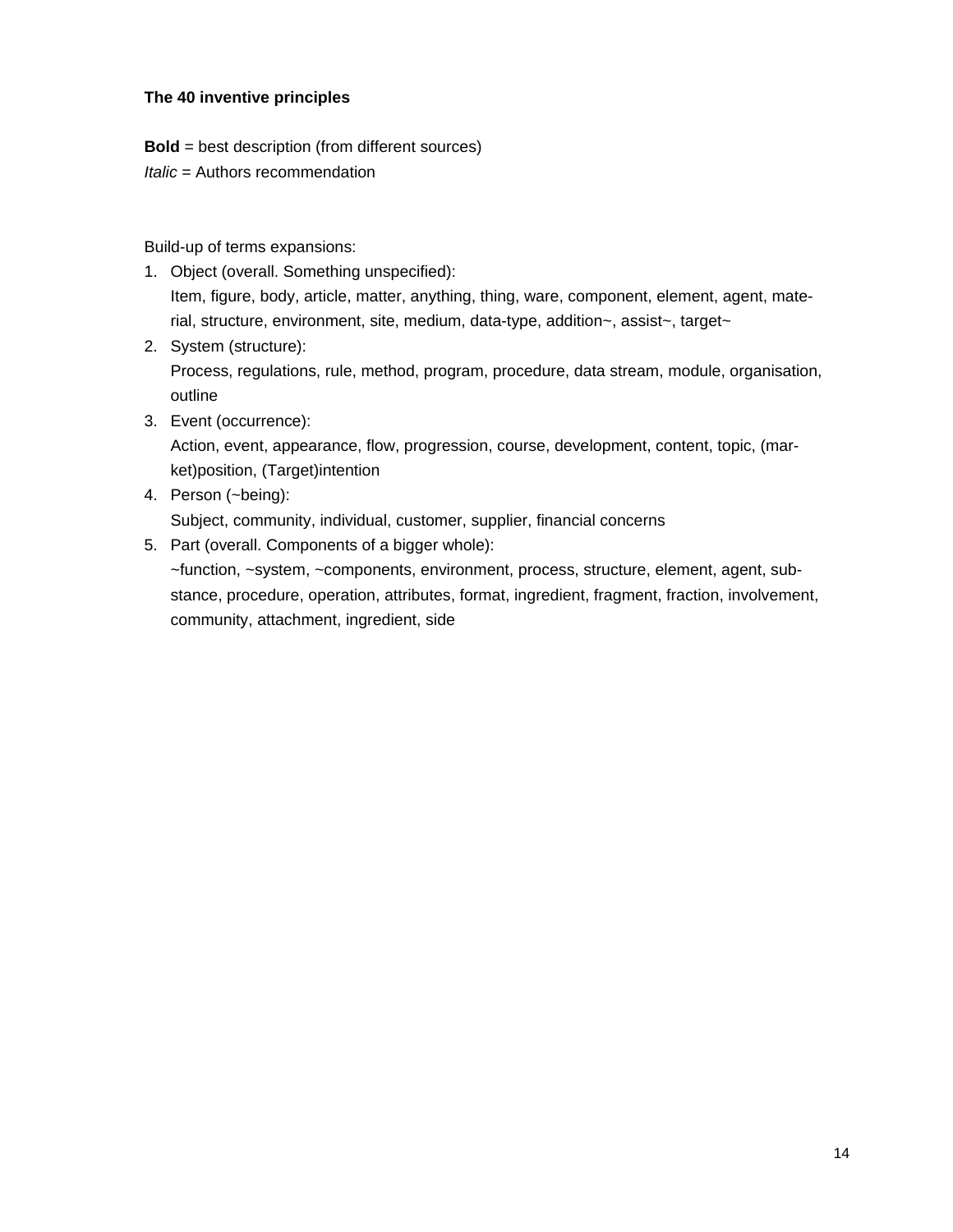**The 40 inventive principles**

**Bold** = best description (from different sources)
*Italic* = Authors recommendation

Build-up of terms expansions:

1. Object (overall. Something unspecified):
   Item, figure, body, article, matter, anything, thing, ware, component, element, agent, material, structure, environment, site, medium, data-type, addition~, assist~, target~
2. System (structure):
   Process, regulations, rule, method, program, procedure, data stream, module, organisation, outline
3. Event (occurrence):
   Action, event, appearance, flow, progression, course, development, content, topic, (market)position, (Target)intention
4. Person (~being):
   Subject, community, individual, customer, supplier, financial concerns
5. Part (overall. Components of a bigger whole):
   ~function, ~system, ~components, environment, process, structure, element, agent, substance, procedure, operation, attributes, format, ingredient, fragment, fraction, involvement, community, attachment, ingredient, side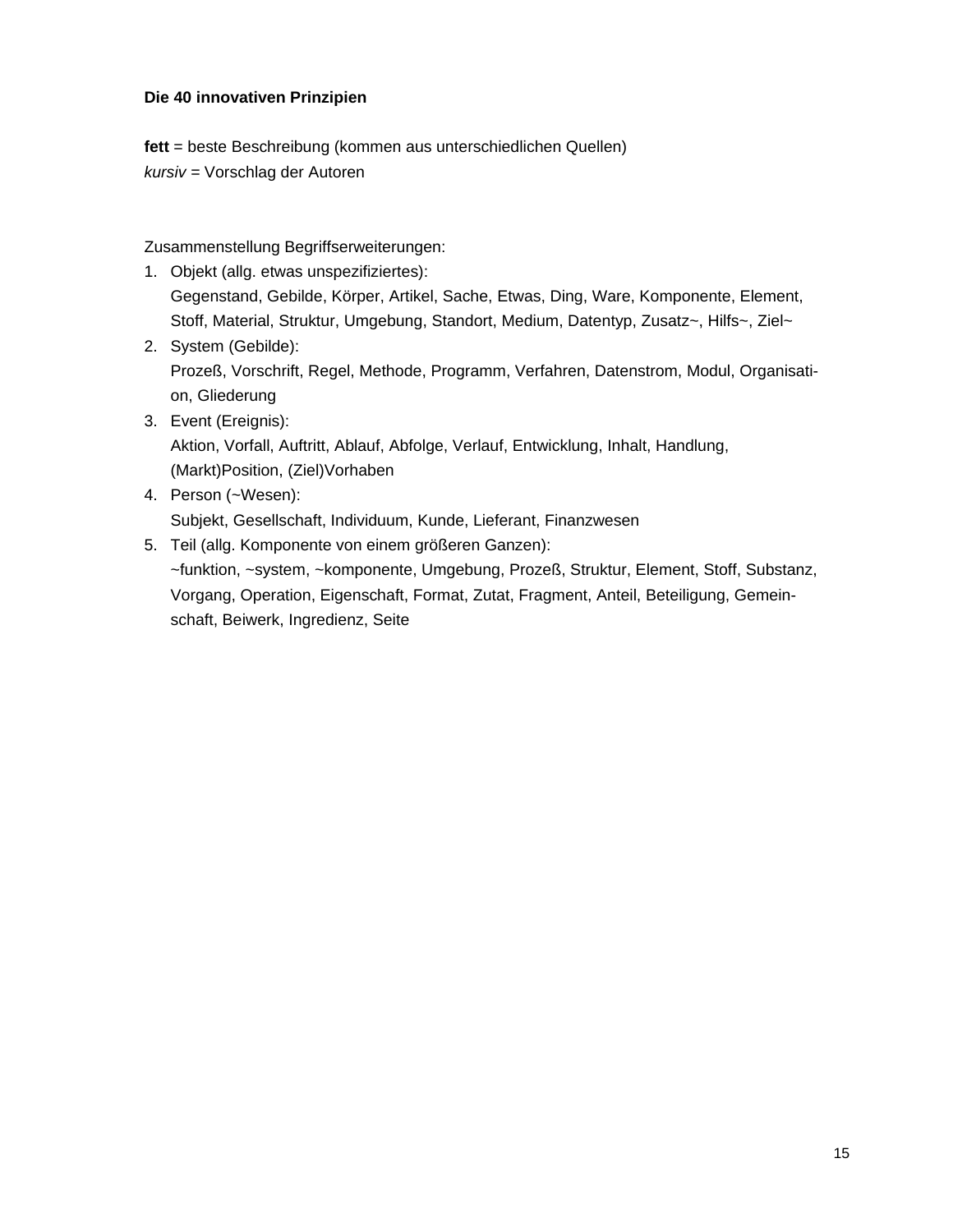**Die 40 innovativen Prinzipien**

**fett** = beste Beschreibung (kommen aus unterschiedlichen Quellen)
*kursiv* = Vorschlag der Autoren

Zusammenstellung Begriffserweiterungen:

1. Objekt (allg. etwas unspezifiziertes):
   Gegenstand, Gebilde, Körper, Artikel, Sache, Etwas, Ding, Ware, Komponente, Element, Stoff, Material, Struktur, Umgebung, Standort, Medium, Datentyp, Zusatz~, Hilfs~, Ziel~
2. System (Gebilde):
   Prozeß, Vorschrift, Regel, Methode, Programm, Verfahren, Datenstrom, Modul, Organisation, Gliederung
3. Event (Ereignis):
   Aktion, Vorfall, Auftritt, Ablauf, Abfolge, Verlauf, Entwicklung, Inhalt, Handlung, (Markt)Position, (Ziel)Vorhaben
4. Person (~Wesen):
   Subjekt, Gesellschaft, Individuum, Kunde, Lieferant, Finanzwesen
5. Teil (allg. Komponente von einem größeren Ganzen):
   ~funktion, ~system, ~komponente, Umgebung, Prozeß, Struktur, Element, Stoff, Substanz, Vorgang, Operation, Eigenschaft, Format, Zutat, Fragment, Anteil, Beteiligung, Gemeinschaft, Beiwerk, Ingredienz, Seite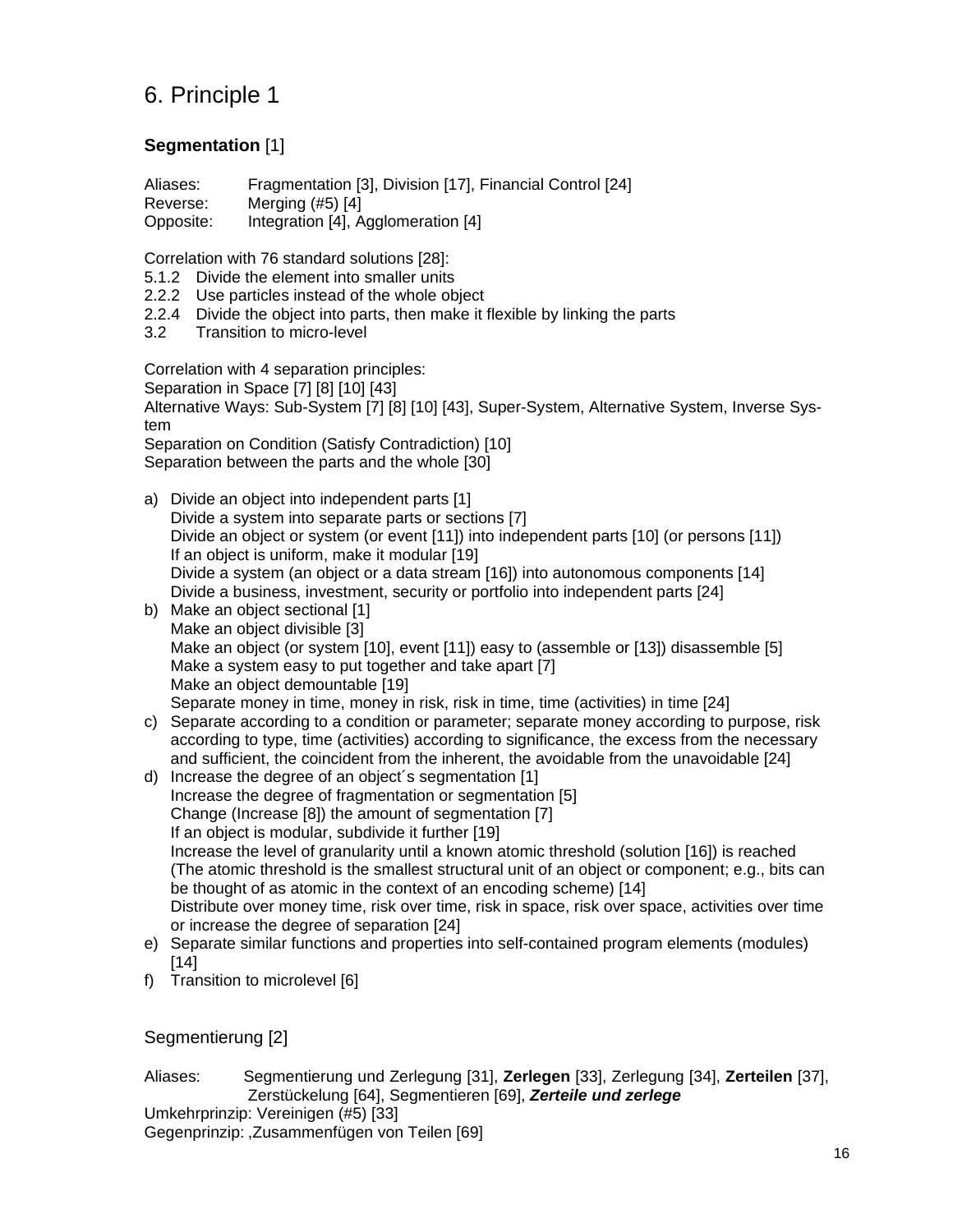## 6. Principle 1

### **Segmentation** [1]

Aliases: Fragmentation [3], Division [17], Financial Control [24]
Reverse: Merging (#5) [4]
Opposite: Integration [4], Agglomeration [4]

Correlation with 76 standard solutions [28]:
5.1.2 Divide the element into smaller units
2.2.2 Use particles instead of the whole object
2.2.4 Divide the object into parts, then make it flexible by linking the parts
3.2 Transition to micro-level

Correlation with 4 separation principles:
Separation in Space [7] [8] [10] [43]
Alternative Ways: Sub-System [7] [8] [10] [43], Super-System, Alternative System, Inverse System
Separation on Condition (Satisfy Contradiction) [10]
Separation between the parts and the whole [30]

a) Divide an object into independent parts [1]
   Divide a system into separate parts or sections [7]
   Divide an object or system (or event [11]) into independent parts [10] (or persons [11])
   If an object is uniform, make it modular [19]
   Divide a system (an object or a data stream [16]) into autonomous components [14]
   Divide a business, investment, security or portfolio into independent parts [24]
b) Make an object sectional [1]
   Make an object divisible [3]
   Make an object (or system [10], event [11]) easy to (assemble or [13]) disassemble [5]
   Make a system easy to put together and take apart [7]
   Make an object demountable [19]
   Separate money in time, money in risk, risk in time, time (activities) in time [24]
c) Separate according to a condition or parameter; separate money according to purpose, risk according to type, time (activities) according to significance, the excess from the necessary and sufficient, the coincident from the inherent, the avoidable from the unavoidable [24]
d) Increase the degree of an object´s segmentation [1]
   Increase the degree of fragmentation or segmentation [5]
   Change (Increase [8]) the amount of segmentation [7]
   If an object is modular, subdivide it further [19]
   Increase the level of granularity until a known atomic threshold (solution [16]) is reached (The atomic threshold is the smallest structural unit of an object or component; e.g., bits can be thought of as atomic in the context of an encoding scheme) [14]
   Distribute over money time, risk over time, risk in space, risk over space, activities over time or increase the degree of separation [24]
e) Separate similar functions and properties into self-contained program elements (modules) [14]
f) Transition to microlevel [6]

### Segmentierung [2]

Aliases: Segmentierung und Zerlegung [31], **Zerlegen** [33], Zerlegung [34], **Zerteilen** [37], Zerstückelung [64], Segmentieren [69], ***Zerteile und zerlege***
Umkehrprinzip: Vereinigen (#5) [33]
Gegenprinzip: ‚Zusammenfügen von Teilen [69]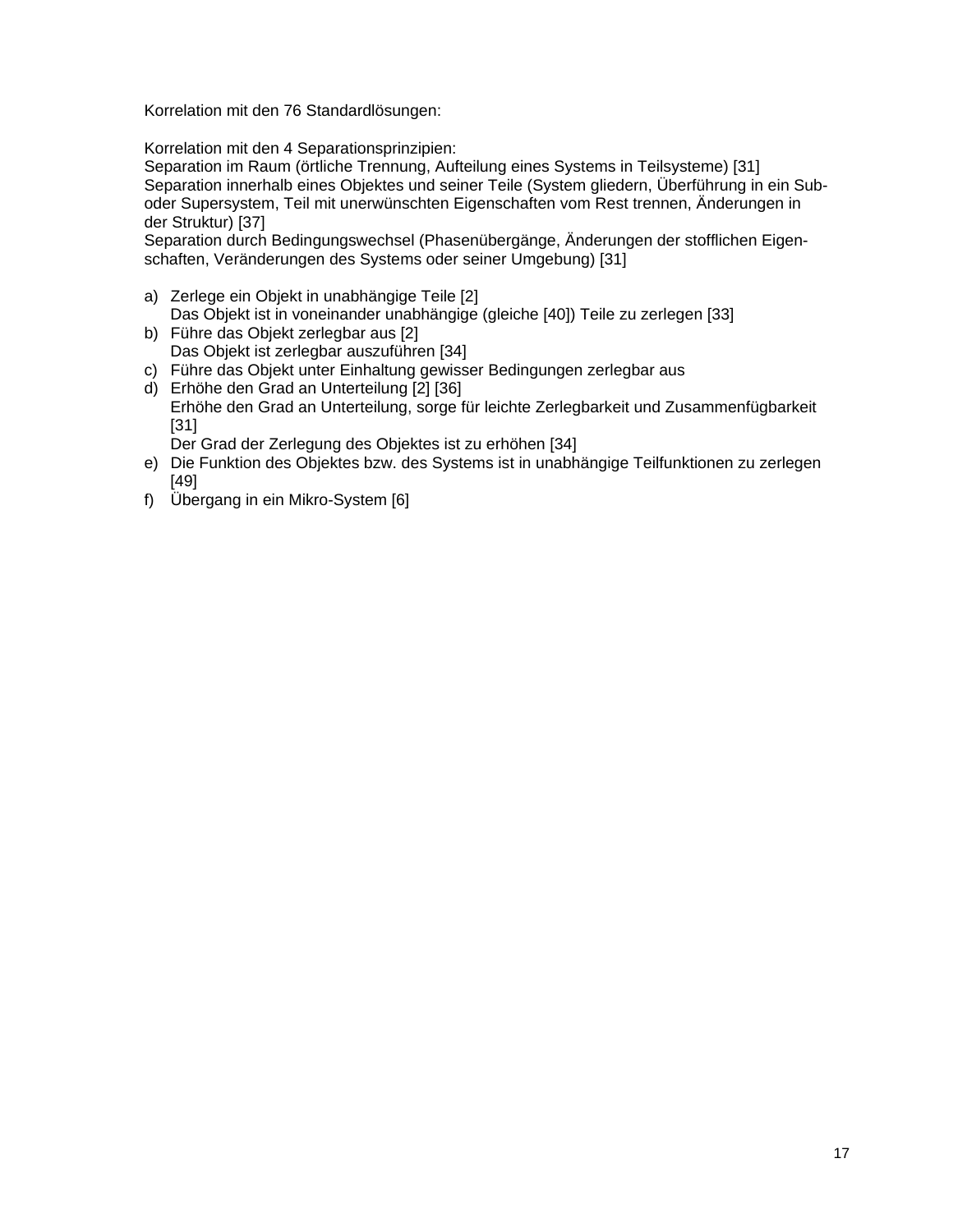Korrelation mit den 76 Standardlösungen:

Korrelation mit den 4 Separationsprinzipien:
Separation im Raum (örtliche Trennung, Aufteilung eines Systems in Teilsysteme) [31]
Separation innerhalb eines Objektes und seiner Teile (System gliedern, Überführung in ein Sub- oder Supersystem, Teil mit unerwünschten Eigenschaften vom Rest trennen, Änderungen in der Struktur) [37]
Separation durch Bedingungswechsel (Phasenübergänge, Änderungen der stofflichen Eigenschaften, Veränderungen des Systems oder seiner Umgebung) [31]

a) Zerlege ein Objekt in unabhängige Teile [2]
   Das Objekt ist in voneinander unabhängige (gleiche [40]) Teile zu zerlegen [33]
b) Führe das Objekt zerlegbar aus [2]
   Das Objekt ist zerlegbar auszuführen [34]
c) Führe das Objekt unter Einhaltung gewisser Bedingungen zerlegbar aus
d) Erhöhe den Grad an Unterteilung [2] [36]
   Erhöhe den Grad an Unterteilung, sorge für leichte Zerlegbarkeit und Zusammenfügbarkeit [31]
   Der Grad der Zerlegung des Objektes ist zu erhöhen [34]
e) Die Funktion des Objektes bzw. des Systems ist in unabhängige Teilfunktionen zu zerlegen [49]
f) Übergang in ein Mikro-System [6]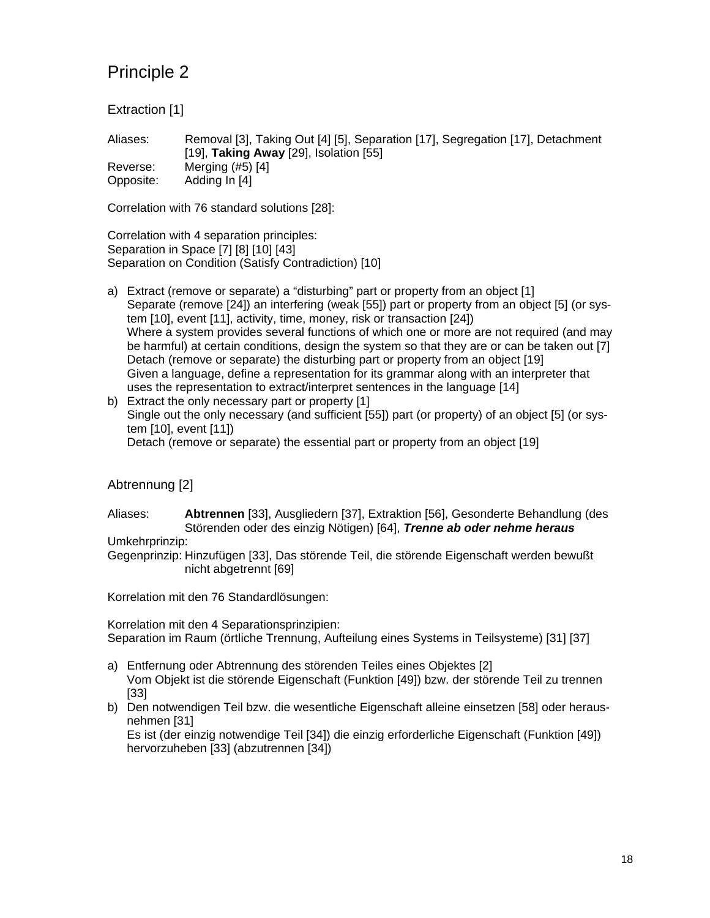# Principle 2

## Extraction [1]

Aliases: Removal [3], Taking Out [4] [5], Separation [17], Segregation [17], Detachment [19], **Taking Away** [29], Isolation [55]
Reverse: Merging (#5) [4]
Opposite: Adding In [4]

Correlation with 76 standard solutions [28]:

Correlation with 4 separation principles:
Separation in Space [7] [8] [10] [43]
Separation on Condition (Satisfy Contradiction) [10]

a) Extract (remove or separate) a “disturbing” part or property from an object [1]
   Separate (remove [24]) an interfering (weak [55]) part or property from an object [5] (or system [10], event [11], activity, time, money, risk or transaction [24])
   Where a system provides several functions of which one or more are not required (and may be harmful) at certain conditions, design the system so that they are or can be taken out [7]
   Detach (remove or separate) the disturbing part or property from an object [19]
   Given a language, define a representation for its grammar along with an interpreter that uses the representation to extract/interpret sentences in the language [14]
b) Extract the only necessary part or property [1]
   Single out the only necessary (and sufficient [55]) part (or property) of an object [5] (or system [10], event [11])
   Detach (remove or separate) the essential part or property from an object [19]

## Abtrennung [2]

Aliases: **Abtrennen** [33], Ausgliedern [37], Extraktion [56], Gesonderte Behandlung (des Störenden oder des einzig Nötigen) [64], ***Trenne ab oder nehme heraus***
Umkehrprinzip:
Gegenprinzip: Hinzufügen [33], Das störende Teil, die störende Eigenschaft werden bewußt nicht abgetrennt [69]

Korrelation mit den 76 Standardlösungen:

Korrelation mit den 4 Separationsprinzipien:
Separation im Raum (örtliche Trennung, Aufteilung eines Systems in Teilsysteme) [31] [37]

a) Entfernung oder Abtrennung des störenden Teiles eines Objektes [2]
   Vom Objekt ist die störende Eigenschaft (Funktion [49]) bzw. der störende Teil zu trennen [33]
b) Den notwendigen Teil bzw. die wesentliche Eigenschaft alleine einsetzen [58] oder herausnehmen [31]
   Es ist (der einzig notwendige Teil [34]) die einzig erforderliche Eigenschaft (Funktion [49]) hervorzuheben [33] (abzutrennen [34])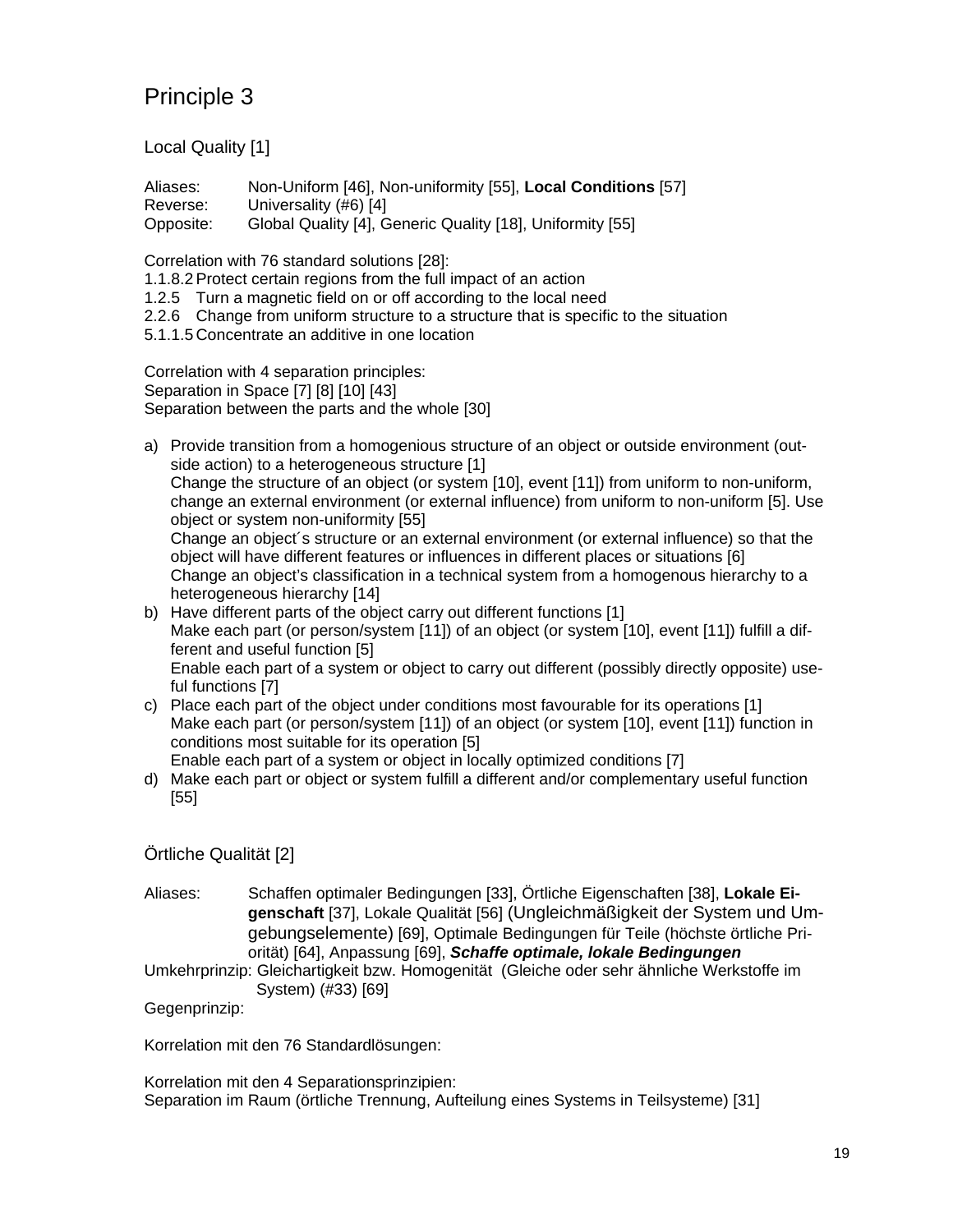# Principle 3

## Local Quality [1]

Aliases: Non-Uniform [46], Non-uniformity [55], **Local Conditions** [57]
Reverse: Universality (#6) [4]
Opposite: Global Quality [4], Generic Quality [18], Uniformity [55]

Correlation with 76 standard solutions [28]:
1.1.8.2 Protect certain regions from the full impact of an action
1.2.5 Turn a magnetic field on or off according to the local need
2.2.6 Change from uniform structure to a structure that is specific to the situation
5.1.1.5 Concentrate an additive in one location

Correlation with 4 separation principles:
Separation in Space [7] [8] [10] [43]
Separation between the parts and the whole [30]

a) Provide transition from a homogenious structure of an object or outside environment (outside action) to a heterogeneous structure [1]
   Change the structure of an object (or system [10], event [11]) from uniform to non-uniform, change an external environment (or external influence) from uniform to non-uniform [5]. Use object or system non-uniformity [55]
   Change an object´s structure or an external environment (or external influence) so that the object will have different features or influences in different places or situations [6]
   Change an object's classification in a technical system from a homogenous hierarchy to a heterogeneous hierarchy [14]
b) Have different parts of the object carry out different functions [1]
   Make each part (or person/system [11]) of an object (or system [10], event [11]) fulfill a different and useful function [5]
   Enable each part of a system or object to carry out different (possibly directly opposite) useful functions [7]
c) Place each part of the object under conditions most favourable for its operations [1]
   Make each part (or person/system [11]) of an object (or system [10], event [11]) function in conditions most suitable for its operation [5]
   Enable each part of a system or object in locally optimized conditions [7]
d) Make each part or object or system fulfill a different and/or complementary useful function [55]

## Örtliche Qualität [2]

Aliases: Schaffen optimaler Bedingungen [33], Örtliche Eigenschaften [38], **Lokale Eigenschaft** [37], Lokale Qualität [56] (Ungleichmäßigkeit der System und Umgebungselemente) [69], Optimale Bedingungen für Teile (höchste örtliche Priorität) [64], Anpassung [69], ***Schaffe optimale, lokale Bedingungen***
Umkehrprinzip: Gleichartigkeit bzw. Homogenität (Gleiche oder sehr ähnliche Werkstoffe im System) (#33) [69]
Gegenprinzip:

Korrelation mit den 76 Standardlösungen:

Korrelation mit den 4 Separationsprinzipien:
Separation im Raum (örtliche Trennung, Aufteilung eines Systems in Teilsysteme) [31]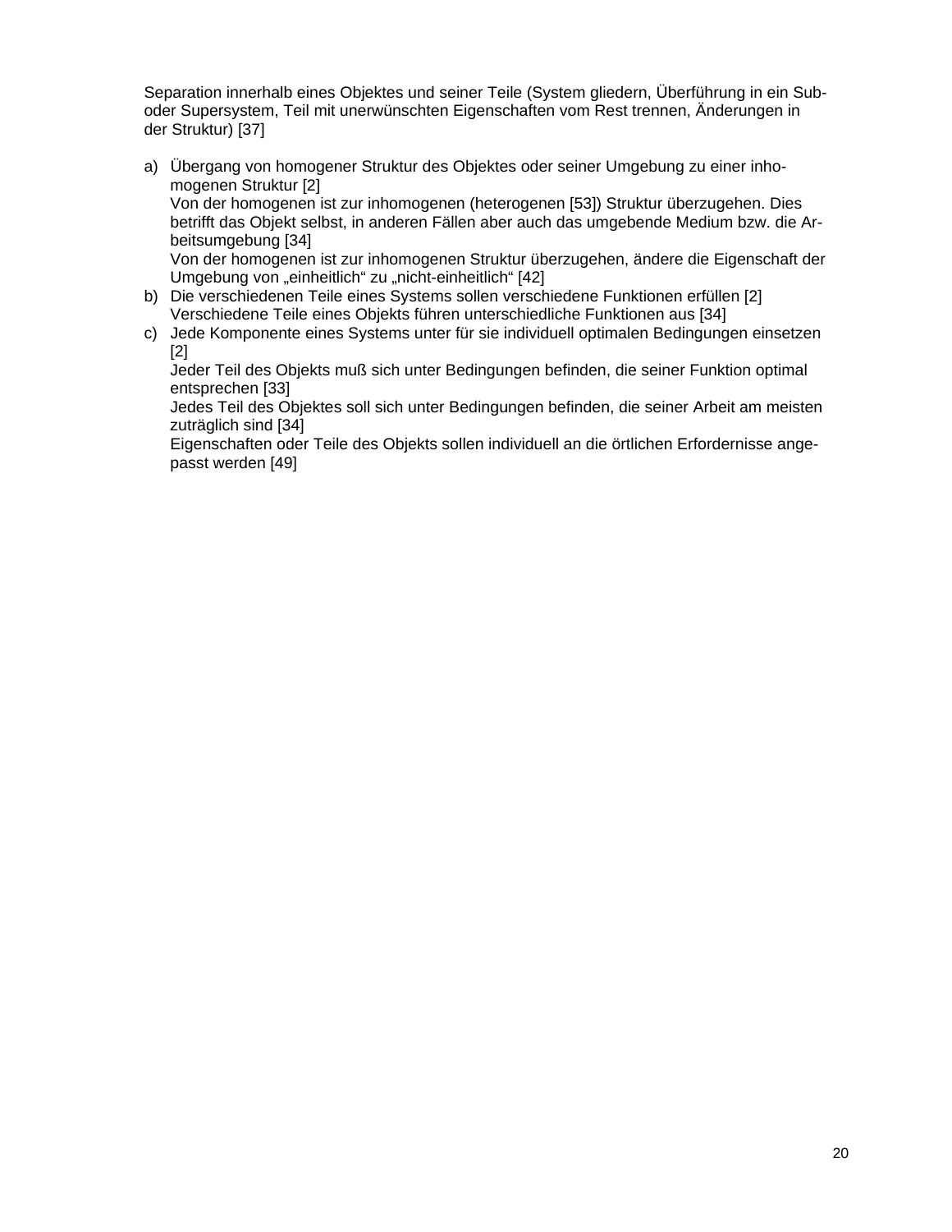Separation innerhalb eines Objektes und seiner Teile (System gliedern, Überführung in ein Sub- oder Supersystem, Teil mit unerwünschten Eigenschaften vom Rest trennen, Änderungen in der Struktur) [37]

a) Übergang von homogener Struktur des Objektes oder seiner Umgebung zu einer inhomogenen Struktur [2]
   Von der homogenen ist zur inhomogenen (heterogenen [53]) Struktur überzugehen. Dies betrifft das Objekt selbst, in anderen Fällen aber auch das umgebende Medium bzw. die Arbeitsumgebung [34]
   Von der homogenen ist zur inhomogenen Struktur überzugehen, ändere die Eigenschaft der Umgebung von „einheitlich“ zu „nicht-einheitlich“ [42]
b) Die verschiedenen Teile eines Systems sollen verschiedene Funktionen erfüllen [2]
   Verschiedene Teile eines Objekts führen unterschiedliche Funktionen aus [34]
c) Jede Komponente eines Systems unter für sie individuell optimalen Bedingungen einsetzen [2]
   Jeder Teil des Objekts muß sich unter Bedingungen befinden, die seiner Funktion optimal entsprechen [33]
   Jedes Teil des Objektes soll sich unter Bedingungen befinden, die seiner Arbeit am meisten zuträglich sind [34]
   Eigenschaften oder Teile des Objekts sollen individuell an die örtlichen Erfordernisse angepasst werden [49]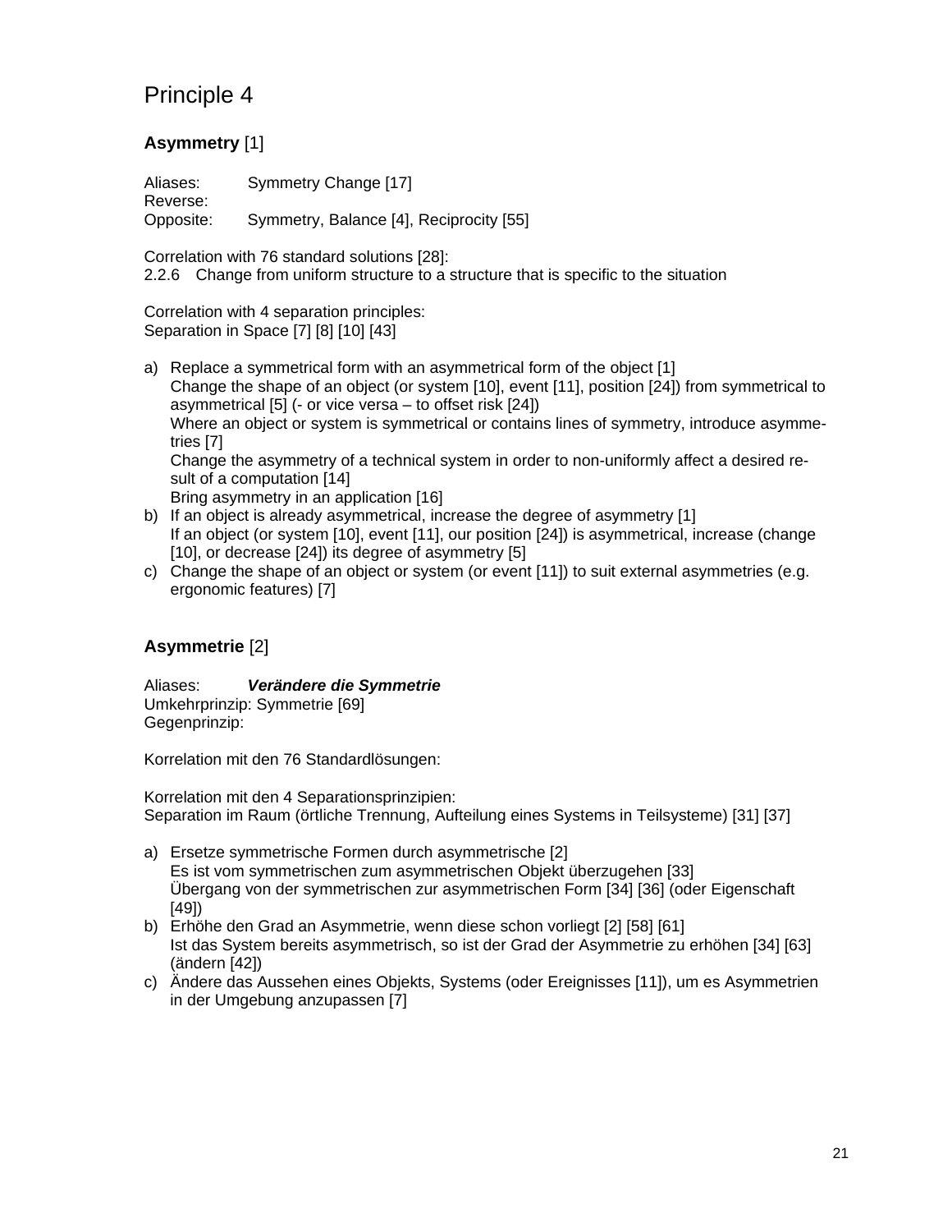# Principle 4

**Asymmetry** [1]

Aliases: Symmetry Change [17]
Reverse:
Opposite: Symmetry, Balance [4], Reciprocity [55]

Correlation with 76 standard solutions [28]:
2.2.6 Change from uniform structure to a structure that is specific to the situation

Correlation with 4 separation principles:
Separation in Space [7] [8] [10] [43]

a) Replace a symmetrical form with an asymmetrical form of the object [1]
   Change the shape of an object (or system [10], event [11], position [24]) from symmetrical to asymmetrical [5] (- or vice versa – to offset risk [24])
   Where an object or system is symmetrical or contains lines of symmetry, introduce asymmetries [7]
   Change the asymmetry of a technical system in order to non-uniformly affect a desired result of a computation [14]
   Bring asymmetry in an application [16]
b) If an object is already asymmetrical, increase the degree of asymmetry [1]
   If an object (or system [10], event [11], our position [24]) is asymmetrical, increase (change [10], or decrease [24]) its degree of asymmetry [5]
c) Change the shape of an object or system (or event [11]) to suit external asymmetries (e.g. ergonomic features) [7]

**Asymmetrie** [2]

Aliases: ***Verändere die Symmetrie***
Umkehrprinzip: Symmetrie [69]
Gegenprinzip:

Korrelation mit den 76 Standardlösungen:

Korrelation mit den 4 Separationsprinzipien:
Separation im Raum (örtliche Trennung, Aufteilung eines Systems in Teilsysteme) [31] [37]

a) Ersetze symmetrische Formen durch asymmetrische [2]
   Es ist vom symmetrischen zum asymmetrischen Objekt überzugehen [33]
   Übergang von der symmetrischen zur asymmetrischen Form [34] [36] (oder Eigenschaft [49])
b) Erhöhe den Grad an Asymmetrie, wenn diese schon vorliegt [2] [58] [61]
   Ist das System bereits asymmetrisch, so ist der Grad der Asymmetrie zu erhöhen [34] [63] (ändern [42])
c) Ändere das Aussehen eines Objekts, Systems (oder Ereignisses [11]), um es Asymmetrien in der Umgebung anzupassen [7]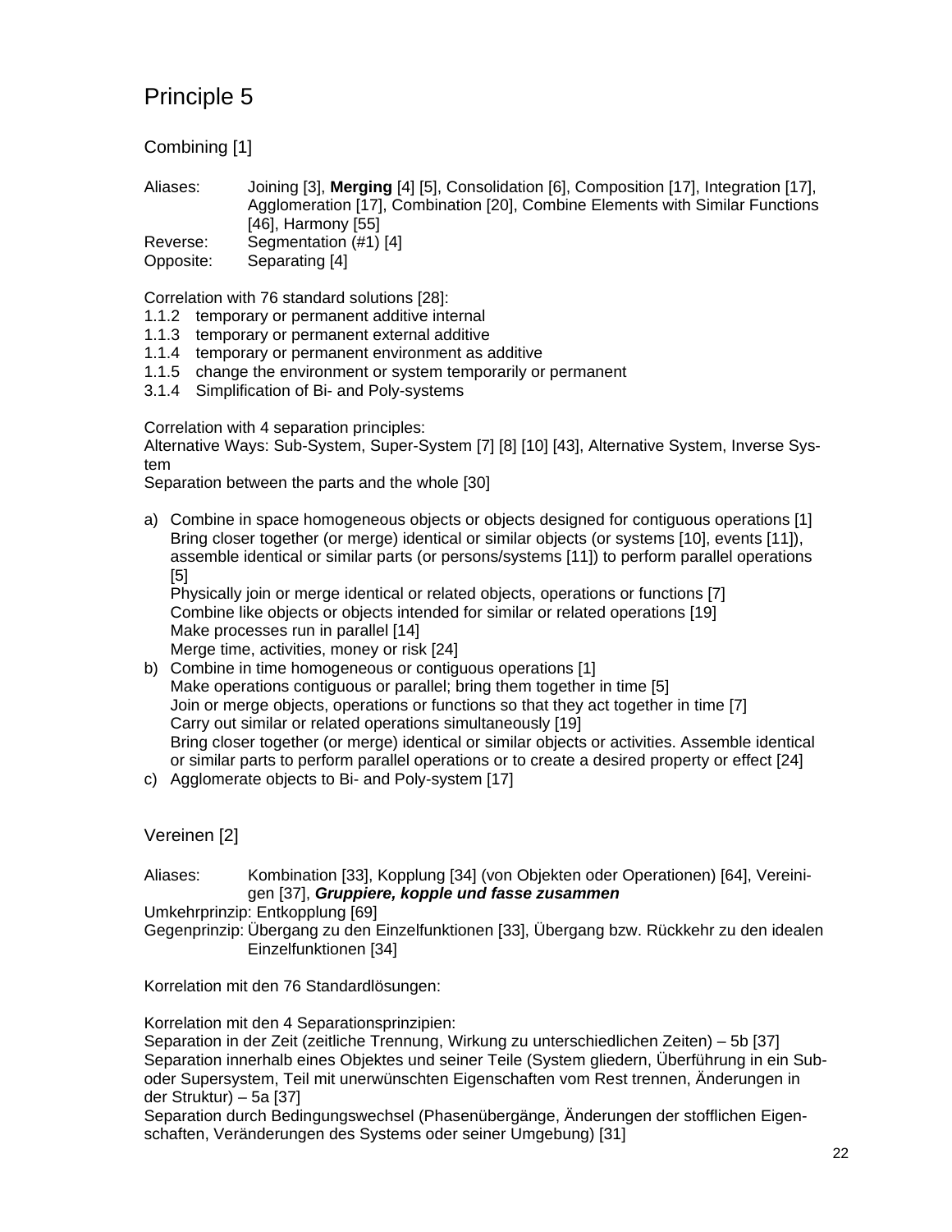# Principle 5

## Combining [1]

Aliases: Joining [3], **Merging** [4] [5], Consolidation [6], Composition [17], Integration [17], Agglomeration [17], Combination [20], Combine Elements with Similar Functions [46], Harmony [55]
Reverse: Segmentation (#1) [4]
Opposite: Separating [4]

Correlation with 76 standard solutions [28]:
1.1.2 temporary or permanent additive internal
1.1.3 temporary or permanent external additive
1.1.4 temporary or permanent environment as additive
1.1.5 change the environment or system temporarily or permanent
3.1.4 Simplification of Bi- and Poly-systems

Correlation with 4 separation principles:
Alternative Ways: Sub-System, Super-System [7] [8] [10] [43], Alternative System, Inverse System
Separation between the parts and the whole [30]

a) Combine in space homogeneous objects or objects designed for contiguous operations [1]
   Bring closer together (or merge) identical or similar objects (or systems [10], events [11]), assemble identical or similar parts (or persons/systems [11]) to perform parallel operations [5]
   Physically join or merge identical or related objects, operations or functions [7]
   Combine like objects or objects intended for similar or related operations [19]
   Make processes run in parallel [14]
   Merge time, activities, money or risk [24]
b) Combine in time homogeneous or contiguous operations [1]
   Make operations contiguous or parallel; bring them together in time [5]
   Join or merge objects, operations or functions so that they act together in time [7]
   Carry out similar or related operations simultaneously [19]
   Bring closer together (or merge) identical or similar objects or activities. Assemble identical or similar parts to perform parallel operations or to create a desired property or effect [24]
c) Agglomerate objects to Bi- and Poly-system [17]

## Vereinen [2]

Aliases: Kombination [33], Kopplung [34] (von Objekten oder Operationen) [64], Vereinigen [37], ***Gruppiere, kopple und fasse zusammen***
Umkehrprinzip: Entkopplung [69]
Gegenprinzip: Übergang zu den Einzelfunktionen [33], Übergang bzw. Rückkehr zu den idealen Einzelfunktionen [34]

Korrelation mit den 76 Standardlösungen:

Korrelation mit den 4 Separationsprinzipien:
Separation in der Zeit (zeitliche Trennung, Wirkung zu unterschiedlichen Zeiten) – 5b [37]
Separation innerhalb eines Objektes und seiner Teile (System gliedern, Überführung in ein Sub- oder Supersystem, Teil mit unerwünschten Eigenschaften vom Rest trennen, Änderungen in der Struktur) – 5a [37]
Separation durch Bedingungswechsel (Phasenübergänge, Änderungen der stofflichen Eigenschaften, Veränderungen des Systems oder seiner Umgebung) [31]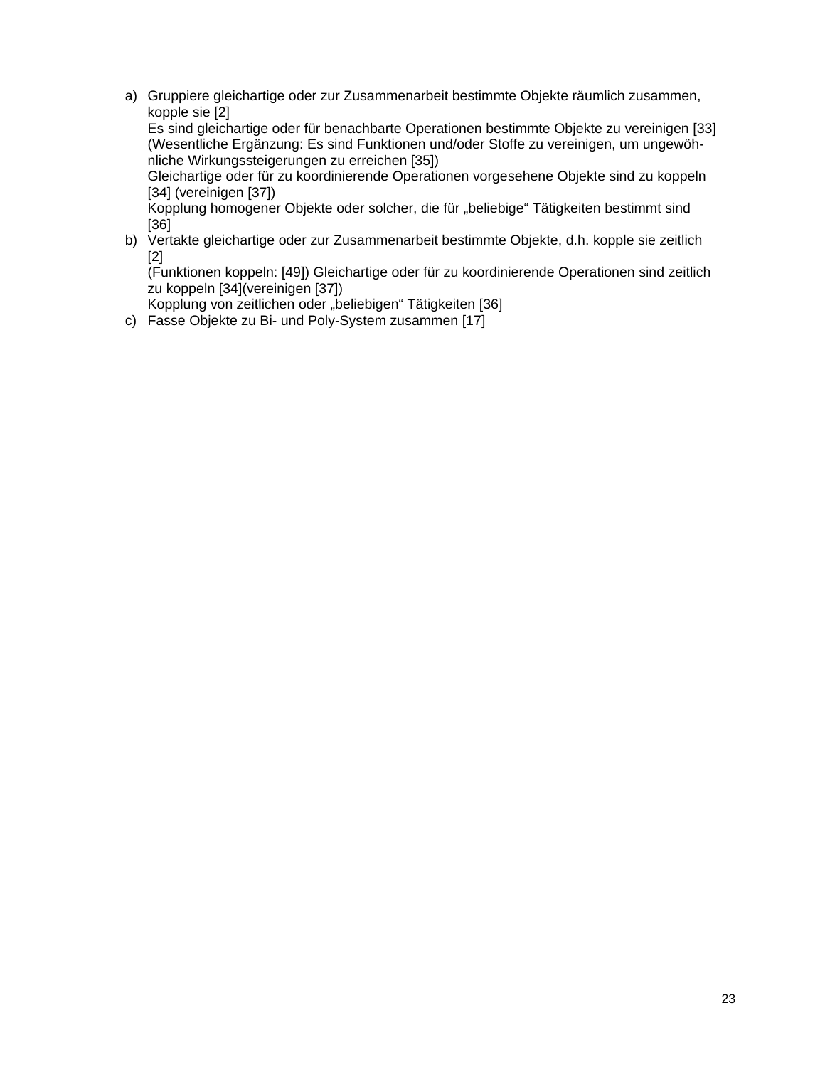a) Gruppiere gleichartige oder zur Zusammenarbeit bestimmte Objekte räumlich zusammen, kopple sie [2]
   Es sind gleichartige oder für benachbarte Operationen bestimmte Objekte zu vereinigen [33] (Wesentliche Ergänzung: Es sind Funktionen und/oder Stoffe zu vereinigen, um ungewöhnliche Wirkungssteigerungen zu erreichen [35])
   Gleichartige oder für zu koordinierende Operationen vorgesehene Objekte sind zu koppeln [34] (vereinigen [37])
   Kopplung homogener Objekte oder solcher, die für „beliebige" Tätigkeiten bestimmt sind [36]
b) Vertakte gleichartige oder zur Zusammenarbeit bestimmte Objekte, d.h. kopple sie zeitlich [2]
   (Funktionen koppeln: [49]) Gleichartige oder für zu koordinierende Operationen sind zeitlich zu koppeln [34](vereinigen [37])
   Kopplung von zeitlichen oder „beliebigen" Tätigkeiten [36]
c) Fasse Objekte zu Bi- und Poly-System zusammen [17]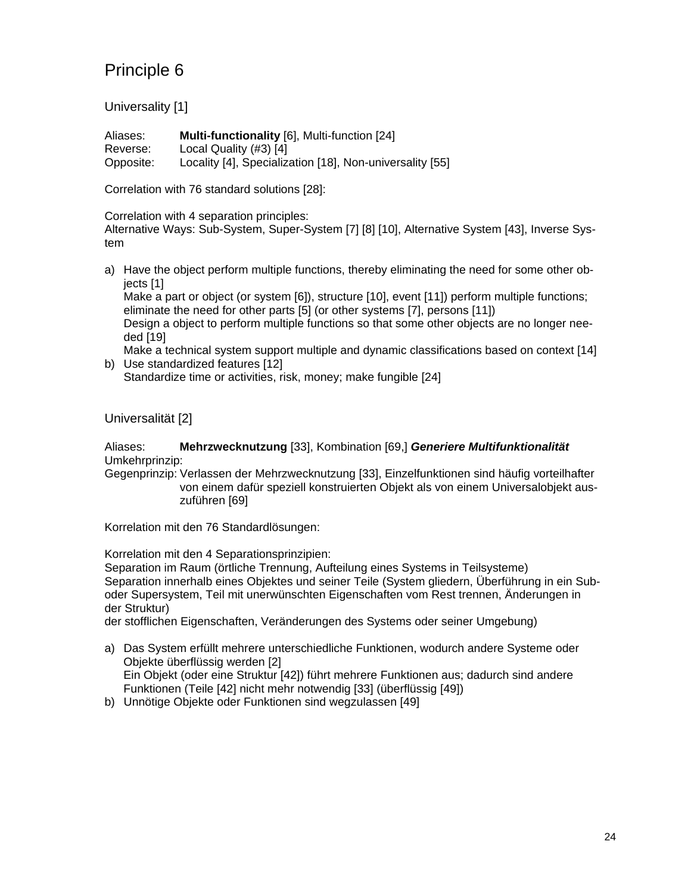# Principle 6

## Universality [1]

Aliases: **Multi-functionality** [6], Multi-function [24]
Reverse: Local Quality (#3) [4]
Opposite: Locality [4], Specialization [18], Non-universality [55]

Correlation with 76 standard solutions [28]:

Correlation with 4 separation principles:
Alternative Ways: Sub-System, Super-System [7] [8] [10], Alternative System [43], Inverse System

a) Have the object perform multiple functions, thereby eliminating the need for some other objects [1]
   Make a part or object (or system [6]), structure [10], event [11]) perform multiple functions; eliminate the need for other parts [5] (or other systems [7], persons [11])
   Design a object to perform multiple functions so that some other objects are no longer needed [19]
   Make a technical system support multiple and dynamic classifications based on context [14]
b) Use standardized features [12]
   Standardize time or activities, risk, money; make fungible [24]

## Universalität [2]

Aliases: **Mehrzwecknutzung** [33], Kombination [69,] ***Generiere Multifunktionalität***
Umkehrprinzip:
Gegenprinzip: Verlassen der Mehrzwecknutzung [33], Einzelfunktionen sind häufig vorteilhafter von einem dafür speziell konstruierten Objekt als von einem Universalobjekt auszuführen [69]

Korrelation mit den 76 Standardlösungen:

Korrelation mit den 4 Separationsprinzipien:
Separation im Raum (örtliche Trennung, Aufteilung eines Systems in Teilsysteme)
Separation innerhalb eines Objektes und seiner Teile (System gliedern, Überführung in ein Sub- oder Supersystem, Teil mit unerwünschten Eigenschaften vom Rest trennen, Änderungen in der Struktur)
der stofflichen Eigenschaften, Veränderungen des Systems oder seiner Umgebung)

a) Das System erfüllt mehrere unterschiedliche Funktionen, wodurch andere Systeme oder Objekte überflüssig werden [2]
   Ein Objekt (oder eine Struktur [42]) führt mehrere Funktionen aus; dadurch sind andere Funktionen (Teile [42] nicht mehr notwendig [33] (überflüssig [49])
b) Unnötige Objekte oder Funktionen sind wegzulassen [49]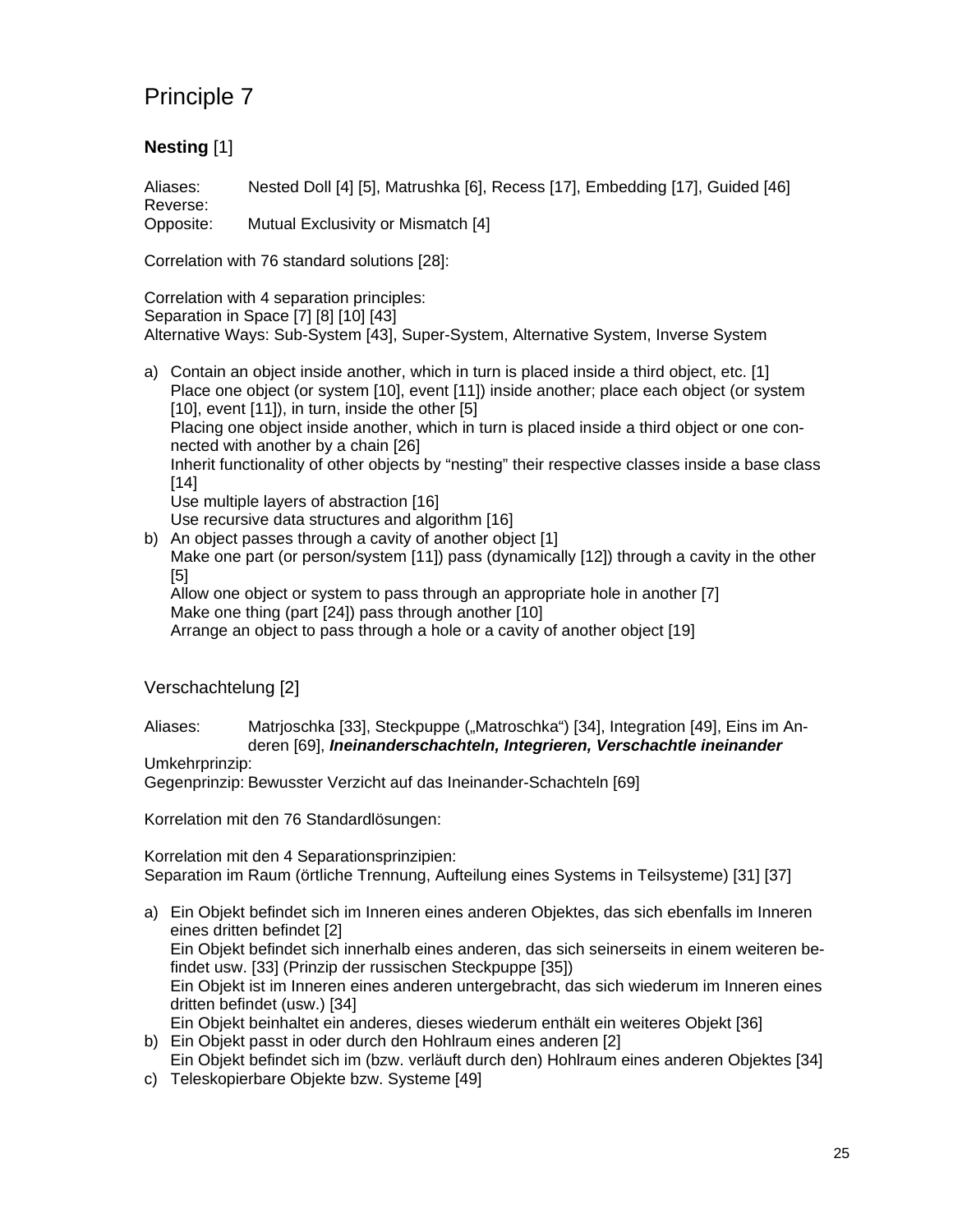# Principle 7

### **Nesting** [1]

Aliases: Nested Doll [4] [5], Matrushka [6], Recess [17], Embedding [17], Guided [46]
Reverse:
Opposite: Mutual Exclusivity or Mismatch [4]

Correlation with 76 standard solutions [28]:

Correlation with 4 separation principles:
Separation in Space [7] [8] [10] [43]
Alternative Ways: Sub-System [43], Super-System, Alternative System, Inverse System

a) Contain an object inside another, which in turn is placed inside a third object, etc. [1]
   Place one object (or system [10], event [11]) inside another; place each object (or system [10], event [11]), in turn, inside the other [5]
   Placing one object inside another, which in turn is placed inside a third object or one connected with another by a chain [26]
   Inherit functionality of other objects by "nesting" their respective classes inside a base class [14]
   Use multiple layers of abstraction [16]
   Use recursive data structures and algorithm [16]
b) An object passes through a cavity of another object [1]
   Make one part (or person/system [11]) pass (dynamically [12]) through a cavity in the other [5]
   Allow one object or system to pass through an appropriate hole in another [7]
   Make one thing (part [24]) pass through another [10]
   Arrange an object to pass through a hole or a cavity of another object [19]

### Verschachtelung [2]

Aliases: Matrjoschka [33], Steckpuppe („Matroschka") [34], Integration [49], Eins im Anderen [69], ***Ineinanderschachteln, Integrieren, Verschachtle ineinander***
Umkehrprinzip:
Gegenprinzip: Bewusster Verzicht auf das Ineinander-Schachteln [69]

Korrelation mit den 76 Standardlösungen:

Korrelation mit den 4 Separationsprinzipien:
Separation im Raum (örtliche Trennung, Aufteilung eines Systems in Teilsysteme) [31] [37]

a) Ein Objekt befindet sich im Inneren eines anderen Objektes, das sich ebenfalls im Inneren eines dritten befindet [2]
   Ein Objekt befindet sich innerhalb eines anderen, das sich seinerseits in einem weiteren befindet usw. [33] (Prinzip der russischen Steckpuppe [35])
   Ein Objekt ist im Inneren eines anderen untergebracht, das sich wiederum im Inneren eines dritten befindet (usw.) [34]
   Ein Objekt beinhaltet ein anderes, dieses wiederum enthält ein weiteres Objekt [36]
b) Ein Objekt passt in oder durch den Hohlraum eines anderen [2]
   Ein Objekt befindet sich im (bzw. verläuft durch den) Hohlraum eines anderen Objektes [34]
c) Teleskopierbare Objekte bzw. Systeme [49]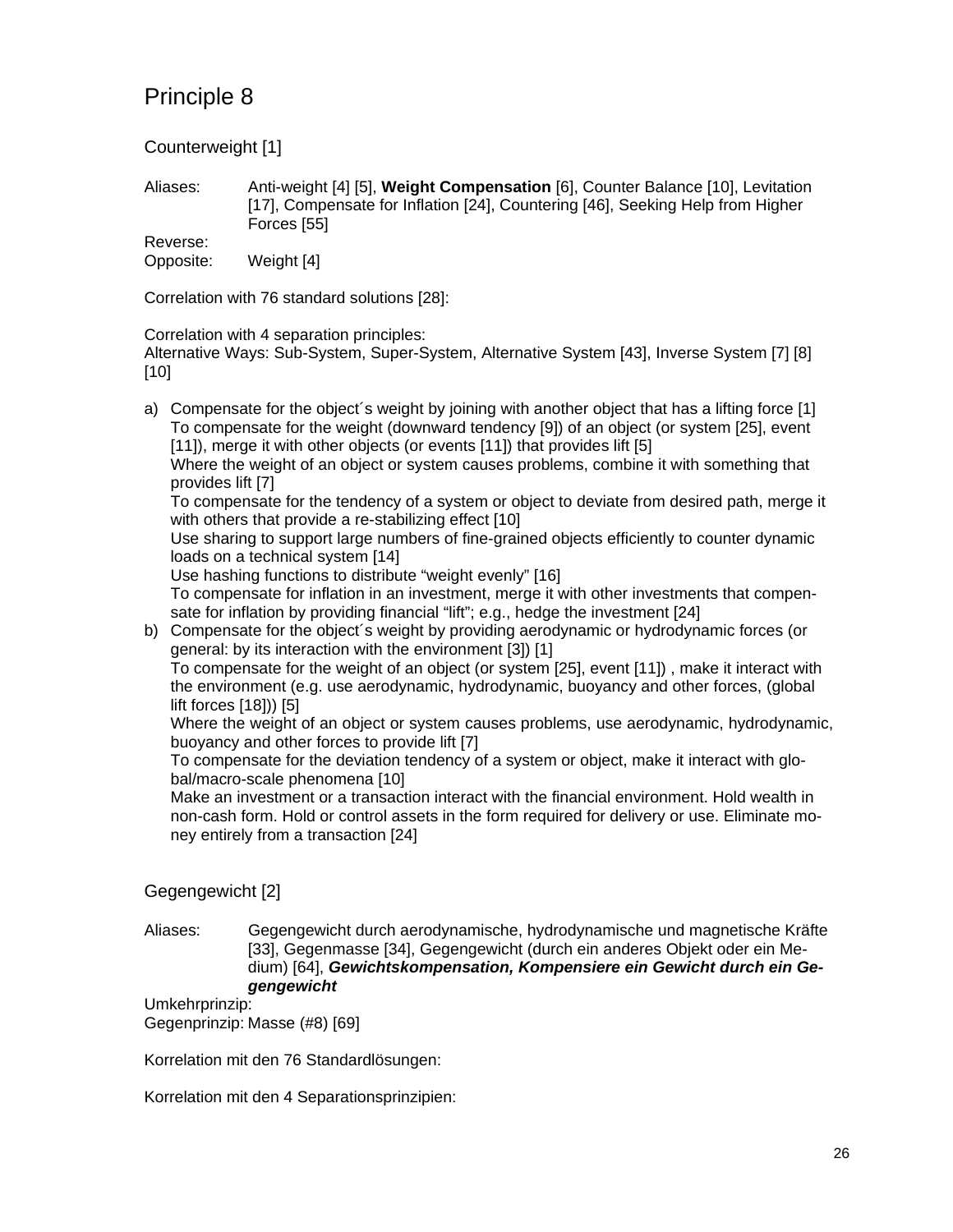# Principle 8

## Counterweight [1]

Aliases: Anti-weight [4] [5], **Weight Compensation** [6], Counter Balance [10], Levitation [17], Compensate for Inflation [24], Countering [46], Seeking Help from Higher Forces [55]

Reverse:

Opposite: Weight [4]

Correlation with 76 standard solutions [28]:

Correlation with 4 separation principles:
Alternative Ways: Sub-System, Super-System, Alternative System [43], Inverse System [7] [8] [10]

a) Compensate for the object´s weight by joining with another object that has a lifting force [1]
   To compensate for the weight (downward tendency [9]) of an object (or system [25], event [11]), merge it with other objects (or events [11]) that provides lift [5]
   Where the weight of an object or system causes problems, combine it with something that provides lift [7]
   To compensate for the tendency of a system or object to deviate from desired path, merge it with others that provide a re-stabilizing effect [10]
   Use sharing to support large numbers of fine-grained objects efficiently to counter dynamic loads on a technical system [14]
   Use hashing functions to distribute "weight evenly" [16]
   To compensate for inflation in an investment, merge it with other investments that compensate for inflation by providing financial "lift"; e.g., hedge the investment [24]
b) Compensate for the object´s weight by providing aerodynamic or hydrodynamic forces (or general: by its interaction with the environment [3]) [1]
   To compensate for the weight of an object (or system [25], event [11]) , make it interact with the environment (e.g. use aerodynamic, hydrodynamic, buoyancy and other forces, (global lift forces [18])) [5]
   Where the weight of an object or system causes problems, use aerodynamic, hydrodynamic, buoyancy and other forces to provide lift [7]
   To compensate for the deviation tendency of a system or object, make it interact with global/macro-scale phenomena [10]
   Make an investment or a transaction interact with the financial environment. Hold wealth in non-cash form. Hold or control assets in the form required for delivery or use. Eliminate money entirely from a transaction [24]

## Gegengewicht [2]

Aliases: Gegengewicht durch aerodynamische, hydrodynamische und magnetische Kräfte [33], Gegenmasse [34], Gegengewicht (durch ein anderes Objekt oder ein Medium) [64], ***Gewichtskompensation, Kompensiere ein Gewicht durch ein Gegengewicht***

Umkehrprinzip:

Gegenprinzip: Masse (#8) [69]

Korrelation mit den 76 Standardlösungen:

Korrelation mit den 4 Separationsprinzipien: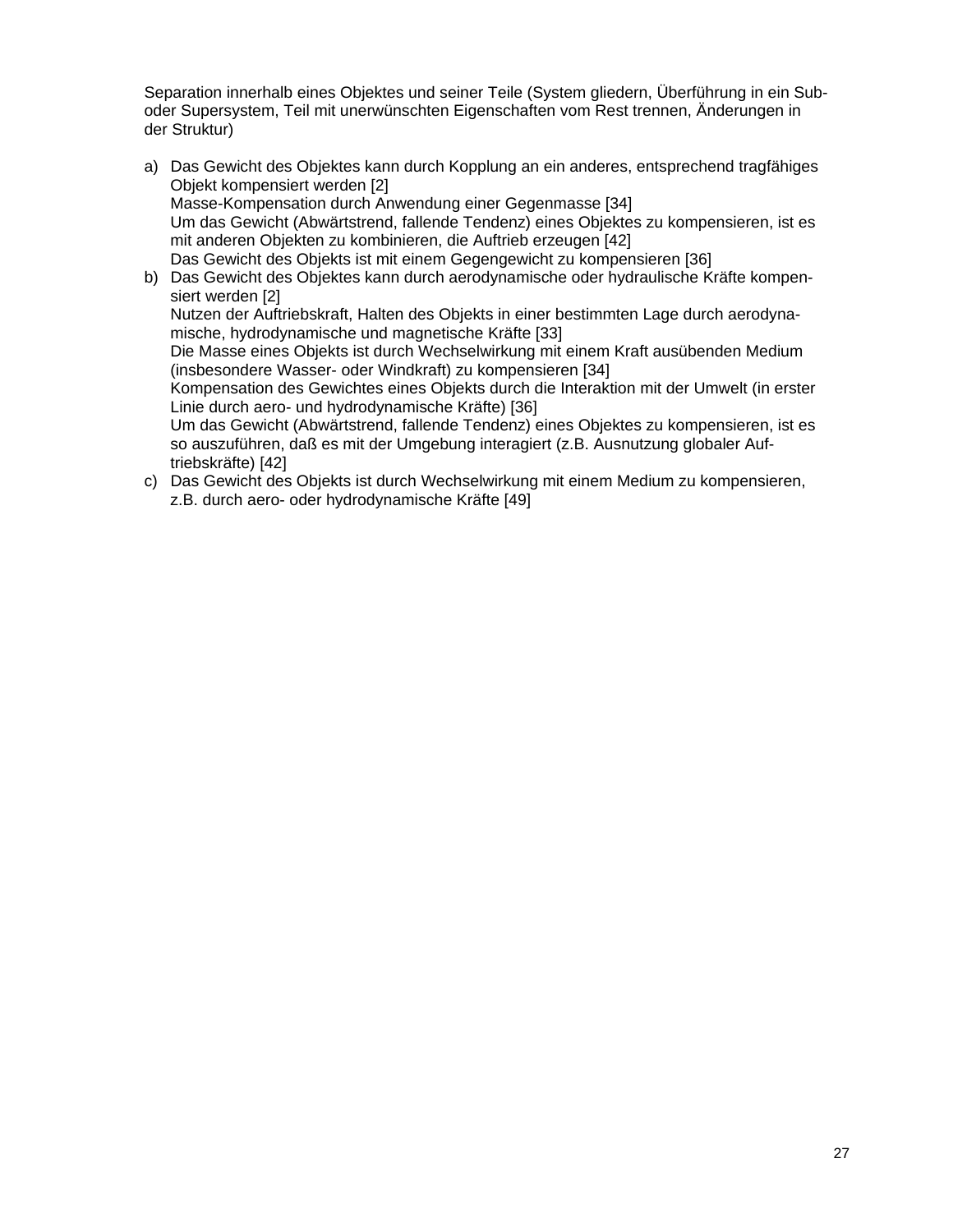Separation innerhalb eines Objektes und seiner Teile (System gliedern, Überführung in ein Sub- oder Supersystem, Teil mit unerwünschten Eigenschaften vom Rest trennen, Änderungen in der Struktur)

a) Das Gewicht des Objektes kann durch Kopplung an ein anderes, entsprechend tragfähiges Objekt kompensiert werden [2]
   Masse-Kompensation durch Anwendung einer Gegenmasse [34]
   Um das Gewicht (Abwärtstrend, fallende Tendenz) eines Objektes zu kompensieren, ist es mit anderen Objekten zu kombinieren, die Auftrieb erzeugen [42]
   Das Gewicht des Objekts ist mit einem Gegengewicht zu kompensieren [36]
b) Das Gewicht des Objektes kann durch aerodynamische oder hydraulische Kräfte kompensiert werden [2]
   Nutzen der Auftriebskraft, Halten des Objekts in einer bestimmten Lage durch aerodynamische, hydrodynamische und magnetische Kräfte [33]
   Die Masse eines Objekts ist durch Wechselwirkung mit einem Kraft ausübenden Medium (insbesondere Wasser- oder Windkraft) zu kompensieren [34]
   Kompensation des Gewichtes eines Objekts durch die Interaktion mit der Umwelt (in erster Linie durch aero- und hydrodynamische Kräfte) [36]
   Um das Gewicht (Abwärtstrend, fallende Tendenz) eines Objektes zu kompensieren, ist es so auszuführen, daß es mit der Umgebung interagiert (z.B. Ausnutzung globaler Auftriebskräfte) [42]
c) Das Gewicht des Objekts ist durch Wechselwirkung mit einem Medium zu kompensieren, z.B. durch aero- oder hydrodynamische Kräfte [49]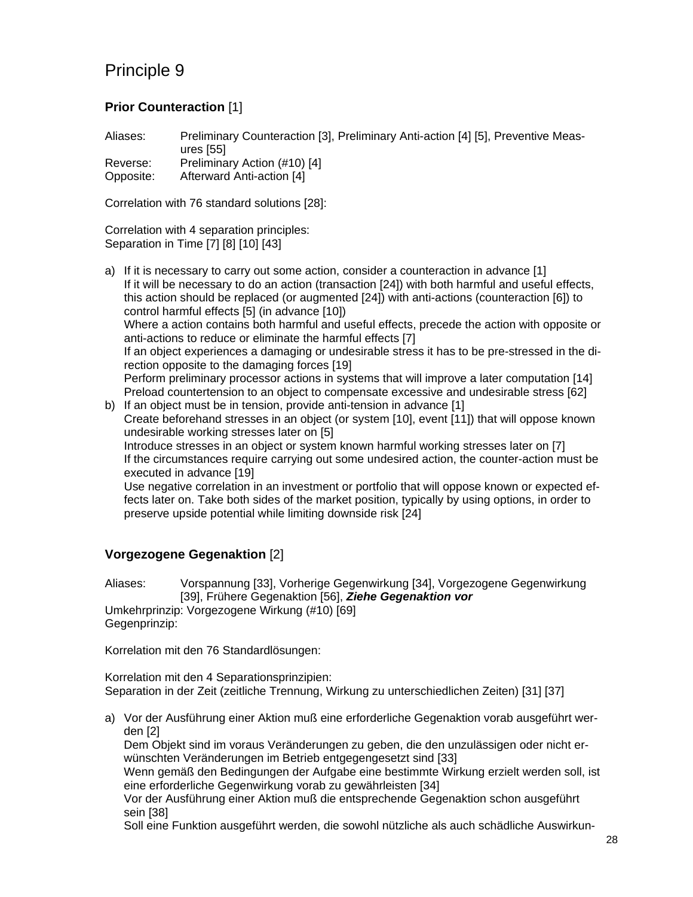# Principle 9

### **Prior Counteraction** [1]

Aliases: Preliminary Counteraction [3], Preliminary Anti-action [4] [5], Preventive Measures [55]
Reverse: Preliminary Action (#10) [4]
Opposite: Afterward Anti-action [4]

Correlation with 76 standard solutions [28]:

Correlation with 4 separation principles:
Separation in Time [7] [8] [10] [43]

a) If it is necessary to carry out some action, consider a counteraction in advance [1]
   If it will be necessary to do an action (transaction [24]) with both harmful and useful effects, this action should be replaced (or augmented [24]) with anti-actions (counteraction [6]) to control harmful effects [5] (in advance [10])
   Where a action contains both harmful and useful effects, precede the action with opposite or anti-actions to reduce or eliminate the harmful effects [7]
   If an object experiences a damaging or undesirable stress it has to be pre-stressed in the direction opposite to the damaging forces [19]
   Perform preliminary processor actions in systems that will improve a later computation [14]
   Preload countertension to an object to compensate excessive and undesirable stress [62]
b) If an object must be in tension, provide anti-tension in advance [1]
   Create beforehand stresses in an object (or system [10], event [11]) that will oppose known undesirable working stresses later on [5]
   Introduce stresses in an object or system known harmful working stresses later on [7]
   If the circumstances require carrying out some undesired action, the counter-action must be executed in advance [19]
   Use negative correlation in an investment or portfolio that will oppose known or expected effects later on. Take both sides of the market position, typically by using options, in order to preserve upside potential while limiting downside risk [24]

### **Vorgezogene Gegenaktion** [2]

Aliases: Vorspannung [33], Vorherige Gegenwirkung [34], Vorgezogene Gegenwirkung [39], Frühere Gegenaktion [56], ***Ziehe Gegenaktion vor***
Umkehrprinzip: Vorgezogene Wirkung (#10) [69]
Gegenprinzip:

Korrelation mit den 76 Standardlösungen:

Korrelation mit den 4 Separationsprinzipien:
Separation in der Zeit (zeitliche Trennung, Wirkung zu unterschiedlichen Zeiten) [31] [37]

a) Vor der Ausführung einer Aktion muß eine erforderliche Gegenaktion vorab ausgeführt werden [2]
   Dem Objekt sind im voraus Veränderungen zu geben, die den unzulässigen oder nicht erwünschten Veränderungen im Betrieb entgegengesetzt sind [33]
   Wenn gemäß den Bedingungen der Aufgabe eine bestimmte Wirkung erzielt werden soll, ist eine erforderliche Gegenwirkung vorab zu gewährleisten [34]
   Vor der Ausführung einer Aktion muß die entsprechende Gegenaktion schon ausgeführt sein [38]
   Soll eine Funktion ausgeführt werden, die sowohl nützliche als auch schädliche Auswirkun-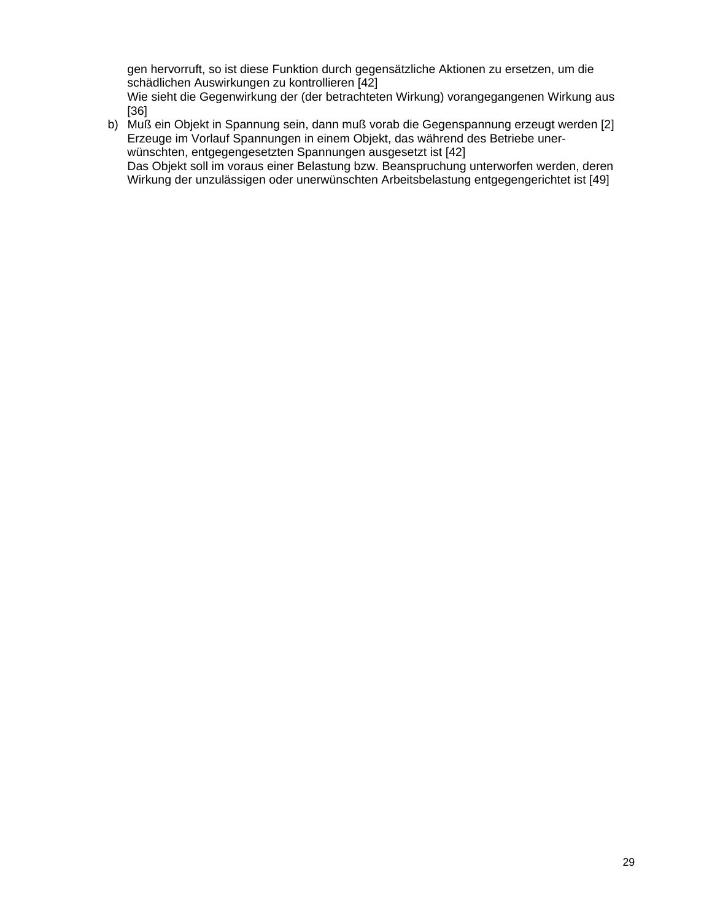gen hervorruft, so ist diese Funktion durch gegensätzliche Aktionen zu ersetzen, um die schädlichen Auswirkungen zu kontrollieren [42]
Wie sieht die Gegenwirkung der (der betrachteten Wirkung) vorangegangenen Wirkung aus [36]

b) Muß ein Objekt in Spannung sein, dann muß vorab die Gegenspannung erzeugt werden [2]
Erzeuge im Vorlauf Spannungen in einem Objekt, das während des Betriebe unerwünschten, entgegengesetzten Spannungen ausgesetzt ist [42]
Das Objekt soll im voraus einer Belastung bzw. Beanspruchung unterworfen werden, deren Wirkung der unzulässigen oder unerwünschten Arbeitsbelastung entgegengerichtet ist [49]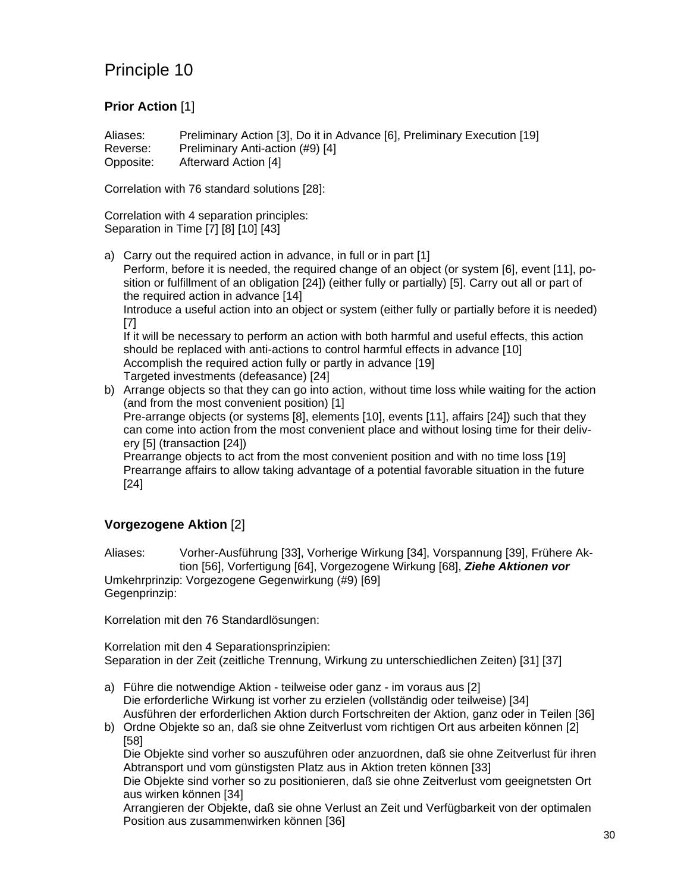# Principle 10

### **Prior Action** [1]

Aliases: Preliminary Action [3], Do it in Advance [6], Preliminary Execution [19]
Reverse: Preliminary Anti-action (#9) [4]
Opposite: Afterward Action [4]

Correlation with 76 standard solutions [28]:

Correlation with 4 separation principles:
Separation in Time [7] [8] [10] [43]

a) Carry out the required action in advance, in full or in part [1]
   Perform, before it is needed, the required change of an object (or system [6], event [11], position or fulfillment of an obligation [24]) (either fully or partially) [5]. Carry out all or part of the required action in advance [14]
   Introduce a useful action into an object or system (either fully or partially before it is needed) [7]
   If it will be necessary to perform an action with both harmful and useful effects, this action should be replaced with anti-actions to control harmful effects in advance [10]
   Accomplish the required action fully or partly in advance [19]
   Targeted investments (defeasance) [24]
b) Arrange objects so that they can go into action, without time loss while waiting for the action (and from the most convenient position) [1]
   Pre-arrange objects (or systems [8], elements [10], events [11], affairs [24]) such that they can come into action from the most convenient place and without losing time for their delivery [5] (transaction [24])
   Prearrange objects to act from the most convenient position and with no time loss [19]
   Prearrange affairs to allow taking advantage of a potential favorable situation in the future [24]

### **Vorgezogene Aktion** [2]

Aliases: Vorher-Ausführung [33], Vorherige Wirkung [34], Vorspannung [39], Frühere Aktion [56], Vorfertigung [64], Vorgezogene Wirkung [68], ***Ziehe Aktionen vor***
Umkehrprinzip: Vorgezogene Gegenwirkung (#9) [69]
Gegenprinzip:

Korrelation mit den 76 Standardlösungen:

Korrelation mit den 4 Separationsprinzipien:
Separation in der Zeit (zeitliche Trennung, Wirkung zu unterschiedlichen Zeiten) [31] [37]

a) Führe die notwendige Aktion - teilweise oder ganz - im voraus aus [2]
   Die erforderliche Wirkung ist vorher zu erzielen (vollständig oder teilweise) [34]
   Ausführen der erforderlichen Aktion durch Fortschreiten der Aktion, ganz oder in Teilen [36]
b) Ordne Objekte so an, daß sie ohne Zeitverlust vom richtigen Ort aus arbeiten können [2] [58]
   Die Objekte sind vorher so auszuführen oder anzuordnen, daß sie ohne Zeitverlust für ihren Abtransport und vom günstigsten Platz aus in Aktion treten können [33]
   Die Objekte sind vorher so zu positionieren, daß sie ohne Zeitverlust vom geeignetsten Ort aus wirken können [34]
   Arrangieren der Objekte, daß sie ohne Verlust an Zeit und Verfügbarkeit von der optimalen Position aus zusammenwirken können [36]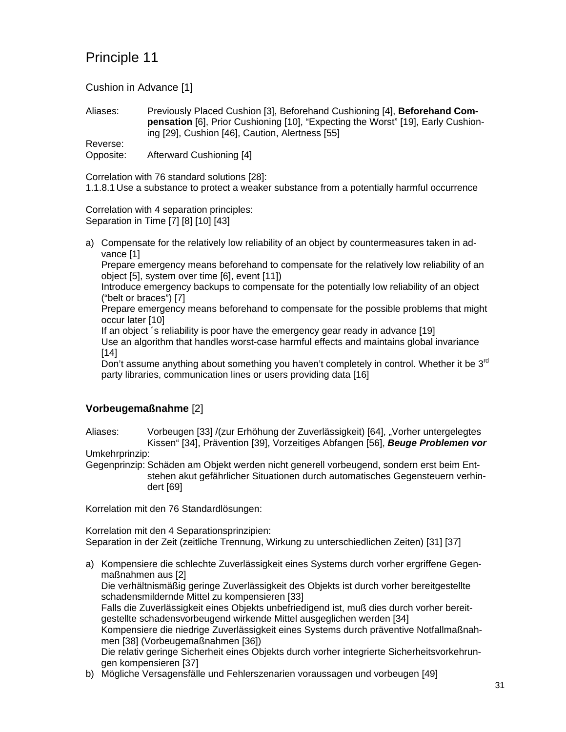# Principle 11

Cushion in Advance [1]

Aliases: Previously Placed Cushion [3], Beforehand Cushioning [4], **Beforehand Compensation** [6], Prior Cushioning [10], “Expecting the Worst” [19], Early Cushioning [29], Cushion [46], Caution, Alertness [55]

Reverse:

Opposite: Afterward Cushioning [4]

Correlation with 76 standard solutions [28]:
1.1.8.1 Use a substance to protect a weaker substance from a potentially harmful occurrence

Correlation with 4 separation principles:
Separation in Time [7] [8] [10] [43]

a) Compensate for the relatively low reliability of an object by countermeasures taken in advance [1]
   Prepare emergency means beforehand to compensate for the relatively low reliability of an object [5], system over time [6], event [11])
   Introduce emergency backups to compensate for the potentially low reliability of an object (“belt or braces”) [7]
   Prepare emergency means beforehand to compensate for the possible problems that might occur later [10]
   If an object ´s reliability is poor have the emergency gear ready in advance [19]
   Use an algorithm that handles worst-case harmful effects and maintains global invariance [14]
   Don’t assume anything about something you haven’t completely in control. Whether it be 3rd party libraries, communication lines or users providing data [16]

## **Vorbeugemaßnahme** [2]

Aliases: Vorbeugen [33] /(zur Erhöhung der Zuverlässigkeit) [64], „Vorher untergelegtes Kissen“ [34], Prävention [39], Vorzeitiges Abfangen [56], ***Beuge Problemen vor***

Umkehrprinzip:

Gegenprinzip: Schäden am Objekt werden nicht generell vorbeugend, sondern erst beim Entstehen akut gefährlicher Situationen durch automatisches Gegensteuern verhindert [69]

Korrelation mit den 76 Standardlösungen:

Korrelation mit den 4 Separationsprinzipien:
Separation in der Zeit (zeitliche Trennung, Wirkung zu unterschiedlichen Zeiten) [31] [37]

a) Kompensiere die schlechte Zuverlässigkeit eines Systems durch vorher ergriffene Gegenmaßnahmen aus [2]
   Die verhältnismäßig geringe Zuverlässigkeit des Objekts ist durch vorher bereitgestellte schadensmildernde Mittel zu kompensieren [33]
   Falls die Zuverlässigkeit eines Objekts unbefriedigend ist, muß dies durch vorher bereitgestellte schadensvorbeugend wirkende Mittel ausgeglichen werden [34]
   Kompensiere die niedrige Zuverlässigkeit eines Systems durch präventive Notfallmaßnahmen [38] (Vorbeugemaßnahmen [36])
   Die relativ geringe Sicherheit eines Objekts durch vorher integrierte Sicherheitsvorkehrungen kompensieren [37]
b) Mögliche Versagensfälle und Fehlerszenarien voraussagen und vorbeugen [49]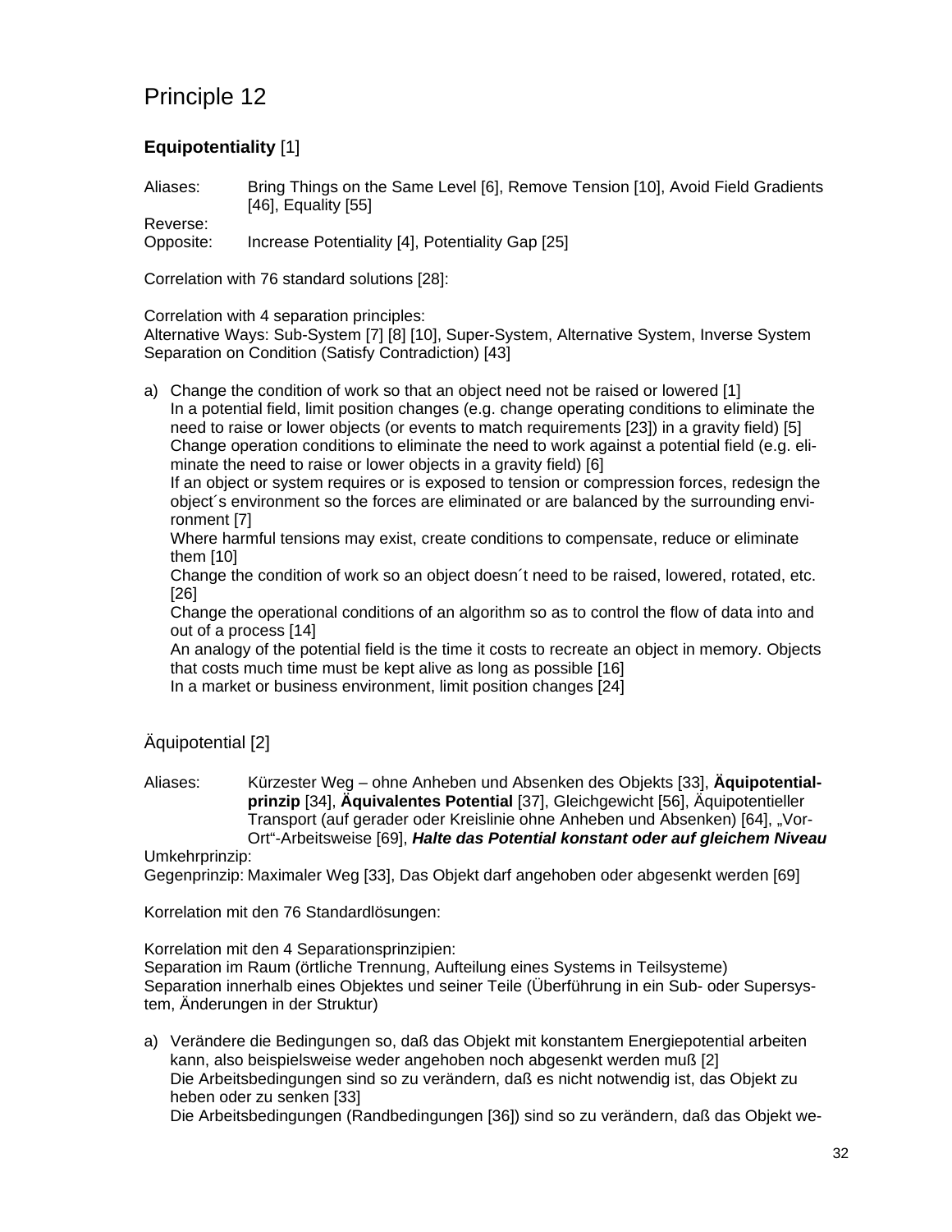# Principle 12

### **Equipotentiality** [1]

Aliases: Bring Things on the Same Level [6], Remove Tension [10], Avoid Field Gradients [46], Equality [55]

Reverse:

Opposite: Increase Potentiality [4], Potentiality Gap [25]

Correlation with 76 standard solutions [28]:

Correlation with 4 separation principles:
Alternative Ways: Sub-System [7] [8] [10], Super-System, Alternative System, Inverse System
Separation on Condition (Satisfy Contradiction) [43]

a) Change the condition of work so that an object need not be raised or lowered [1]
   In a potential field, limit position changes (e.g. change operating conditions to eliminate the need to raise or lower objects (or events to match requirements [23]) in a gravity field) [5]
   Change operation conditions to eliminate the need to work against a potential field (e.g. eliminate the need to raise or lower objects in a gravity field) [6]
   If an object or system requires or is exposed to tension or compression forces, redesign the object´s environment so the forces are eliminated or are balanced by the surrounding environment [7]
   Where harmful tensions may exist, create conditions to compensate, reduce or eliminate them [10]
   Change the condition of work so an object doesn´t need to be raised, lowered, rotated, etc. [26]
   Change the operational conditions of an algorithm so as to control the flow of data into and out of a process [14]
   An analogy of the potential field is the time it costs to recreate an object in memory. Objects that costs much time must be kept alive as long as possible [16]
   In a market or business environment, limit position changes [24]

### Äquipotential [2]

Aliases: Kürzester Weg – ohne Anheben und Absenken des Objekts [33], **Äquipotentialprinzip** [34], **Äquivalentes Potential** [37], Gleichgewicht [56], Äquipotentieller Transport (auf gerader oder Kreislinie ohne Anheben und Absenken) [64], „Vor-Ort"-Arbeitsweise [69], ***Halte das Potential konstant oder auf gleichem Niveau***

Umkehrprinzip:

Gegenprinzip: Maximaler Weg [33], Das Objekt darf angehoben oder abgesenkt werden [69]

Korrelation mit den 76 Standardlösungen:

Korrelation mit den 4 Separationsprinzipien:
Separation im Raum (örtliche Trennung, Aufteilung eines Systems in Teilsysteme)
Separation innerhalb eines Objektes und seiner Teile (Überführung in ein Sub- oder Supersystem, Änderungen in der Struktur)

a) Verändere die Bedingungen so, daß das Objekt mit konstantem Energiepotential arbeiten kann, also beispielsweise weder angehoben noch abgesenkt werden muß [2]
   Die Arbeitsbedingungen sind so zu verändern, daß es nicht notwendig ist, das Objekt zu heben oder zu senken [33]
   Die Arbeitsbedingungen (Randbedingungen [36]) sind so zu verändern, daß das Objekt we-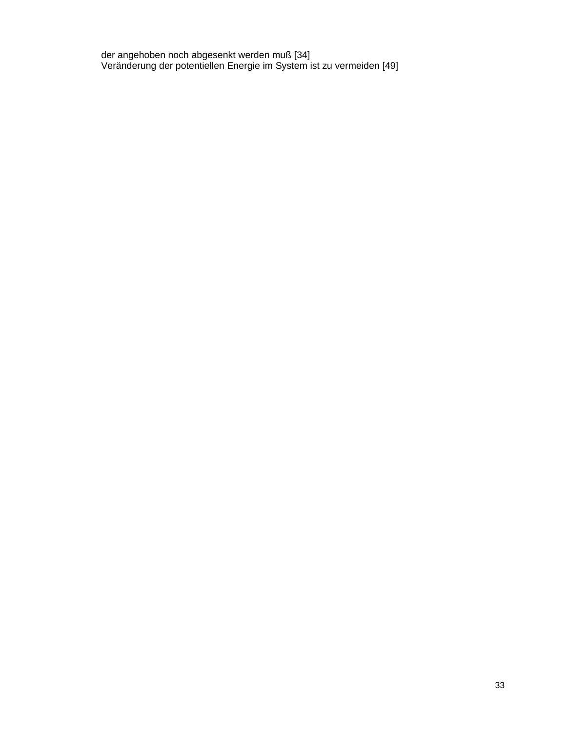der angehoben noch abgesenkt werden muß [34]
Veränderung der potentiellen Energie im System ist zu vermeiden [49]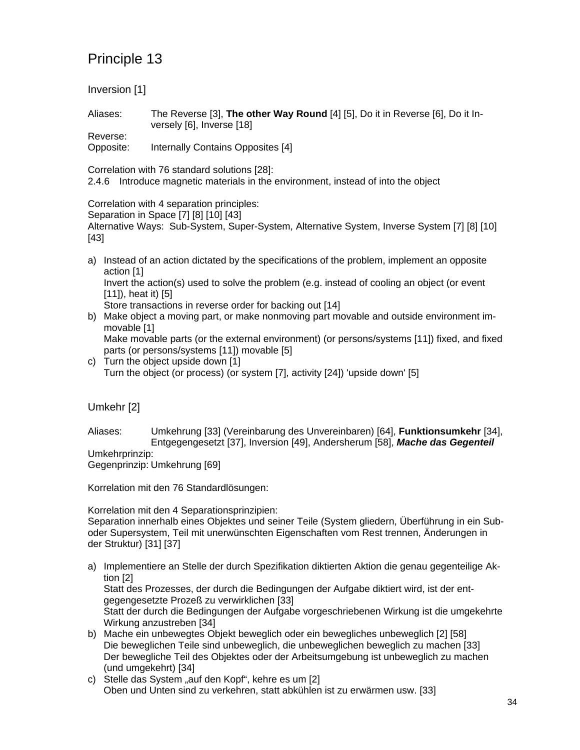# Principle 13

## Inversion [1]

Aliases: The Reverse [3], **The other Way Round** [4] [5], Do it in Reverse [6], Do it Inversely [6], Inverse [18]

Reverse:

Opposite: Internally Contains Opposites [4]

Correlation with 76 standard solutions [28]:

2.4.6 Introduce magnetic materials in the environment, instead of into the object

Correlation with 4 separation principles:

Separation in Space [7] [8] [10] [43]

Alternative Ways: Sub-System, Super-System, Alternative System, Inverse System [7] [8] [10] [43]

a) Instead of an action dictated by the specifications of the problem, implement an opposite action [1]
   Invert the action(s) used to solve the problem (e.g. instead of cooling an object (or event [11]), heat it) [5]
   Store transactions in reverse order for backing out [14]
b) Make object a moving part, or make nonmoving part movable and outside environment immovable [1]
   Make movable parts (or the external environment) (or persons/systems [11]) fixed, and fixed parts (or persons/systems [11]) movable [5]
c) Turn the object upside down [1]
   Turn the object (or process) (or system [7], activity [24]) 'upside down' [5]

## Umkehr [2]

Aliases: Umkehrung [33] (Vereinbarung des Unvereinbaren) [64], **Funktionsumkehr** [34], Entgegengesetzt [37], Inversion [49], Andersherum [58], ***Mache das Gegenteil***

Umkehrprinzip:

Gegenprinzip: Umkehrung [69]

Korrelation mit den 76 Standardlösungen:

Korrelation mit den 4 Separationsprinzipien:

Separation innerhalb eines Objektes und seiner Teile (System gliedern, Überführung in ein Sub- oder Supersystem, Teil mit unerwünschten Eigenschaften vom Rest trennen, Änderungen in der Struktur) [31] [37]

a) Implementiere an Stelle der durch Spezifikation diktierten Aktion die genau gegenteilige Aktion [2]
   Statt des Prozesses, der durch die Bedingungen der Aufgabe diktiert wird, ist der entgegengesetzte Prozeß zu verwirklichen [33]
   Statt der durch die Bedingungen der Aufgabe vorgeschriebenen Wirkung ist die umgekehrte Wirkung anzustreben [34]
b) Mache ein unbewegtes Objekt beweglich oder ein bewegliches unbeweglich [2] [58]
   Die beweglichen Teile sind unbeweglich, die unbeweglichen beweglich zu machen [33]
   Der bewegliche Teil des Objektes oder der Arbeitsumgebung ist unbeweglich zu machen (und umgekehrt) [34]
c) Stelle das System „auf den Kopf", kehre es um [2]
   Oben und Unten sind zu verkehren, statt abkühlen ist zu erwärmen usw. [33]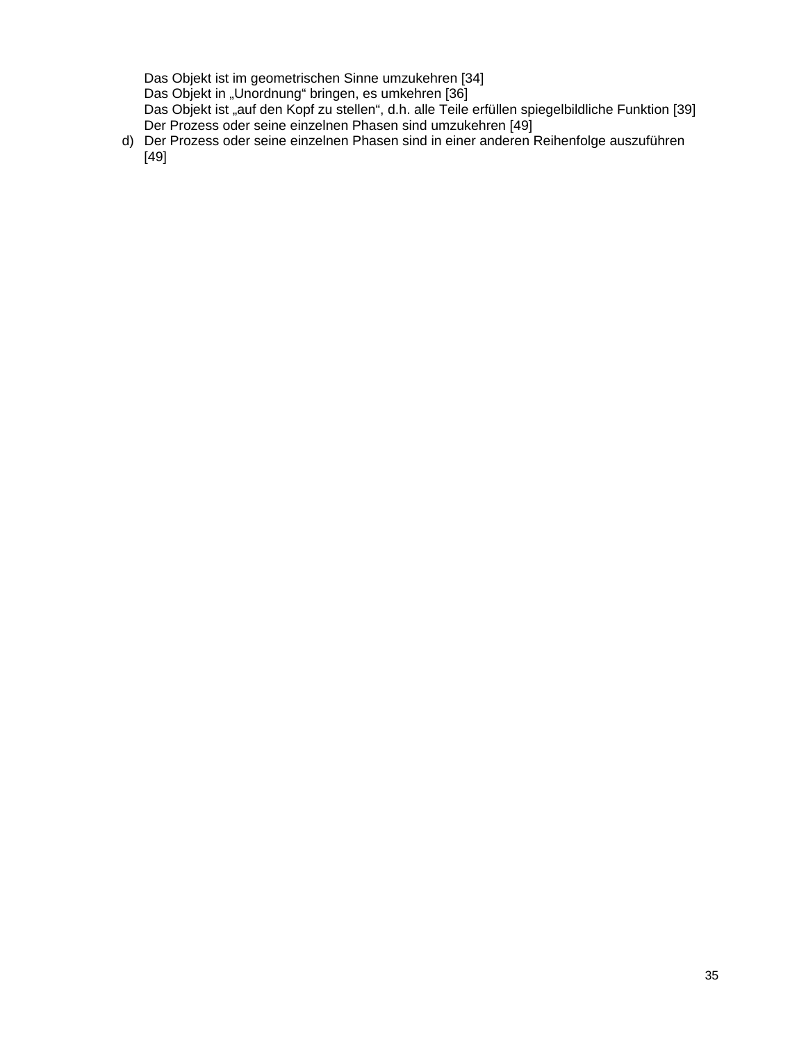Das Objekt ist im geometrischen Sinne umzukehren [34]
Das Objekt in „Unordnung" bringen, es umkehren [36]
Das Objekt ist „auf den Kopf zu stellen", d.h. alle Teile erfüllen spiegelbildliche Funktion [39]
Der Prozess oder seine einzelnen Phasen sind umzukehren [49]

d) Der Prozess oder seine einzelnen Phasen sind in einer anderen Reihenfolge auszuführen [49]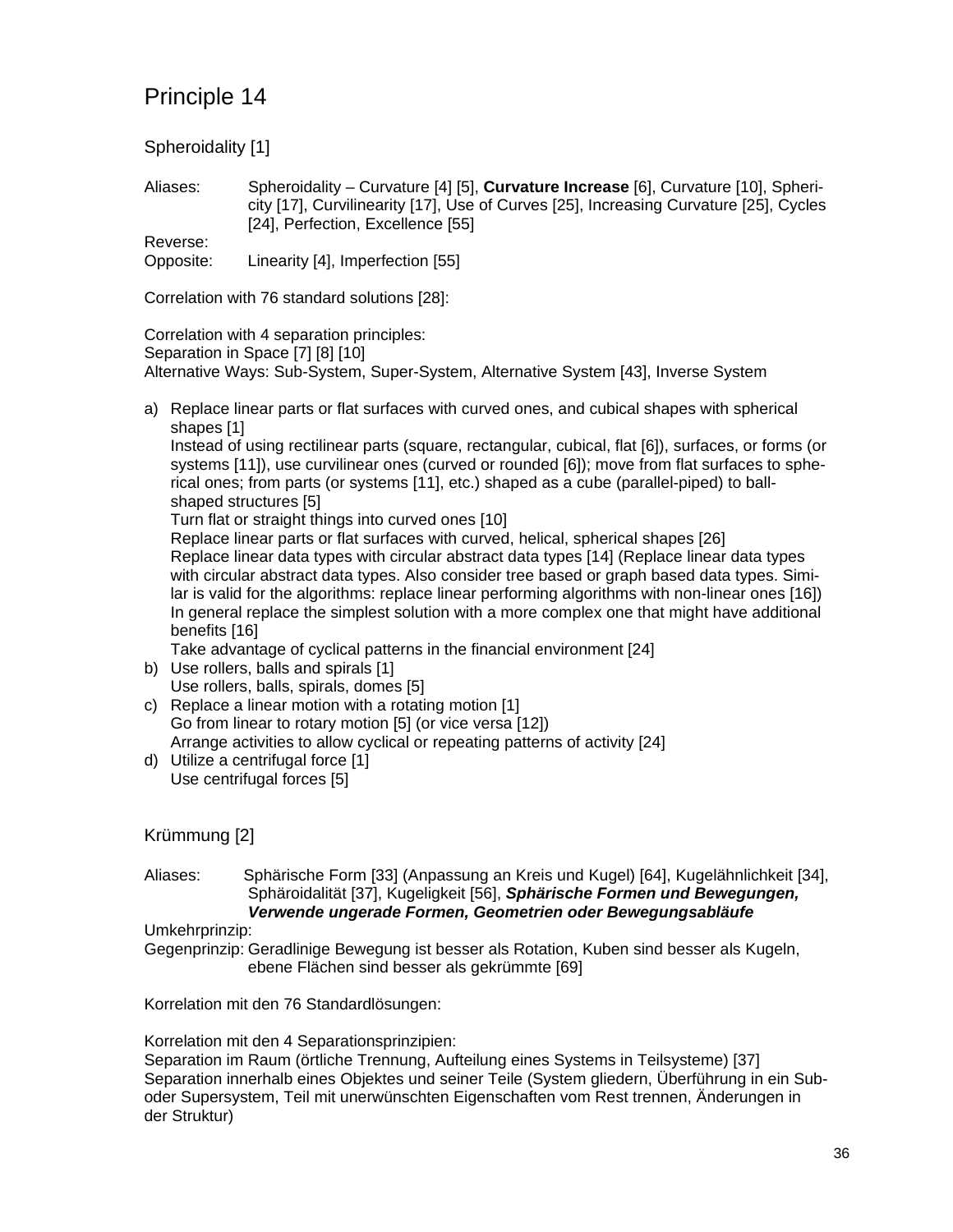# Principle 14

## Spheroidality [1]

Aliases: Spheroidality – Curvature [4] [5], **Curvature Increase** [6], Curvature [10], Sphericity [17], Curvilinearity [17], Use of Curves [25], Increasing Curvature [25], Cycles [24], Perfection, Excellence [55]

Reverse:

Opposite: Linearity [4], Imperfection [55]

Correlation with 76 standard solutions [28]:

Correlation with 4 separation principles:
Separation in Space [7] [8] [10]
Alternative Ways: Sub-System, Super-System, Alternative System [43], Inverse System

a) Replace linear parts or flat surfaces with curved ones, and cubical shapes with spherical shapes [1]
   Instead of using rectilinear parts (square, rectangular, cubical, flat [6]), surfaces, or forms (or systems [11]), use curvilinear ones (curved or rounded [6]); move from flat surfaces to spherical ones; from parts (or systems [11], etc.) shaped as a cube (parallel-piped) to ball-shaped structures [5]
   Turn flat or straight things into curved ones [10]
   Replace linear parts or flat surfaces with curved, helical, spherical shapes [26]
   Replace linear data types with circular abstract data types [14] (Replace linear data types with circular abstract data types. Also consider tree based or graph based data types. Similar is valid for the algorithms: replace linear performing algorithms with non-linear ones [16])
   In general replace the simplest solution with a more complex one that might have additional benefits [16]
   Take advantage of cyclical patterns in the financial environment [24]
b) Use rollers, balls and spirals [1]
   Use rollers, balls, spirals, domes [5]
c) Replace a linear motion with a rotating motion [1]
   Go from linear to rotary motion [5] (or vice versa [12])
   Arrange activities to allow cyclical or repeating patterns of activity [24]
d) Utilize a centrifugal force [1]
   Use centrifugal forces [5]

## Krümmung [2]

Aliases: Sphärische Form [33] (Anpassung an Kreis und Kugel) [64], Kugelähnlichkeit [34], Sphäroidalität [37], Kugeligkeit [56], ***Sphärische Formen und Bewegungen, Verwende ungerade Formen, Geometrien oder Bewegungsabläufe***

Umkehrprinzip:

Gegenprinzip: Geradlinige Bewegung ist besser als Rotation, Kuben sind besser als Kugeln, ebene Flächen sind besser als gekrümmte [69]

Korrelation mit den 76 Standardlösungen:

Korrelation mit den 4 Separationsprinzipien:
Separation im Raum (örtliche Trennung, Aufteilung eines Systems in Teilsysteme) [37]
Separation innerhalb eines Objektes und seiner Teile (System gliedern, Überführung in ein Sub- oder Supersystem, Teil mit unerwünschten Eigenschaften vom Rest trennen, Änderungen in der Struktur)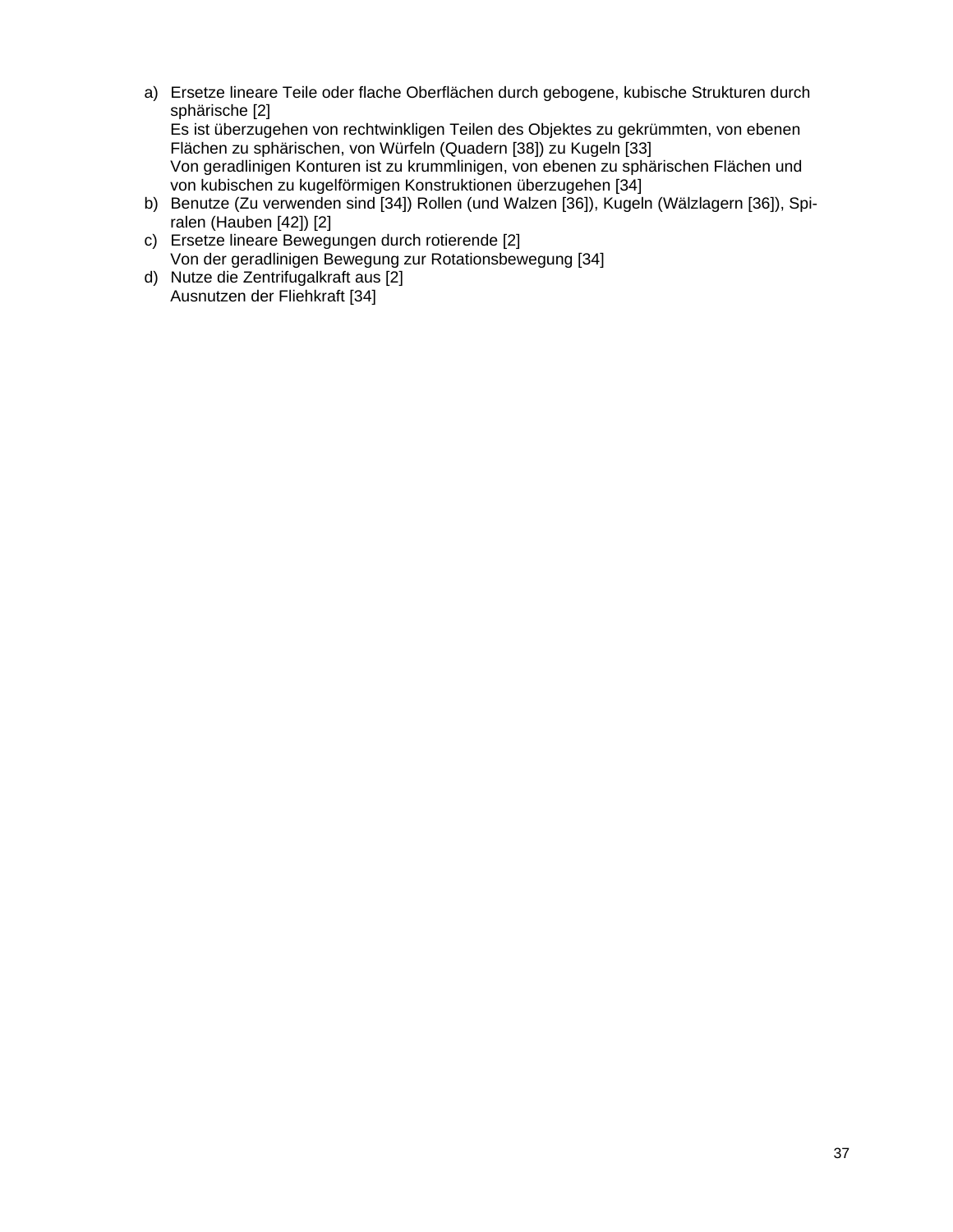a) Ersetze lineare Teile oder flache Oberflächen durch gebogene, kubische Strukturen durch sphärische [2]
   Es ist überzugehen von rechtwinkligen Teilen des Objektes zu gekrümmten, von ebenen Flächen zu sphärischen, von Würfeln (Quadern [38]) zu Kugeln [33]
   Von geradlinigen Konturen ist zu krummlinigen, von ebenen zu sphärischen Flächen und von kubischen zu kugelförmigen Konstruktionen überzugehen [34]
b) Benutze (Zu verwenden sind [34]) Rollen (und Walzen [36]), Kugeln (Wälzlagern [36]), Spiralen (Hauben [42]) [2]
c) Ersetze lineare Bewegungen durch rotierende [2]
   Von der geradlinigen Bewegung zur Rotationsbewegung [34]
d) Nutze die Zentrifugalkraft aus [2]
   Ausnutzen der Fliehkraft [34]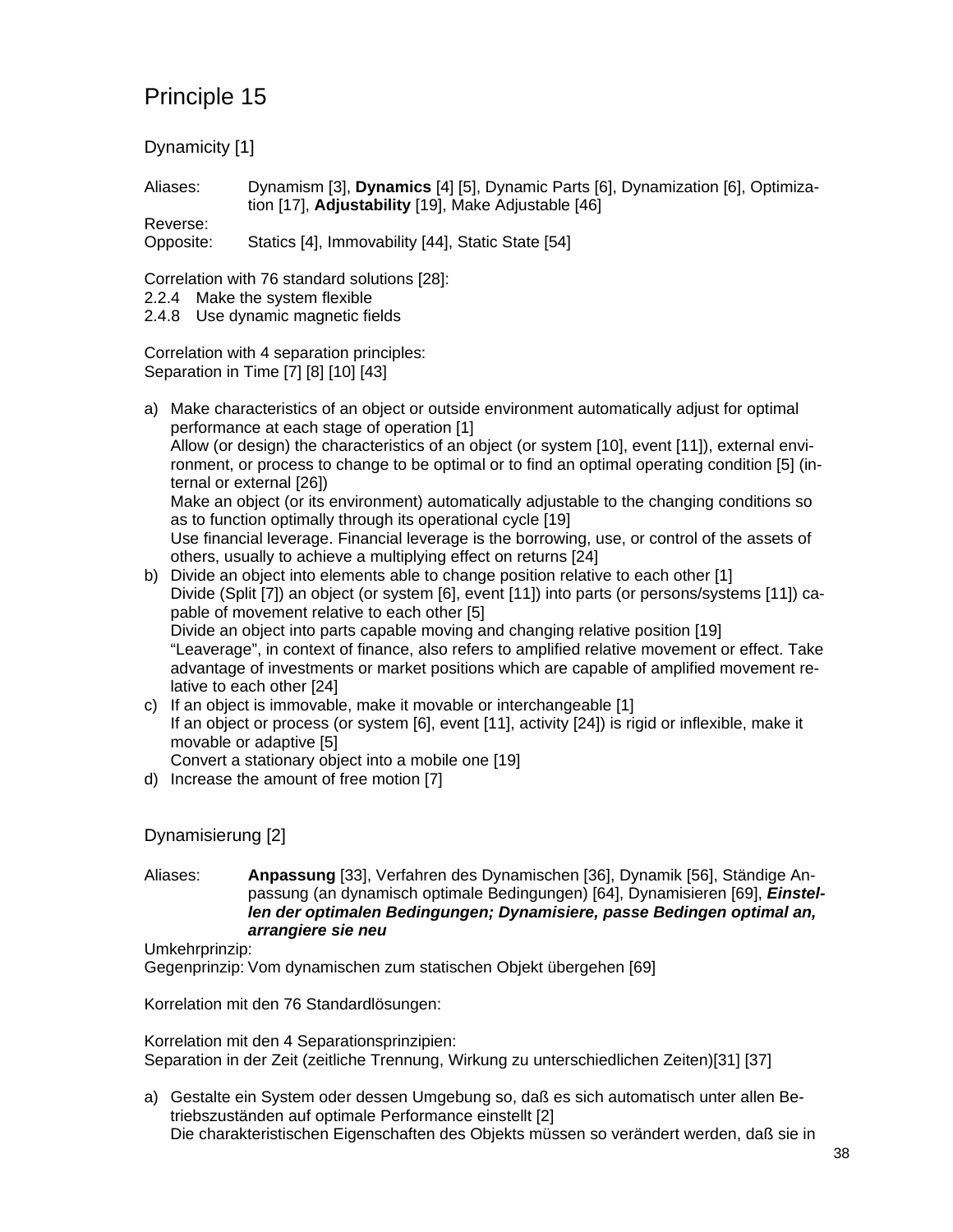# Principle 15

## Dynamicity [1]

Aliases: Dynamism [3], **Dynamics** [4] [5], Dynamic Parts [6], Dynamization [6], Optimization [17], **Adjustability** [19], Make Adjustable [46]

Reverse:

Opposite: Statics [4], Immovability [44], Static State [54]

Correlation with 76 standard solutions [28]:

2.2.4 Make the system flexible

2.4.8 Use dynamic magnetic fields

Correlation with 4 separation principles:

Separation in Time [7] [8] [10] [43]

a) Make characteristics of an object or outside environment automatically adjust for optimal performance at each stage of operation [1]
   Allow (or design) the characteristics of an object (or system [10], event [11]), external environment, or process to change to be optimal or to find an optimal operating condition [5] (internal or external [26])
   Make an object (or its environment) automatically adjustable to the changing conditions so as to function optimally through its operational cycle [19]
   Use financial leverage. Financial leverage is the borrowing, use, or control of the assets of others, usually to achieve a multiplying effect on returns [24]
b) Divide an object into elements able to change position relative to each other [1]
   Divide (Split [7]) an object (or system [6], event [11]) into parts (or persons/systems [11]) capable of movement relative to each other [5]
   Divide an object into parts capable moving and changing relative position [19]
   "Leaverage", in context of finance, also refers to amplified relative movement or effect. Take advantage of investments or market positions which are capable of amplified movement relative to each other [24]
c) If an object is immovable, make it movable or interchangeable [1]
   If an object or process (or system [6], event [11], activity [24]) is rigid or inflexible, make it movable or adaptive [5]
   Convert a stationary object into a mobile one [19]
d) Increase the amount of free motion [7]

## Dynamisierung [2]

Aliases: **Anpassung** [33], Verfahren des Dynamischen [36], Dynamik [56], Ständige Anpassung (an dynamisch optimale Bedingungen) [64], Dynamisieren [69], ***Einstellen der optimalen Bedingungen; Dynamisiere, passe Bedingen optimal an, arrangiere sie neu***

Umkehrprinzip:

Gegenprinzip: Vom dynamischen zum statischen Objekt übergehen [69]

Korrelation mit den 76 Standardlösungen:

Korrelation mit den 4 Separationsprinzipien:

Separation in der Zeit (zeitliche Trennung, Wirkung zu unterschiedlichen Zeiten)[31] [37]

a) Gestalte ein System oder dessen Umgebung so, daß es sich automatisch unter allen Betriebszuständen auf optimale Performance einstellt [2]
   Die charakteristischen Eigenschaften des Objekts müssen so verändert werden, daß sie in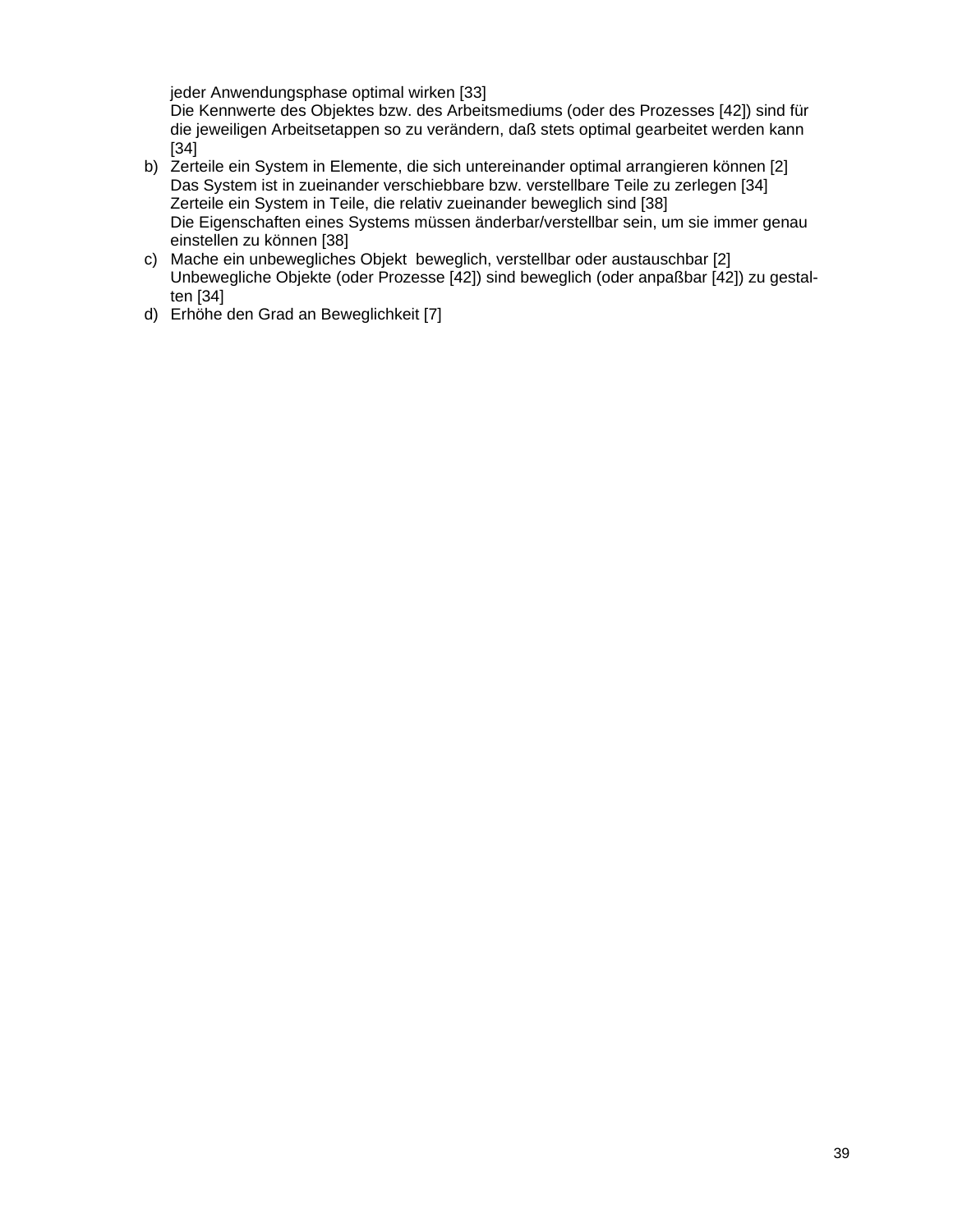jeder Anwendungsphase optimal wirken [33]
Die Kennwerte des Objektes bzw. des Arbeitsmediums (oder des Prozesses [42]) sind für die jeweiligen Arbeitsetappen so zu verändern, daß stets optimal gearbeitet werden kann [34]

b) Zerteile ein System in Elemente, die sich untereinander optimal arrangieren können [2]
Das System ist in zueinander verschiebbare bzw. verstellbare Teile zu zerlegen [34]
Zerteile ein System in Teile, die relativ zueinander beweglich sind [38]
Die Eigenschaften eines Systems müssen änderbar/verstellbar sein, um sie immer genau einstellen zu können [38]
c) Mache ein unbewegliches Objekt beweglich, verstellbar oder austauschbar [2]
Unbewegliche Objekte (oder Prozesse [42]) sind beweglich (oder anpaßbar [42]) zu gestalten [34]
d) Erhöhe den Grad an Beweglichkeit [7]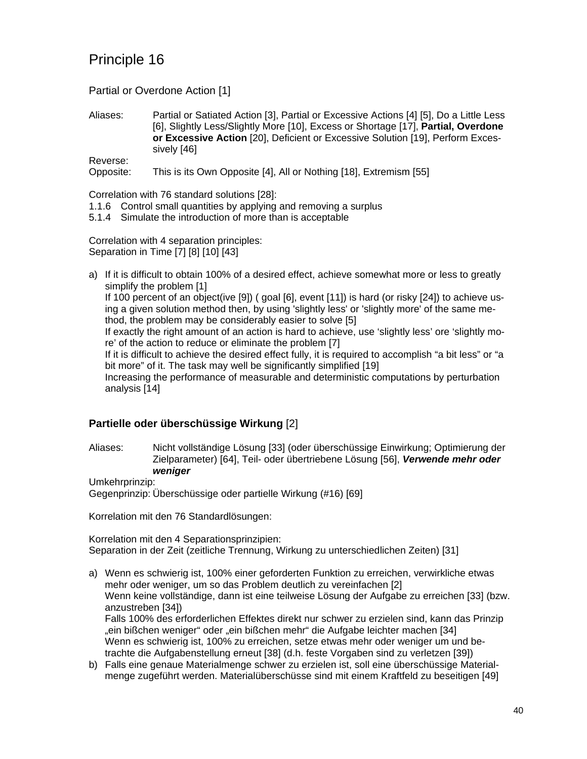# Principle 16

Partial or Overdone Action [1]

Aliases: Partial or Satiated Action [3], Partial or Excessive Actions [4] [5], Do a Little Less [6], Slightly Less/Slightly More [10], Excess or Shortage [17], **Partial, Overdone or Excessive Action** [20], Deficient or Excessive Solution [19], Perform Excessively [46]

Reverse:

Opposite: This is its Own Opposite [4], All or Nothing [18], Extremism [55]

Correlation with 76 standard solutions [28]:

1.1.6 Control small quantities by applying and removing a surplus

5.1.4 Simulate the introduction of more than is acceptable

Correlation with 4 separation principles:

Separation in Time [7] [8] [10] [43]

a) If it is difficult to obtain 100% of a desired effect, achieve somewhat more or less to greatly simplify the problem [1]
   If 100 percent of an object(ive [9]) ( goal [6], event [11]) is hard (or risky [24]) to achieve using a given solution method then, by using 'slightly less' or 'slightly more' of the same method, the problem may be considerably easier to solve [5]
   If exactly the right amount of an action is hard to achieve, use 'slightly less' ore 'slightly more' of the action to reduce or eliminate the problem [7]
   If it is difficult to achieve the desired effect fully, it is required to accomplish "a bit less" or "a bit more" of it. The task may well be significantly simplified [19]
   Increasing the performance of measurable and deterministic computations by perturbation analysis [14]

### **Partielle oder überschüssige Wirkung** [2]

Aliases: Nicht vollständige Lösung [33] (oder überschüssige Einwirkung; Optimierung der Zielparameter) [64], Teil- oder übertriebene Lösung [56], ***Verwende mehr oder weniger***

Umkehrprinzip:

Gegenprinzip: Überschüssige oder partielle Wirkung (#16) [69]

Korrelation mit den 76 Standardlösungen:

Korrelation mit den 4 Separationsprinzipien:

Separation in der Zeit (zeitliche Trennung, Wirkung zu unterschiedlichen Zeiten) [31]

a) Wenn es schwierig ist, 100% einer geforderten Funktion zu erreichen, verwirkliche etwas mehr oder weniger, um so das Problem deutlich zu vereinfachen [2]
   Wenn keine vollständige, dann ist eine teilweise Lösung der Aufgabe zu erreichen [33] (bzw. anzustreben [34])
   Falls 100% des erforderlichen Effektes direkt nur schwer zu erzielen sind, kann das Prinzip „ein bißchen weniger" oder „ein bißchen mehr" die Aufgabe leichter machen [34]
   Wenn es schwierig ist, 100% zu erreichen, setze etwas mehr oder weniger um und betrachte die Aufgabenstellung erneut [38] (d.h. feste Vorgaben sind zu verletzen [39])
b) Falls eine genaue Materialmenge schwer zu erzielen ist, soll eine überschüssige Materialmenge zugeführt werden. Materialüberschüsse sind mit einem Kraftfeld zu beseitigen [49]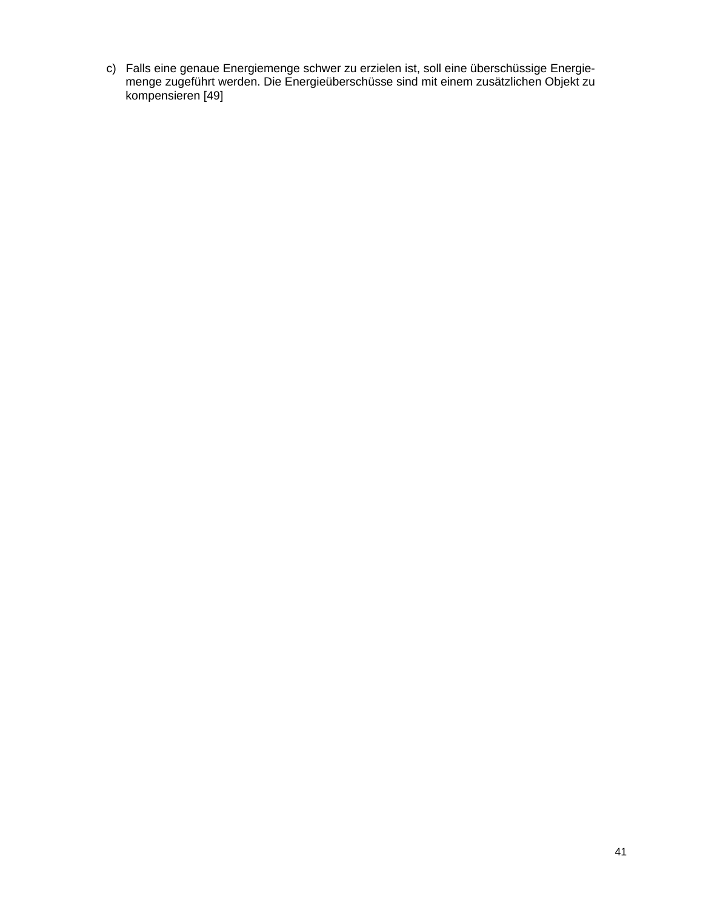c) Falls eine genaue Energiemenge schwer zu erzielen ist, soll eine überschüssige Energiemenge zugeführt werden. Die Energieüberschüsse sind mit einem zusätzlichen Objekt zu kompensieren [49]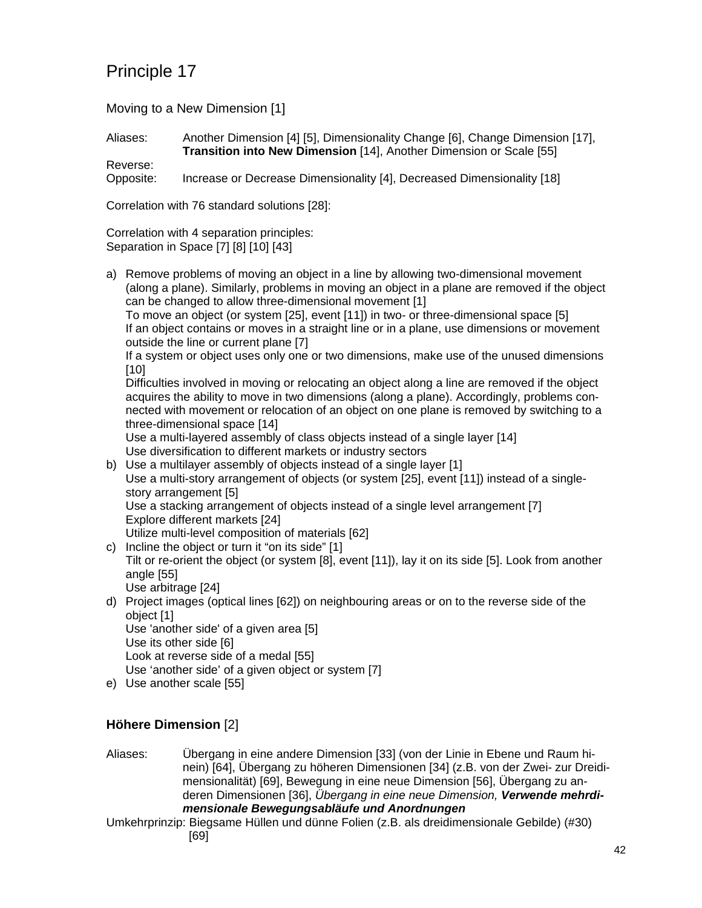# Principle 17

Moving to a New Dimension [1]

Aliases: Another Dimension [4] [5], Dimensionality Change [6], Change Dimension [17], **Transition into New Dimension** [14], Another Dimension or Scale [55]

Reverse:

Opposite: Increase or Decrease Dimensionality [4], Decreased Dimensionality [18]

Correlation with 76 standard solutions [28]:

Correlation with 4 separation principles:
Separation in Space [7] [8] [10] [43]

a) Remove problems of moving an object in a line by allowing two-dimensional movement (along a plane). Similarly, problems in moving an object in a plane are removed if the object can be changed to allow three-dimensional movement [1]
   To move an object (or system [25], event [11]) in two- or three-dimensional space [5]
   If an object contains or moves in a straight line or in a plane, use dimensions or movement outside the line or current plane [7]
   If a system or object uses only one or two dimensions, make use of the unused dimensions [10]
   Difficulties involved in moving or relocating an object along a line are removed if the object acquires the ability to move in two dimensions (along a plane). Accordingly, problems connected with movement or relocation of an object on one plane is removed by switching to a three-dimensional space [14]
   Use a multi-layered assembly of class objects instead of a single layer [14]
   Use diversification to different markets or industry sectors
b) Use a multilayer assembly of objects instead of a single layer [1]
   Use a multi-story arrangement of objects (or system [25], event [11]) instead of a single-story arrangement [5]
   Use a stacking arrangement of objects instead of a single level arrangement [7]
   Explore different markets [24]
   Utilize multi-level composition of materials [62]
c) Incline the object or turn it "on its side" [1]
   Tilt or re-orient the object (or system [8], event [11]), lay it on its side [5]. Look from another angle [55]
   Use arbitrage [24]
d) Project images (optical lines [62]) on neighbouring areas or on to the reverse side of the object [1]
   Use 'another side' of a given area [5]
   Use its other side [6]
   Look at reverse side of a medal [55]
   Use 'another side' of a given object or system [7]
e) Use another scale [55]

## **Höhere Dimension** [2]

Aliases: Übergang in eine andere Dimension [33] (von der Linie in Ebene und Raum hinein) [64], Übergang zu höheren Dimensionen [34] (z.B. von der Zwei- zur Dreidimensionalität) [69], Bewegung in eine neue Dimension [56], Übergang zu anderen Dimensionen [36], *Übergang in eine neue Dimension,* ***Verwende mehrdimensionale Bewegungsabläufe und Anordnungen***

Umkehrprinzip: Biegsame Hüllen und dünne Folien (z.B. als dreidimensionale Gebilde) (#30) [69]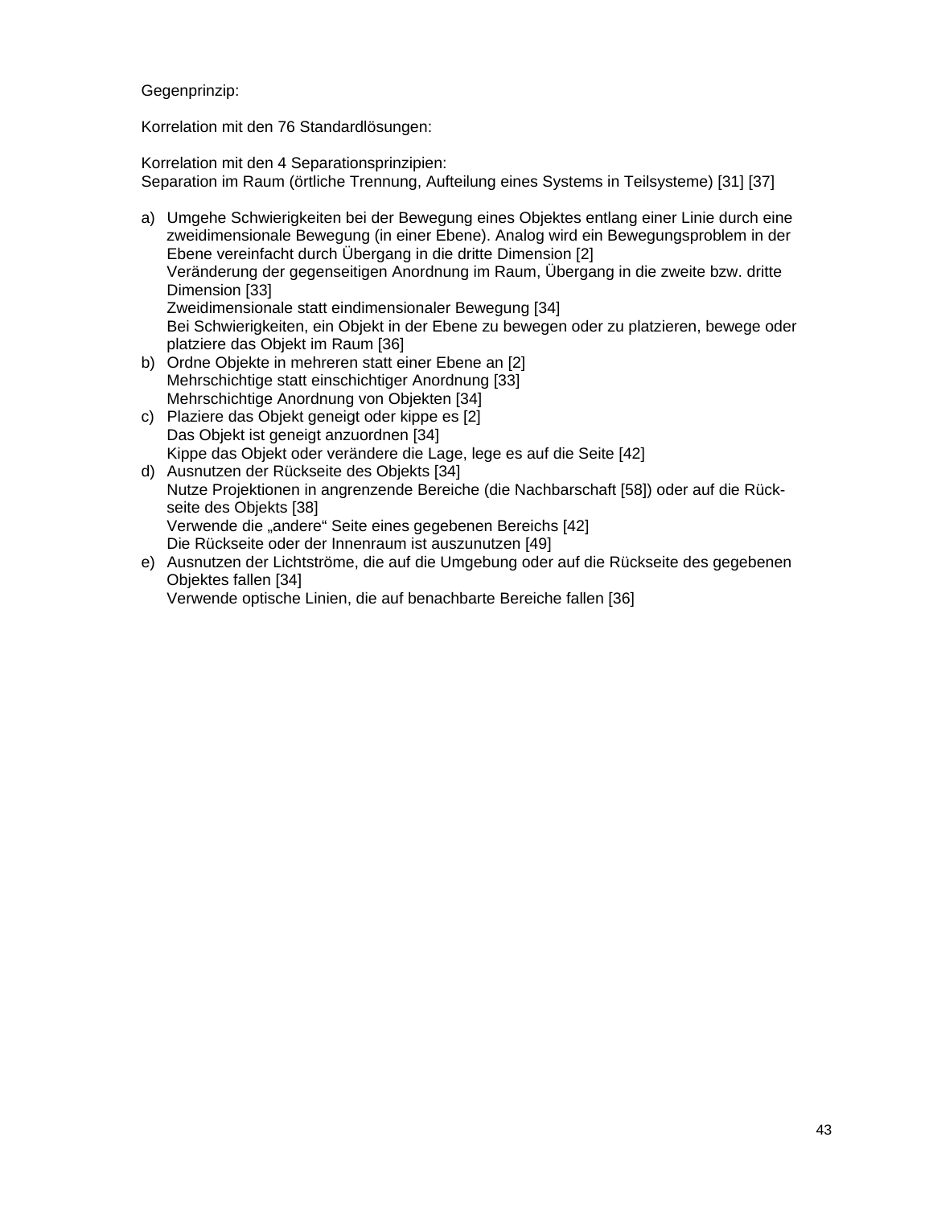Gegenprinzip:

Korrelation mit den 76 Standardlösungen:

Korrelation mit den 4 Separationsprinzipien:
Separation im Raum (örtliche Trennung, Aufteilung eines Systems in Teilsysteme) [31] [37]

a) Umgehe Schwierigkeiten bei der Bewegung eines Objektes entlang einer Linie durch eine zweidimensionale Bewegung (in einer Ebene). Analog wird ein Bewegungsproblem in der Ebene vereinfacht durch Übergang in die dritte Dimension [2]
   Veränderung der gegenseitigen Anordnung im Raum, Übergang in die zweite bzw. dritte Dimension [33]
   Zweidimensionale statt eindimensionaler Bewegung [34]
   Bei Schwierigkeiten, ein Objekt in der Ebene zu bewegen oder zu platzieren, bewege oder platziere das Objekt im Raum [36]
b) Ordne Objekte in mehreren statt einer Ebene an [2]
   Mehrschichtige statt einschichtiger Anordnung [33]
   Mehrschichtige Anordnung von Objekten [34]
c) Plaziere das Objekt geneigt oder kippe es [2]
   Das Objekt ist geneigt anzuordnen [34]
   Kippe das Objekt oder verändere die Lage, lege es auf die Seite [42]
d) Ausnutzen der Rückseite des Objekts [34]
   Nutze Projektionen in angrenzende Bereiche (die Nachbarschaft [58]) oder auf die Rückseite des Objekts [38]
   Verwende die „andere" Seite eines gegebenen Bereichs [42]
   Die Rückseite oder der Innenraum ist auszunutzen [49]
e) Ausnutzen der Lichtströme, die auf die Umgebung oder auf die Rückseite des gegebenen Objektes fallen [34]
   Verwende optische Linien, die auf benachbarte Bereiche fallen [36]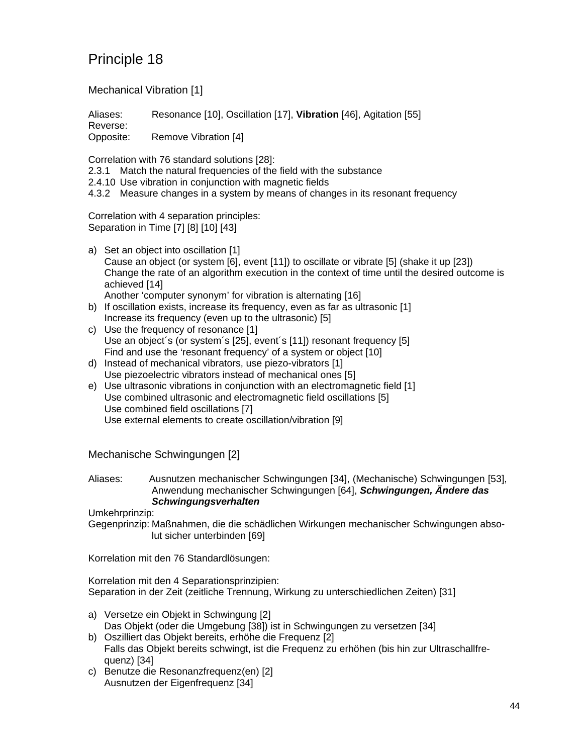# Principle 18

## Mechanical Vibration [1]

Aliases: Resonance [10], Oscillation [17], **Vibration** [46], Agitation [55]
Reverse:
Opposite: Remove Vibration [4]

Correlation with 76 standard solutions [28]:
2.3.1 Match the natural frequencies of the field with the substance
2.4.10 Use vibration in conjunction with magnetic fields
4.3.2 Measure changes in a system by means of changes in its resonant frequency

Correlation with 4 separation principles:
Separation in Time [7] [8] [10] [43]

a) Set an object into oscillation [1]
   Cause an object (or system [6], event [11]) to oscillate or vibrate [5] (shake it up [23])
   Change the rate of an algorithm execution in the context of time until the desired outcome is achieved [14]
   Another 'computer synonym' for vibration is alternating [16]
b) If oscillation exists, increase its frequency, even as far as ultrasonic [1]
   Increase its frequency (even up to the ultrasonic) [5]
c) Use the frequency of resonance [1]
   Use an object´s (or system´s [25], event´s [11]) resonant frequency [5]
   Find and use the 'resonant frequency' of a system or object [10]
d) Instead of mechanical vibrators, use piezo-vibrators [1]
   Use piezoelectric vibrators instead of mechanical ones [5]
e) Use ultrasonic vibrations in conjunction with an electromagnetic field [1]
   Use combined ultrasonic and electromagnetic field oscillations [5]
   Use combined field oscillations [7]
   Use external elements to create oscillation/vibration [9]

## Mechanische Schwingungen [2]

Aliases: Ausnutzen mechanischer Schwingungen [34], (Mechanische) Schwingungen [53], Anwendung mechanischer Schwingungen [64], ***Schwingungen, Ändere das Schwingungsverhalten***
Umkehrprinzip:
Gegenprinzip: Maßnahmen, die die schädlichen Wirkungen mechanischer Schwingungen absolut sicher unterbinden [69]

Korrelation mit den 76 Standardlösungen:

Korrelation mit den 4 Separationsprinzipien:
Separation in der Zeit (zeitliche Trennung, Wirkung zu unterschiedlichen Zeiten) [31]

a) Versetze ein Objekt in Schwingung [2]
   Das Objekt (oder die Umgebung [38]) ist in Schwingungen zu versetzen [34]
b) Oszilliert das Objekt bereits, erhöhe die Frequenz [2]
   Falls das Objekt bereits schwingt, ist die Frequenz zu erhöhen (bis hin zur Ultraschallfrequenz) [34]
c) Benutze die Resonanzfrequenz(en) [2]
   Ausnutzen der Eigenfrequenz [34]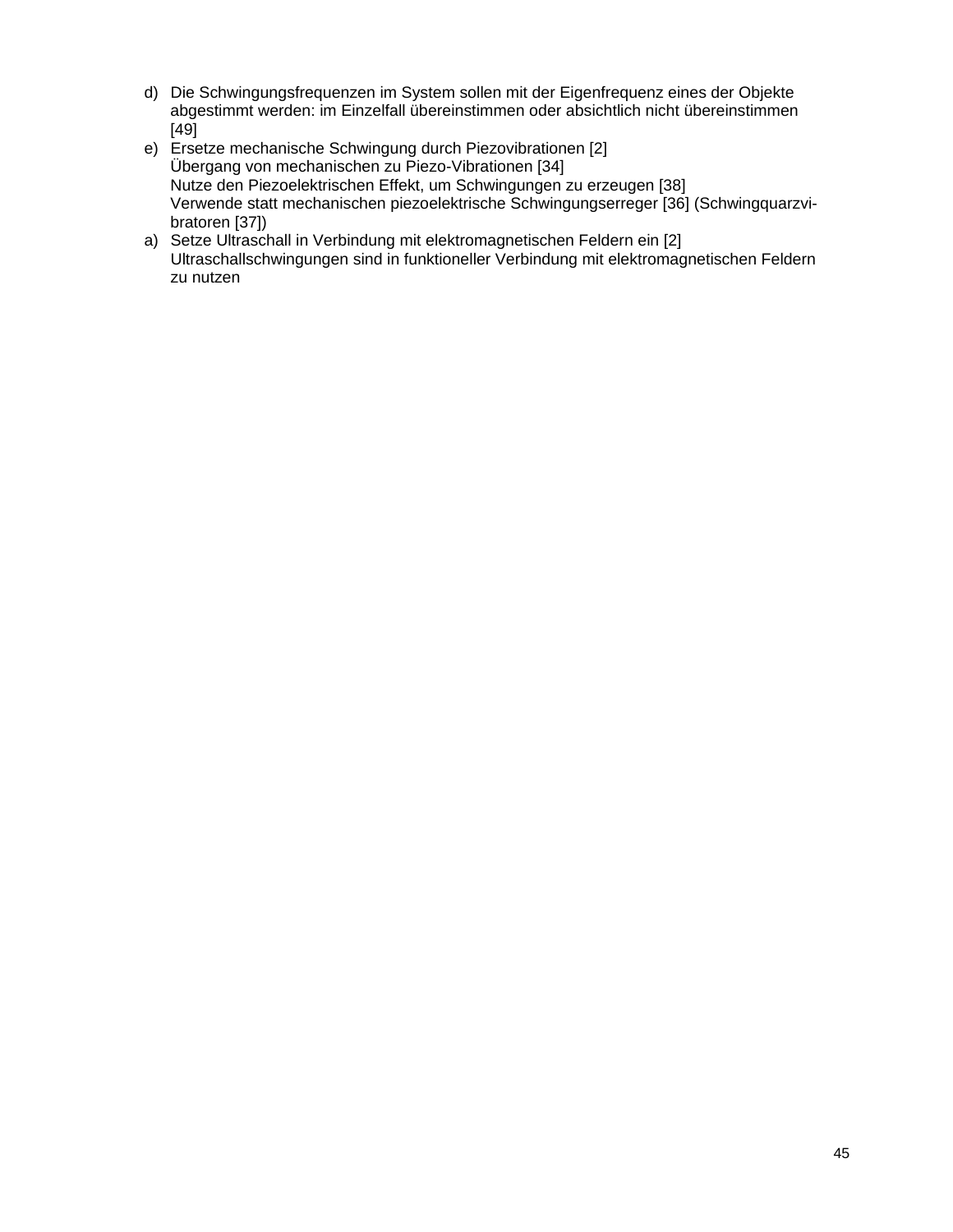d) Die Schwingungsfrequenzen im System sollen mit der Eigenfrequenz eines der Objekte abgestimmt werden: im Einzelfall übereinstimmen oder absichtlich nicht übereinstimmen [49]

e) Ersetze mechanische Schwingung durch Piezovibrationen [2]
Übergang von mechanischen zu Piezo-Vibrationen [34]
Nutze den Piezoelektrischen Effekt, um Schwingungen zu erzeugen [38]
Verwende statt mechanischen piezoelektrische Schwingungserreger [36] (Schwingquarzvibratoren [37])

a) Setze Ultraschall in Verbindung mit elektromagnetischen Feldern ein [2]
Ultraschallschwingungen sind in funktioneller Verbindung mit elektromagnetischen Feldern zu nutzen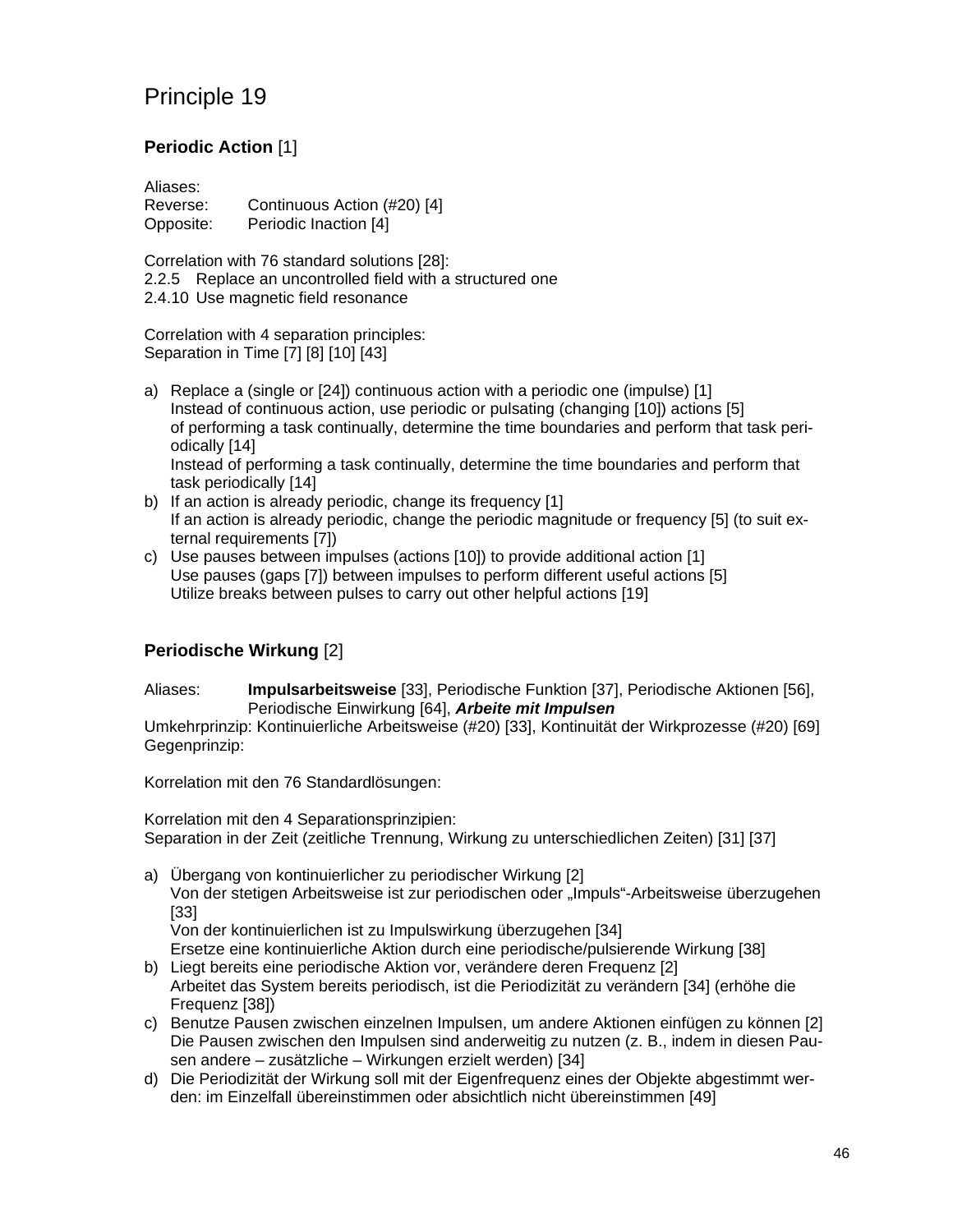# Principle 19

### **Periodic Action** [1]

Aliases:
Reverse: Continuous Action (#20) [4]
Opposite: Periodic Inaction [4]

Correlation with 76 standard solutions [28]:
2.2.5 Replace an uncontrolled field with a structured one
2.4.10 Use magnetic field resonance

Correlation with 4 separation principles:
Separation in Time [7] [8] [10] [43]

a) Replace a (single or [24]) continuous action with a periodic one (impulse) [1]
   Instead of continuous action, use periodic or pulsating (changing [10]) actions [5]
   of performing a task continually, determine the time boundaries and perform that task periodically [14]
   Instead of performing a task continually, determine the time boundaries and perform that task periodically [14]
b) If an action is already periodic, change its frequency [1]
   If an action is already periodic, change the periodic magnitude or frequency [5] (to suit external requirements [7])
c) Use pauses between impulses (actions [10]) to provide additional action [1]
   Use pauses (gaps [7]) between impulses to perform different useful actions [5]
   Utilize breaks between pulses to carry out other helpful actions [19]

### **Periodische Wirkung** [2]

Aliases: **Impulsarbeitsweise** [33], Periodische Funktion [37], Periodische Aktionen [56], Periodische Einwirkung [64], ***Arbeite mit Impulsen***
Umkehrprinzip: Kontinuierliche Arbeitsweise (#20) [33], Kontinuität der Wirkprozesse (#20) [69]
Gegenprinzip:

Korrelation mit den 76 Standardlösungen:

Korrelation mit den 4 Separationsprinzipien:
Separation in der Zeit (zeitliche Trennung, Wirkung zu unterschiedlichen Zeiten) [31] [37]

a) Übergang von kontinuierlicher zu periodischer Wirkung [2]
   Von der stetigen Arbeitsweise ist zur periodischen oder „Impuls"-Arbeitsweise überzugehen [33]
   Von der kontinuierlichen ist zu Impulswirkung überzugehen [34]
   Ersetze eine kontinuierliche Aktion durch eine periodische/pulsierende Wirkung [38]
b) Liegt bereits eine periodische Aktion vor, verändere deren Frequenz [2]
   Arbeitet das System bereits periodisch, ist die Periodizität zu verändern [34] (erhöhe die Frequenz [38])
c) Benutze Pausen zwischen einzelnen Impulsen, um andere Aktionen einfügen zu können [2]
   Die Pausen zwischen den Impulsen sind anderweitig zu nutzen (z. B., indem in diesen Pausen andere – zusätzliche – Wirkungen erzielt werden) [34]
d) Die Periodizität der Wirkung soll mit der Eigenfrequenz eines der Objekte abgestimmt werden: im Einzelfall übereinstimmen oder absichtlich nicht übereinstimmen [49]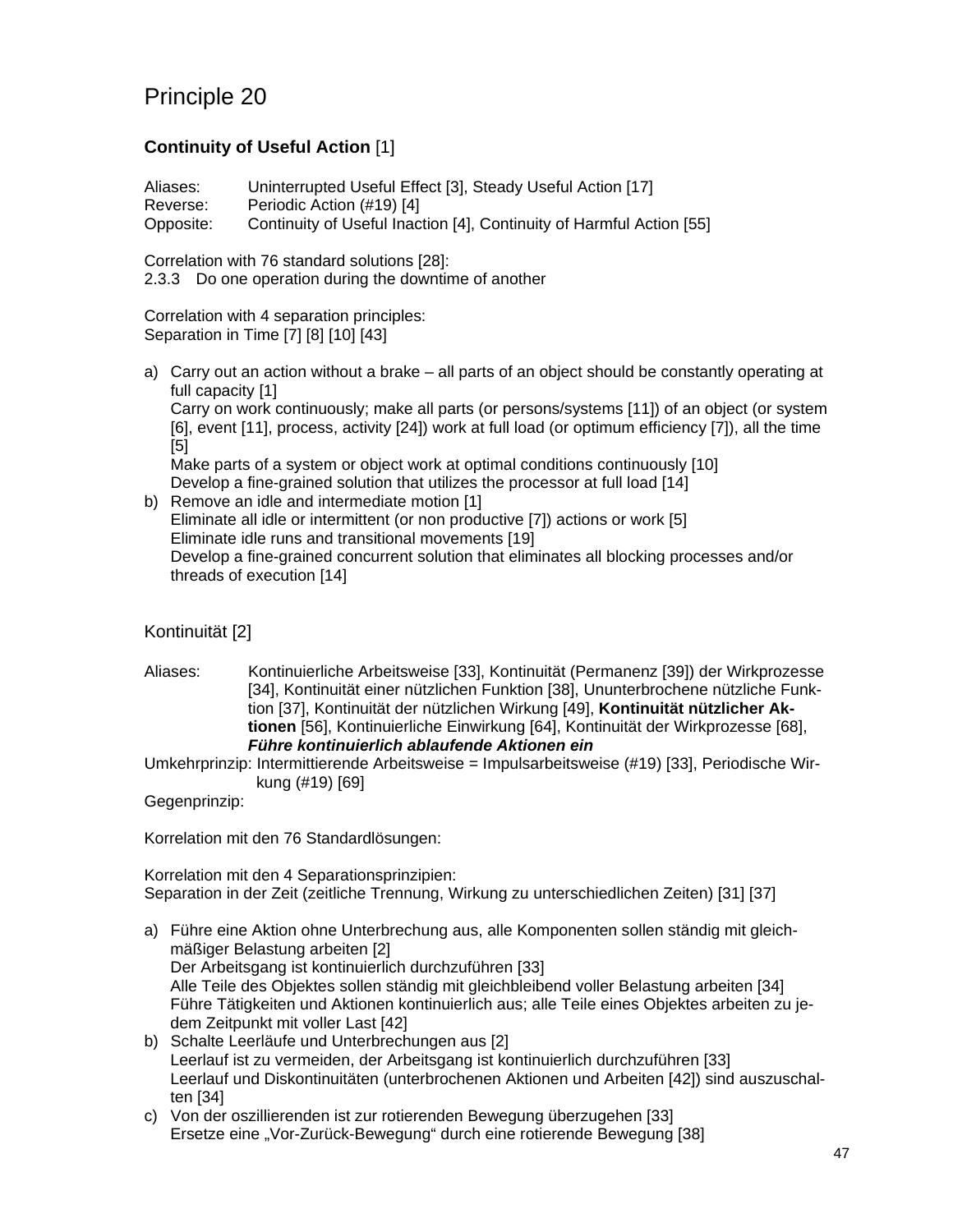# Principle 20

**Continuity of Useful Action** [1]

Aliases: Uninterrupted Useful Effect [3], Steady Useful Action [17]
Reverse: Periodic Action (#19) [4]
Opposite: Continuity of Useful Inaction [4], Continuity of Harmful Action [55]

Correlation with 76 standard solutions [28]:
2.3.3 Do one operation during the downtime of another

Correlation with 4 separation principles:
Separation in Time [7] [8] [10] [43]

a) Carry out an action without a brake – all parts of an object should be constantly operating at full capacity [1]
   Carry on work continuously; make all parts (or persons/systems [11]) of an object (or system [6], event [11], process, activity [24]) work at full load (or optimum efficiency [7]), all the time [5]
   Make parts of a system or object work at optimal conditions continuously [10]
   Develop a fine-grained solution that utilizes the processor at full load [14]
b) Remove an idle and intermediate motion [1]
   Eliminate all idle or intermittent (or non productive [7]) actions or work [5]
   Eliminate idle runs and transitional movements [19]
   Develop a fine-grained concurrent solution that eliminates all blocking processes and/or threads of execution [14]

## Kontinuität [2]

Aliases: Kontinuierliche Arbeitsweise [33], Kontinuität (Permanenz [39]) der Wirkprozesse [34], Kontinuität einer nützlichen Funktion [38], Ununterbrochene nützliche Funktion [37], Kontinuität der nützlichen Wirkung [49], **Kontinuität nützlicher Aktionen** [56], Kontinuierliche Einwirkung [64], Kontinuität der Wirkprozesse [68], ***Führe kontinuierlich ablaufende Aktionen ein***
Umkehrprinzip: Intermittierende Arbeitsweise = Impulsarbeitsweise (#19) [33], Periodische Wirkung (#19) [69]
Gegenprinzip:

Korrelation mit den 76 Standardlösungen:

Korrelation mit den 4 Separationsprinzipien:
Separation in der Zeit (zeitliche Trennung, Wirkung zu unterschiedlichen Zeiten) [31] [37]

a) Führe eine Aktion ohne Unterbrechung aus, alle Komponenten sollen ständig mit gleichmäßiger Belastung arbeiten [2]
   Der Arbeitsgang ist kontinuierlich durchzuführen [33]
   Alle Teile des Objektes sollen ständig mit gleichbleibend voller Belastung arbeiten [34]
   Führe Tätigkeiten und Aktionen kontinuierlich aus; alle Teile eines Objektes arbeiten zu jedem Zeitpunkt mit voller Last [42]
b) Schalte Leerläufe und Unterbrechungen aus [2]
   Leerlauf ist zu vermeiden, der Arbeitsgang ist kontinuierlich durchzuführen [33]
   Leerlauf und Diskontinuitäten (unterbrochenen Aktionen und Arbeiten [42]) sind auszuschalten [34]
c) Von der oszillierenden ist zur rotierenden Bewegung überzugehen [33]
   Ersetze eine „Vor-Zurück-Bewegung" durch eine rotierende Bewegung [38]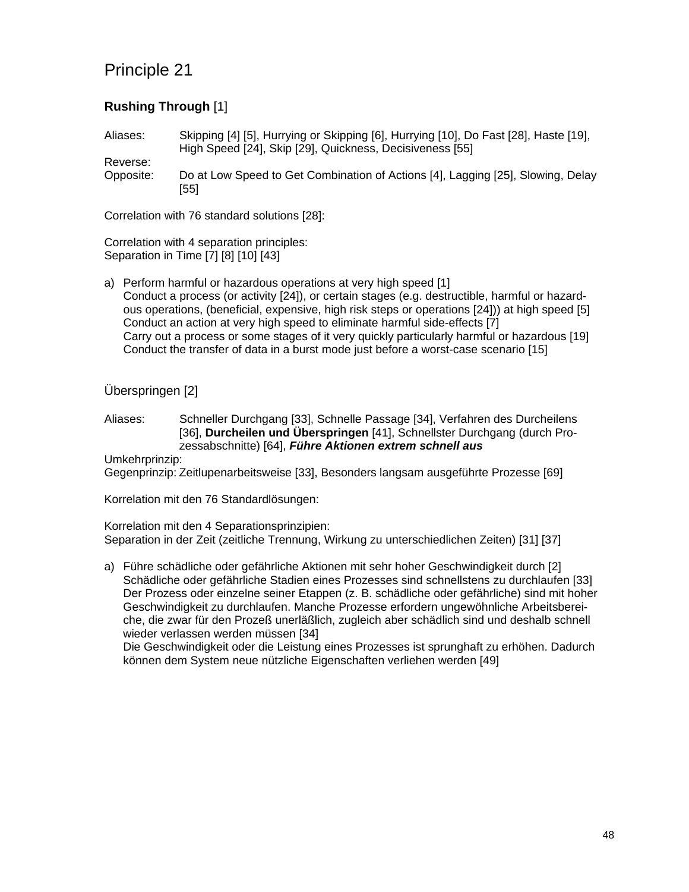# Principle 21

## **Rushing Through** [1]

Aliases: Skipping [4] [5], Hurrying or Skipping [6], Hurrying [10], Do Fast [28], Haste [19], High Speed [24], Skip [29], Quickness, Decisiveness [55]

Reverse:

Opposite: Do at Low Speed to Get Combination of Actions [4], Lagging [25], Slowing, Delay [55]

Correlation with 76 standard solutions [28]:

Correlation with 4 separation principles:
Separation in Time [7] [8] [10] [43]

a) Perform harmful or hazardous operations at very high speed [1]
   Conduct a process (or activity [24]), or certain stages (e.g. destructible, harmful or hazardous operations, (beneficial, expensive, high risk steps or operations [24])) at high speed [5]
   Conduct an action at very high speed to eliminate harmful side-effects [7]
   Carry out a process or some stages of it very quickly particularly harmful or hazardous [19]
   Conduct the transfer of data in a burst mode just before a worst-case scenario [15]

## Überspringen [2]

Aliases: Schneller Durchgang [33], Schnelle Passage [34], Verfahren des Durcheilens [36], **Durcheilen und Überspringen** [41], Schnellster Durchgang (durch Prozessabschnitte) [64], ***Führe Aktionen extrem schnell aus***

Umkehrprinzip:

Gegenprinzip: Zeitlupenarbeitsweise [33], Besonders langsam ausgeführte Prozesse [69]

Korrelation mit den 76 Standardlösungen:

Korrelation mit den 4 Separationsprinzipien:
Separation in der Zeit (zeitliche Trennung, Wirkung zu unterschiedlichen Zeiten) [31] [37]

a) Führe schädliche oder gefährliche Aktionen mit sehr hoher Geschwindigkeit durch [2]
   Schädliche oder gefährliche Stadien eines Prozesses sind schnellstens zu durchlaufen [33]
   Der Prozess oder einzelne seiner Etappen (z. B. schädliche oder gefährliche) sind mit hoher Geschwindigkeit zu durchlaufen. Manche Prozesse erfordern ungewöhnliche Arbeitsbereiche, die zwar für den Prozeß unerläßlich, zugleich aber schädlich sind und deshalb schnell wieder verlassen werden müssen [34]
   Die Geschwindigkeit oder die Leistung eines Prozesses ist sprunghaft zu erhöhen. Dadurch können dem System neue nützliche Eigenschaften verliehen werden [49]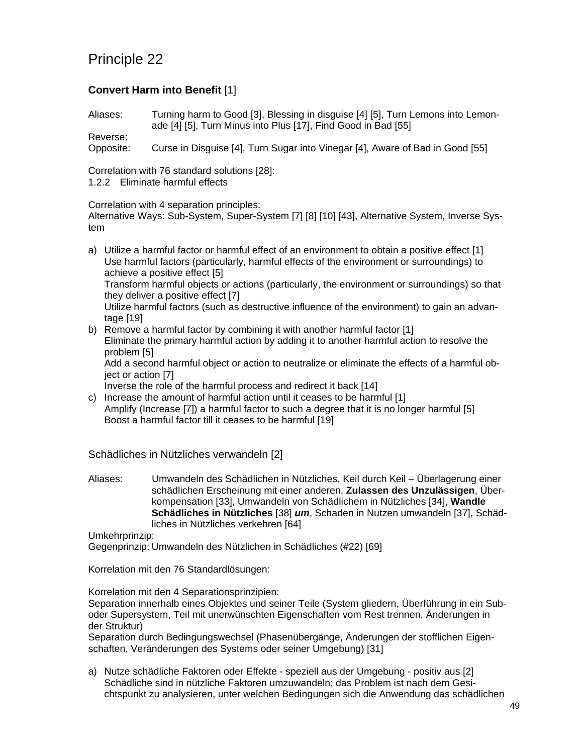# Principle 22

### **Convert Harm into Benefit** [1]

Aliases: Turning harm to Good [3], Blessing in disguise [4] [5], Turn Lemons into Lemonade [4] [5], Turn Minus into Plus [17], Find Good in Bad [55]

Reverse:

Opposite: Curse in Disguise [4], Turn Sugar into Vinegar [4], Aware of Bad in Good [55]

Correlation with 76 standard solutions [28]:
1.2.2 Eliminate harmful effects

Correlation with 4 separation principles:
Alternative Ways: Sub-System, Super-System [7] [8] [10] [43], Alternative System, Inverse System

a) Utilize a harmful factor or harmful effect of an environment to obtain a positive effect [1]
   Use harmful factors (particularly, harmful effects of the environment or surroundings) to achieve a positive effect [5]
   Transform harmful objects or actions (particularly, the environment or surroundings) so that they deliver a positive effect [7]
   Utilize harmful factors (such as destructive influence of the environment) to gain an advantage [19]
b) Remove a harmful factor by combining it with another harmful factor [1]
   Eliminate the primary harmful action by adding it to another harmful action to resolve the problem [5]
   Add a second harmful object or action to neutralize or eliminate the effects of a harmful object or action [7]
   Inverse the role of the harmful process and redirect it back [14]
c) Increase the amount of harmful action until it ceases to be harmful [1]
   Amplify (Increase [7]) a harmful factor to such a degree that it is no longer harmful [5]
   Boost a harmful factor till it ceases to be harmful [19]

### Schädliches in Nützliches verwandeln [2]

Aliases: Umwandeln des Schädlichen in Nützliches, Keil durch Keil – Überlagerung einer schädlichen Erscheinung mit einer anderen, **Zulassen des Unzulässigen**, Überkompensation [33], Umwandeln von Schädlichem in Nützliches [34], **Wandle Schädliches in Nützliches** [38] ***um***, Schaden in Nutzen umwandeln [37], Schädliches in Nützliches verkehren [64]

Umkehrprinzip:

Gegenprinzip: Umwandeln des Nützlichen in Schädliches (#22) [69]

Korrelation mit den 76 Standardlösungen:

Korrelation mit den 4 Separationsprinzipien:
Separation innerhalb eines Objektes und seiner Teile (System gliedern, Überführung in ein Sub- oder Supersystem, Teil mit unerwünschten Eigenschaften vom Rest trennen, Änderungen in der Struktur)
Separation durch Bedingungswechsel (Phasenübergänge, Änderungen der stofflichen Eigenschaften, Veränderungen des Systems oder seiner Umgebung) [31]

a) Nutze schädliche Faktoren oder Effekte - speziell aus der Umgebung - positiv aus [2]
   Schädliche sind in nützliche Faktoren umzuwandeln; das Problem ist nach dem Gesichtspunkt zu analysieren, unter welchen Bedingungen sich die Anwendung das schädlichen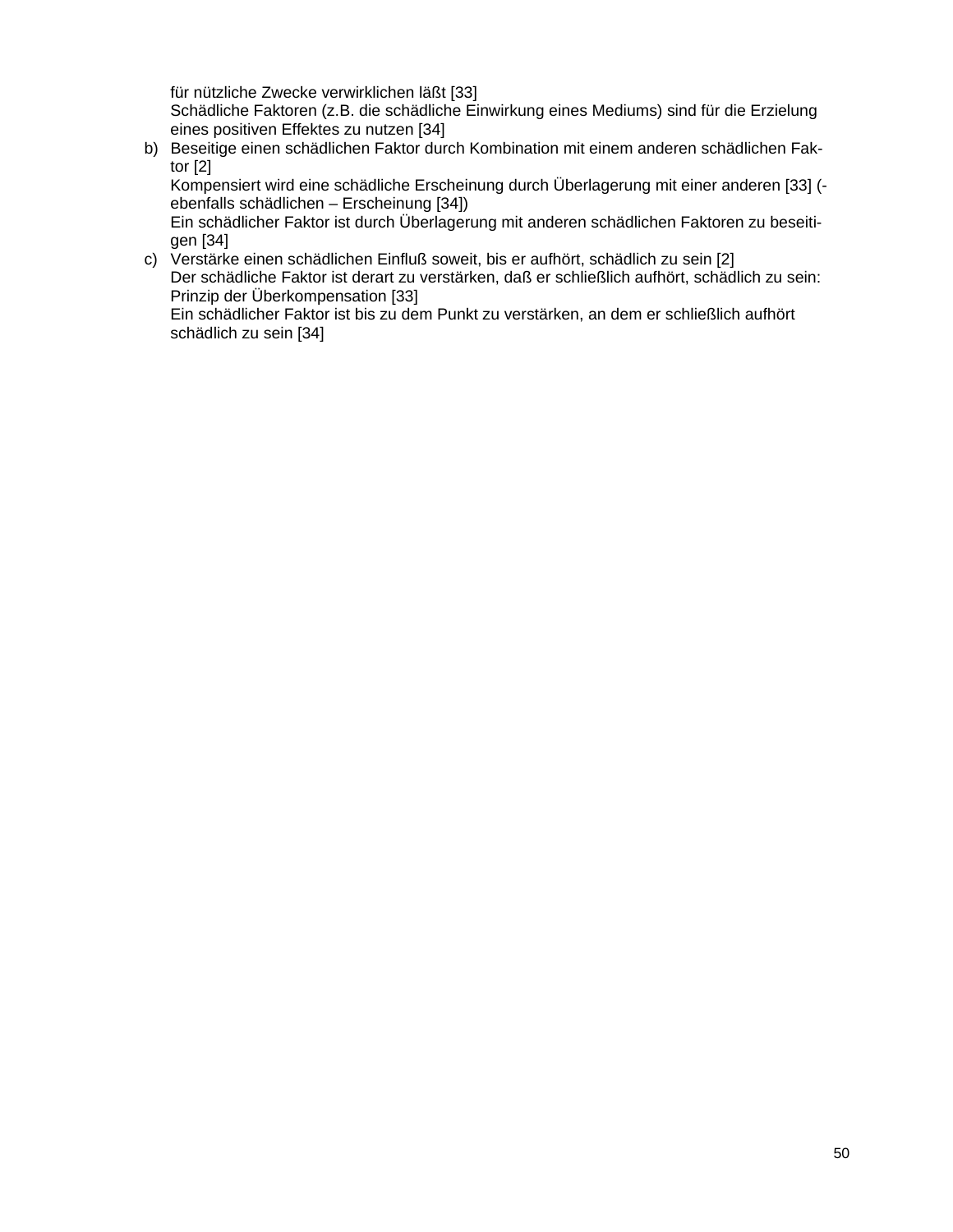für nützliche Zwecke verwirklichen läßt [33]
Schädliche Faktoren (z.B. die schädliche Einwirkung eines Mediums) sind für die Erzielung eines positiven Effektes zu nutzen [34]

b) Beseitige einen schädlichen Faktor durch Kombination mit einem anderen schädlichen Faktor [2]
Kompensiert wird eine schädliche Erscheinung durch Überlagerung mit einer anderen [33] (-ebenfalls schädlichen – Erscheinung [34])
Ein schädlicher Faktor ist durch Überlagerung mit anderen schädlichen Faktoren zu beseitigen [34]

c) Verstärke einen schädlichen Einfluß soweit, bis er aufhört, schädlich zu sein [2]
Der schädliche Faktor ist derart zu verstärken, daß er schließlich aufhört, schädlich zu sein: Prinzip der Überkompensation [33]
Ein schädlicher Faktor ist bis zu dem Punkt zu verstärken, an dem er schließlich aufhört schädlich zu sein [34]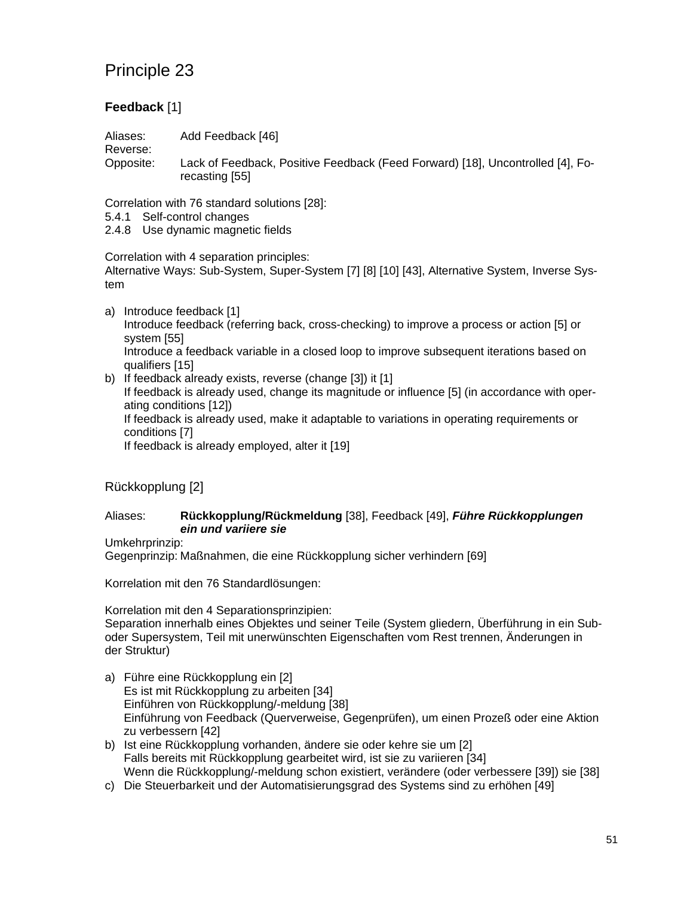# Principle 23

**Feedback** [1]

Aliases: Add Feedback [46]
Reverse:
Opposite: Lack of Feedback, Positive Feedback (Feed Forward) [18], Uncontrolled [4], Forecasting [55]

Correlation with 76 standard solutions [28]:
5.4.1 Self-control changes
2.4.8 Use dynamic magnetic fields

Correlation with 4 separation principles:
Alternative Ways: Sub-System, Super-System [7] [8] [10] [43], Alternative System, Inverse System

a) Introduce feedback [1]
   Introduce feedback (referring back, cross-checking) to improve a process or action [5] or system [55]
   Introduce a feedback variable in a closed loop to improve subsequent iterations based on qualifiers [15]
b) If feedback already exists, reverse (change [3]) it [1]
   If feedback is already used, change its magnitude or influence [5] (in accordance with operating conditions [12])
   If feedback is already used, make it adaptable to variations in operating requirements or conditions [7]
   If feedback is already employed, alter it [19]

## Rückkopplung [2]

Aliases: **Rückkopplung/Rückmeldung** [38], Feedback [49], ***Führe Rückkopplungen ein und variiere sie***
Umkehrprinzip:
Gegenprinzip: Maßnahmen, die eine Rückkopplung sicher verhindern [69]

Korrelation mit den 76 Standardlösungen:

Korrelation mit den 4 Separationsprinzipien:
Separation innerhalb eines Objektes und seiner Teile (System gliedern, Überführung in ein Sub- oder Supersystem, Teil mit unerwünschten Eigenschaften vom Rest trennen, Änderungen in der Struktur)

a) Führe eine Rückkopplung ein [2]
   Es ist mit Rückkopplung zu arbeiten [34]
   Einführen von Rückkopplung/-meldung [38]
   Einführung von Feedback (Querverweise, Gegenprüfen), um einen Prozeß oder eine Aktion zu verbessern [42]
b) Ist eine Rückkopplung vorhanden, ändere sie oder kehre sie um [2]
   Falls bereits mit Rückkopplung gearbeitet wird, ist sie zu variieren [34]
   Wenn die Rückkopplung/-meldung schon existiert, verändere (oder verbessere [39]) sie [38]
c) Die Steuerbarkeit und der Automatisierungsgrad des Systems sind zu erhöhen [49]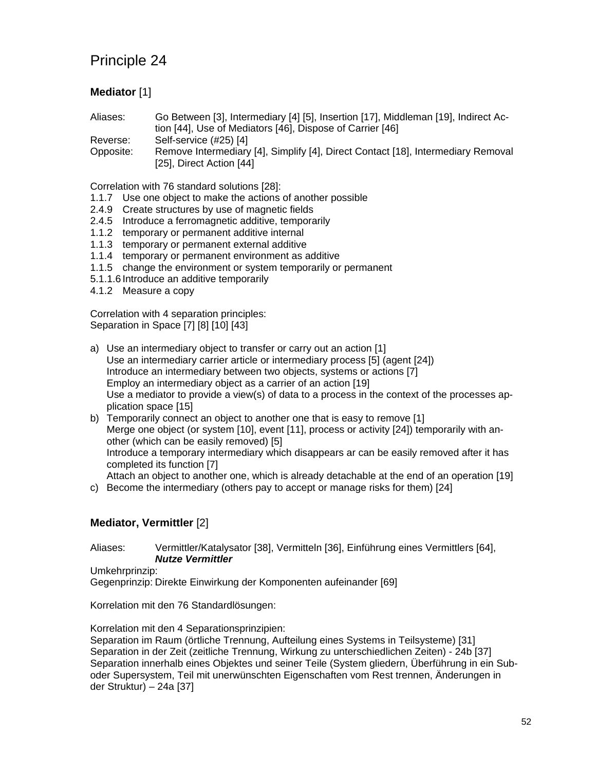# Principle 24

### **Mediator** [1]

Aliases: Go Between [3], Intermediary [4] [5], Insertion [17], Middleman [19], Indirect Action [44], Use of Mediators [46], Dispose of Carrier [46]
Reverse: Self-service (#25) [4]
Opposite: Remove Intermediary [4], Simplify [4], Direct Contact [18], Intermediary Removal [25], Direct Action [44]

Correlation with 76 standard solutions [28]:
1.1.7 Use one object to make the actions of another possible
2.4.9 Create structures by use of magnetic fields
2.4.5 Introduce a ferromagnetic additive, temporarily
1.1.2 temporary or permanent additive internal
1.1.3 temporary or permanent external additive
1.1.4 temporary or permanent environment as additive
1.1.5 change the environment or system temporarily or permanent
5.1.1.6 Introduce an additive temporarily
4.1.2 Measure a copy

Correlation with 4 separation principles:
Separation in Space [7] [8] [10] [43]

a) Use an intermediary object to transfer or carry out an action [1]
   Use an intermediary carrier article or intermediary process [5] (agent [24])
   Introduce an intermediary between two objects, systems or actions [7]
   Employ an intermediary object as a carrier of an action [19]
   Use a mediator to provide a view(s) of data to a process in the context of the processes application space [15]
b) Temporarily connect an object to another one that is easy to remove [1]
   Merge one object (or system [10], event [11], process or activity [24]) temporarily with another (which can be easily removed) [5]
   Introduce a temporary intermediary which disappears ar can be easily removed after it has completed its function [7]
   Attach an object to another one, which is already detachable at the end of an operation [19]
c) Become the intermediary (others pay to accept or manage risks for them) [24]

### **Mediator, Vermittler** [2]

Aliases: Vermittler/Katalysator [38], Vermitteln [36], Einführung eines Vermittlers [64], ***Nutze Vermittler***
Umkehrprinzip:
Gegenprinzip: Direkte Einwirkung der Komponenten aufeinander [69]

Korrelation mit den 76 Standardlösungen:

Korrelation mit den 4 Separationsprinzipien:
Separation im Raum (örtliche Trennung, Aufteilung eines Systems in Teilsysteme) [31]
Separation in der Zeit (zeitliche Trennung, Wirkung zu unterschiedlichen Zeiten) - 24b [37]
Separation innerhalb eines Objektes und seiner Teile (System gliedern, Überführung in ein Sub- oder Supersystem, Teil mit unerwünschten Eigenschaften vom Rest trennen, Änderungen in der Struktur) – 24a [37]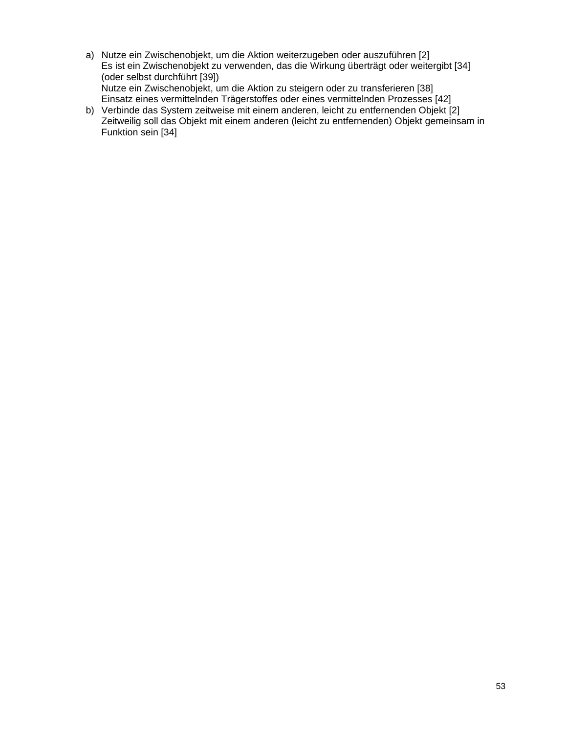a) Nutze ein Zwischenobjekt, um die Aktion weiterzugeben oder auszuführen [2]
   Es ist ein Zwischenobjekt zu verwenden, das die Wirkung überträgt oder weitergibt [34] (oder selbst durchführt [39])
   Nutze ein Zwischenobjekt, um die Aktion zu steigern oder zu transferieren [38]
   Einsatz eines vermittelnden Trägerstoffes oder eines vermittelnden Prozesses [42]

b) Verbinde das System zeitweise mit einem anderen, leicht zu entfernenden Objekt [2]
   Zeitweilig soll das Objekt mit einem anderen (leicht zu entfernenden) Objekt gemeinsam in Funktion sein [34]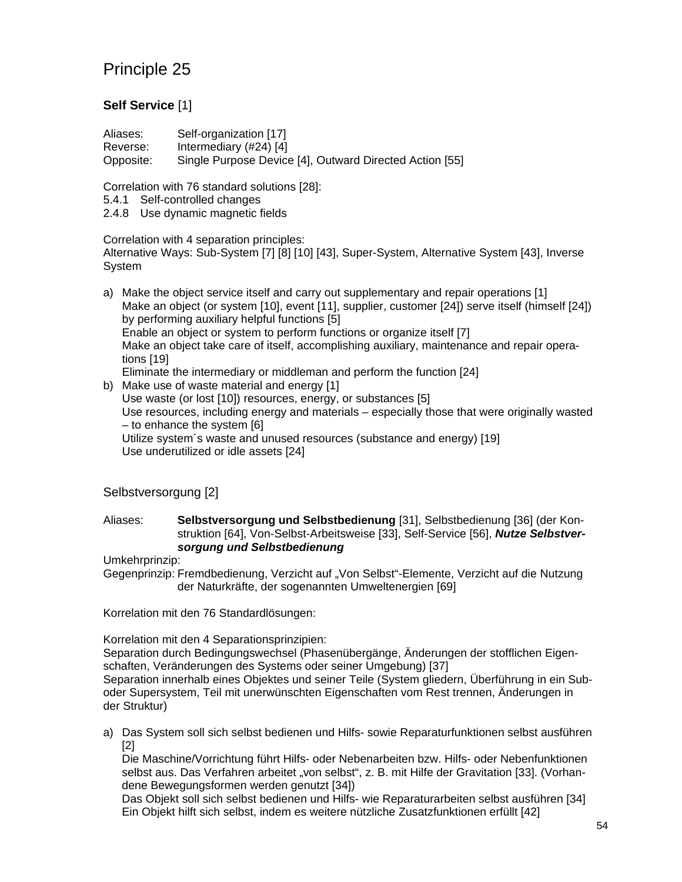# Principle 25

**Self Service** [1]

Aliases: Self-organization [17]
Reverse: Intermediary (#24) [4]
Opposite: Single Purpose Device [4], Outward Directed Action [55]

Correlation with 76 standard solutions [28]:
5.4.1 Self-controlled changes
2.4.8 Use dynamic magnetic fields

Correlation with 4 separation principles:
Alternative Ways: Sub-System [7] [8] [10] [43], Super-System, Alternative System [43], Inverse System

a) Make the object service itself and carry out supplementary and repair operations [1]
   Make an object (or system [10], event [11], supplier, customer [24]) serve itself (himself [24]) by performing auxiliary helpful functions [5]
   Enable an object or system to perform functions or organize itself [7]
   Make an object take care of itself, accomplishing auxiliary, maintenance and repair operations [19]
   Eliminate the intermediary or middleman and perform the function [24]
b) Make use of waste material and energy [1]
   Use waste (or lost [10]) resources, energy, or substances [5]
   Use resources, including energy and materials – especially those that were originally wasted – to enhance the system [6]
   Utilize system´s waste and unused resources (substance and energy) [19]
   Use underutilized or idle assets [24]

## Selbstversorgung [2]

Aliases: **Selbstversorgung und Selbstbedienung** [31], Selbstbedienung [36] (der Konstruktion [64], Von-Selbst-Arbeitsweise [33], Self-Service [56], ***Nutze Selbstversorgung und Selbstbedienung***
Umkehrprinzip:
Gegenprinzip: Fremdbedienung, Verzicht auf „Von Selbst"-Elemente, Verzicht auf die Nutzung der Naturkräfte, der sogenannten Umweltenergien [69]

Korrelation mit den 76 Standardlösungen:

Korrelation mit den 4 Separationsprinzipien:
Separation durch Bedingungswechsel (Phasenübergänge, Änderungen der stofflichen Eigenschaften, Veränderungen des Systems oder seiner Umgebung) [37]
Separation innerhalb eines Objektes und seiner Teile (System gliedern, Überführung in ein Sub- oder Supersystem, Teil mit unerwünschten Eigenschaften vom Rest trennen, Änderungen in der Struktur)

a) Das System soll sich selbst bedienen und Hilfs- sowie Reparaturfunktionen selbst ausführen [2]
   Die Maschine/Vorrichtung führt Hilfs- oder Nebenarbeiten bzw. Hilfs- oder Nebenfunktionen selbst aus. Das Verfahren arbeitet „von selbst", z. B. mit Hilfe der Gravitation [33]. (Vorhandene Bewegungsformen werden genutzt [34])
   Das Objekt soll sich selbst bedienen und Hilfs- wie Reparaturarbeiten selbst ausführen [34]
   Ein Objekt hilft sich selbst, indem es weitere nützliche Zusatzfunktionen erfüllt [42]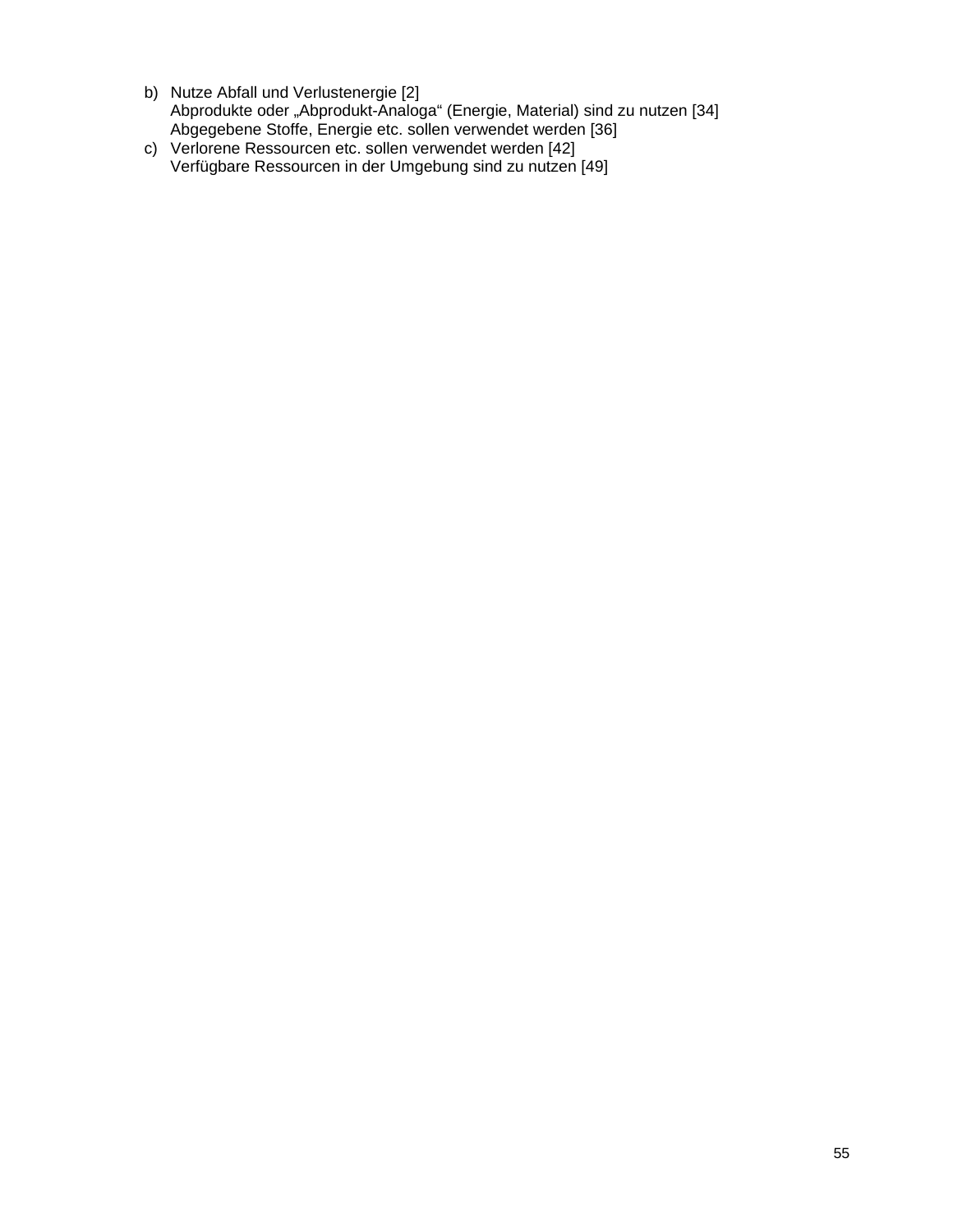b) Nutze Abfall und Verlustenergie [2]
   Abprodukte oder „Abprodukt-Analoga“ (Energie, Material) sind zu nutzen [34]
   Abgegebene Stoffe, Energie etc. sollen verwendet werden [36]
c) Verlorene Ressourcen etc. sollen verwendet werden [42]
   Verfügbare Ressourcen in der Umgebung sind zu nutzen [49]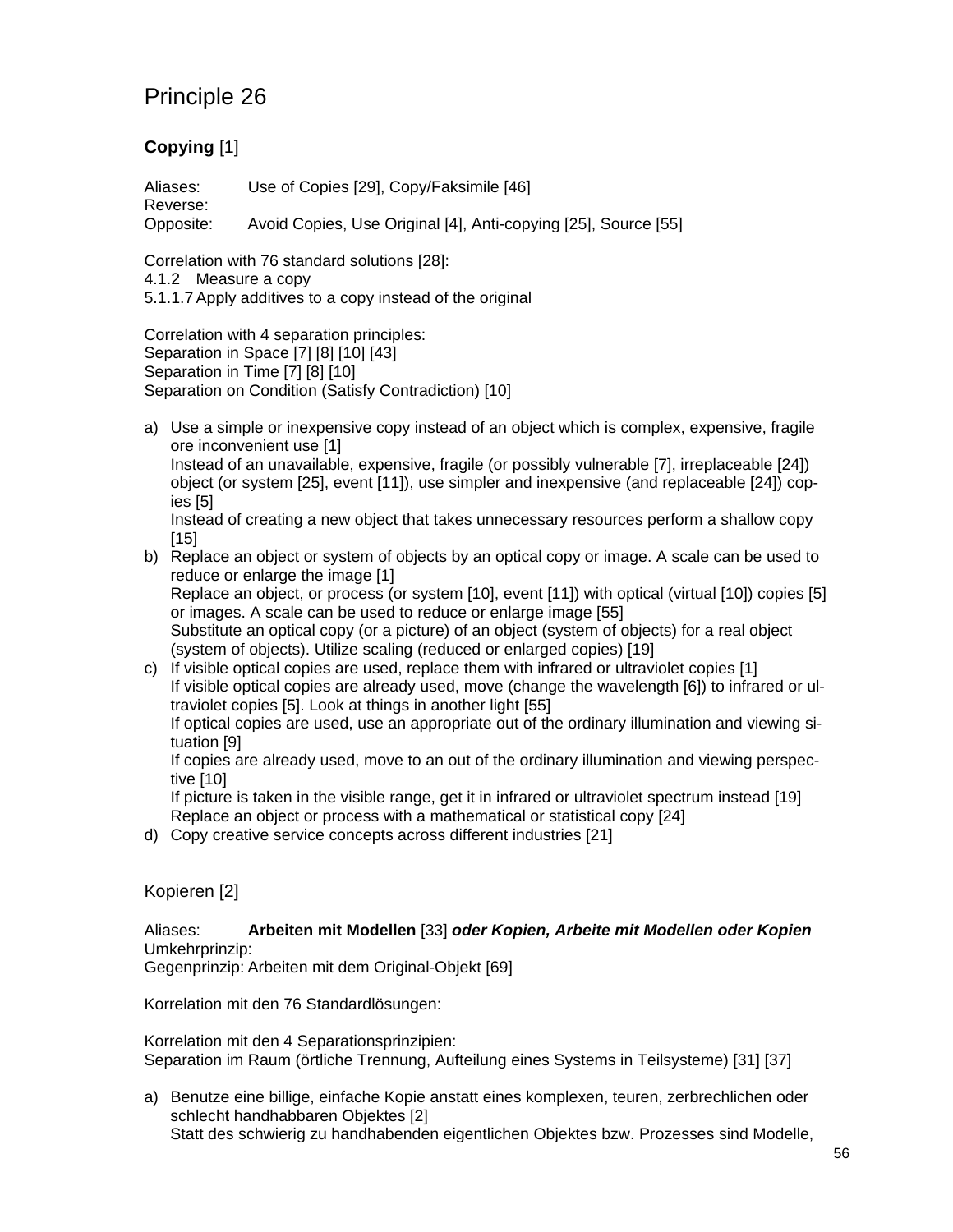# Principle 26

## **Copying** [1]

Aliases: Use of Copies [29], Copy/Faksimile [46]
Reverse:
Opposite: Avoid Copies, Use Original [4], Anti-copying [25], Source [55]

Correlation with 76 standard solutions [28]:
4.1.2 Measure a copy
5.1.1.7 Apply additives to a copy instead of the original

Correlation with 4 separation principles:
Separation in Space [7] [8] [10] [43]
Separation in Time [7] [8] [10]
Separation on Condition (Satisfy Contradiction) [10]

a) Use a simple or inexpensive copy instead of an object which is complex, expensive, fragile ore inconvenient use [1]
   Instead of an unavailable, expensive, fragile (or possibly vulnerable [7], irreplaceable [24]) object (or system [25], event [11]), use simpler and inexpensive (and replaceable [24]) copies [5]
   Instead of creating a new object that takes unnecessary resources perform a shallow copy [15]
b) Replace an object or system of objects by an optical copy or image. A scale can be used to reduce or enlarge the image [1]
   Replace an object, or process (or system [10], event [11]) with optical (virtual [10]) copies [5] or images. A scale can be used to reduce or enlarge image [55]
   Substitute an optical copy (or a picture) of an object (system of objects) for a real object (system of objects). Utilize scaling (reduced or enlarged copies) [19]
c) If visible optical copies are used, replace them with infrared or ultraviolet copies [1]
   If visible optical copies are already used, move (change the wavelength [6]) to infrared or ultraviolet copies [5]. Look at things in another light [55]
   If optical copies are used, use an appropriate out of the ordinary illumination and viewing situation [9]
   If copies are already used, move to an out of the ordinary illumination and viewing perspective [10]
   If picture is taken in the visible range, get it in infrared or ultraviolet spectrum instead [19]
   Replace an object or process with a mathematical or statistical copy [24]
d) Copy creative service concepts across different industries [21]

## Kopieren [2]

Aliases: **Arbeiten mit Modellen** [33] ***oder Kopien, Arbeite mit Modellen oder Kopien***
Umkehrprinzip:
Gegenprinzip: Arbeiten mit dem Original-Objekt [69]

Korrelation mit den 76 Standardlösungen:

Korrelation mit den 4 Separationsprinzipien:
Separation im Raum (örtliche Trennung, Aufteilung eines Systems in Teilsysteme) [31] [37]

a) Benutze eine billige, einfache Kopie anstatt eines komplexen, teuren, zerbrechlichen oder schlecht handhabbaren Objektes [2]
   Statt des schwierig zu handhabenden eigentlichen Objektes bzw. Prozesses sind Modelle,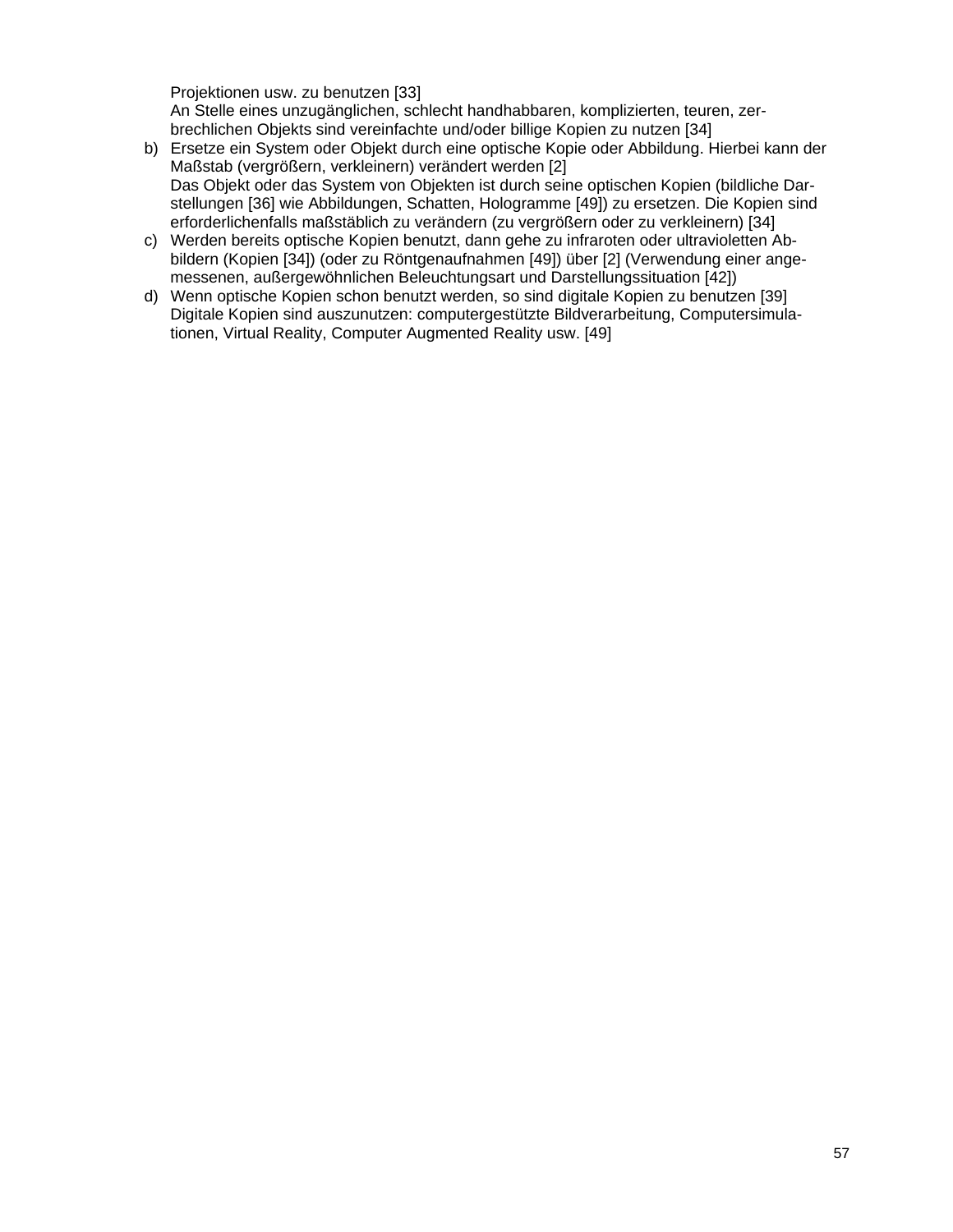Projektionen usw. zu benutzen [33]
An Stelle eines unzugänglichen, schlecht handhabbaren, komplizierten, teuren, zerbrechlichen Objekts sind vereinfachte und/oder billige Kopien zu nutzen [34]

b) Ersetze ein System oder Objekt durch eine optische Kopie oder Abbildung. Hierbei kann der Maßstab (vergrößern, verkleinern) verändert werden [2]
   Das Objekt oder das System von Objekten ist durch seine optischen Kopien (bildliche Darstellungen [36] wie Abbildungen, Schatten, Hologramme [49]) zu ersetzen. Die Kopien sind erforderlichenfalls maßstäblich zu verändern (zu vergrößern oder zu verkleinern) [34]
c) Werden bereits optische Kopien benutzt, dann gehe zu infraroten oder ultravioletten Abbildern (Kopien [34]) (oder zu Röntgenaufnahmen [49]) über [2] (Verwendung einer angemessenen, außergewöhnlichen Beleuchtungsart und Darstellungssituation [42])
d) Wenn optische Kopien schon benutzt werden, so sind digitale Kopien zu benutzen [39]
   Digitale Kopien sind auszunutzen: computergestützte Bildverarbeitung, Computersimulationen, Virtual Reality, Computer Augmented Reality usw. [49]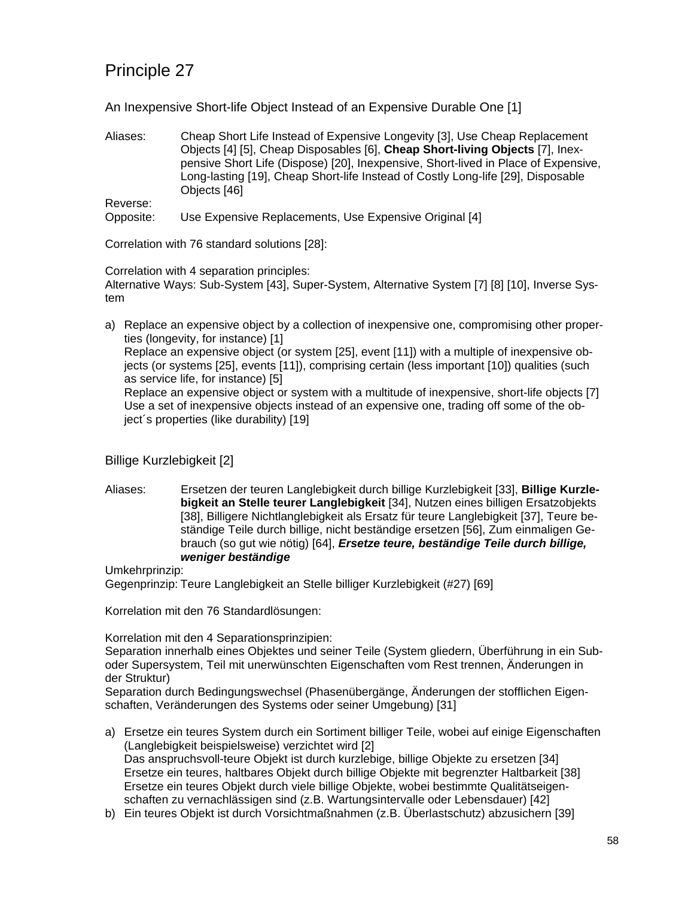# Principle 27

## An Inexpensive Short-life Object Instead of an Expensive Durable One [1]

Aliases: Cheap Short Life Instead of Expensive Longevity [3], Use Cheap Replacement Objects [4] [5], Cheap Disposables [6], **Cheap Short-living Objects** [7], Inexpensive Short Life (Dispose) [20], Inexpensive, Short-lived in Place of Expensive, Long-lasting [19], Cheap Short-life Instead of Costly Long-life [29], Disposable Objects [46]

Reverse:

Opposite: Use Expensive Replacements, Use Expensive Original [4]

Correlation with 76 standard solutions [28]:

Correlation with 4 separation principles:
Alternative Ways: Sub-System [43], Super-System, Alternative System [7] [8] [10], Inverse System

a) Replace an expensive object by a collection of inexpensive one, compromising other properties (longevity, for instance) [1]
   Replace an expensive object (or system [25], event [11]) with a multiple of inexpensive objects (or systems [25], events [11]), comprising certain (less important [10]) qualities (such as service life, for instance) [5]
   Replace an expensive object or system with a multitude of inexpensive, short-life objects [7]
   Use a set of inexpensive objects instead of an expensive one, trading off some of the object´s properties (like durability) [19]

## Billige Kurzlebigkeit [2]

Aliases: Ersetzen der teuren Langlebigkeit durch billige Kurzlebigkeit [33], **Billige Kurzlebigkeit an Stelle teurer Langlebigkeit** [34], Nutzen eines billigen Ersatzobjekts [38], Billigere Nichtlanglebigkeit als Ersatz für teure Langlebigkeit [37], Teure beständige Teile durch billige, nicht beständige ersetzen [56], Zum einmaligen Gebrauch (so gut wie nötig) [64], ***Ersetze teure, beständige Teile durch billige, weniger beständige***

Umkehrprinzip:

Gegenprinzip: Teure Langlebigkeit an Stelle billiger Kurzlebigkeit (#27) [69]

Korrelation mit den 76 Standardlösungen:

Korrelation mit den 4 Separationsprinzipien:
Separation innerhalb eines Objektes und seiner Teile (System gliedern, Überführung in ein Sub- oder Supersystem, Teil mit unerwünschten Eigenschaften vom Rest trennen, Änderungen in der Struktur)
Separation durch Bedingungswechsel (Phasenübergänge, Änderungen der stofflichen Eigenschaften, Veränderungen des Systems oder seiner Umgebung) [31]

a) Ersetze ein teures System durch ein Sortiment billiger Teile, wobei auf einige Eigenschaften (Langlebigkeit beispielsweise) verzichtet wird [2]
   Das anspruchsvoll-teure Objekt ist durch kurzlebige, billige Objekte zu ersetzen [34]
   Ersetze ein teures, haltbares Objekt durch billige Objekte mit begrenzter Haltbarkeit [38]
   Ersetze ein teures Objekt durch viele billige Objekte, wobei bestimmte Qualitätseigenschaften zu vernachlässigen sind (z.B. Wartungsintervalle oder Lebensdauer) [42]
b) Ein teures Objekt ist durch Vorsichtmaßnahmen (z.B. Überlastschutz) abzusichern [39]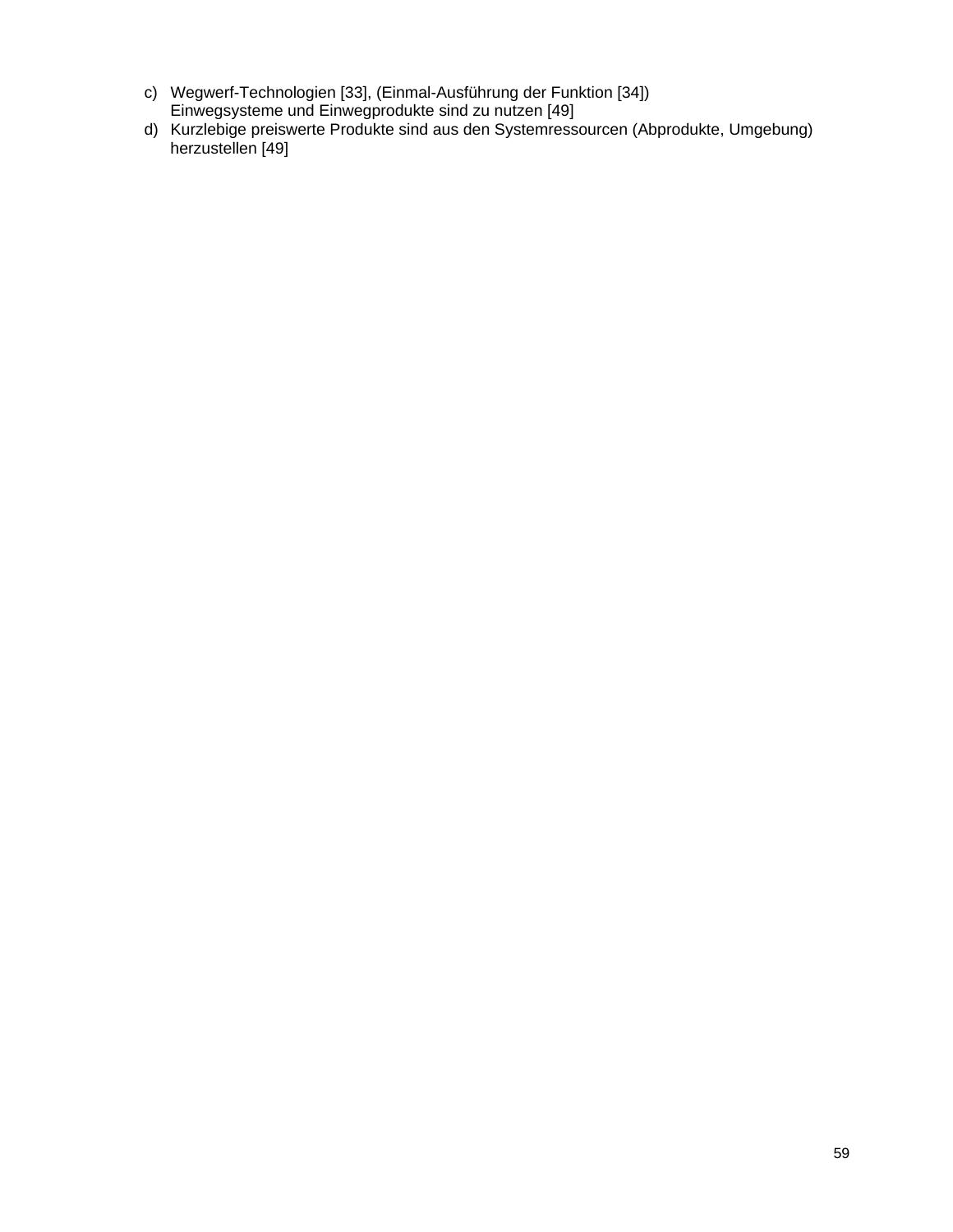c) Wegwerf-Technologien [33], (Einmal-Ausführung der Funktion [34])
   Einwegsysteme und Einwegprodukte sind zu nutzen [49]
d) Kurzlebige preiswerte Produkte sind aus den Systemressourcen (Abprodukte, Umgebung) herzustellen [49]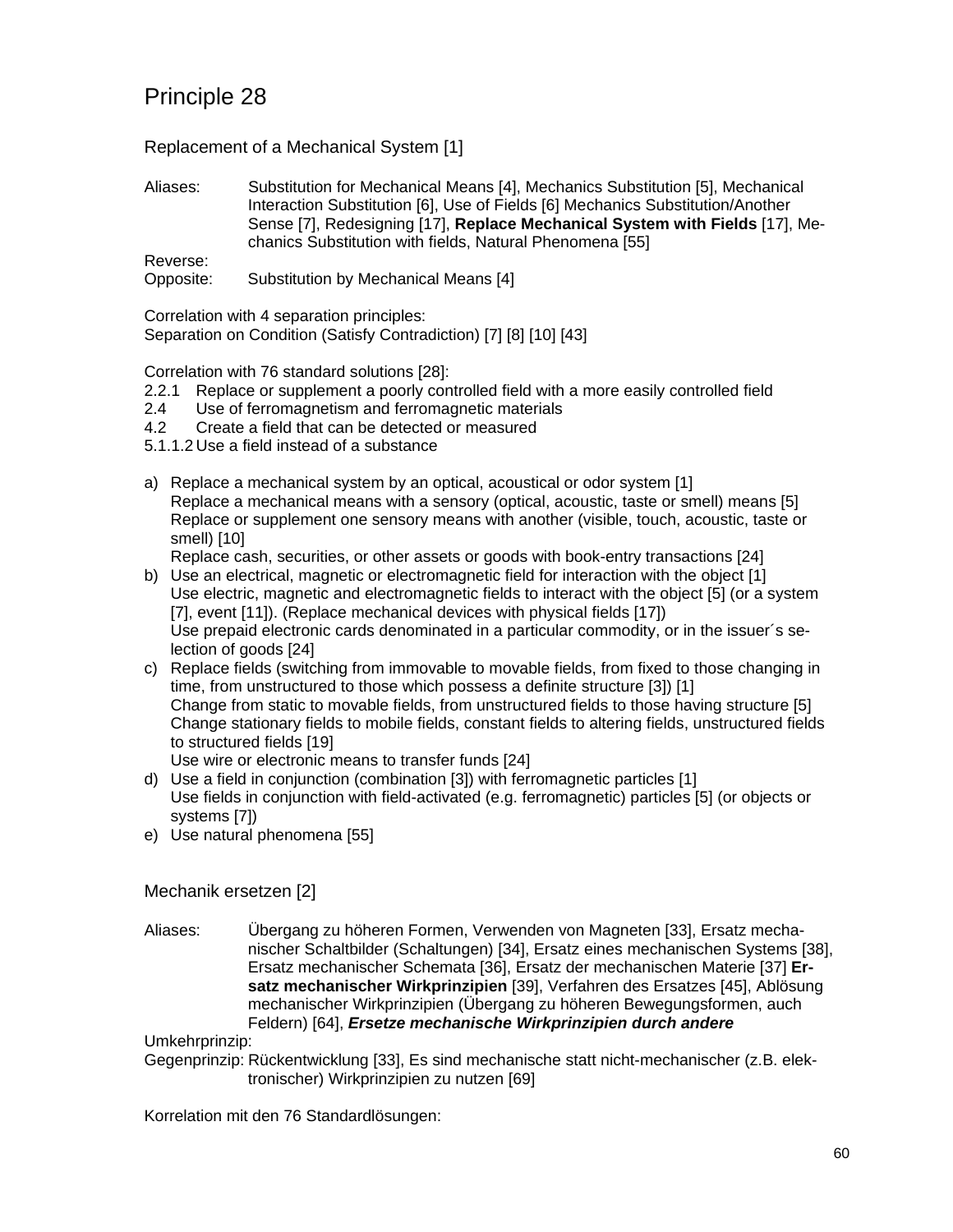# Principle 28

## Replacement of a Mechanical System [1]

Aliases: Substitution for Mechanical Means [4], Mechanics Substitution [5], Mechanical Interaction Substitution [6], Use of Fields [6] Mechanics Substitution/Another Sense [7], Redesigning [17], **Replace Mechanical System with Fields** [17], Mechanics Substitution with fields, Natural Phenomena [55]

Reverse:

Opposite: Substitution by Mechanical Means [4]

Correlation with 4 separation principles:
Separation on Condition (Satisfy Contradiction) [7] [8] [10] [43]

Correlation with 76 standard solutions [28]:
- 2.2.1 Replace or supplement a poorly controlled field with a more easily controlled field
- 2.4 Use of ferromagnetism and ferromagnetic materials
- 4.2 Create a field that can be detected or measured
- 5.1.1.2 Use a field instead of a substance

a) Replace a mechanical system by an optical, acoustical or odor system [1]
   Replace a mechanical means with a sensory (optical, acoustic, taste or smell) means [5]
   Replace or supplement one sensory means with another (visible, touch, acoustic, taste or smell) [10]
   Replace cash, securities, or other assets or goods with book-entry transactions [24]
b) Use an electrical, magnetic or electromagnetic field for interaction with the object [1]
   Use electric, magnetic and electromagnetic fields to interact with the object [5] (or a system [7], event [11]). (Replace mechanical devices with physical fields [17])
   Use prepaid electronic cards denominated in a particular commodity, or in the issuer´s selection of goods [24]
c) Replace fields (switching from immovable to movable fields, from fixed to those changing in time, from unstructured to those which possess a definite structure [3]) [1]
   Change from static to movable fields, from unstructured fields to those having structure [5]
   Change stationary fields to mobile fields, constant fields to altering fields, unstructured fields to structured fields [19]
   Use wire or electronic means to transfer funds [24]
d) Use a field in conjunction (combination [3]) with ferromagnetic particles [1]
   Use fields in conjunction with field-activated (e.g. ferromagnetic) particles [5] (or objects or systems [7])
e) Use natural phenomena [55]

## Mechanik ersetzen [2]

Aliases: Übergang zu höheren Formen, Verwenden von Magneten [33], Ersatz mechanischer Schaltbilder (Schaltungen) [34], Ersatz eines mechanischen Systems [38], Ersatz mechanischer Schemata [36], Ersatz der mechanischen Materie [37] **Ersatz mechanischer Wirkprinzipien** [39], Verfahren des Ersatzes [45], Ablösung mechanischer Wirkprinzipien (Übergang zu höheren Bewegungsformen, auch Feldern) [64], ***Ersetze mechanische Wirkprinzipien durch andere***

Umkehrprinzip:

Gegenprinzip: Rückentwicklung [33], Es sind mechanische statt nicht-mechanischer (z.B. elektronischer) Wirkprinzipien zu nutzen [69]

Korrelation mit den 76 Standardlösungen: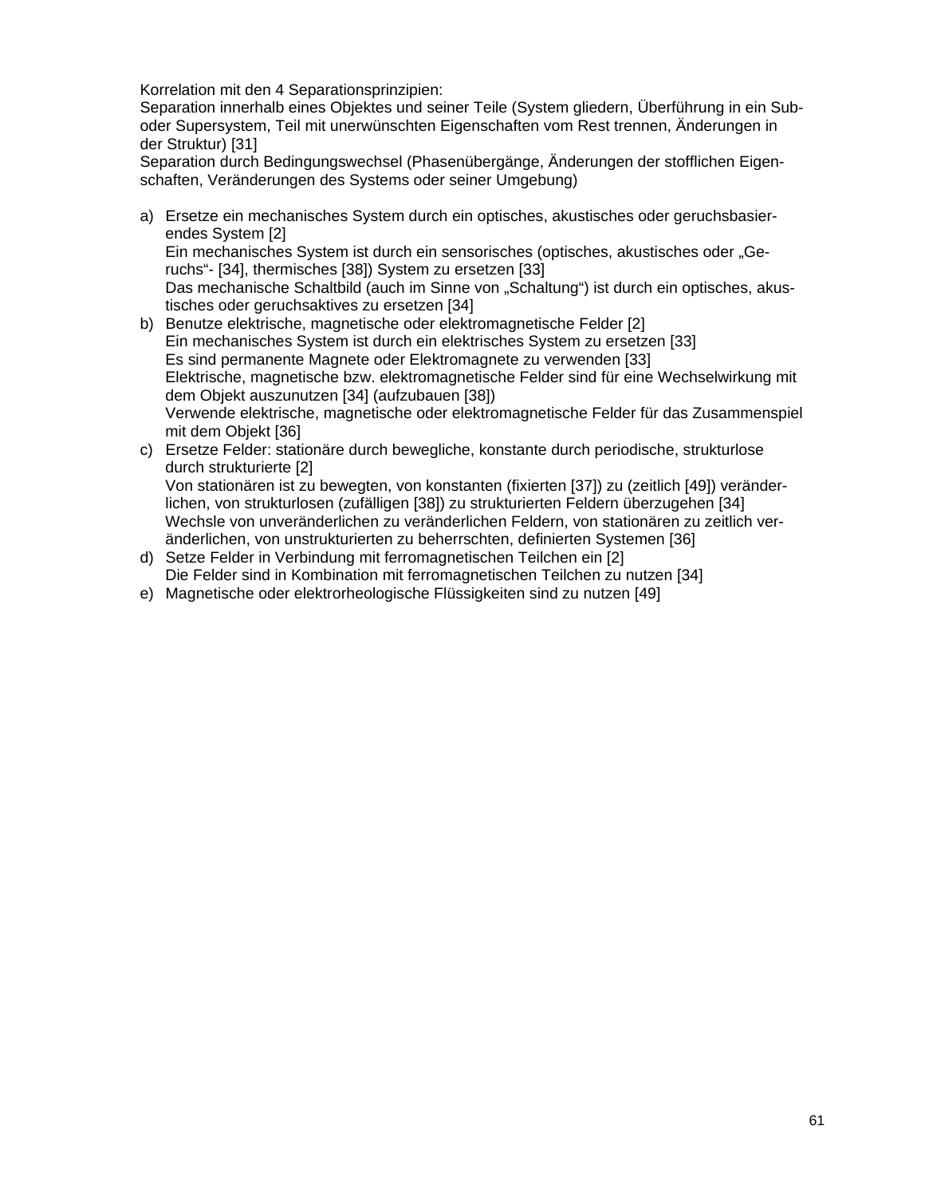Korrelation mit den 4 Separationsprinzipien:
Separation innerhalb eines Objektes und seiner Teile (System gliedern, Überführung in ein Sub- oder Supersystem, Teil mit unerwünschten Eigenschaften vom Rest trennen, Änderungen in der Struktur) [31]
Separation durch Bedingungswechsel (Phasenübergänge, Änderungen der stofflichen Eigenschaften, Veränderungen des Systems oder seiner Umgebung)

a) Ersetze ein mechanisches System durch ein optisches, akustisches oder geruchsbasierendes System [2]
   Ein mechanisches System ist durch ein sensorisches (optisches, akustisches oder „Geruchs"- [34], thermisches [38]) System zu ersetzen [33]
   Das mechanische Schaltbild (auch im Sinne von „Schaltung") ist durch ein optisches, akustisches oder geruchsaktives zu ersetzen [34]
b) Benutze elektrische, magnetische oder elektromagnetische Felder [2]
   Ein mechanisches System ist durch ein elektrisches System zu ersetzen [33]
   Es sind permanente Magnete oder Elektromagnete zu verwenden [33]
   Elektrische, magnetische bzw. elektromagnetische Felder sind für eine Wechselwirkung mit dem Objekt auszunutzen [34] (aufzubauen [38])
   Verwende elektrische, magnetische oder elektromagnetische Felder für das Zusammenspiel mit dem Objekt [36]
c) Ersetze Felder: stationäre durch bewegliche, konstante durch periodische, strukturlose durch strukturierte [2]
   Von stationären ist zu bewegten, von konstanten (fixierten [37]) zu (zeitlich [49]) veränderlichen, von strukturlosen (zufälligen [38]) zu strukturierten Feldern überzugehen [34]
   Wechsle von unveränderlichen zu veränderlichen Feldern, von stationären zu zeitlich veränderlichen, von unstrukturierten zu beherrschten, definierten Systemen [36]
d) Setze Felder in Verbindung mit ferromagnetischen Teilchen ein [2]
   Die Felder sind in Kombination mit ferromagnetischen Teilchen zu nutzen [34]
e) Magnetische oder elektrorheologische Flüssigkeiten sind zu nutzen [49]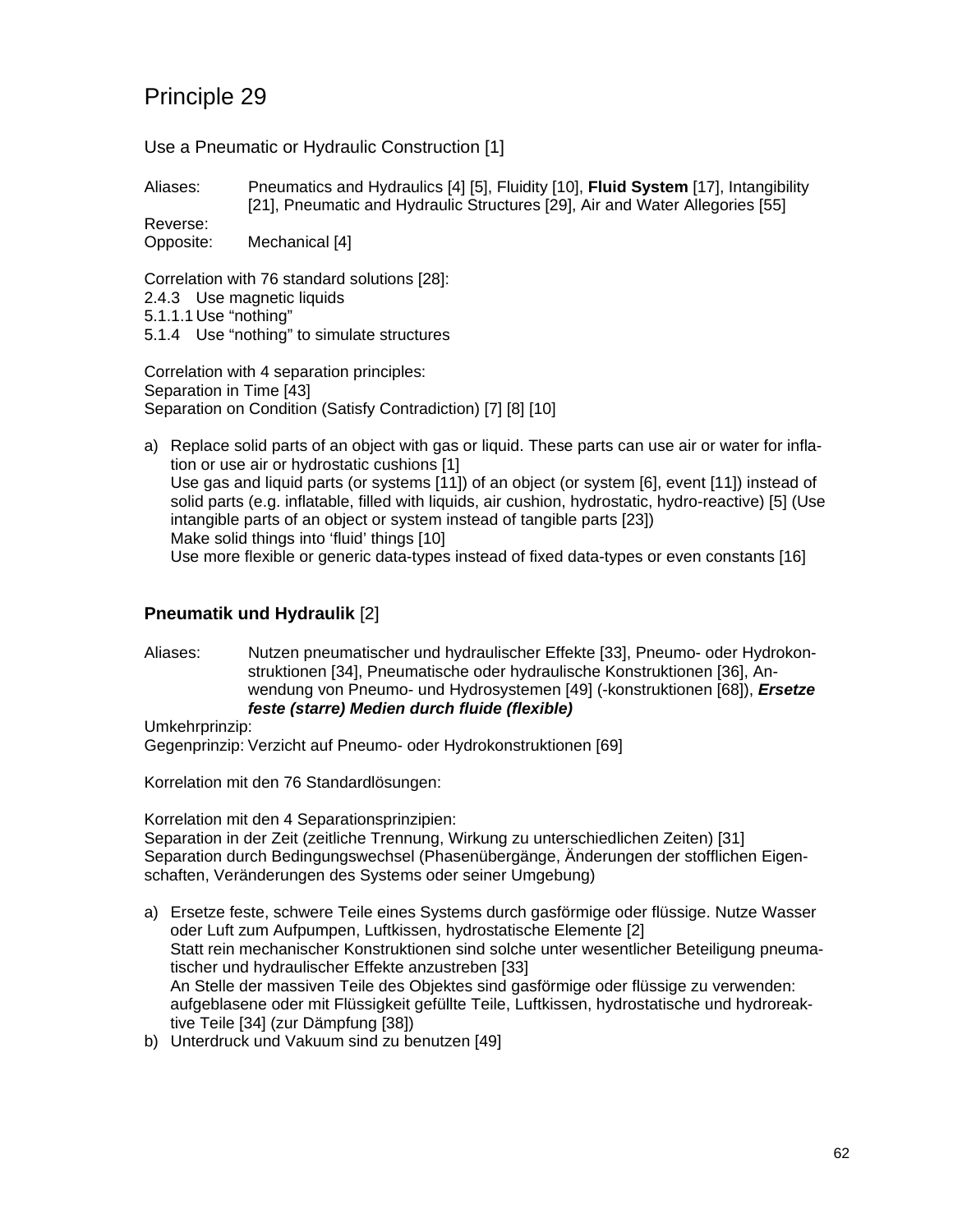# Principle 29

Use a Pneumatic or Hydraulic Construction [1]

Aliases: Pneumatics and Hydraulics [4] [5], Fluidity [10], **Fluid System** [17], Intangibility [21], Pneumatic and Hydraulic Structures [29], Air and Water Allegories [55]

Reverse:

Opposite: Mechanical [4]

Correlation with 76 standard solutions [28]:

2.4.3 Use magnetic liquids

5.1.1.1 Use "nothing"

5.1.4 Use "nothing" to simulate structures

Correlation with 4 separation principles:

Separation in Time [43]

Separation on Condition (Satisfy Contradiction) [7] [8] [10]

a) Replace solid parts of an object with gas or liquid. These parts can use air or water for inflation or use air or hydrostatic cushions [1]
   Use gas and liquid parts (or systems [11]) of an object (or system [6], event [11]) instead of solid parts (e.g. inflatable, filled with liquids, air cushion, hydrostatic, hydro-reactive) [5] (Use intangible parts of an object or system instead of tangible parts [23])
   Make solid things into 'fluid' things [10]
   Use more flexible or generic data-types instead of fixed data-types or even constants [16]

## **Pneumatik und Hydraulik** [2]

Aliases: Nutzen pneumatischer und hydraulischer Effekte [33], Pneumo- oder Hydrokonstruktionen [34], Pneumatische oder hydraulische Konstruktionen [36], Anwendung von Pneumo- und Hydrosystemen [49] (-konstruktionen [68]), ***Ersetze feste (starre) Medien durch fluide (flexible)***

Umkehrprinzip:

Gegenprinzip: Verzicht auf Pneumo- oder Hydrokonstruktionen [69]

Korrelation mit den 76 Standardlösungen:

Korrelation mit den 4 Separationsprinzipien:

Separation in der Zeit (zeitliche Trennung, Wirkung zu unterschiedlichen Zeiten) [31]

Separation durch Bedingungswechsel (Phasenübergänge, Änderungen der stofflichen Eigenschaften, Veränderungen des Systems oder seiner Umgebung)

a) Ersetze feste, schwere Teile eines Systems durch gasförmige oder flüssige. Nutze Wasser oder Luft zum Aufpumpen, Luftkissen, hydrostatische Elemente [2]
   Statt rein mechanischer Konstruktionen sind solche unter wesentlicher Beteiligung pneumatischer und hydraulischer Effekte anzustreben [33]
   An Stelle der massiven Teile des Objektes sind gasförmige oder flüssige zu verwenden: aufgeblasene oder mit Flüssigkeit gefüllte Teile, Luftkissen, hydrostatische und hydroreaktive Teile [34] (zur Dämpfung [38])
b) Unterdruck und Vakuum sind zu benutzen [49]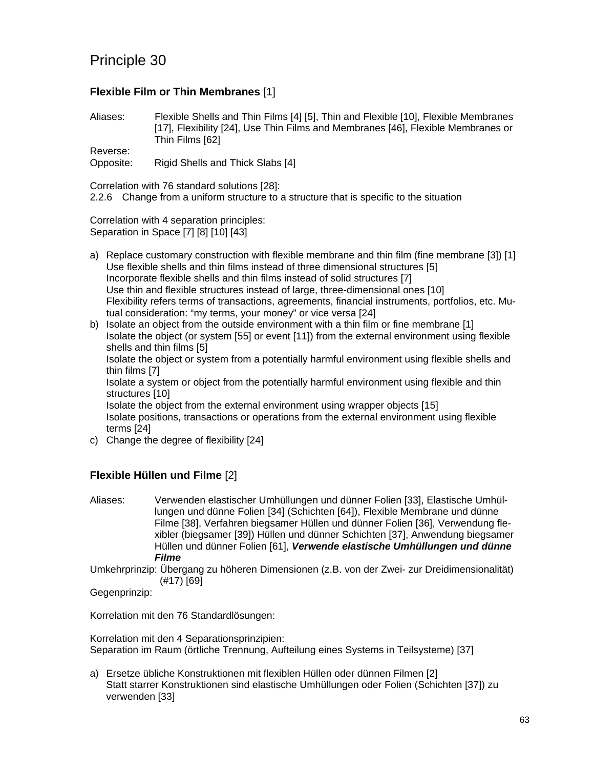# Principle 30

### **Flexible Film or Thin Membranes** [1]

Aliases: Flexible Shells and Thin Films [4] [5], Thin and Flexible [10], Flexible Membranes [17], Flexibility [24], Use Thin Films and Membranes [46], Flexible Membranes or Thin Films [62]

Reverse:

Opposite: Rigid Shells and Thick Slabs [4]

Correlation with 76 standard solutions [28]:
2.2.6 Change from a uniform structure to a structure that is specific to the situation

Correlation with 4 separation principles:
Separation in Space [7] [8] [10] [43]

a) Replace customary construction with flexible membrane and thin film (fine membrane [3]) [1]
   Use flexible shells and thin films instead of three dimensional structures [5]
   Incorporate flexible shells and thin films instead of solid structures [7]
   Use thin and flexible structures instead of large, three-dimensional ones [10]
   Flexibility refers terms of transactions, agreements, financial instruments, portfolios, etc. Mutual consideration: "my terms, your money" or vice versa [24]
b) Isolate an object from the outside environment with a thin film or fine membrane [1]
   Isolate the object (or system [55] or event [11]) from the external environment using flexible shells and thin films [5]
   Isolate the object or system from a potentially harmful environment using flexible shells and thin films [7]
   Isolate a system or object from the potentially harmful environment using flexible and thin structures [10]
   Isolate the object from the external environment using wrapper objects [15]
   Isolate positions, transactions or operations from the external environment using flexible terms [24]
c) Change the degree of flexibility [24]

### **Flexible Hüllen und Filme** [2]

Aliases: Verwenden elastischer Umhüllungen und dünner Folien [33], Elastische Umhüllungen und dünne Folien [34] (Schichten [64]), Flexible Membrane und dünne Filme [38], Verfahren biegsamer Hüllen und dünner Folien [36], Verwendung flexibler (biegsamer [39]) Hüllen und dünner Schichten [37], Anwendung biegsamer Hüllen und dünner Folien [61], ***Verwende elastische Umhüllungen und dünne Filme***

Umkehrprinzip: Übergang zu höheren Dimensionen (z.B. von der Zwei- zur Dreidimensionalität) (#17) [69]

Gegenprinzip:

Korrelation mit den 76 Standardlösungen:

Korrelation mit den 4 Separationsprinzipien:
Separation im Raum (örtliche Trennung, Aufteilung eines Systems in Teilsysteme) [37]

a) Ersetze übliche Konstruktionen mit flexiblen Hüllen oder dünnen Filmen [2]
   Statt starrer Konstruktionen sind elastische Umhüllungen oder Folien (Schichten [37]) zu verwenden [33]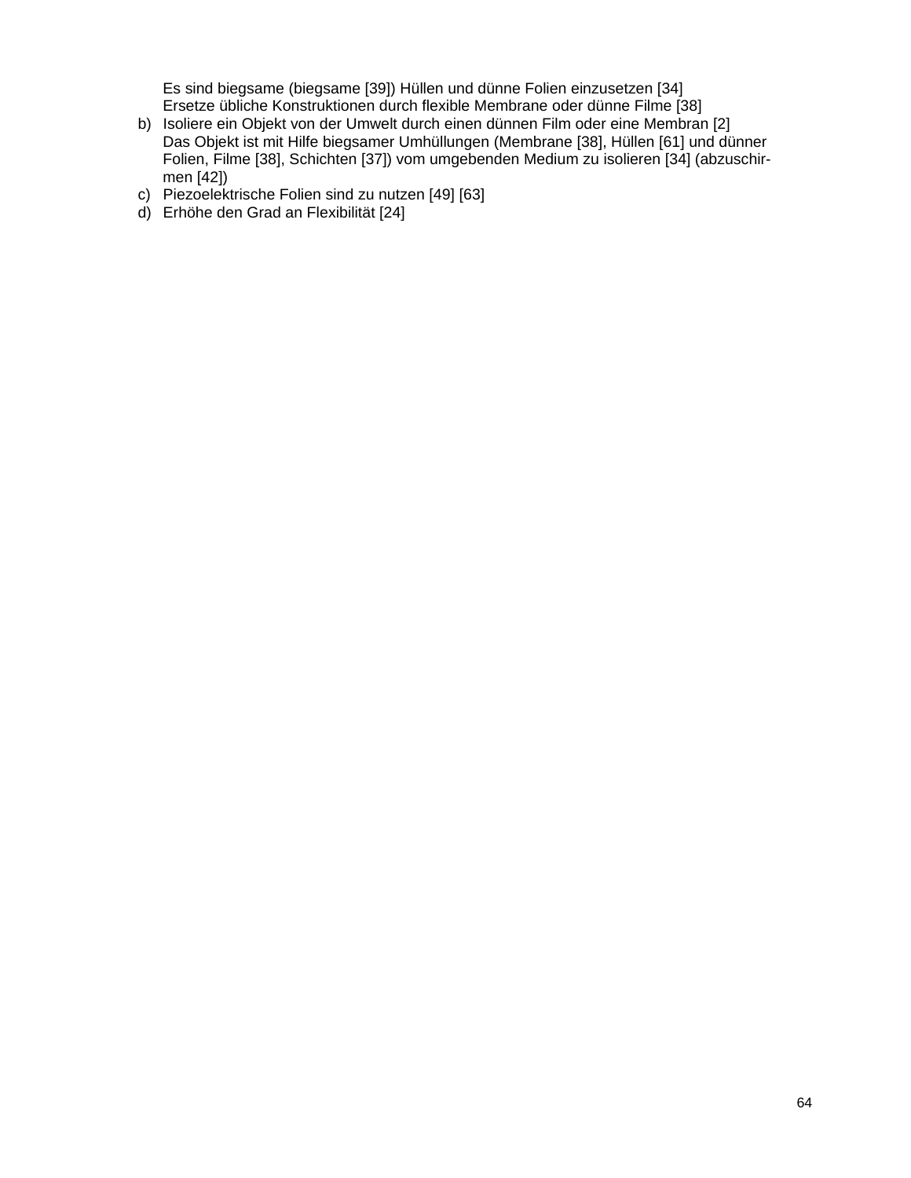Es sind biegsame (biegsame [39]) Hüllen und dünne Folien einzusetzen [34]
Ersetze übliche Konstruktionen durch flexible Membrane oder dünne Filme [38]

b) Isoliere ein Objekt von der Umwelt durch einen dünnen Film oder eine Membran [2]
   Das Objekt ist mit Hilfe biegsamer Umhüllungen (Membrane [38], Hüllen [61] und dünner Folien, Filme [38], Schichten [37]) vom umgebenden Medium zu isolieren [34] (abzuschirmen [42])
c) Piezoelektrische Folien sind zu nutzen [49] [63]
d) Erhöhe den Grad an Flexibilität [24]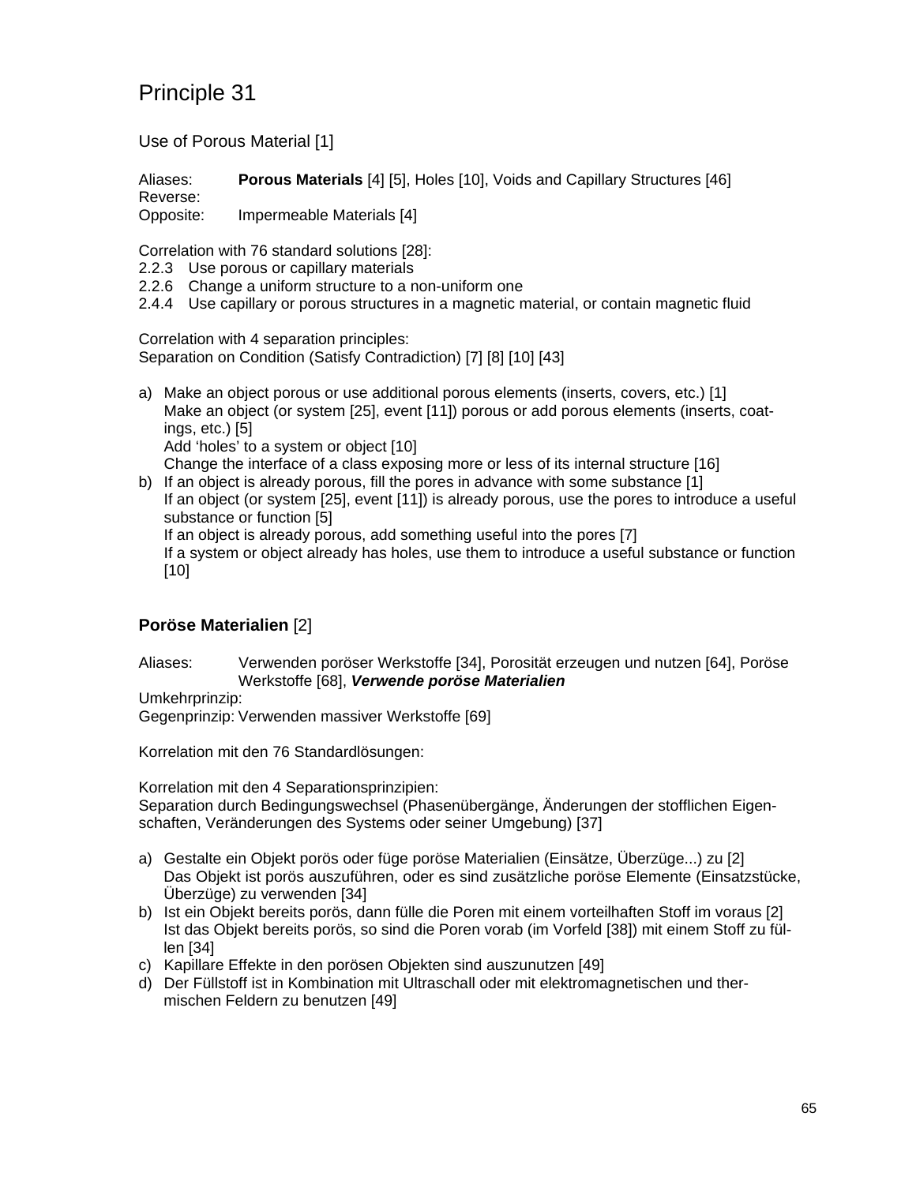# Principle 31

Use of Porous Material [1]

Aliases: **Porous Materials** [4] [5], Holes [10], Voids and Capillary Structures [46]
Reverse:
Opposite: Impermeable Materials [4]

Correlation with 76 standard solutions [28]:
2.2.3 Use porous or capillary materials
2.2.6 Change a uniform structure to a non-uniform one
2.4.4 Use capillary or porous structures in a magnetic material, or contain magnetic fluid

Correlation with 4 separation principles:
Separation on Condition (Satisfy Contradiction) [7] [8] [10] [43]

a) Make an object porous or use additional porous elements (inserts, covers, etc.) [1]
   Make an object (or system [25], event [11]) porous or add porous elements (inserts, coatings, etc.) [5]
   Add 'holes' to a system or object [10]
   Change the interface of a class exposing more or less of its internal structure [16]
b) If an object is already porous, fill the pores in advance with some substance [1]
   If an object (or system [25], event [11]) is already porous, use the pores to introduce a useful substance or function [5]
   If an object is already porous, add something useful into the pores [7]
   If a system or object already has holes, use them to introduce a useful substance or function [10]

### **Poröse Materialien** [2]

Aliases: Verwenden poröser Werkstoffe [34], Porosität erzeugen und nutzen [64], Poröse Werkstoffe [68], ***Verwende poröse Materialien***
Umkehrprinzip:
Gegenprinzip: Verwenden massiver Werkstoffe [69]

Korrelation mit den 76 Standardlösungen:

Korrelation mit den 4 Separationsprinzipien:
Separation durch Bedingungswechsel (Phasenübergänge, Änderungen der stofflichen Eigenschaften, Veränderungen des Systems oder seiner Umgebung) [37]

a) Gestalte ein Objekt porös oder füge poröse Materialien (Einsätze, Überzüge...) zu [2]
   Das Objekt ist porös auszuführen, oder es sind zusätzliche poröse Elemente (Einsatzstücke, Überzüge) zu verwenden [34]
b) Ist ein Objekt bereits porös, dann fülle die Poren mit einem vorteilhaften Stoff im voraus [2]
   Ist das Objekt bereits porös, so sind die Poren vorab (im Vorfeld [38]) mit einem Stoff zu füllen [34]
c) Kapillare Effekte in den porösen Objekten sind auszunutzen [49]
d) Der Füllstoff ist in Kombination mit Ultraschall oder mit elektromagnetischen und thermischen Feldern zu benutzen [49]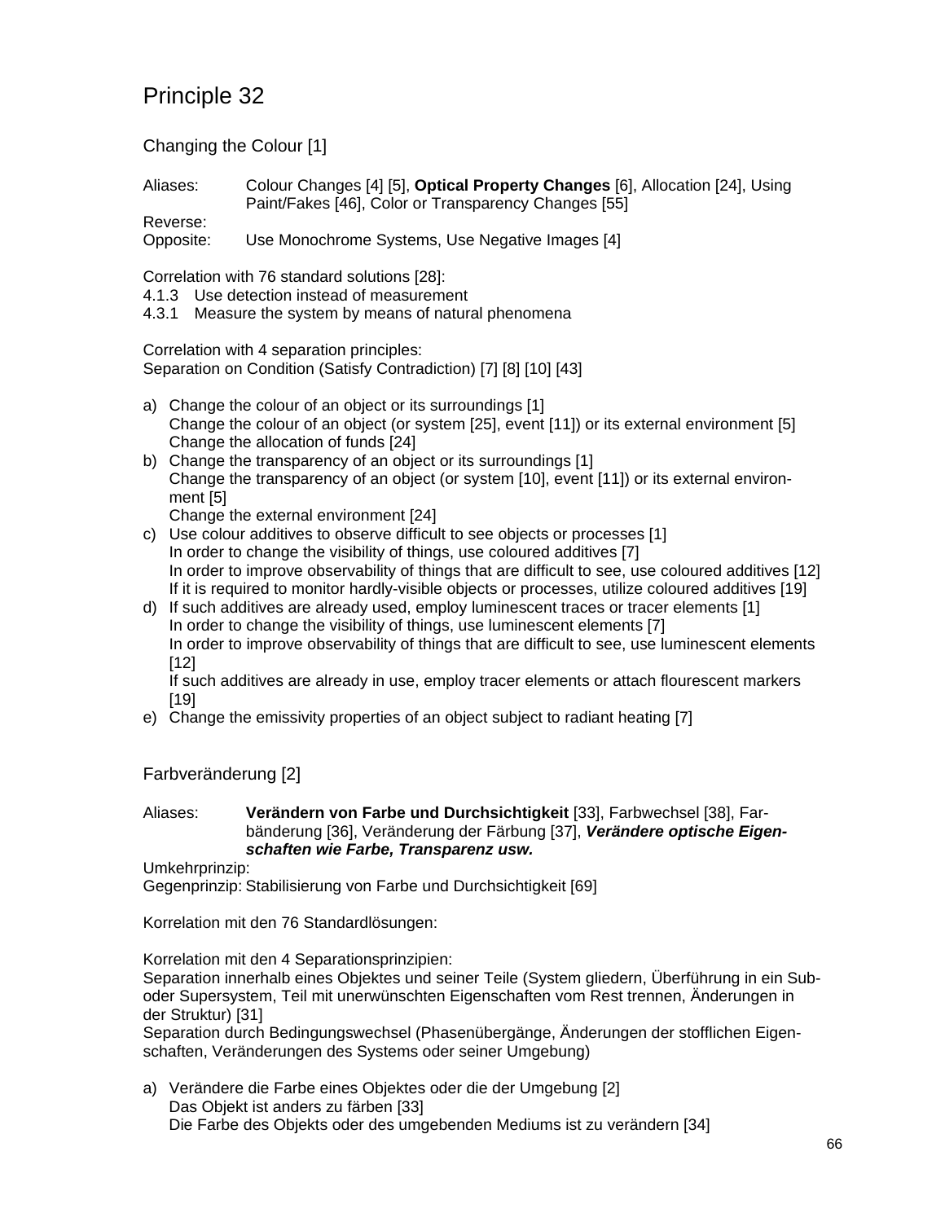# Principle 32

## Changing the Colour [1]

Aliases: Colour Changes [4] [5], **Optical Property Changes** [6], Allocation [24], Using Paint/Fakes [46], Color or Transparency Changes [55]

Reverse:

Opposite: Use Monochrome Systems, Use Negative Images [4]

Correlation with 76 standard solutions [28]:
4.1.3 Use detection instead of measurement
4.3.1 Measure the system by means of natural phenomena

Correlation with 4 separation principles:
Separation on Condition (Satisfy Contradiction) [7] [8] [10] [43]

a) Change the colour of an object or its surroundings [1]
   Change the colour of an object (or system [25], event [11]) or its external environment [5]
   Change the allocation of funds [24]
b) Change the transparency of an object or its surroundings [1]
   Change the transparency of an object (or system [10], event [11]) or its external environment [5]
   Change the external environment [24]
c) Use colour additives to observe difficult to see objects or processes [1]
   In order to change the visibility of things, use coloured additives [7]
   In order to improve observability of things that are difficult to see, use coloured additives [12]
   If it is required to monitor hardly-visible objects or processes, utilize coloured additives [19]
d) If such additives are already used, employ luminescent traces or tracer elements [1]
   In order to change the visibility of things, use luminescent elements [7]
   In order to improve observability of things that are difficult to see, use luminescent elements [12]
   If such additives are already in use, employ tracer elements or attach flourescent markers [19]
e) Change the emissivity properties of an object subject to radiant heating [7]

## Farbveränderung [2]

Aliases: **Verändern von Farbe und Durchsichtigkeit** [33], Farbwechsel [38], Farbänderung [36], Veränderung der Färbung [37], ***Verändere optische Eigenschaften wie Farbe, Transparenz usw.***

Umkehrprinzip:

Gegenprinzip: Stabilisierung von Farbe und Durchsichtigkeit [69]

Korrelation mit den 76 Standardlösungen:

Korrelation mit den 4 Separationsprinzipien:
Separation innerhalb eines Objektes und seiner Teile (System gliedern, Überführung in ein Sub- oder Supersystem, Teil mit unerwünschten Eigenschaften vom Rest trennen, Änderungen in der Struktur) [31]
Separation durch Bedingungswechsel (Phasenübergänge, Änderungen der stofflichen Eigenschaften, Veränderungen des Systems oder seiner Umgebung)

a) Verändere die Farbe eines Objektes oder die der Umgebung [2]
   Das Objekt ist anders zu färben [33]
   Die Farbe des Objekts oder des umgebenden Mediums ist zu verändern [34]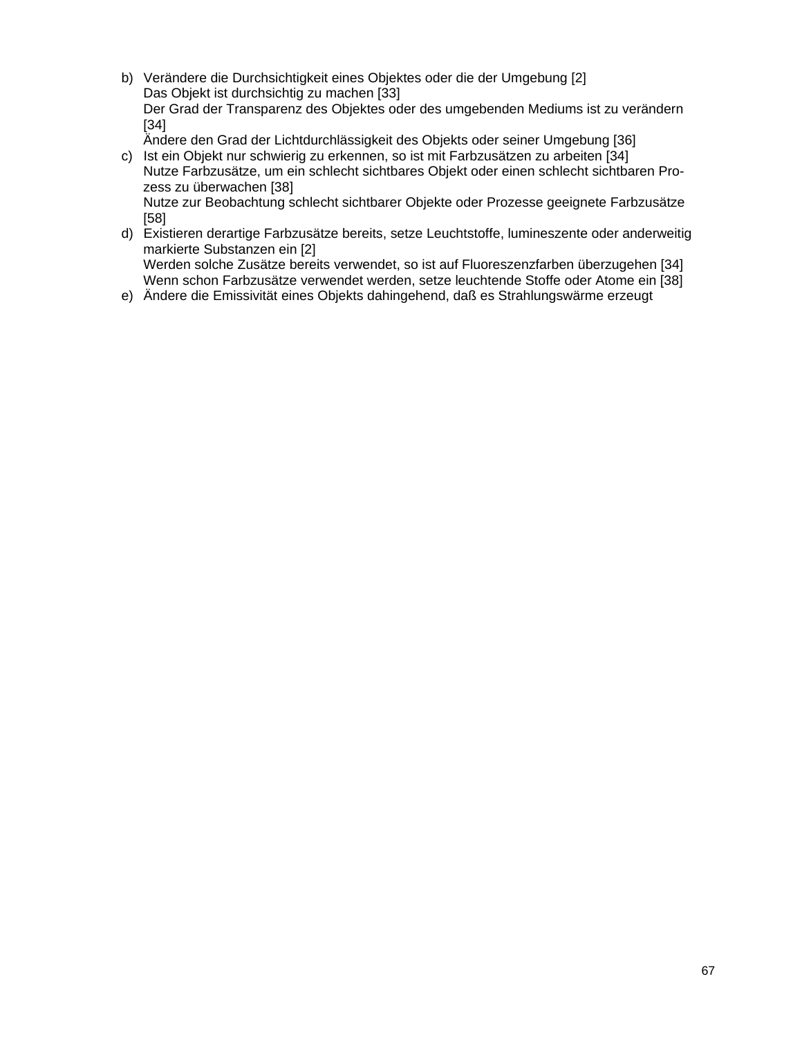b) Verändere die Durchsichtigkeit eines Objektes oder die der Umgebung [2]  
   Das Objekt ist durchsichtig zu machen [33]  
   Der Grad der Transparenz des Objektes oder des umgebenden Mediums ist zu verändern [34]  
   Ändere den Grad der Lichtdurchlässigkeit des Objekts oder seiner Umgebung [36]
c) Ist ein Objekt nur schwierig zu erkennen, so ist mit Farbzusätzen zu arbeiten [34]  
   Nutze Farbzusätze, um ein schlecht sichtbares Objekt oder einen schlecht sichtbaren Prozess zu überwachen [38]  
   Nutze zur Beobachtung schlecht sichtbarer Objekte oder Prozesse geeignete Farbzusätze [58]
d) Existieren derartige Farbzusätze bereits, setze Leuchtstoffe, lumineszente oder anderweitig markierte Substanzen ein [2]  
   Werden solche Zusätze bereits verwendet, so ist auf Fluoreszenzfarben überzugehen [34]  
   Wenn schon Farbzusätze verwendet werden, setze leuchtende Stoffe oder Atome ein [38]
e) Ändere die Emissivität eines Objekts dahingehend, daß es Strahlungswärme erzeugt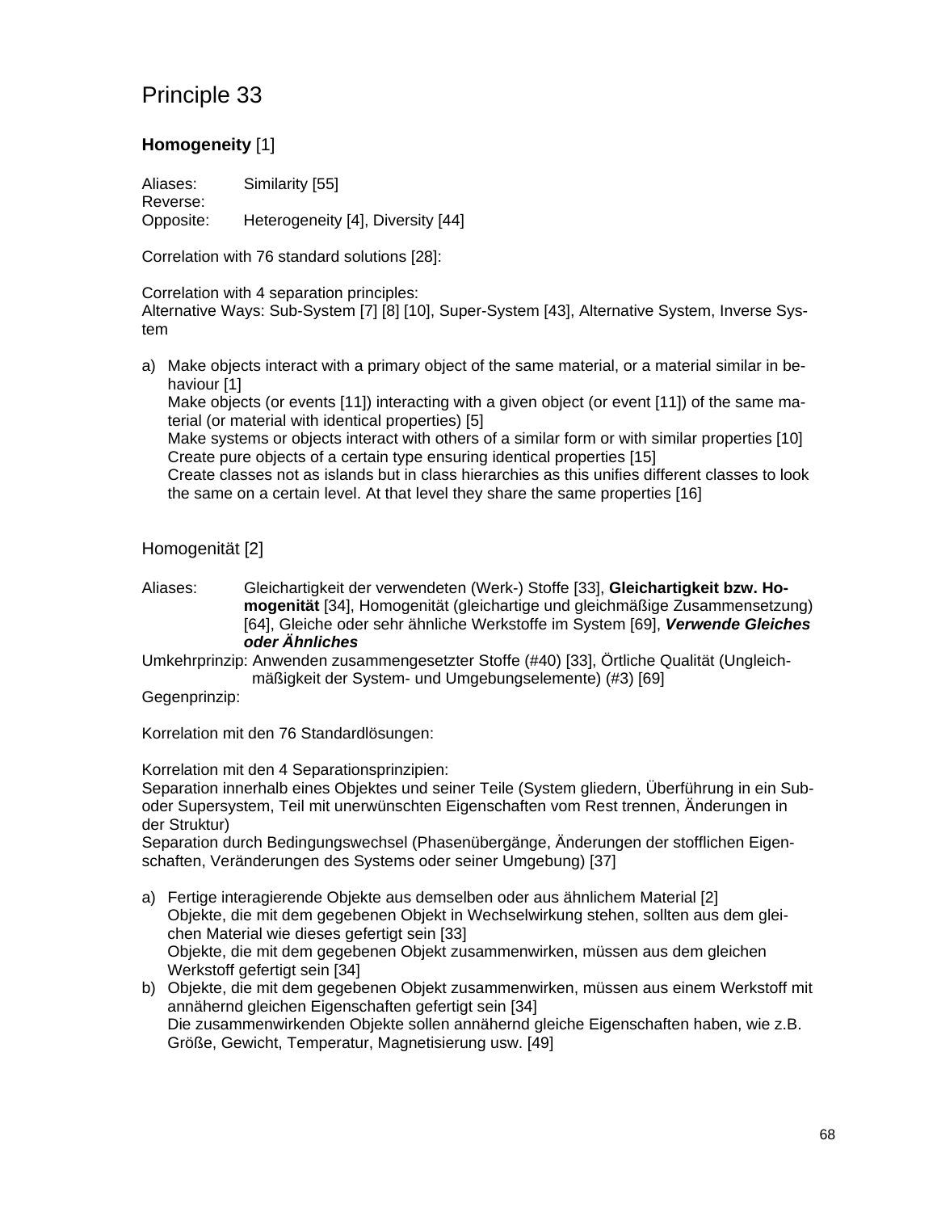# Principle 33

**Homogeneity** [1]

Aliases: Similarity [55]
Reverse:
Opposite: Heterogeneity [4], Diversity [44]

Correlation with 76 standard solutions [28]:

Correlation with 4 separation principles:
Alternative Ways: Sub-System [7] [8] [10], Super-System [43], Alternative System, Inverse System

a) Make objects interact with a primary object of the same material, or a material similar in behaviour [1]
   Make objects (or events [11]) interacting with a given object (or event [11]) of the same material (or material with identical properties) [5]
   Make systems or objects interact with others of a similar form or with similar properties [10]
   Create pure objects of a certain type ensuring identical properties [15]
   Create classes not as islands but in class hierarchies as this unifies different classes to look the same on a certain level. At that level they share the same properties [16]

Homogenität [2]

Aliases: Gleichartigkeit der verwendeten (Werk-) Stoffe [33], **Gleichartigkeit bzw. Homogenität** [34], Homogenität (gleichartige und gleichmäßige Zusammensetzung) [64], Gleiche oder sehr ähnliche Werkstoffe im System [69], ***Verwende Gleiches oder Ähnliches***
Umkehrprinzip: Anwenden zusammengesetzter Stoffe (#40) [33], Örtliche Qualität (Ungleichmäßigkeit der System- und Umgebungselemente) (#3) [69]
Gegenprinzip:

Korrelation mit den 76 Standardlösungen:

Korrelation mit den 4 Separationsprinzipien:
Separation innerhalb eines Objektes und seiner Teile (System gliedern, Überführung in ein Sub- oder Supersystem, Teil mit unerwünschten Eigenschaften vom Rest trennen, Änderungen in der Struktur)
Separation durch Bedingungswechsel (Phasenübergänge, Änderungen der stofflichen Eigenschaften, Veränderungen des Systems oder seiner Umgebung) [37]

a) Fertige interagierende Objekte aus demselben oder aus ähnlichem Material [2]
   Objekte, die mit dem gegebenen Objekt in Wechselwirkung stehen, sollten aus dem gleichen Material wie dieses gefertigt sein [33]
   Objekte, die mit dem gegebenen Objekt zusammenwirken, müssen aus dem gleichen Werkstoff gefertigt sein [34]
b) Objekte, die mit dem gegebenen Objekt zusammenwirken, müssen aus einem Werkstoff mit annähernd gleichen Eigenschaften gefertigt sein [34]
   Die zusammenwirkenden Objekte sollen annähernd gleiche Eigenschaften haben, wie z.B. Größe, Gewicht, Temperatur, Magnetisierung usw. [49]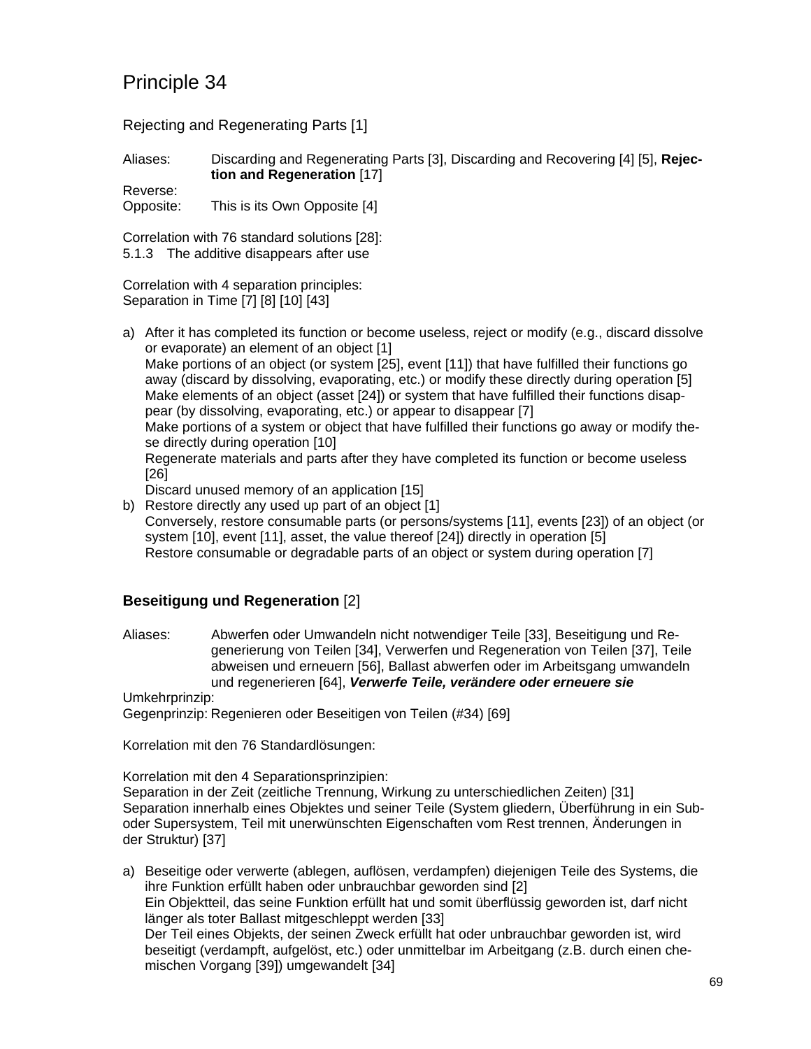# Principle 34

Rejecting and Regenerating Parts [1]

Aliases: Discarding and Regenerating Parts [3], Discarding and Recovering [4] [5], **Rejection and Regeneration** [17]

Reverse:

Opposite: This is its Own Opposite [4]

Correlation with 76 standard solutions [28]:
5.1.3 The additive disappears after use

Correlation with 4 separation principles:
Separation in Time [7] [8] [10] [43]

a) After it has completed its function or become useless, reject or modify (e.g., discard dissolve or evaporate) an element of an object [1]
   Make portions of an object (or system [25], event [11]) that have fulfilled their functions go away (discard by dissolving, evaporating, etc.) or modify these directly during operation [5]
   Make elements of an object (asset [24]) or system that have fulfilled their functions disappear (by dissolving, evaporating, etc.) or appear to disappear [7]
   Make portions of a system or object that have fulfilled their functions go away or modify these directly during operation [10]
   Regenerate materials and parts after they have completed its function or become useless [26]
   Discard unused memory of an application [15]
b) Restore directly any used up part of an object [1]
   Conversely, restore consumable parts (or persons/systems [11], events [23]) of an object (or system [10], event [11], asset, the value thereof [24]) directly in operation [5]
   Restore consumable or degradable parts of an object or system during operation [7]

## **Beseitigung und Regeneration** [2]

Aliases: Abwerfen oder Umwandeln nicht notwendiger Teile [33], Beseitigung und Regenerierung von Teilen [34], Verwerfen und Regeneration von Teilen [37], Teile abweisen und erneuern [56], Ballast abwerfen oder im Arbeitsgang umwandeln und regenerieren [64], ***Verwerfe Teile, verändere oder erneuere sie***

Umkehrprinzip:

Gegenprinzip: Regenieren oder Beseitigen von Teilen (#34) [69]

Korrelation mit den 76 Standardlösungen:

Korrelation mit den 4 Separationsprinzipien:
Separation in der Zeit (zeitliche Trennung, Wirkung zu unterschiedlichen Zeiten) [31]
Separation innerhalb eines Objektes und seiner Teile (System gliedern, Überführung in ein Sub- oder Supersystem, Teil mit unerwünschten Eigenschaften vom Rest trennen, Änderungen in der Struktur) [37]

a) Beseitige oder verwerte (ablegen, auflösen, verdampfen) diejenigen Teile des Systems, die ihre Funktion erfüllt haben oder unbrauchbar geworden sind [2]
   Ein Objektteil, das seine Funktion erfüllt hat und somit überflüssig geworden ist, darf nicht länger als toter Ballast mitgeschleppt werden [33]
   Der Teil eines Objekts, der seinen Zweck erfüllt hat oder unbrauchbar geworden ist, wird beseitigt (verdampft, aufgelöst, etc.) oder unmittelbar im Arbeitgang (z.B. durch einen chemischen Vorgang [39]) umgewandelt [34]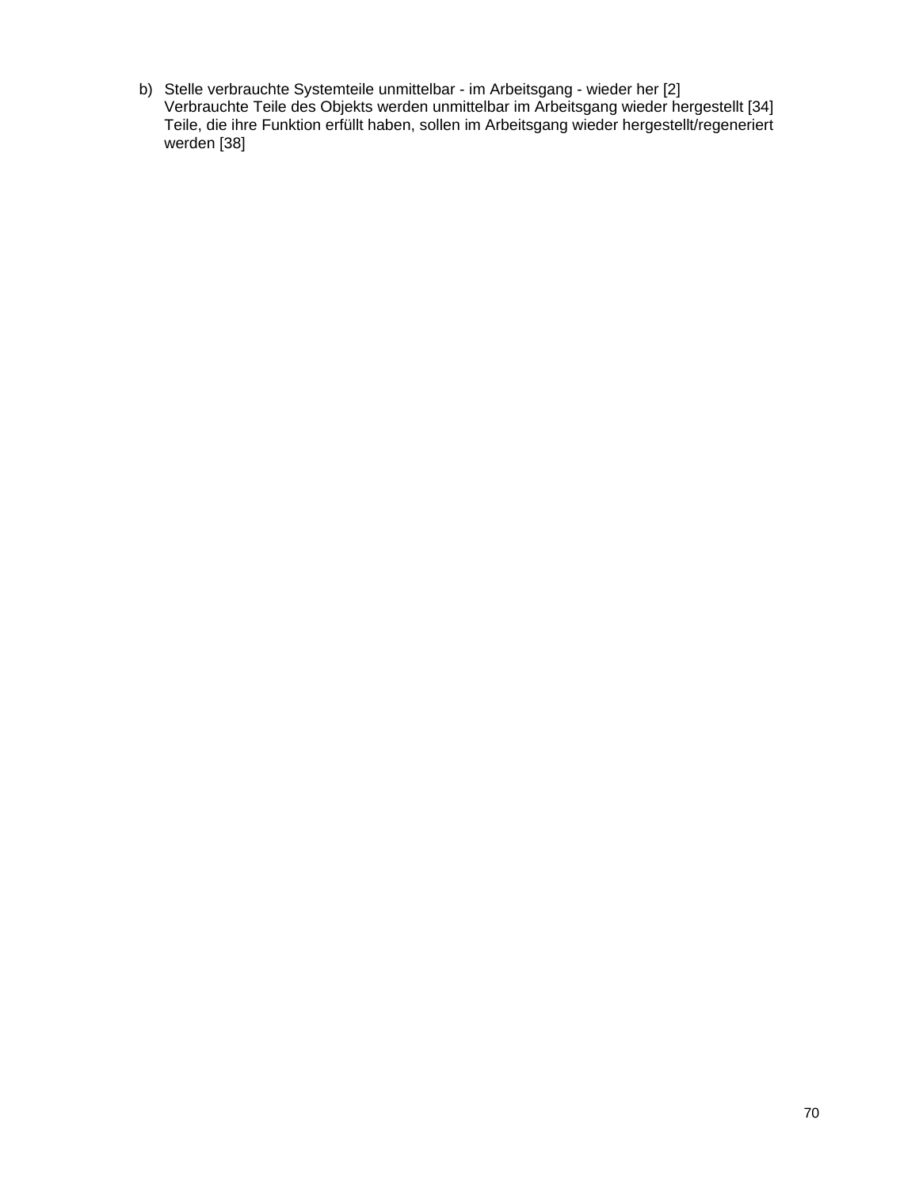b) Stelle verbrauchte Systemteile unmittelbar - im Arbeitsgang - wieder her [2]
   Verbrauchte Teile des Objekts werden unmittelbar im Arbeitsgang wieder hergestellt [34]
   Teile, die ihre Funktion erfüllt haben, sollen im Arbeitsgang wieder hergestellt/regeneriert werden [38]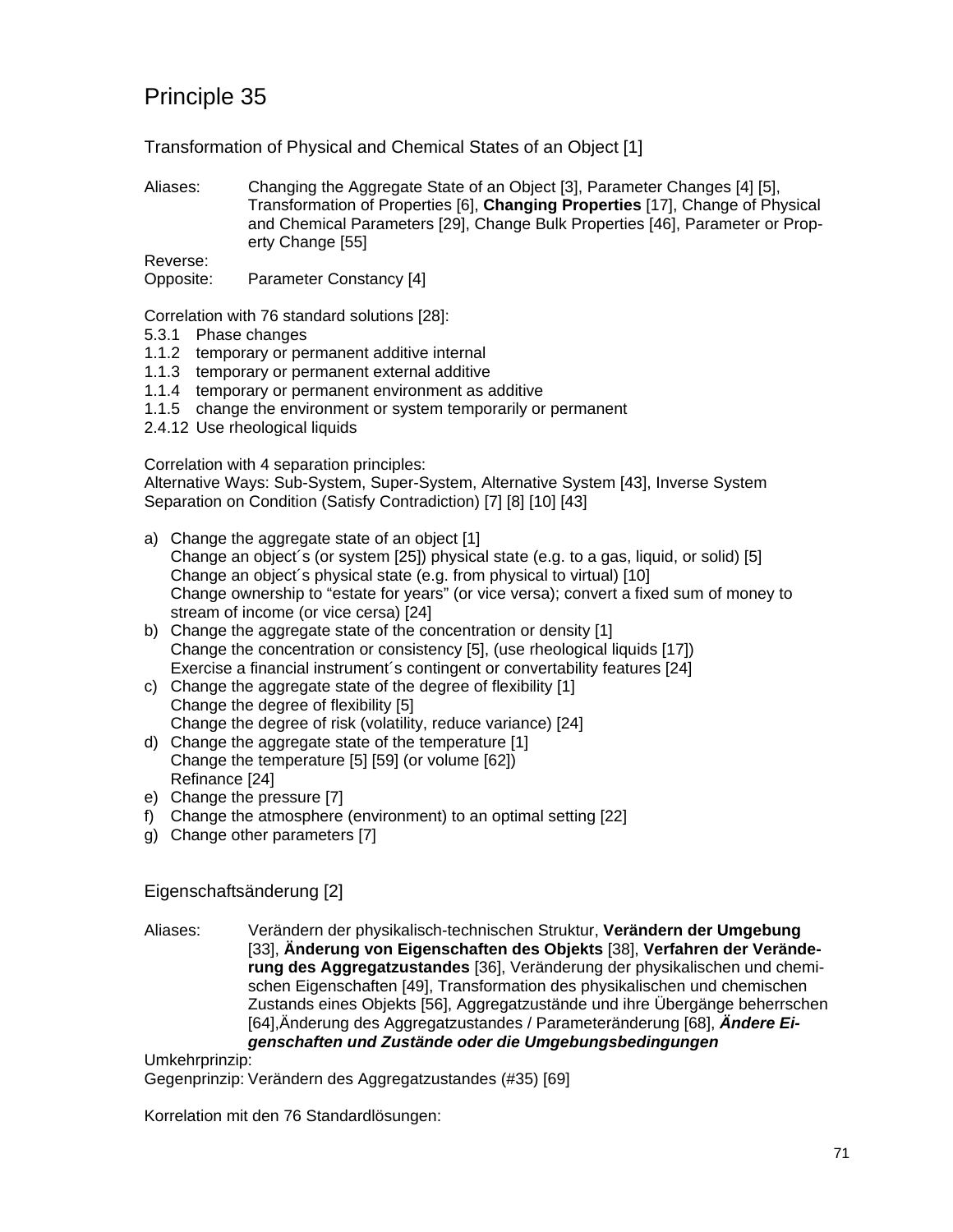# Principle 35

## Transformation of Physical and Chemical States of an Object [1]

Aliases: Changing the Aggregate State of an Object [3], Parameter Changes [4] [5], Transformation of Properties [6], **Changing Properties** [17], Change of Physical and Chemical Parameters [29], Change Bulk Properties [46], Parameter or Property Change [55]

Reverse:

Opposite: Parameter Constancy [4]

Correlation with 76 standard solutions [28]:

5.3.1 Phase changes
1.1.2 temporary or permanent additive internal
1.1.3 temporary or permanent external additive
1.1.4 temporary or permanent environment as additive
1.1.5 change the environment or system temporarily or permanent
2.4.12 Use rheological liquids

Correlation with 4 separation principles:
Alternative Ways: Sub-System, Super-System, Alternative System [43], Inverse System
Separation on Condition (Satisfy Contradiction) [7] [8] [10] [43]

a) Change the aggregate state of an object [1]
   Change an object´s (or system [25]) physical state (e.g. to a gas, liquid, or solid) [5]
   Change an object´s physical state (e.g. from physical to virtual) [10]
   Change ownership to “estate for years” (or vice versa); convert a fixed sum of money to stream of income (or vice cersa) [24]
b) Change the aggregate state of the concentration or density [1]
   Change the concentration or consistency [5], (use rheological liquids [17])
   Exercise a financial instrument´s contingent or convertability features [24]
c) Change the aggregate state of the degree of flexibility [1]
   Change the degree of flexibility [5]
   Change the degree of risk (volatility, reduce variance) [24]
d) Change the aggregate state of the temperature [1]
   Change the temperature [5] [59] (or volume [62])
   Refinance [24]
e) Change the pressure [7]
f) Change the atmosphere (environment) to an optimal setting [22]
g) Change other parameters [7]

## Eigenschaftsänderung [2]

Aliases: Verändern der physikalisch-technischen Struktur, **Verändern der Umgebung** [33], **Änderung von Eigenschaften des Objekts** [38], **Verfahren der Veränderung des Aggregatzustandes** [36], Veränderung der physikalischen und chemischen Eigenschaften [49], Transformation des physikalischen und chemischen Zustands eines Objekts [56], Aggregatzustände und ihre Übergänge beherrschen [64],Änderung des Aggregatzustandes / Parameteränderung [68], ***Ändere Eigenschaften und Zustände oder die Umgebungsbedingungen***

Umkehrprinzip:

Gegenprinzip: Verändern des Aggregatzustandes (#35) [69]

Korrelation mit den 76 Standardlösungen: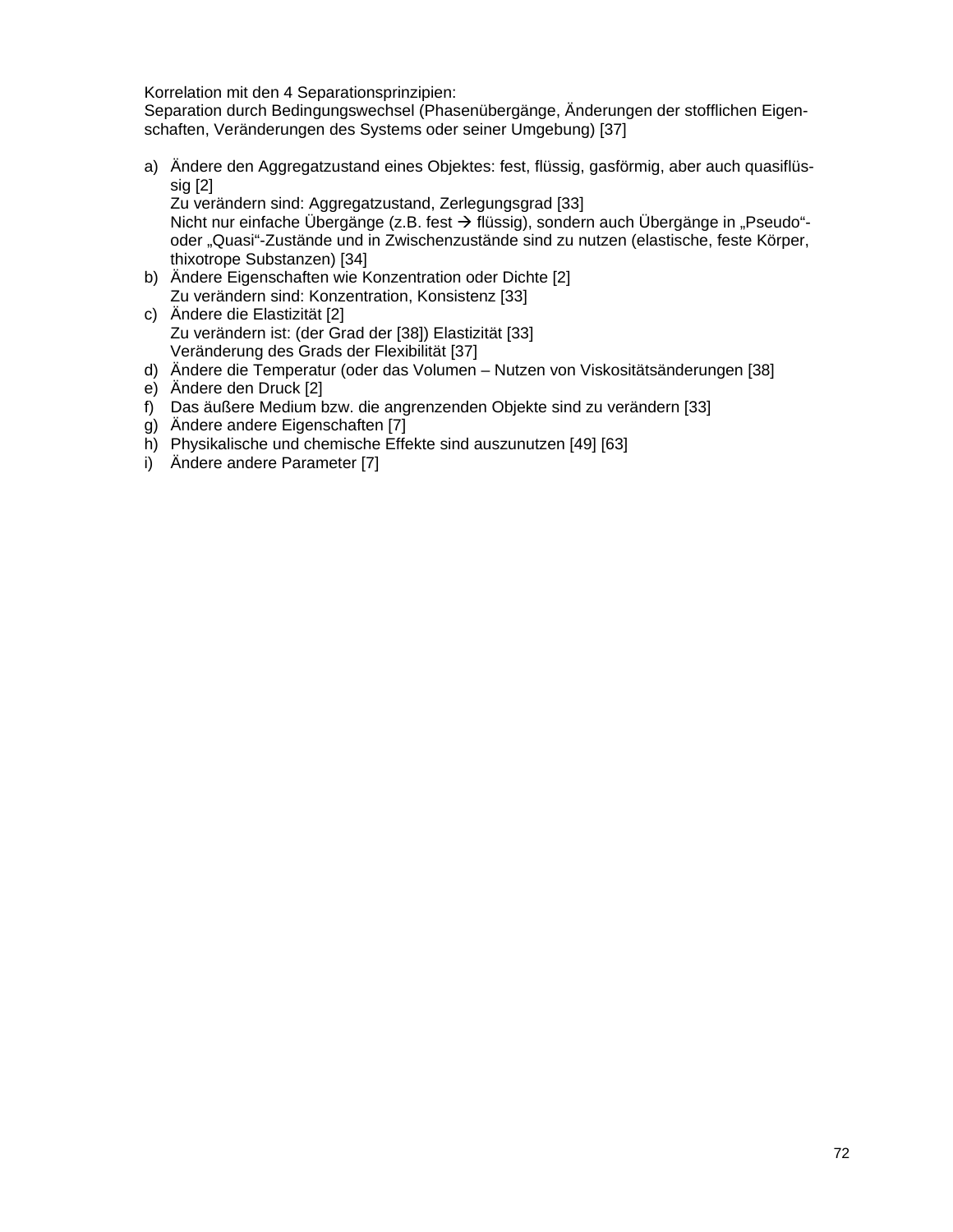Korrelation mit den 4 Separationsprinzipien:
Separation durch Bedingungswechsel (Phasenübergänge, Änderungen der stofflichen Eigenschaften, Veränderungen des Systems oder seiner Umgebung) [37]

a) Ändere den Aggregatzustand eines Objektes: fest, flüssig, gasförmig, aber auch quasiflüssig [2]
   Zu verändern sind: Aggregatzustand, Zerlegungsgrad [33]
   Nicht nur einfache Übergänge (z.B. fest → flüssig), sondern auch Übergänge in „Pseudo"- oder „Quasi"-Zustände und in Zwischenzustände sind zu nutzen (elastische, feste Körper, thixotrope Substanzen) [34]
b) Ändere Eigenschaften wie Konzentration oder Dichte [2]
   Zu verändern sind: Konzentration, Konsistenz [33]
c) Ändere die Elastizität [2]
   Zu verändern ist: (der Grad der [38]) Elastizität [33]
   Veränderung des Grads der Flexibilität [37]
d) Ändere die Temperatur (oder das Volumen – Nutzen von Viskositätsänderungen [38]
e) Ändere den Druck [2]
f) Das äußere Medium bzw. die angrenzenden Objekte sind zu verändern [33]
g) Ändere andere Eigenschaften [7]
h) Physikalische und chemische Effekte sind auszunutzen [49] [63]
i) Ändere andere Parameter [7]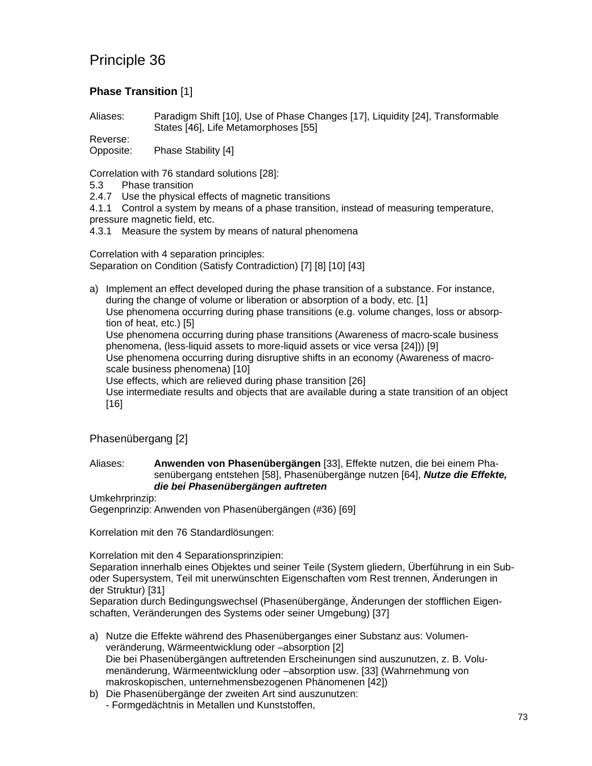# Principle 36

### **Phase Transition** [1]

Aliases: Paradigm Shift [10], Use of Phase Changes [17], Liquidity [24], Transformable States [46], Life Metamorphoses [55]
Reverse:
Opposite: Phase Stability [4]

Correlation with 76 standard solutions [28]:
5.3 Phase transition
2.4.7 Use the physical effects of magnetic transitions
4.1.1 Control a system by means of a phase transition, instead of measuring temperature, pressure magnetic field, etc.
4.3.1 Measure the system by means of natural phenomena

Correlation with 4 separation principles:
Separation on Condition (Satisfy Contradiction) [7] [8] [10] [43]

a) Implement an effect developed during the phase transition of a substance. For instance, during the change of volume or liberation or absorption of a body, etc. [1]
   Use phenomena occurring during phase transitions (e.g. volume changes, loss or absorption of heat, etc.) [5]
   Use phenomena occurring during phase transitions (Awareness of macro-scale business phenomena, (less-liquid assets to more-liquid assets or vice versa [24])) [9]
   Use phenomena occurring during disruptive shifts in an economy (Awareness of macro-scale business phenomena) [10]
   Use effects, which are relieved during phase transition [26]
   Use intermediate results and objects that are available during a state transition of an object [16]

## Phasenübergang [2]

Aliases: **Anwenden von Phasenübergängen** [33], Effekte nutzen, die bei einem Phasenübergang entstehen [58], Phasenübergänge nutzen [64], ***Nutze die Effekte, die bei Phasenübergängen auftreten***
Umkehrprinzip:
Gegenprinzip: Anwenden von Phasenübergängen (#36) [69]

Korrelation mit den 76 Standardlösungen:

Korrelation mit den 4 Separationsprinzipien:
Separation innerhalb eines Objektes und seiner Teile (System gliedern, Überführung in ein Sub- oder Supersystem, Teil mit unerwünschten Eigenschaften vom Rest trennen, Änderungen in der Struktur) [31]
Separation durch Bedingungswechsel (Phasenübergänge, Änderungen der stofflichen Eigenschaften, Veränderungen des Systems oder seiner Umgebung) [37]

a) Nutze die Effekte während des Phasenüberganges einer Substanz aus: Volumenveränderung, Wärmeentwicklung oder –absorption [2]
   Die bei Phasenübergängen auftretenden Erscheinungen sind auszunutzen, z. B. Volumenänderung, Wärmeentwicklung oder –absorption usw. [33] (Wahrnehmung von makroskopischen, unternehmensbezogenen Phänomenen [42])
b) Die Phasenübergänge der zweiten Art sind auszunutzen:
   - Formgedächtnis in Metallen und Kunststoffen,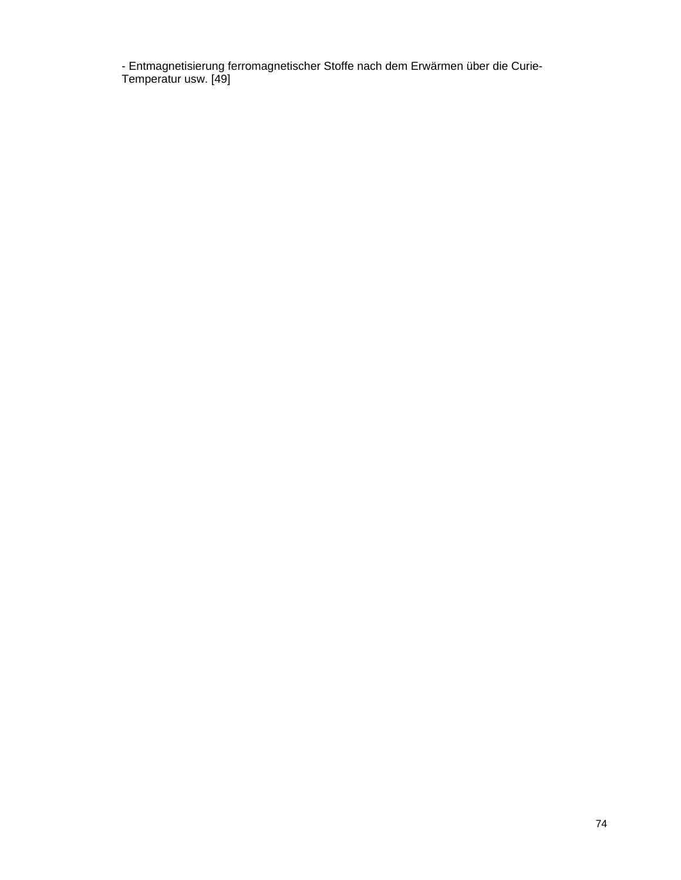- Entmagnetisierung ferromagnetischer Stoffe nach dem Erwärmen über die Curie-Temperatur usw. [49]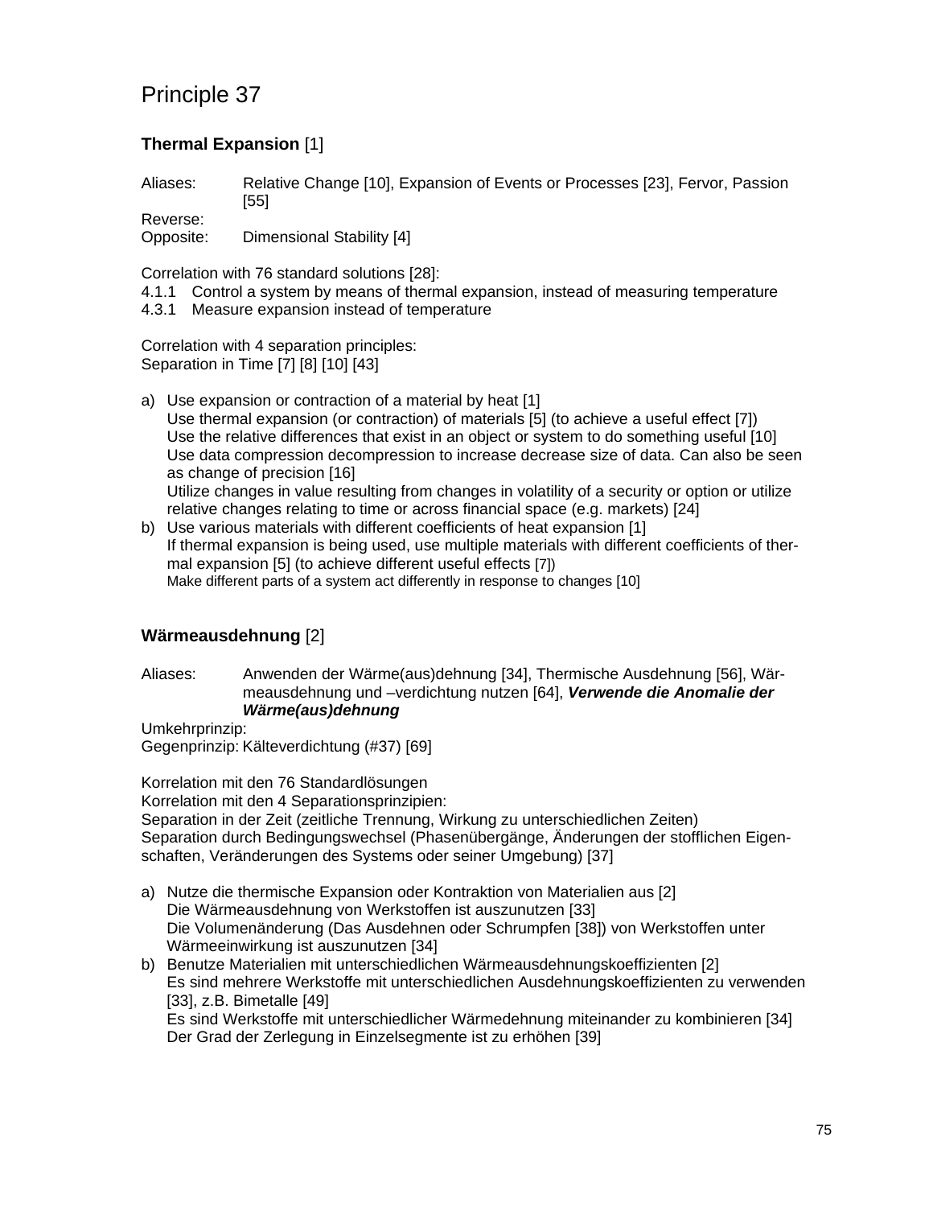# Principle 37

### **Thermal Expansion** [1]

Aliases: Relative Change [10], Expansion of Events or Processes [23], Fervor, Passion [55]

Reverse:

Opposite: Dimensional Stability [4]

Correlation with 76 standard solutions [28]:

4.1.1 Control a system by means of thermal expansion, instead of measuring temperature

4.3.1 Measure expansion instead of temperature

Correlation with 4 separation principles:

Separation in Time [7] [8] [10] [43]

a) Use expansion or contraction of a material by heat [1]
   Use thermal expansion (or contraction) of materials [5] (to achieve a useful effect [7])
   Use the relative differences that exist in an object or system to do something useful [10]
   Use data compression decompression to increase decrease size of data. Can also be seen as change of precision [16]
   Utilize changes in value resulting from changes in volatility of a security or option or utilize relative changes relating to time or across financial space (e.g. markets) [24]
b) Use various materials with different coefficients of heat expansion [1]
   If thermal expansion is being used, use multiple materials with different coefficients of thermal expansion [5] (to achieve different useful effects [7])
   Make different parts of a system act differently in response to changes [10]

### **Wärmeausdehnung** [2]

Aliases: Anwenden der Wärme(aus)dehnung [34], Thermische Ausdehnung [56], Wärmeausdehnung und –verdichtung nutzen [64], ***Verwende die Anomalie der Wärme(aus)dehnung***

Umkehrprinzip:

Gegenprinzip: Kälteverdichtung (#37) [69]

Korrelation mit den 76 Standardlösungen

Korrelation mit den 4 Separationsprinzipien:

Separation in der Zeit (zeitliche Trennung, Wirkung zu unterschiedlichen Zeiten)

Separation durch Bedingungswechsel (Phasenübergänge, Änderungen der stofflichen Eigenschaften, Veränderungen des Systems oder seiner Umgebung) [37]

a) Nutze die thermische Expansion oder Kontraktion von Materialien aus [2]
   Die Wärmeausdehnung von Werkstoffen ist auszunutzen [33]
   Die Volumenänderung (Das Ausdehnen oder Schrumpfen [38]) von Werkstoffen unter Wärmeeinwirkung ist auszunutzen [34]
b) Benutze Materialien mit unterschiedlichen Wärmeausdehnungskoeffizienten [2]
   Es sind mehrere Werkstoffe mit unterschiedlichen Ausdehnungskoeffizienten zu verwenden [33], z.B. Bimetalle [49]
   Es sind Werkstoffe mit unterschiedlicher Wärmedehnung miteinander zu kombinieren [34]
   Der Grad der Zerlegung in Einzelsegmente ist zu erhöhen [39]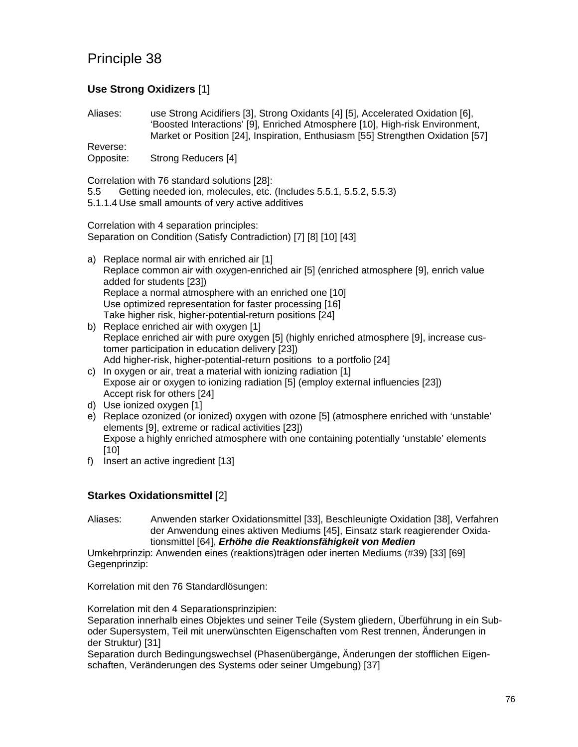# Principle 38

### **Use Strong Oxidizers** [1]

Aliases: use Strong Acidifiers [3], Strong Oxidants [4] [5], Accelerated Oxidation [6], 'Boosted Interactions' [9], Enriched Atmosphere [10], High-risk Environment, Market or Position [24], Inspiration, Enthusiasm [55] Strengthen Oxidation [57]

Reverse:

Opposite: Strong Reducers [4]

Correlation with 76 standard solutions [28]:
5.5 Getting needed ion, molecules, etc. (Includes 5.5.1, 5.5.2, 5.5.3)
5.1.1.4 Use small amounts of very active additives

Correlation with 4 separation principles:
Separation on Condition (Satisfy Contradiction) [7] [8] [10] [43]

a) Replace normal air with enriched air [1]
   Replace common air with oxygen-enriched air [5] (enriched atmosphere [9], enrich value added for students [23])
   Replace a normal atmosphere with an enriched one [10]
   Use optimized representation for faster processing [16]
   Take higher risk, higher-potential-return positions [24]
b) Replace enriched air with oxygen [1]
   Replace enriched air with pure oxygen [5] (highly enriched atmosphere [9], increase customer participation in education delivery [23])
   Add higher-risk, higher-potential-return positions to a portfolio [24]
c) In oxygen or air, treat a material with ionizing radiation [1]
   Expose air or oxygen to ionizing radiation [5] (employ external influencies [23])
   Accept risk for others [24]
d) Use ionized oxygen [1]
e) Replace ozonized (or ionized) oxygen with ozone [5] (atmosphere enriched with 'unstable' elements [9], extreme or radical activities [23])
   Expose a highly enriched atmosphere with one containing potentially 'unstable' elements [10]
f) Insert an active ingredient [13]

### **Starkes Oxidationsmittel** [2]

Aliases: Anwenden starker Oxidationsmittel [33], Beschleunigte Oxidation [38], Verfahren der Anwendung eines aktiven Mediums [45], Einsatz stark reagierender Oxidationsmittel [64], ***Erhöhe die Reaktionsfähigkeit von Medien***

Umkehrprinzip: Anwenden eines (reaktions)trägen oder inerten Mediums (#39) [33] [69]

Gegenprinzip:

Korrelation mit den 76 Standardlösungen:

Korrelation mit den 4 Separationsprinzipien:
Separation innerhalb eines Objektes und seiner Teile (System gliedern, Überführung in ein Sub- oder Supersystem, Teil mit unerwünschten Eigenschaften vom Rest trennen, Änderungen in der Struktur) [31]
Separation durch Bedingungswechsel (Phasenübergänge, Änderungen der stofflichen Eigenschaften, Veränderungen des Systems oder seiner Umgebung) [37]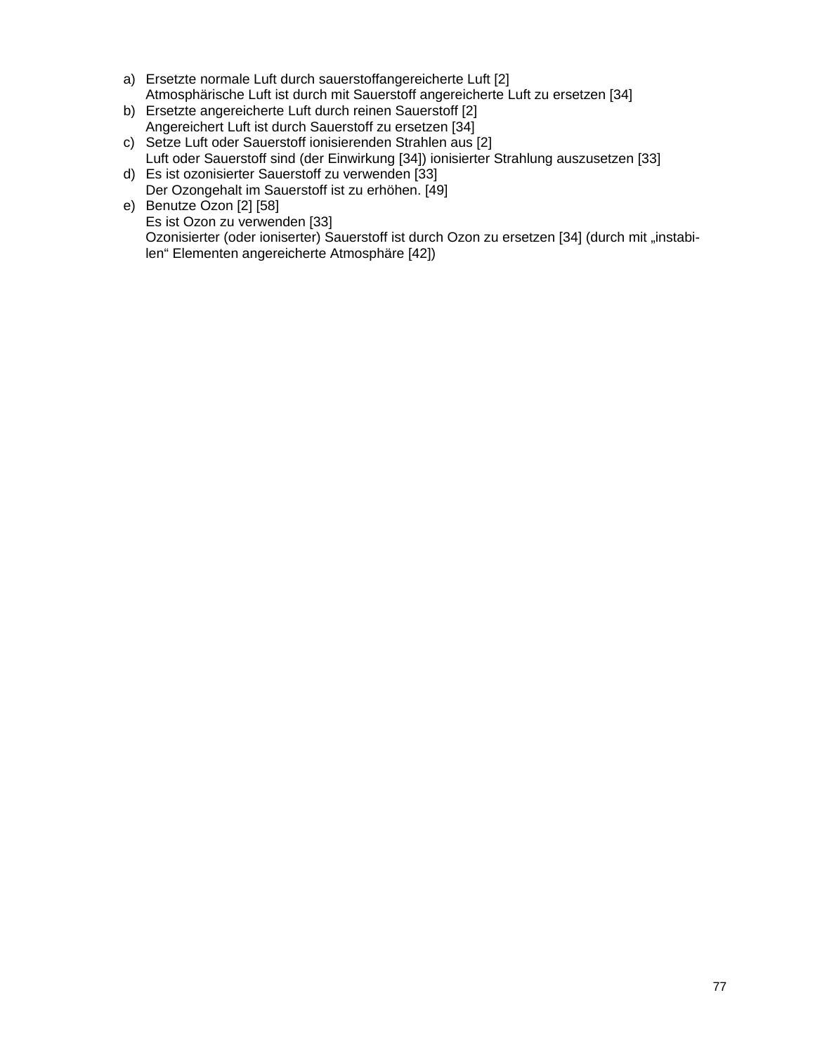a) Ersetzte normale Luft durch sauerstoffangereicherte Luft [2]
   Atmosphärische Luft ist durch mit Sauerstoff angereicherte Luft zu ersetzen [34]
b) Ersetzte angereicherte Luft durch reinen Sauerstoff [2]
   Angereichert Luft ist durch Sauerstoff zu ersetzen [34]
c) Setze Luft oder Sauerstoff ionisierenden Strahlen aus [2]
   Luft oder Sauerstoff sind (der Einwirkung [34]) ionisierter Strahlung auszusetzen [33]
d) Es ist ozonisierter Sauerstoff zu verwenden [33]
   Der Ozongehalt im Sauerstoff ist zu erhöhen. [49]
e) Benutze Ozon [2] [58]
   Es ist Ozon zu verwenden [33]
   Ozonisierter (oder ioniserter) Sauerstoff ist durch Ozon zu ersetzen [34] (durch mit „instabilen" Elementen angereicherte Atmosphäre [42])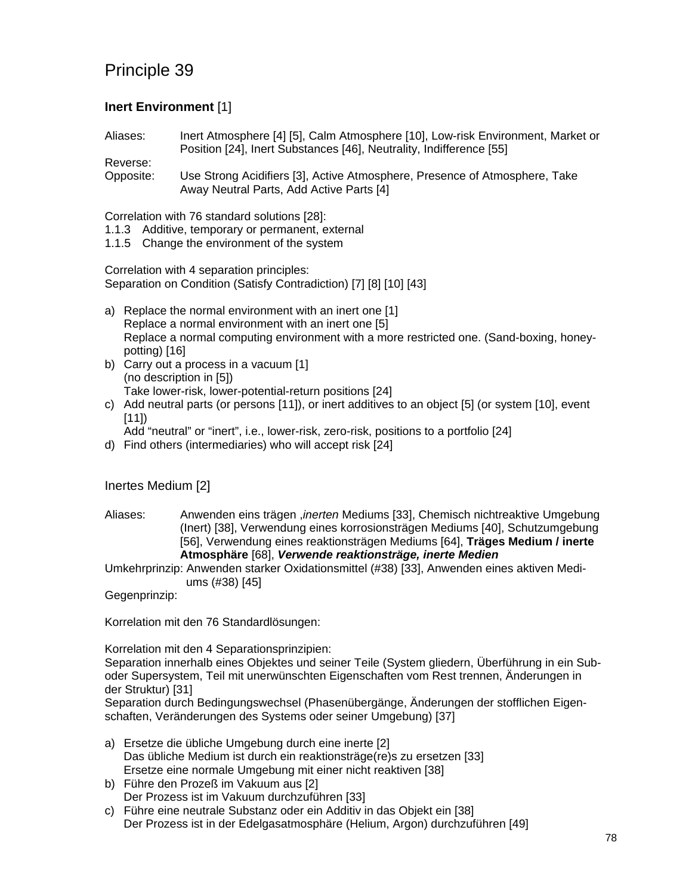# Principle 39

## **Inert Environment** [1]

Aliases: Inert Atmosphere [4] [5], Calm Atmosphere [10], Low-risk Environment, Market or Position [24], Inert Substances [46], Neutrality, Indifference [55]

Reverse:

Opposite: Use Strong Acidifiers [3], Active Atmosphere, Presence of Atmosphere, Take Away Neutral Parts, Add Active Parts [4]

Correlation with 76 standard solutions [28]:

1.1.3 Additive, temporary or permanent, external

1.1.5 Change the environment of the system

Correlation with 4 separation principles:

Separation on Condition (Satisfy Contradiction) [7] [8] [10] [43]

a) Replace the normal environment with an inert one [1]
   Replace a normal environment with an inert one [5]
   Replace a normal computing environment with a more restricted one. (Sand-boxing, honey-potting) [16]
b) Carry out a process in a vacuum [1]
   (no description in [5])
   Take lower-risk, lower-potential-return positions [24]
c) Add neutral parts (or persons [11]), or inert additives to an object [5] (or system [10], event [11])
   Add "neutral" or "inert", i.e., lower-risk, zero-risk, positions to a portfolio [24]
d) Find others (intermediaries) who will accept risk [24]

## Inertes Medium [2]

Aliases: Anwenden eins trägen ,*inerten* Mediums [33], Chemisch nichtreaktive Umgebung (Inert) [38], Verwendung eines korrosionsträgen Mediums [40], Schutzumgebung [56], Verwendung eines reaktionsträgen Mediums [64], **Träges Medium / inerte Atmosphäre** [68], ***Verwende reaktionsträge, inerte Medien***

Umkehrprinzip: Anwenden starker Oxidationsmittel (#38) [33], Anwenden eines aktiven Mediums (#38) [45]

Gegenprinzip:

Korrelation mit den 76 Standardlösungen:

Korrelation mit den 4 Separationsprinzipien:

Separation innerhalb eines Objektes und seiner Teile (System gliedern, Überführung in ein Sub- oder Supersystem, Teil mit unerwünschten Eigenschaften vom Rest trennen, Änderungen in der Struktur) [31]

Separation durch Bedingungswechsel (Phasenübergänge, Änderungen der stofflichen Eigenschaften, Veränderungen des Systems oder seiner Umgebung) [37]

a) Ersetze die übliche Umgebung durch eine inerte [2]
   Das übliche Medium ist durch ein reaktionsträge(re)s zu ersetzen [33]
   Ersetze eine normale Umgebung mit einer nicht reaktiven [38]
b) Führe den Prozeß im Vakuum aus [2]
   Der Prozess ist im Vakuum durchzuführen [33]
c) Führe eine neutrale Substanz oder ein Additiv in das Objekt ein [38]
   Der Prozess ist in der Edelgasatmosphäre (Helium, Argon) durchzuführen [49]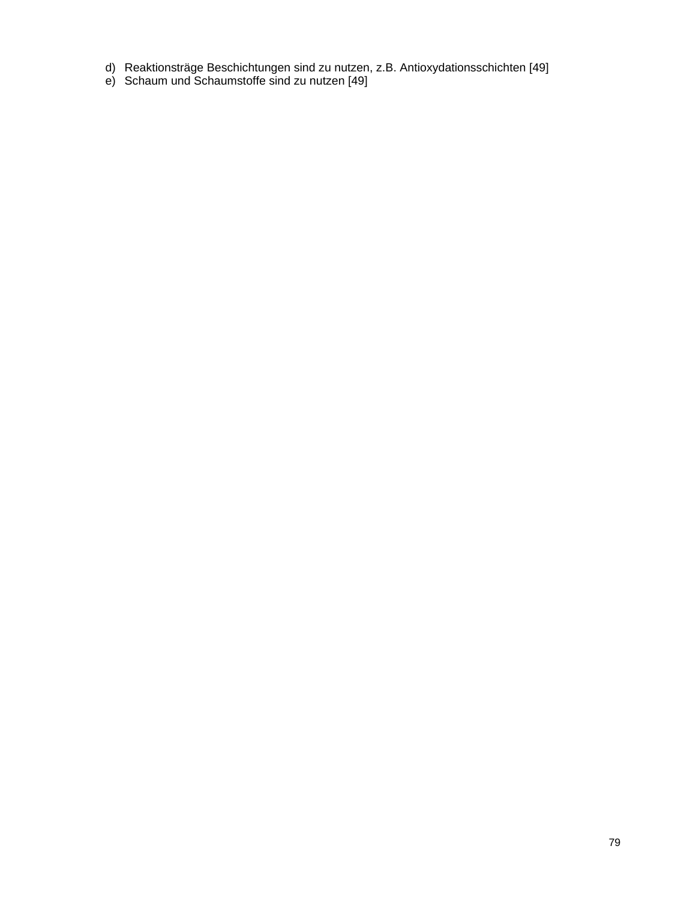d) Reaktionsträge Beschichtungen sind zu nutzen, z.B. Antioxydationsschichten [49]
e) Schaum und Schaumstoffe sind zu nutzen [49]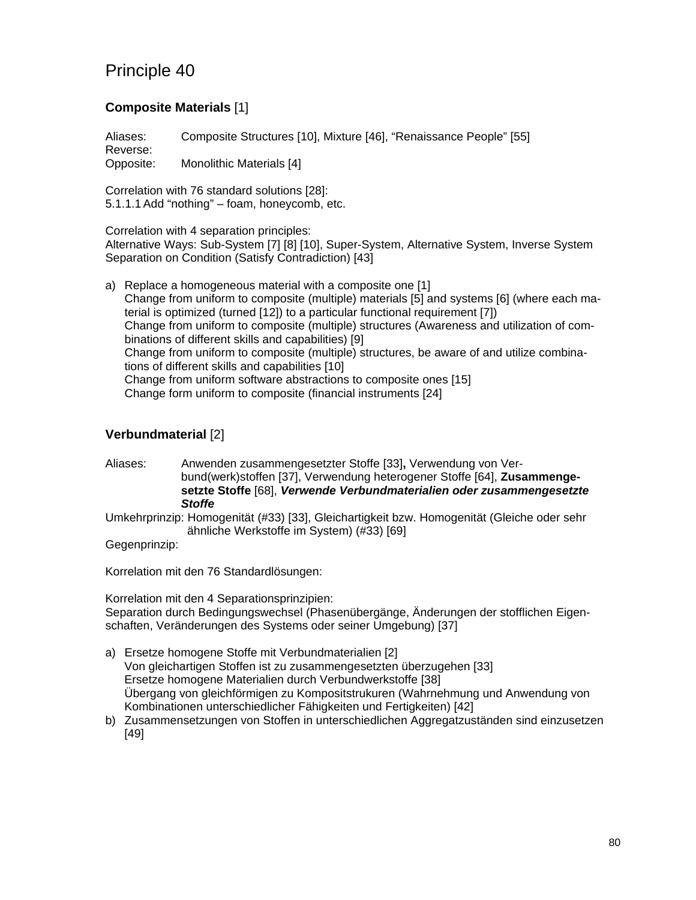# Principle 40

### **Composite Materials** [1]

Aliases: Composite Structures [10], Mixture [46], “Renaissance People” [55]
Reverse:
Opposite: Monolithic Materials [4]

Correlation with 76 standard solutions [28]:
5.1.1.1 Add “nothing” – foam, honeycomb, etc.

Correlation with 4 separation principles:
Alternative Ways: Sub-System [7] [8] [10], Super-System, Alternative System, Inverse System
Separation on Condition (Satisfy Contradiction) [43]

a) Replace a homogeneous material with a composite one [1]
   Change from uniform to composite (multiple) materials [5] and systems [6] (where each material is optimized (turned [12]) to a particular functional requirement [7])
   Change from uniform to composite (multiple) structures (Awareness and utilization of combinations of different skills and capabilities) [9]
   Change from uniform to composite (multiple) structures, be aware of and utilize combinations of different skills and capabilities [10]
   Change from uniform software abstractions to composite ones [15]
   Change form uniform to composite (financial instruments [24]

### **Verbundmaterial** [2]

Aliases: Anwenden zusammengesetzter Stoffe [33]**,** Verwendung von Verbund(werk)stoffen [37], Verwendung heterogener Stoffe [64], **Zusammengesetzte Stoffe** [68], ***Verwende Verbundmaterialien oder zusammengesetzte Stoffe***
Umkehrprinzip: Homogenität (#33) [33], Gleichartigkeit bzw. Homogenität (Gleiche oder sehr ähnliche Werkstoffe im System) (#33) [69]
Gegenprinzip:

Korrelation mit den 76 Standardlösungen:

Korrelation mit den 4 Separationsprinzipien:
Separation durch Bedingungswechsel (Phasenübergänge, Änderungen der stofflichen Eigenschaften, Veränderungen des Systems oder seiner Umgebung) [37]

a) Ersetze homogene Stoffe mit Verbundmaterialien [2]
   Von gleichartigen Stoffen ist zu zusammengesetzten überzugehen [33]
   Ersetze homogene Materialien durch Verbundwerkstoffe [38]
   Übergang von gleichförmigen zu Kompositstrukuren (Wahrnehmung und Anwendung von Kombinationen unterschiedlicher Fähigkeiten und Fertigkeiten) [42]
b) Zusammensetzungen von Stoffen in unterschiedlichen Aggregatzuständen sind einzusetzen [49]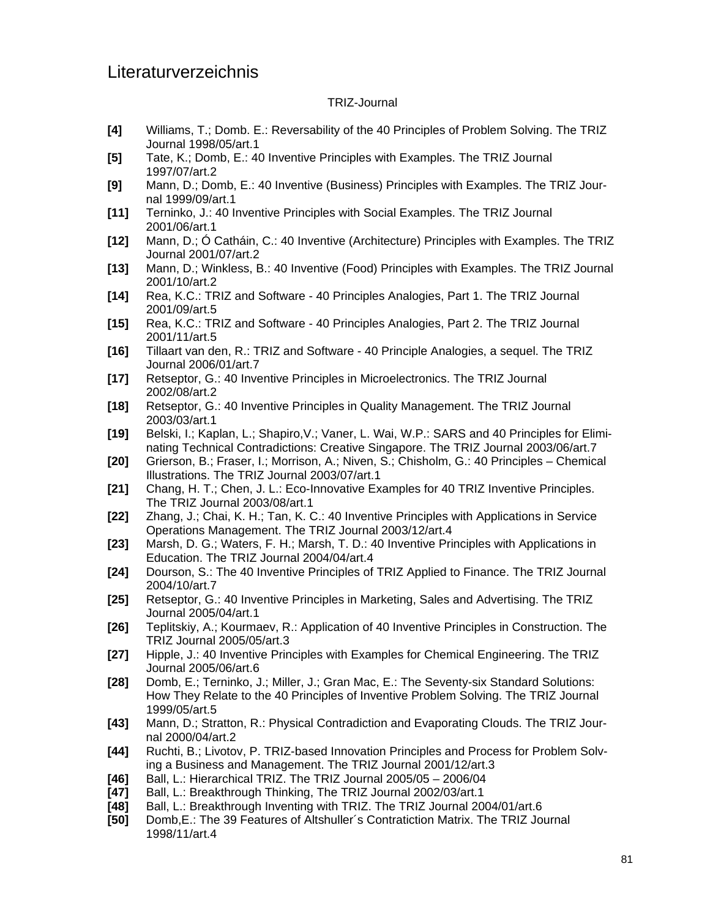# Literaturverzeichnis

TRIZ-Journal

**[4]** Williams, T.; Domb. E.: Reversability of the 40 Principles of Problem Solving. The TRIZ Journal 1998/05/art.1

**[5]** Tate, K.; Domb, E.: 40 Inventive Principles with Examples. The TRIZ Journal 1997/07/art.2

**[9]** Mann, D.; Domb, E.: 40 Inventive (Business) Principles with Examples. The TRIZ Journal 1999/09/art.1

**[11]** Terninko, J.: 40 Inventive Principles with Social Examples. The TRIZ Journal 2001/06/art.1

**[12]** Mann, D.; Ó Catháin, C.: 40 Inventive (Architecture) Principles with Examples. The TRIZ Journal 2001/07/art.2

**[13]** Mann, D.; Winkless, B.: 40 Inventive (Food) Principles with Examples. The TRIZ Journal 2001/10/art.2

**[14]** Rea, K.C.: TRIZ and Software - 40 Principles Analogies, Part 1. The TRIZ Journal 2001/09/art.5

**[15]** Rea, K.C.: TRIZ and Software - 40 Principles Analogies, Part 2. The TRIZ Journal 2001/11/art.5

**[16]** Tillaart van den, R.: TRIZ and Software - 40 Principle Analogies, a sequel. The TRIZ Journal 2006/01/art.7

**[17]** Retseptor, G.: 40 Inventive Principles in Microelectronics. The TRIZ Journal 2002/08/art.2

**[18]** Retseptor, G.: 40 Inventive Principles in Quality Management. The TRIZ Journal 2003/03/art.1

**[19]** Belski, I.; Kaplan, L.; Shapiro,V.; Vaner, L. Wai, W.P.: SARS and 40 Principles for Eliminating Technical Contradictions: Creative Singapore. The TRIZ Journal 2003/06/art.7

**[20]** Grierson, B.; Fraser, I.; Morrison, A.; Niven, S.; Chisholm, G.: 40 Principles – Chemical Illustrations. The TRIZ Journal 2003/07/art.1

**[21]** Chang, H. T.; Chen, J. L.: Eco-Innovative Examples for 40 TRIZ Inventive Principles. The TRIZ Journal 2003/08/art.1

**[22]** Zhang, J.; Chai, K. H.; Tan, K. C.: 40 Inventive Principles with Applications in Service Operations Management. The TRIZ Journal 2003/12/art.4

**[23]** Marsh, D. G.; Waters, F. H.; Marsh, T. D.: 40 Inventive Principles with Applications in Education. The TRIZ Journal 2004/04/art.4

**[24]** Dourson, S.: The 40 Inventive Principles of TRIZ Applied to Finance. The TRIZ Journal 2004/10/art.7

**[25]** Retseptor, G.: 40 Inventive Principles in Marketing, Sales and Advertising. The TRIZ Journal 2005/04/art.1

**[26]** Teplitskiy, A.; Kourmaev, R.: Application of 40 Inventive Principles in Construction. The TRIZ Journal 2005/05/art.3

**[27]** Hipple, J.: 40 Inventive Principles with Examples for Chemical Engineering. The TRIZ Journal 2005/06/art.6

**[28]** Domb, E.; Terninko, J.; Miller, J.; Gran Mac, E.: The Seventy-six Standard Solutions: How They Relate to the 40 Principles of Inventive Problem Solving. The TRIZ Journal 1999/05/art.5

**[43]** Mann, D.; Stratton, R.: Physical Contradiction and Evaporating Clouds. The TRIZ Journal 2000/04/art.2

**[44]** Ruchti, B.; Livotov, P. TRIZ-based Innovation Principles and Process for Problem Solving a Business and Management. The TRIZ Journal 2001/12/art.3

**[46]** Ball, L.: Hierarchical TRIZ. The TRIZ Journal 2005/05 – 2006/04

**[47]** Ball, L.: Breakthrough Thinking, The TRIZ Journal 2002/03/art.1

**[48]** Ball, L.: Breakthrough Inventing with TRIZ. The TRIZ Journal 2004/01/art.6

**[50]** Domb,E.: The 39 Features of Altshuller´s Contratiction Matrix. The TRIZ Journal 1998/11/art.4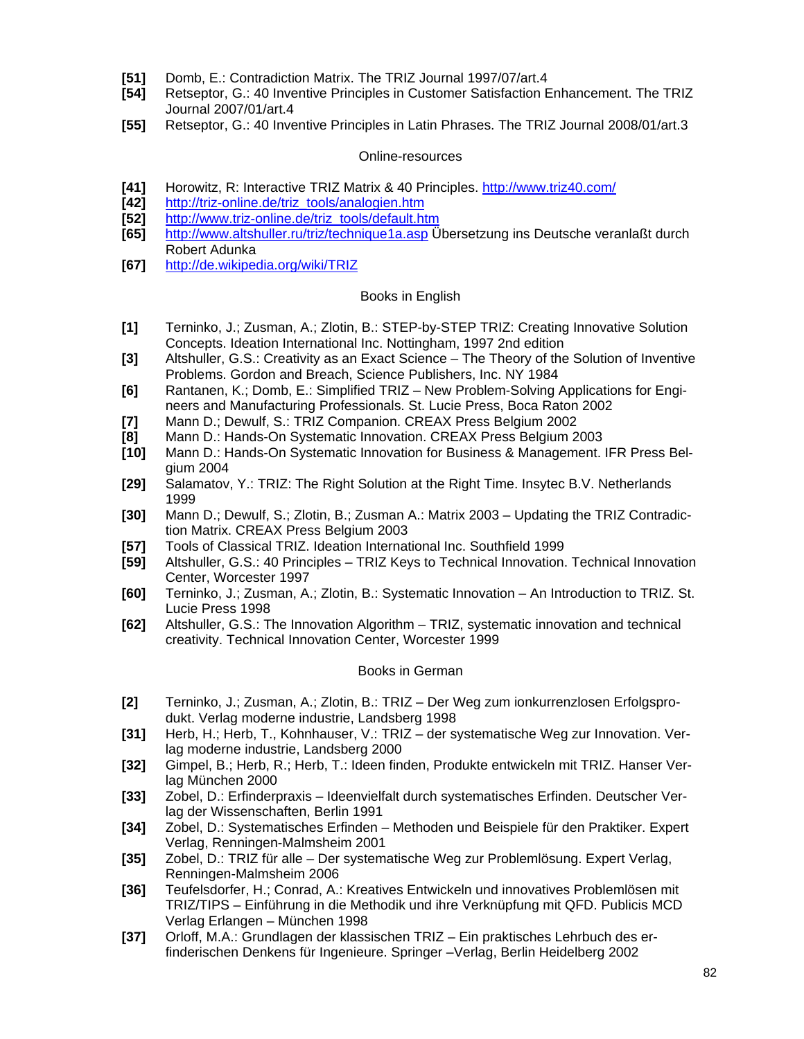**[51]** Domb, E.: Contradiction Matrix. The TRIZ Journal 1997/07/art.4

**[54]** Retseptor, G.: 40 Inventive Principles in Customer Satisfaction Enhancement. The TRIZ Journal 2007/01/art.4

**[55]** Retseptor, G.: 40 Inventive Principles in Latin Phrases. The TRIZ Journal 2008/01/art.3

Online-resources

**[41]** Horowitz, R: Interactive TRIZ Matrix & 40 Principles. http://www.triz40.com/

**[42]** http://triz-online.de/triz_tools/analogien.htm

**[52]** http://www.triz-online.de/triz_tools/default.htm

**[65]** http://www.altshuller.ru/triz/technique1a.asp Übersetzung ins Deutsche veranlaßt durch Robert Adunka

**[67]** http://de.wikipedia.org/wiki/TRIZ

Books in English

**[1]** Terninko, J.; Zusman, A.; Zlotin, B.: STEP-by-STEP TRIZ: Creating Innovative Solution Concepts. Ideation International Inc. Nottingham, 1997 2nd edition

**[3]** Altshuller, G.S.: Creativity as an Exact Science – The Theory of the Solution of Inventive Problems. Gordon and Breach, Science Publishers, Inc. NY 1984

**[6]** Rantanen, K.; Domb, E.: Simplified TRIZ – New Problem-Solving Applications for Engineers and Manufacturing Professionals. St. Lucie Press, Boca Raton 2002

**[7]** Mann D.; Dewulf, S.: TRIZ Companion. CREAX Press Belgium 2002

**[8]** Mann D.: Hands-On Systematic Innovation. CREAX Press Belgium 2003

**[10]** Mann D.: Hands-On Systematic Innovation for Business & Management. IFR Press Belgium 2004

**[29]** Salamatov, Y.: TRIZ: The Right Solution at the Right Time. Insytec B.V. Netherlands 1999

**[30]** Mann D.; Dewulf, S.; Zlotin, B.; Zusman A.: Matrix 2003 – Updating the TRIZ Contradiction Matrix. CREAX Press Belgium 2003

**[57]** Tools of Classical TRIZ. Ideation International Inc. Southfield 1999

**[59]** Altshuller, G.S.: 40 Principles – TRIZ Keys to Technical Innovation. Technical Innovation Center, Worcester 1997

**[60]** Terninko, J.; Zusman, A.; Zlotin, B.: Systematic Innovation – An Introduction to TRIZ. St. Lucie Press 1998

**[62]** Altshuller, G.S.: The Innovation Algorithm – TRIZ, systematic innovation and technical creativity. Technical Innovation Center, Worcester 1999

Books in German

**[2]** Terninko, J.; Zusman, A.; Zlotin, B.: TRIZ – Der Weg zum ionkurrenzlosen Erfolgsprodukt. Verlag moderne industrie, Landsberg 1998

**[31]** Herb, H.; Herb, T., Kohnhauser, V.: TRIZ – der systematische Weg zur Innovation. Verlag moderne industrie, Landsberg 2000

**[32]** Gimpel, B.; Herb, R.; Herb, T.: Ideen finden, Produkte entwickeln mit TRIZ. Hanser Verlag München 2000

**[33]** Zobel, D.: Erfinderpraxis – Ideenvielfalt durch systematisches Erfinden. Deutscher Verlag der Wissenschaften, Berlin 1991

**[34]** Zobel, D.: Systematisches Erfinden – Methoden und Beispiele für den Praktiker. Expert Verlag, Renningen-Malmsheim 2001

**[35]** Zobel, D.: TRIZ für alle – Der systematische Weg zur Problemlösung. Expert Verlag, Renningen-Malmsheim 2006

**[36]** Teufelsdorfer, H.; Conrad, A.: Kreatives Entwickeln und innovatives Problemlösen mit TRIZ/TIPS – Einführung in die Methodik und ihre Verknüpfung mit QFD. Publicis MCD Verlag Erlangen – München 1998

**[37]** Orloff, M.A.: Grundlagen der klassischen TRIZ – Ein praktisches Lehrbuch des erfinderischen Denkens für Ingenieure. Springer –Verlag, Berlin Heidelberg 2002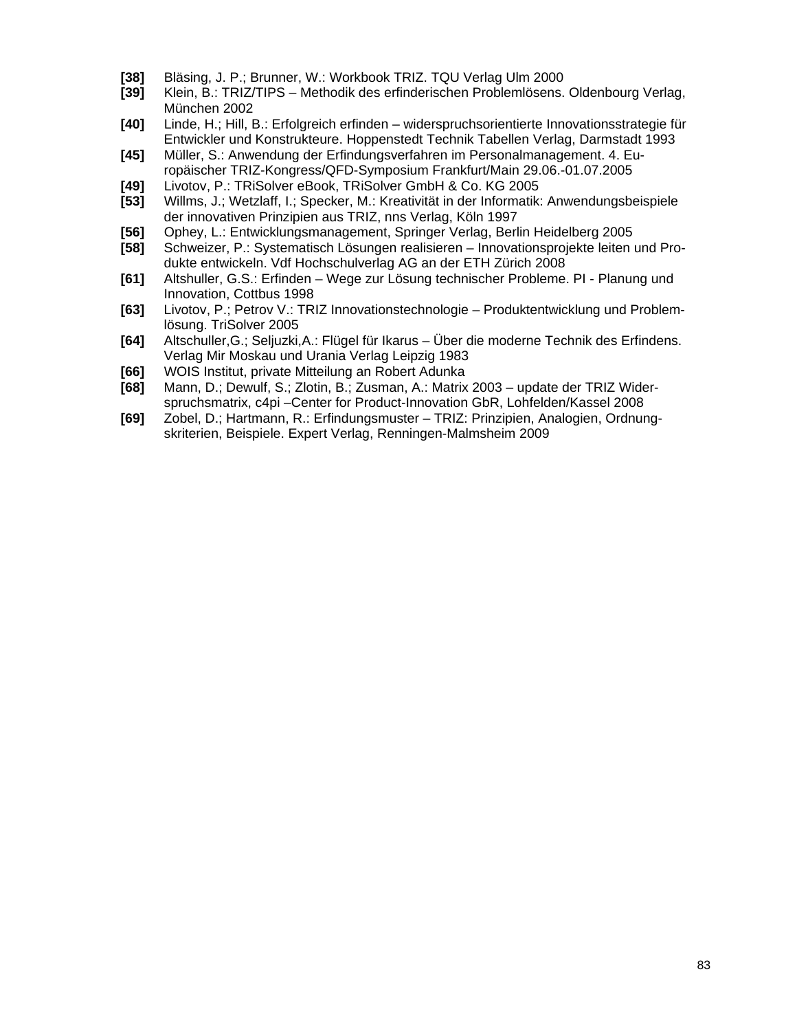**[38]** Bläsing, J. P.; Brunner, W.: Workbook TRIZ. TQU Verlag Ulm 2000

**[39]** Klein, B.: TRIZ/TIPS – Methodik des erfinderischen Problemlösens. Oldenbourg Verlag, München 2002

**[40]** Linde, H.; Hill, B.: Erfolgreich erfinden – widerspruchsorientierte Innovationsstrategie für Entwickler und Konstrukteure. Hoppenstedt Technik Tabellen Verlag, Darmstadt 1993

**[45]** Müller, S.: Anwendung der Erfindungsverfahren im Personalmanagement. 4. Europäischer TRIZ-Kongress/QFD-Symposium Frankfurt/Main 29.06.-01.07.2005

**[49]** Livotov, P.: TRiSolver eBook, TRiSolver GmbH & Co. KG 2005

**[53]** Willms, J.; Wetzlaff, I.; Specker, M.: Kreativität in der Informatik: Anwendungsbeispiele der innovativen Prinzipien aus TRIZ, nns Verlag, Köln 1997

**[56]** Ophey, L.: Entwicklungsmanagement, Springer Verlag, Berlin Heidelberg 2005

**[58]** Schweizer, P.: Systematisch Lösungen realisieren – Innovationsprojekte leiten und Produkte entwickeln. Vdf Hochschulverlag AG an der ETH Zürich 2008

**[61]** Altshuller, G.S.: Erfinden – Wege zur Lösung technischer Probleme. PI - Planung und Innovation, Cottbus 1998

**[63]** Livotov, P.; Petrov V.: TRIZ Innovationstechnologie – Produktentwicklung und Problemlösung. TriSolver 2005

**[64]** Altschuller,G.; Seljuzki,A.: Flügel für Ikarus – Über die moderne Technik des Erfindens. Verlag Mir Moskau und Urania Verlag Leipzig 1983

**[66]** WOIS Institut, private Mitteilung an Robert Adunka

**[68]** Mann, D.; Dewulf, S.; Zlotin, B.; Zusman, A.: Matrix 2003 – update der TRIZ Widerspruchsmatrix, c4pi –Center for Product-Innovation GbR, Lohfelden/Kassel 2008

**[69]** Zobel, D.; Hartmann, R.: Erfindungsmuster – TRIZ: Prinzipien, Analogien, Ordnungskriterien, Beispiele. Expert Verlag, Renningen-Malmsheim 2009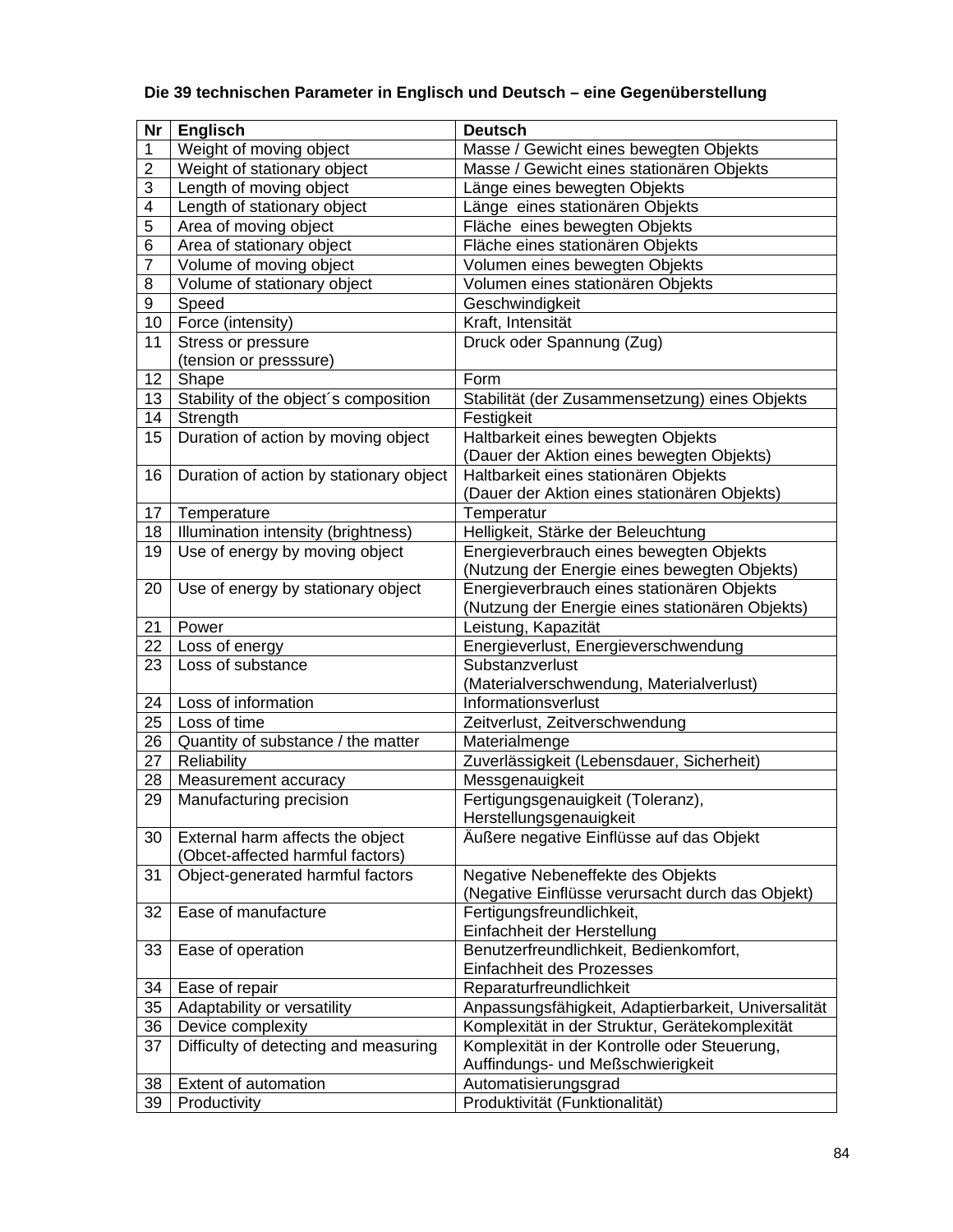**Die 39 technischen Parameter in Englisch und Deutsch – eine Gegenüberstellung**

| Nr | Englisch | Deutsch |
|---|---|---|
| 1 | Weight of moving object | Masse / Gewicht eines bewegten Objekts |
| 2 | Weight of stationary object | Masse / Gewicht eines stationären Objekts |
| 3 | Length of moving object | Länge eines bewegten Objekts |
| 4 | Length of stationary object | Länge eines stationären Objekts |
| 5 | Area of moving object | Fläche eines bewegten Objekts |
| 6 | Area of stationary object | Fläche eines stationären Objekts |
| 7 | Volume of moving object | Volumen eines bewegten Objekts |
| 8 | Volume of stationary object | Volumen eines stationären Objekts |
| 9 | Speed | Geschwindigkeit |
| 10 | Force (intensity) | Kraft, Intensität |
| 11 | Stress or pressure (tension or presssure) | Druck oder Spannung (Zug) |
| 12 | Shape | Form |
| 13 | Stability of the object´s composition | Stabilität (der Zusammensetzung) eines Objekts |
| 14 | Strength | Festigkeit |
| 15 | Duration of action by moving object | Haltbarkeit eines bewegten Objekts (Dauer der Aktion eines bewegten Objekts) |
| 16 | Duration of action by stationary object | Haltbarkeit eines stationären Objekts (Dauer der Aktion eines stationären Objekts) |
| 17 | Temperature | Temperatur |
| 18 | Illumination intensity (brightness) | Helligkeit, Stärke der Beleuchtung |
| 19 | Use of energy by moving object | Energieverbrauch eines bewegten Objekts (Nutzung der Energie eines bewegten Objekts) |
| 20 | Use of energy by stationary object | Energieverbrauch eines stationären Objekts (Nutzung der Energie eines stationären Objekts) |
| 21 | Power | Leistung, Kapazität |
| 22 | Loss of energy | Energieverlust, Energieverschwendung |
| 23 | Loss of substance | Substanzverlust (Materialverschwendung, Materialverlust) |
| 24 | Loss of information | Informationsverlust |
| 25 | Loss of time | Zeitverlust, Zeitverschwendung |
| 26 | Quantity of substance / the matter | Materialmenge |
| 27 | Reliability | Zuverlässigkeit (Lebensdauer, Sicherheit) |
| 28 | Measurement accuracy | Messgenauigkeit |
| 29 | Manufacturing precision | Fertigungsgenauigkeit (Toleranz), Herstellungsgenauigkeit |
| 30 | External harm affects the object (Obcet-affected harmful factors) | Äußere negative Einflüsse auf das Objekt |
| 31 | Object-generated harmful factors | Negative Nebeneffekte des Objekts (Negative Einflüsse verursacht durch das Objekt) |
| 32 | Ease of manufacture | Fertigungsfreundlichkeit, Einfachheit der Herstellung |
| 33 | Ease of operation | Benutzerfreundlichkeit, Bedienkomfort, Einfachheit des Prozesses |
| 34 | Ease of repair | Reparaturfreundlichkeit |
| 35 | Adaptability or versatility | Anpassungsfähigkeit, Adaptierbarkeit, Universalität |
| 36 | Device complexity | Komplexität in der Struktur, Gerätekomplexität |
| 37 | Difficulty of detecting and measuring | Komplexität in der Kontrolle oder Steuerung, Auffindungs- und Meßschwierigkeit |
| 38 | Extent of automation | Automatisierungsgrad |
| 39 | Productivity | Produktivität (Funktionalität) |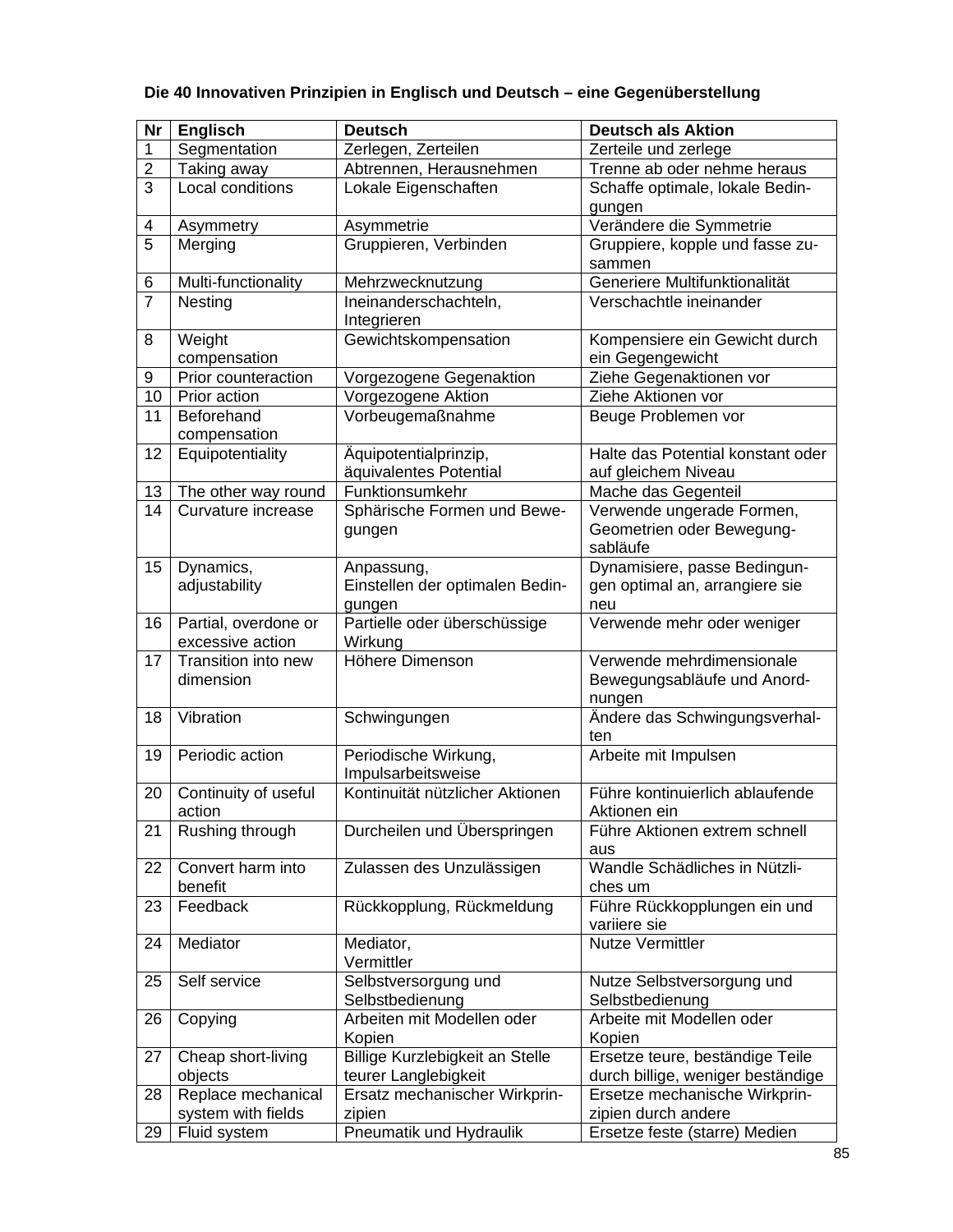**Die 40 Innovativen Prinzipien in Englisch und Deutsch – eine Gegenüberstellung**

| Nr | Englisch | Deutsch | Deutsch als Aktion |
|---|---|---|---|
| 1 | Segmentation | Zerlegen, Zerteilen | Zerteile und zerlege |
| 2 | Taking away | Abtrennen, Herausnehmen | Trenne ab oder nehme heraus |
| 3 | Local conditions | Lokale Eigenschaften | Schaffe optimale, lokale Bedingungen |
| 4 | Asymmetry | Asymmetrie | Verändere die Symmetrie |
| 5 | Merging | Gruppieren, Verbinden | Gruppiere, kopple und fasse zusammen |
| 6 | Multi-functionality | Mehrzwecknutzung | Generiere Multifunktionalität |
| 7 | Nesting | Ineinanderschachteln, Integrieren | Verschachtle ineinander |
| 8 | Weight compensation | Gewichtskompensation | Kompensiere ein Gewicht durch ein Gegengewicht |
| 9 | Prior counteraction | Vorgezogene Gegenaktion | Ziehe Gegenaktionen vor |
| 10 | Prior action | Vorgezogene Aktion | Ziehe Aktionen vor |
| 11 | Beforehand compensation | Vorbeugemaßnahme | Beuge Problemen vor |
| 12 | Equipotentiality | Äquipotentialprinzip, äquivalentes Potential | Halte das Potential konstant oder auf gleichem Niveau |
| 13 | The other way round | Funktionsumkehr | Mache das Gegenteil |
| 14 | Curvature increase | Sphärische Formen und Bewegungen | Verwende ungerade Formen, Geometrien oder Bewegungsabläufe |
| 15 | Dynamics, adjustability | Anpassung, Einstellen der optimalen Bedingungen | Dynamisiere, passe Bedingungen optimal an, arrangiere sie neu |
| 16 | Partial, overdone or excessive action | Partielle oder überschüssige Wirkung | Verwende mehr oder weniger |
| 17 | Transition into new dimension | Höhere Dimenson | Verwende mehrdimensionale Bewegungsabläufe und Anordnungen |
| 18 | Vibration | Schwingungen | Ändere das Schwingungsverhalten |
| 19 | Periodic action | Periodische Wirkung, Impulsarbeitsweise | Arbeite mit Impulsen |
| 20 | Continuity of useful action | Kontinuität nützlicher Aktionen | Führe kontinuierlich ablaufende Aktionen ein |
| 21 | Rushing through | Durcheilen und Überspringen | Führe Aktionen extrem schnell aus |
| 22 | Convert harm into benefit | Zulassen des Unzulässigen | Wandle Schädliches in Nützliches um |
| 23 | Feedback | Rückkopplung, Rückmeldung | Führe Rückkopplungen ein und variiere sie |
| 24 | Mediator | Mediator, Vermittler | Nutze Vermittler |
| 25 | Self service | Selbstversorgung und Selbstbedienung | Nutze Selbstversorgung und Selbstbedienung |
| 26 | Copying | Arbeiten mit Modellen oder Kopien | Arbeite mit Modellen oder Kopien |
| 27 | Cheap short-living objects | Billige Kurzlebigkeit an Stelle teurer Langlebigkeit | Ersetze teure, beständige Teile durch billige, weniger beständige |
| 28 | Replace mechanical system with fields | Ersatz mechanischer Wirkprinzipien | Ersetze mechanische Wirkprinzipien durch andere |
| 29 | Fluid system | Pneumatik und Hydraulik | Ersetze feste (starre) Medien |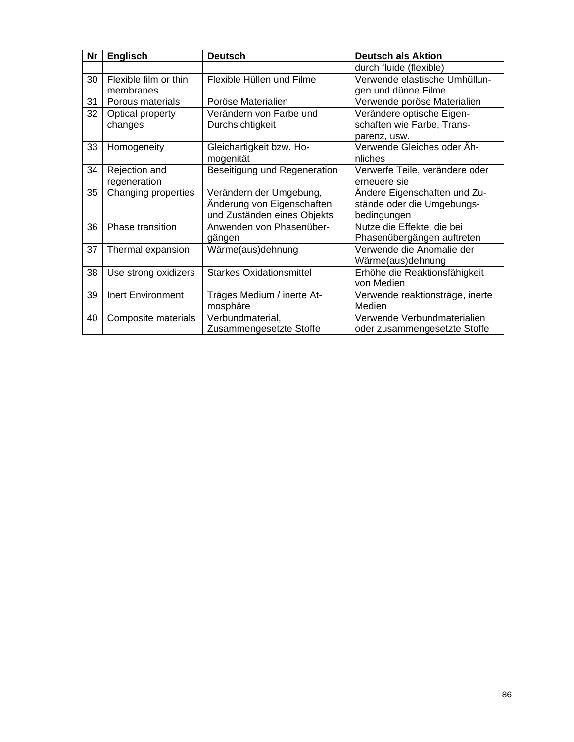| Nr | Englisch | Deutsch | Deutsch als Aktion |
|---|---|---|---|
| | | | durch fluide (flexible) |
| 30 | Flexible film or thin membranes | Flexible Hüllen und Filme | Verwende elastische Umhüllungen und dünne Filme |
| 31 | Porous materials | Poröse Materialien | Verwende poröse Materialien |
| 32 | Optical property changes | Verändern von Farbe und Durchsichtigkeit | Verändere optische Eigenschaften wie Farbe, Transparenz, usw. |
| 33 | Homogeneity | Gleichartigkeit bzw. Homogenität | Verwende Gleiches oder Ähnliches |
| 34 | Rejection and regeneration | Beseitigung und Regeneration | Verwerfe Teile, verändere oder erneuere sie |
| 35 | Changing properties | Verändern der Umgebung, Änderung von Eigenschaften und Zuständen eines Objekts | Ändere Eigenschaften und Zustände oder die Umgebungsbedingungen |
| 36 | Phase transition | Anwenden von Phasenübergängen | Nutze die Effekte, die bei Phasenübergängen auftreten |
| 37 | Thermal expansion | Wärme(aus)dehnung | Verwende die Anomalie der Wärme(aus)dehnung |
| 38 | Use strong oxidizers | Starkes Oxidationsmittel | Erhöhe die Reaktionsfähigkeit von Medien |
| 39 | Inert Environment | Träges Medium / inerte Atmosphäre | Verwende reaktionsträge, inerte Medien |
| 40 | Composite materials | Verbundmaterial, Zusammengesetzte Stoffe | Verwende Verbundmaterialien oder zusammengesetzte Stoffe |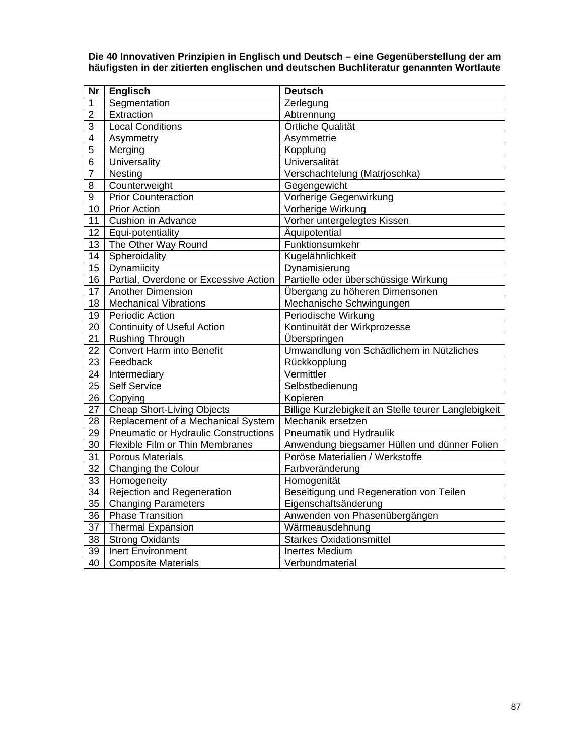**Die 40 Innovativen Prinzipien in Englisch und Deutsch – eine Gegenüberstellung der am häufigsten in der zitierten englischen und deutschen Buchliteratur genannten Wortlaute**

| Nr | Englisch | Deutsch |
|---|---|---|
| 1 | Segmentation | Zerlegung |
| 2 | Extraction | Abtrennung |
| 3 | Local Conditions | Örtliche Qualität |
| 4 | Asymmetry | Asymmetrie |
| 5 | Merging | Kopplung |
| 6 | Universality | Universalität |
| 7 | Nesting | Verschachtelung (Matrjoschka) |
| 8 | Counterweight | Gegengewicht |
| 9 | Prior Counteraction | Vorherige Gegenwirkung |
| 10 | Prior Action | Vorherige Wirkung |
| 11 | Cushion in Advance | Vorher untergelegtes Kissen |
| 12 | Equi-potentiality | Äquipotential |
| 13 | The Other Way Round | Funktionsumkehr |
| 14 | Spheroidality | Kugelähnlichkeit |
| 15 | Dynamiicity | Dynamisierung |
| 16 | Partial, Overdone or Excessive Action | Partielle oder überschüssige Wirkung |
| 17 | Another Dimension | Übergang zu höheren Dimensonen |
| 18 | Mechanical Vibrations | Mechanische Schwingungen |
| 19 | Periodic Action | Periodische Wirkung |
| 20 | Continuity of Useful Action | Kontinuität der Wirkprozesse |
| 21 | Rushing Through | Überspringen |
| 22 | Convert Harm into Benefit | Umwandlung von Schädlichem in Nützliches |
| 23 | Feedback | Rückkopplung |
| 24 | Intermediary | Vermittler |
| 25 | Self Service | Selbstbedienung |
| 26 | Copying | Kopieren |
| 27 | Cheap Short-Living Objects | Billige Kurzlebigkeit an Stelle teurer Langlebigkeit |
| 28 | Replacement of a Mechanical System | Mechanik ersetzen |
| 29 | Pneumatic or Hydraulic Constructions | Pneumatik und Hydraulik |
| 30 | Flexible Film or Thin Membranes | Anwendung biegsamer Hüllen und dünner Folien |
| 31 | Porous Materials | Poröse Materialien / Werkstoffe |
| 32 | Changing the Colour | Farbveränderung |
| 33 | Homogeneity | Homogenität |
| 34 | Rejection and Regeneration | Beseitigung und Regeneration von Teilen |
| 35 | Changing Parameters | Eigenschaftsänderung |
| 36 | Phase Transition | Anwenden von Phasenübergängen |
| 37 | Thermal Expansion | Wärmeausdehnung |
| 38 | Strong Oxidants | Starkes Oxidationsmittel |
| 39 | Inert Environment | Inertes Medium |
| 40 | Composite Materials | Verbundmaterial |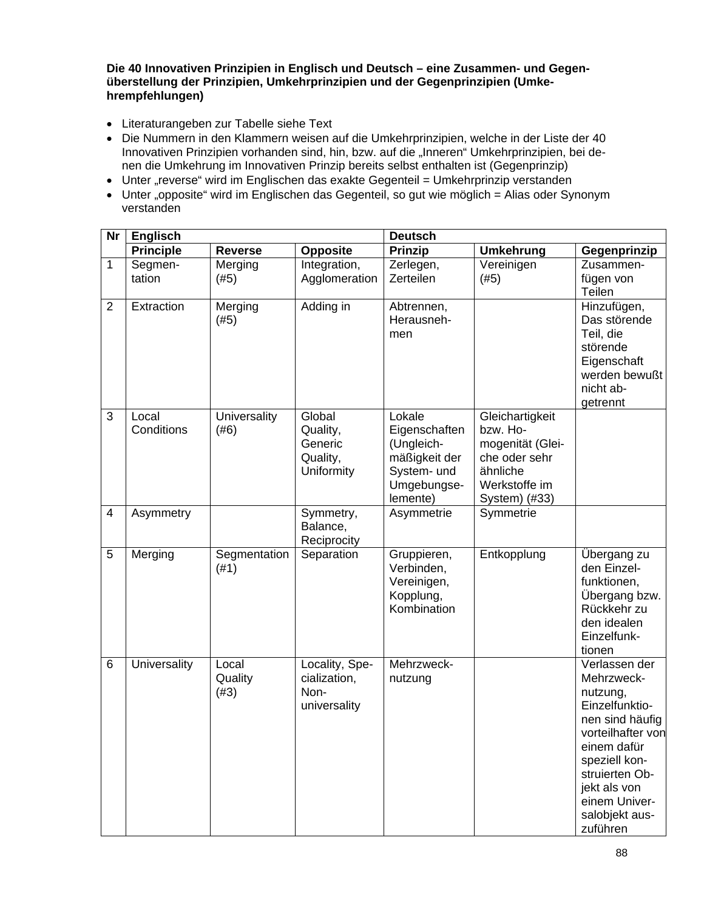**Die 40 Innovativen Prinzipien in Englisch und Deutsch – eine Zusammen- und Gegenüberstellung der Prinzipien, Umkehrprinzipien und der Gegenprinzipien (Umkehrempfehlungen)**

- Literaturangeben zur Tabelle siehe Text
- Die Nummern in den Klammern weisen auf die Umkehrprinzipien, welche in der Liste der 40 Innovativen Prinzipien vorhanden sind, hin, bzw. auf die „Inneren" Umkehrprinzipien, bei denen die Umkehrung im Innovativen Prinzip bereits selbst enthalten ist (Gegenprinzip)
- Unter „reverse" wird im Englischen das exakte Gegenteil = Umkehrprinzip verstanden
- Unter „opposite" wird im Englischen das Gegenteil, so gut wie möglich = Alias oder Synonym verstanden

| Nr | Englisch | | | Deutsch | | |
|---|---|---|---|---|---|---|
| | **Principle** | **Reverse** | **Opposite** | **Prinzip** | **Umkehrung** | **Gegenprinzip** |
| 1 | Segmentation | Merging (#5) | Integration, Agglomeration | Zerlegen, Zerteilen | Vereinigen (#5) | Zusammenfügen von Teilen |
| 2 | Extraction | Merging (#5) | Adding in | Abtrennen, Herausnehmen | | Hinzufügen, Das störende Teil, die störende Eigenschaft werden bewußt nicht abgetrennt |
| 3 | Local Conditions | Universality (#6) | Global Quality, Generic Quality, Uniformity | Lokale Eigenschaften (Ungleichmäßigkeit der System- und Umgebungselemente) | Gleichartigkeit bzw. Homogenität (Gleiche oder sehr ähnliche Werkstoffe im System) (#33) | |
| 4 | Asymmetry | | Symmetry, Balance, Reciprocity | Asymmetrie | Symmetrie | |
| 5 | Merging | Segmentation (#1) | Separation | Gruppieren, Verbinden, Vereinigen, Kopplung, Kombination | Entkopplung | Übergang zu den Einzelfunktionen, Übergang bzw. Rückkehr zu den idealen Einzelfunktionen |
| 6 | Universality | Local Quality (#3) | Locality, Specialization, Non-universality | Mehrzwecknutzung | | Verlassen der Mehrzwecknutzung, Einzelfunktionen sind häufig vorteilhafter von einem dafür speziell konstruierten Objekt als von einem Universalobjekt auszuführen |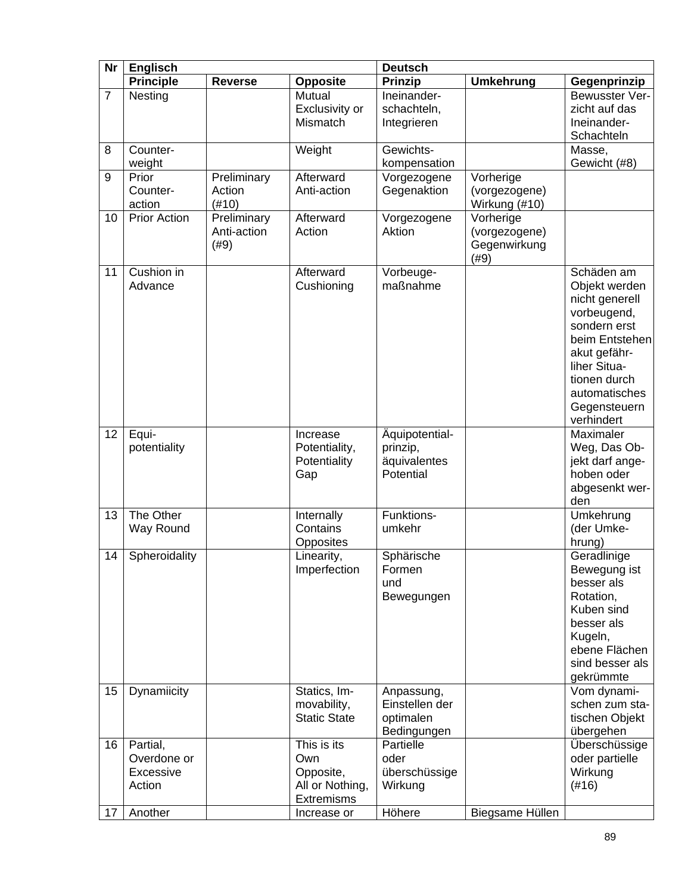| Nr | Englisch | | | Deutsch | | |
|---|---|---|---|---|---|---|
| | **Principle** | **Reverse** | **Opposite** | **Prinzip** | **Umkehrung** | **Gegenprinzip** |
| 7 | Nesting | | Mutual Exclusivity or Mismatch | Ineinander-schachteln, Integrieren | | Bewusster Ver-zicht auf das Ineinander-Schachteln |
| 8 | Counter-weight | | Weight | Gewichts-kompensation | | Masse, Gewicht (#8) |
| 9 | Prior Counter-action | Preliminary Action (#10) | Afterward Anti-action | Vorgezogene Gegenaktion | Vorherige (vorgezogene) Wirkung (#10) | |
| 10 | Prior Action | Preliminary Anti-action (#9) | Afterward Action | Vorgezogene Aktion | Vorherige (vorgezogene) Gegenwirkung (#9) | |
| 11 | Cushion in Advance | | Afterward Cushioning | Vorbeuge-maßnahme | | Schäden am Objekt werden nicht generell vorbeugend, sondern erst beim Entstehen akut gefähr-liher Situa-tionen durch automatisches Gegensteuern verhindert |
| 12 | Equi-potentiality | | Increase Potentiality, Potentiality Gap | Äquipotential-prinzip, äquivalentes Potential | | Maximaler Weg, Das Ob-jekt darf ange-hoben oder abgesenkt wer-den |
| 13 | The Other Way Round | | Internally Contains Opposites | Funktions-umkehr | | Umkehrung (der Umke-hrung) |
| 14 | Spheroidality | | Linearity, Imperfection | Sphärische Formen und Bewegungen | | Geradlinige Bewegung ist besser als Rotation, Kuben sind besser als Kugeln, ebene Flächen sind besser als gekrümmte |
| 15 | Dynamiicity | | Statics, Im-movability, Static State | Anpassung, Einstellen der optimalen Bedingungen | | Vom dynami-schen zum sta-tischen Objekt übergehen |
| 16 | Partial, Overdone or Excessive Action | | This is its Own Opposite, All or Nothing, Extremisms | Partielle oder überschüssige Wirkung | | Überschüssige oder partielle Wirkung (#16) |
| 17 | Another | | Increase or | Höhere | Biegsame Hüllen | |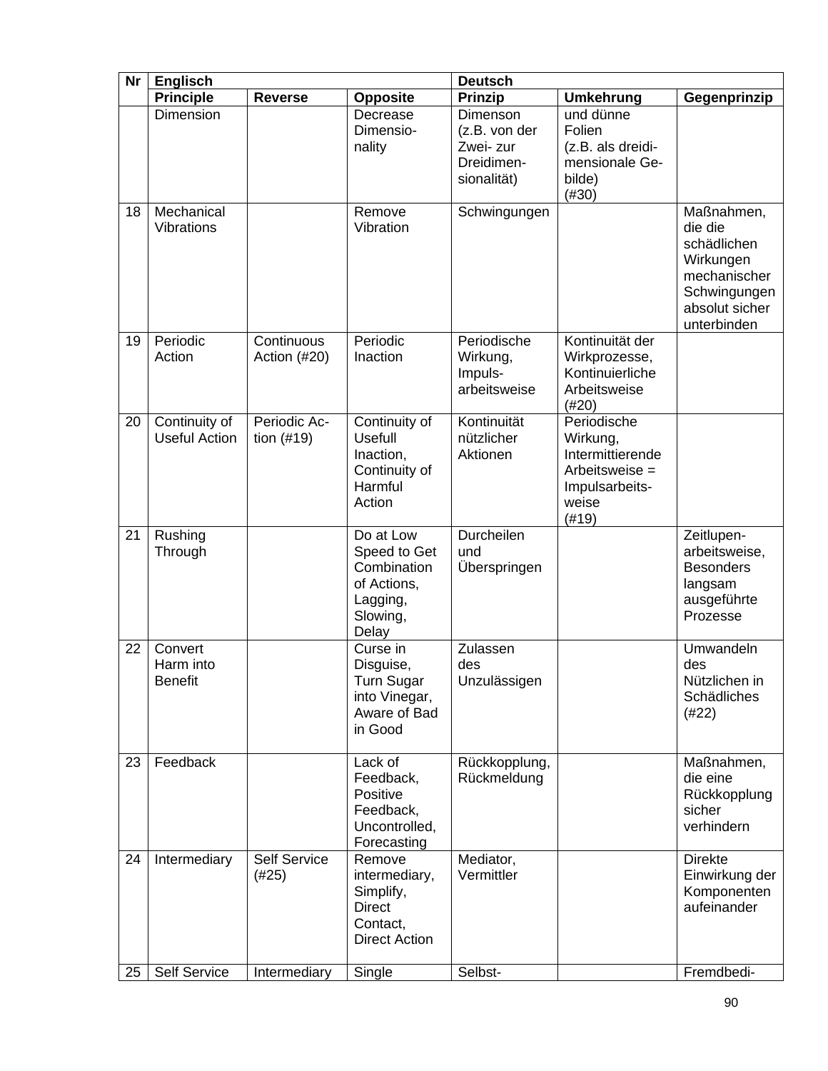| Nr | Englisch | | | Deutsch | | |
|---|---|---|---|---|---|---|
| | Principle | Reverse | Opposite | Prinzip | Umkehrung | Gegenprinzip |
| | Dimension | | Decrease Dimensio-nality | Dimenson (z.B. von der Zwei- zur Dreidimen-sionalität) | und dünne Folien (z.B. als dreidi-mensionale Ge-bilde) (#30) | |
| 18 | Mechanical Vibrations | | Remove Vibration | Schwingungen | | Maßnahmen, die die schädlichen Wirkungen mechanischer Schwingungen absolut sicher unterbinden |
| 19 | Periodic Action | Continuous Action (#20) | Periodic Inaction | Periodische Wirkung, Impuls-arbeitsweise | Kontinuität der Wirkprozesse, Kontinuierliche Arbeitsweise (#20) | |
| 20 | Continuity of Useful Action | Periodic Ac-tion (#19) | Continuity of Usefull Inaction, Continuity of Harmful Action | Kontinuität nützlicher Aktionen | Periodische Wirkung, Intermittierende Arbeitsweise = Impulsarbeits-weise (#19) | |
| 21 | Rushing Through | | Do at Low Speed to Get Combination of Actions, Lagging, Slowing, Delay | Durcheilen und Überspringen | | Zeitlupen-arbeitsweise, Besonders langsam ausgeführte Prozesse |
| 22 | Convert Harm into Benefit | | Curse in Disguise, Turn Sugar into Vinegar, Aware of Bad in Good | Zulassen des Unzulässigen | | Umwandeln des Nützlichen in Schädliches (#22) |
| 23 | Feedback | | Lack of Feedback, Positive Feedback, Uncontrolled, Forecasting | Rückkopplung, Rückmeldung | | Maßnahmen, die eine Rückkopplung sicher verhindern |
| 24 | Intermediary | Self Service (#25) | Remove intermediary, Simplify, Direct Contact, Direct Action | Mediator, Vermittler | | Direkte Einwirkung der Komponenten aufeinander |
| 25 | Self Service | Intermediary | Single | Selbst- | | Fremdbedi- |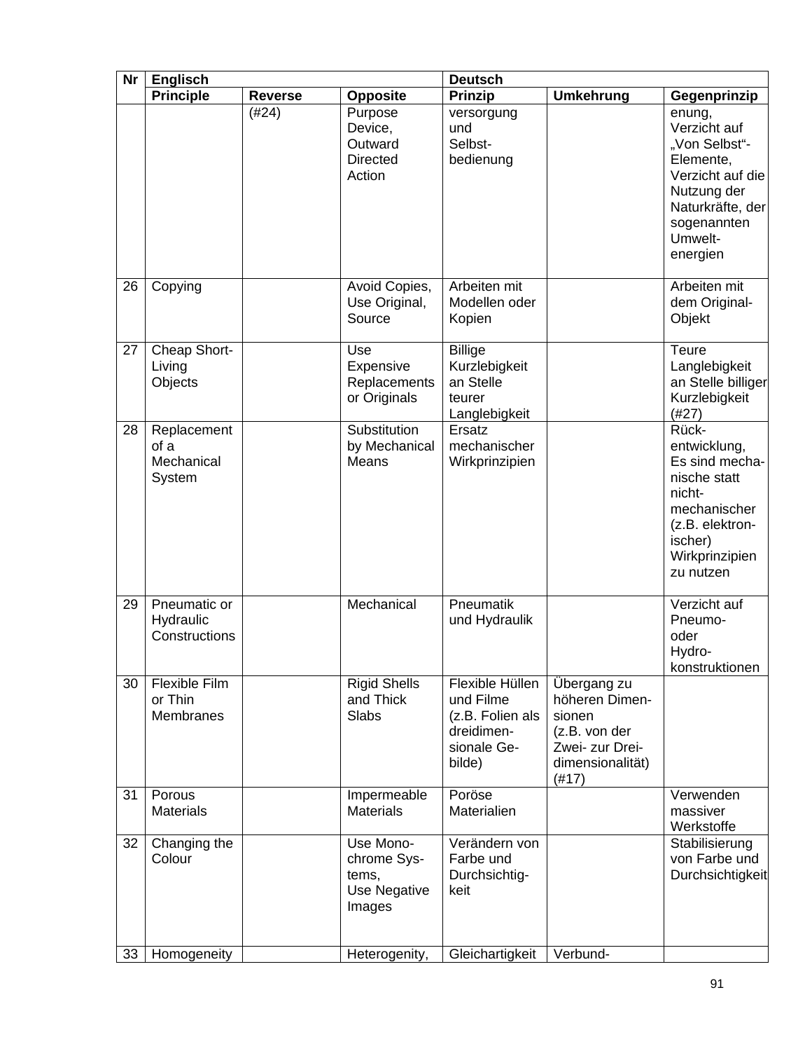| Nr | Englisch | | | Deutsch | | |
|---|---|---|---|---|---|---|
| | Principle | Reverse | Opposite | Prinzip | Umkehrung | Gegenprinzip |
| | | (#24) | Purpose Device, Outward Directed Action | versorgung und Selbst-bedienung | | enung, Verzicht auf „Von Selbst"-Elemente, Verzicht auf die Nutzung der Naturkräfte, der sogenannten Umwelt-energien |
| 26 | Copying | | Avoid Copies, Use Original, Source | Arbeiten mit Modellen oder Kopien | | Arbeiten mit dem Original-Objekt |
| 27 | Cheap Short-Living Objects | | Use Expensive Replacements or Originals | Billige Kurzlebigkeit an Stelle teurer Langlebigkeit | | Teure Langlebigkeit an Stelle billiger Kurzlebigkeit (#27) |
| 28 | Replacement of a Mechanical System | | Substitution by Mechanical Means | Ersatz mechanischer Wirkprinzipien | | Rück-entwicklung, Es sind mecha-nische statt nicht-mechanischer (z.B. elektron-ischer) Wirkprinzipien zu nutzen |
| 29 | Pneumatic or Hydraulic Constructions | | Mechanical | Pneumatik und Hydraulik | | Verzicht auf Pneumo- oder Hydro-konstruktionen |
| 30 | Flexible Film or Thin Membranes | | Rigid Shells and Thick Slabs | Flexible Hüllen und Filme (z.B. Folien als dreidimen-sionale Ge-bilde) | Übergang zu höheren Dimen-sionen (z.B. von der Zwei- zur Drei-dimensionalität) (#17) | |
| 31 | Porous Materials | | Impermeable Materials | Poröse Materialien | | Verwenden massiver Werkstoffe |
| 32 | Changing the Colour | | Use Mono-chrome Sys-tems, Use Negative Images | Verändern von Farbe und Durchsichtig-keit | | Stabilisierung von Farbe und Durchsichtigkeit |
| 33 | Homogeneity | | Heterogenity, | Gleichartigkeit | Verbund- | |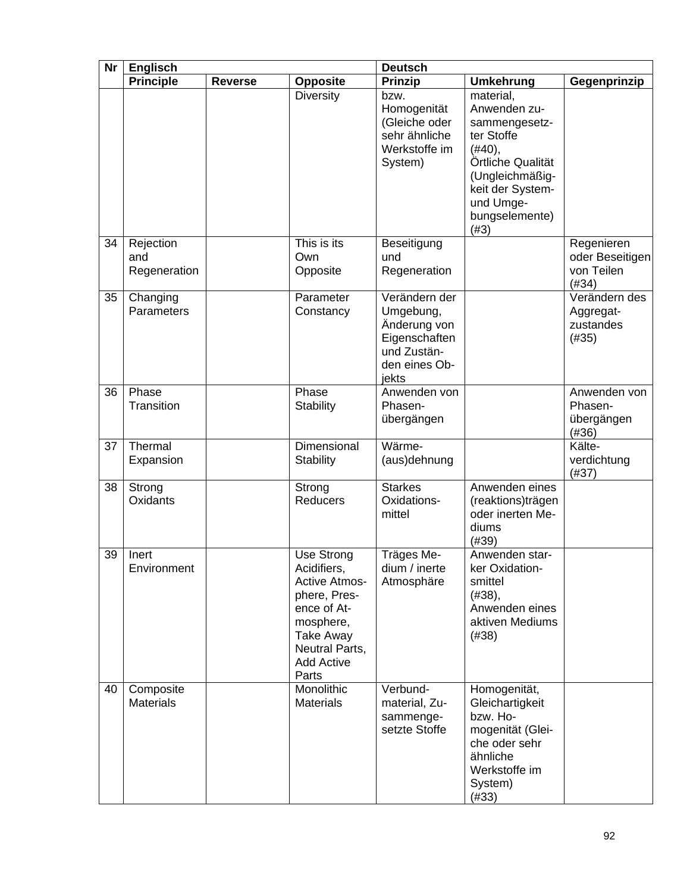| Nr | Englisch | | | Deutsch | | |
|---|---|---|---|---|---|---|
| | Principle | Reverse | Opposite | Prinzip | Umkehrung | Gegenprinzip |
| | | | Diversity | bzw. Homogenität (Gleiche oder sehr ähnliche Werkstoffe im System) | material, Anwenden zusammengesetzter Stoffe (#40), Örtliche Qualität (Ungleichmäßigkeit der System- und Umgebungselemente) (#3) | |
| 34 | Rejection and Regeneration | | This is its Own Opposite | Beseitigung und Regeneration | | Regenieren oder Beseitigen von Teilen (#34) |
| 35 | Changing Parameters | | Parameter Constancy | Verändern der Umgebung, Änderung von Eigenschaften und Zuständen eines Objekts | | Verändern des Aggregatzustandes (#35) |
| 36 | Phase Transition | | Phase Stability | Anwenden von Phasenübergängen | | Anwenden von Phasenübergängen (#36) |
| 37 | Thermal Expansion | | Dimensional Stability | Wärme(aus)dehnung | | Kälteverdichtung (#37) |
| 38 | Strong Oxidants | | Strong Reducers | Starkes Oxidationsmittel | Anwenden eines (reaktions)trägen oder inerten Mediums (#39) | |
| 39 | Inert Environment | | Use Strong Acidifiers, Active Atmosphere, Presence of Atmosphere, Take Away Neutral Parts, Add Active Parts | Träges Medium / inerte Atmosphäre | Anwenden starker Oxidationsmittel (#38), Anwenden eines aktiven Mediums (#38) | |
| 40 | Composite Materials | | Monolithic Materials | Verbundmaterial, Zusammengesetzte Stoffe | Homogenität, Gleichartigkeit bzw. Homogenität (Gleiche oder sehr ähnliche Werkstoffe im System) (#33) | |